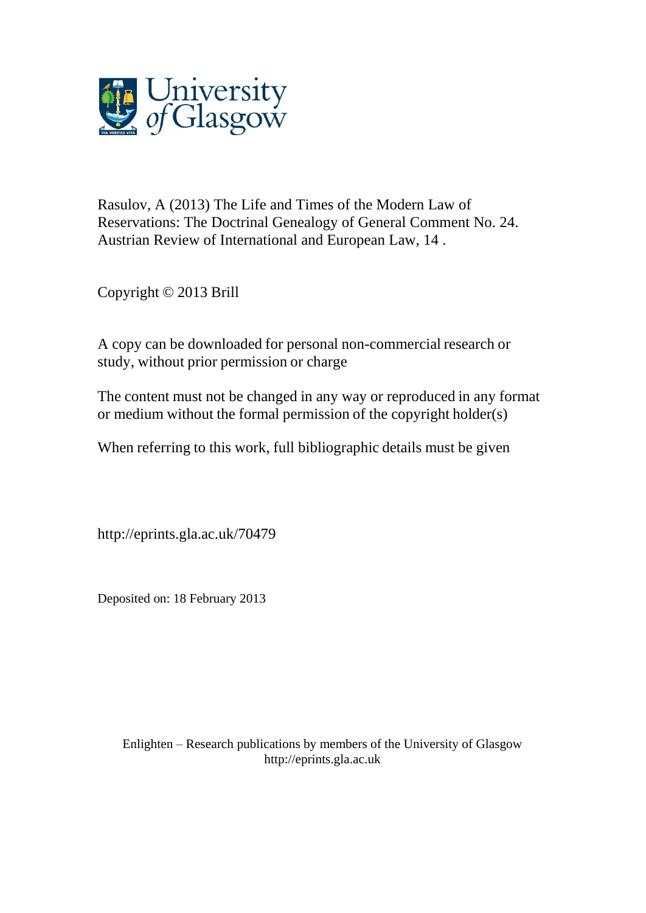Rasulov, A (2013) The Life and Times of the Modern Law of Reservations: The Doctrinal Genealogy of General Comment No. 24. Austrian Review of International and European Law, 14 .

Copyright © 2013 Brill

A copy can be downloaded for personal non-commercial research or study, without prior permission or charge

The content must not be changed in any way or reproduced in any format or medium without the formal permission of the copyright holder(s)

When referring to this work, full bibliographic details must be given

http://eprints.gla.ac.uk/70479

Deposited on: 18 February 2013

Enlighten – Research publications by members of the University of Glasgow
http://eprints.gla.ac.uk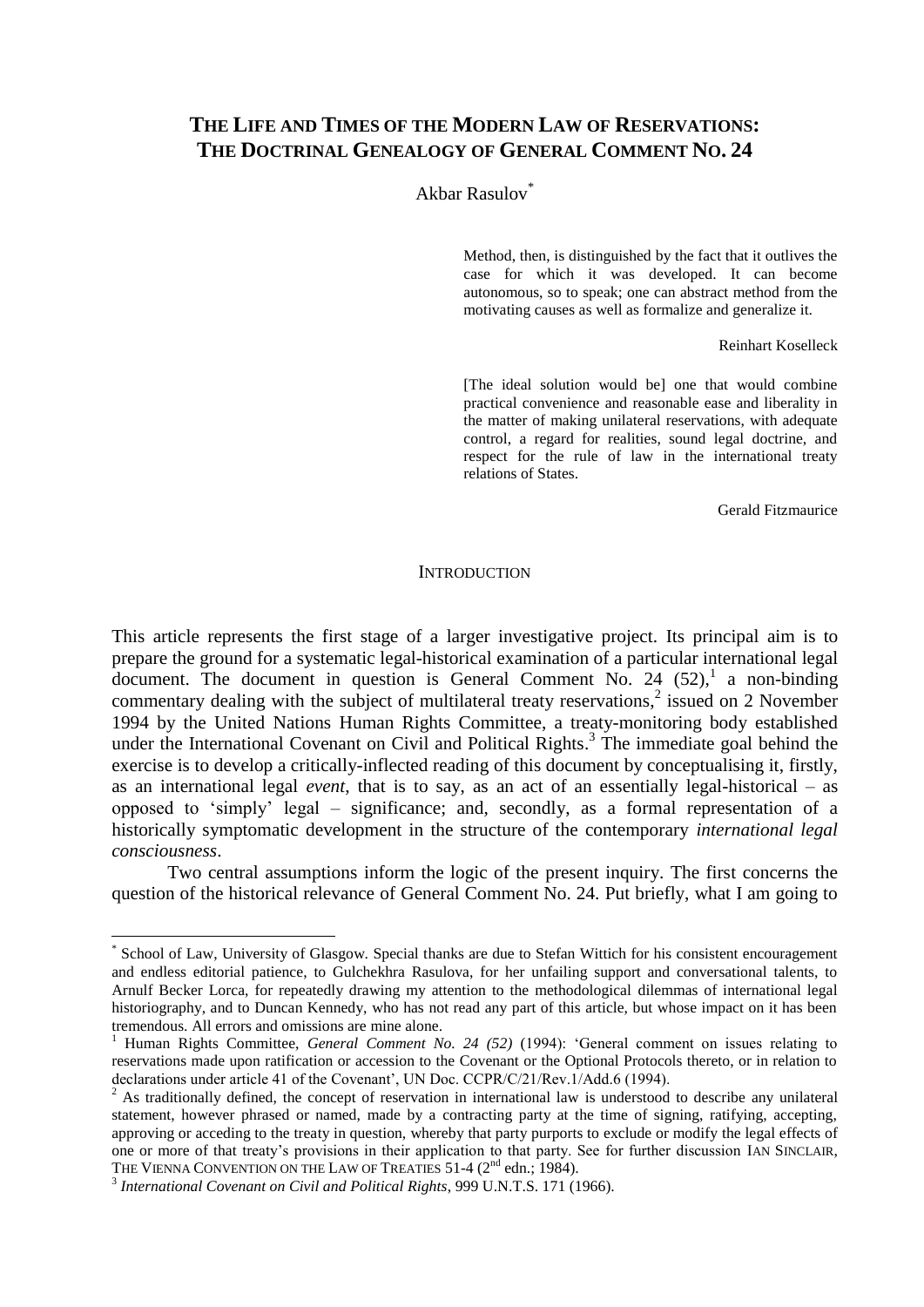# THE LIFE AND TIMES OF THE MODERN LAW OF RESERVATIONS: THE DOCTRINAL GENEALOGY OF GENERAL COMMENT NO. 24

Akbar Rasulov[*]

> Method, then, is distinguished by the fact that it outlives the case for which it was developed. It can become autonomous, so to speak; one can abstract method from the motivating causes as well as formalize and generalize it.
>
> Reinhart Koselleck

> [The ideal solution would be] one that would combine practical convenience and reasonable ease and liberality in the matter of making unilateral reservations, with adequate control, a regard for realities, sound legal doctrine, and respect for the rule of law in the international treaty relations of States.
>
> Gerald Fitzmaurice

## INTRODUCTION

This article represents the first stage of a larger investigative project. Its principal aim is to prepare the ground for a systematic legal-historical examination of a particular international legal document. The document in question is General Comment No. 24 (52),[1] a non-binding commentary dealing with the subject of multilateral treaty reservations,[2] issued on 2 November 1994 by the United Nations Human Rights Committee, a treaty-monitoring body established under the International Covenant on Civil and Political Rights.[3] The immediate goal behind the exercise is to develop a critically-inflected reading of this document by conceptualising it, firstly, as an international legal *event*, that is to say, as an act of an essentially legal-historical – as opposed to 'simply' legal – significance; and, secondly, as a formal representation of a historically symptomatic development in the structure of the contemporary *international legal consciousness*.

Two central assumptions inform the logic of the present inquiry. The first concerns the question of the historical relevance of General Comment No. 24. Put briefly, what I am going to

---

[*] School of Law, University of Glasgow. Special thanks are due to Stefan Wittich for his consistent encouragement and endless editorial patience, to Gulchekhra Rasulova, for her unfailing support and conversational talents, to Arnulf Becker Lorca, for repeatedly drawing my attention to the methodological dilemmas of international legal historiography, and to Duncan Kennedy, who has not read any part of this article, but whose impact on it has been tremendous. All errors and omissions are mine alone.

[1] Human Rights Committee, *General Comment No. 24 (52)* (1994): 'General comment on issues relating to reservations made upon ratification or accession to the Covenant or the Optional Protocols thereto, or in relation to declarations under article 41 of the Covenant', UN Doc. CCPR/C/21/Rev.1/Add.6 (1994).

[2] As traditionally defined, the concept of reservation in international law is understood to describe any unilateral statement, however phrased or named, made by a contracting party at the time of signing, ratifying, accepting, approving or acceding to the treaty in question, whereby that party purports to exclude or modify the legal effects of one or more of that treaty's provisions in their application to that party. See for further discussion IAN SINCLAIR, THE VIENNA CONVENTION ON THE LAW OF TREATIES 51-4 (2nd edn.; 1984).

[3] *International Covenant on Civil and Political Rights*, 999 U.N.T.S. 171 (1966).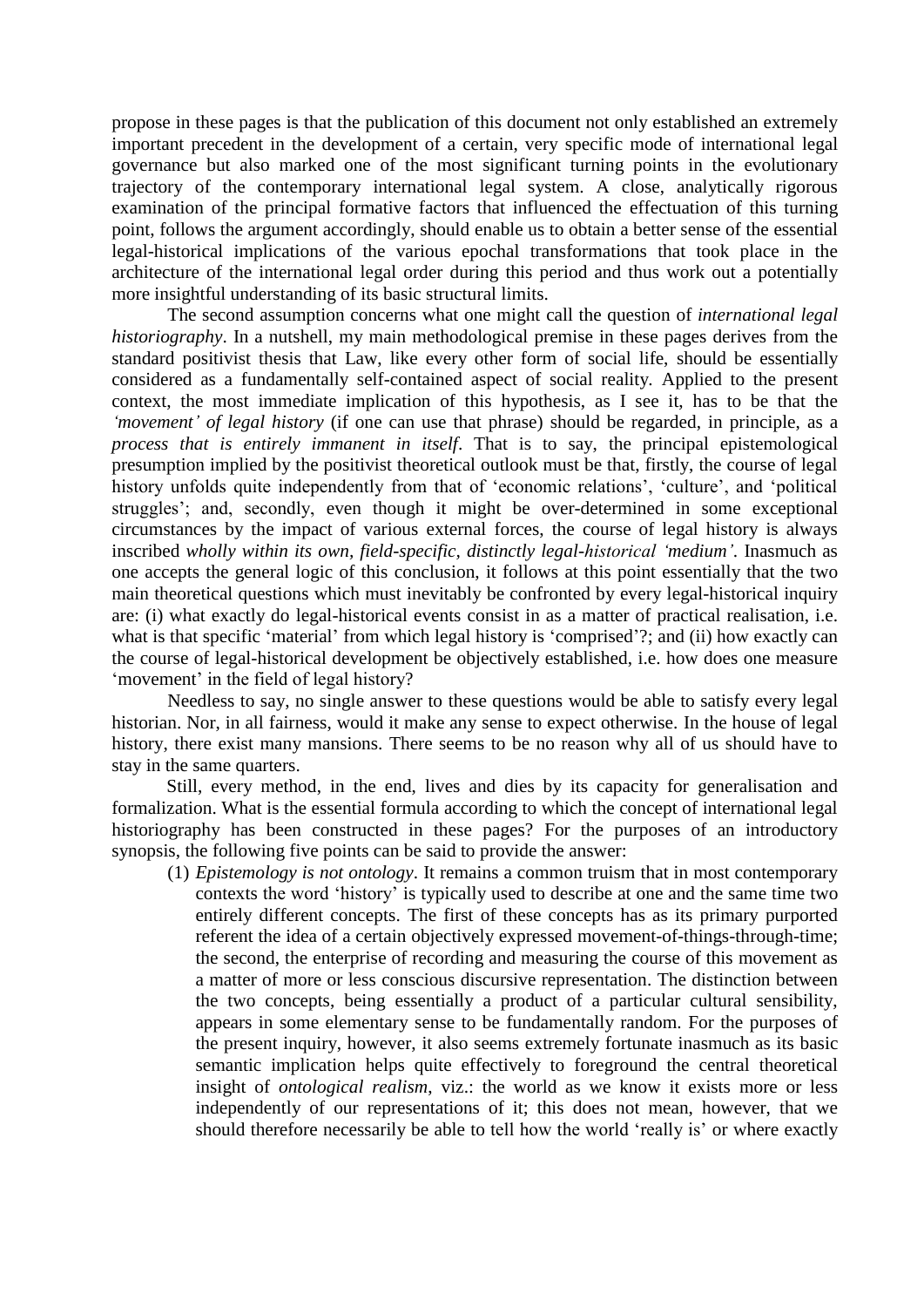propose in these pages is that the publication of this document not only established an extremely important precedent in the development of a certain, very specific mode of international legal governance but also marked one of the most significant turning points in the evolutionary trajectory of the contemporary international legal system. A close, analytically rigorous examination of the principal formative factors that influenced the effectuation of this turning point, follows the argument accordingly, should enable us to obtain a better sense of the essential legal-historical implications of the various epochal transformations that took place in the architecture of the international legal order during this period and thus work out a potentially more insightful understanding of its basic structural limits.

The second assumption concerns what one might call the question of *international legal historiography*. In a nutshell, my main methodological premise in these pages derives from the standard positivist thesis that Law, like every other form of social life, should be essentially considered as a fundamentally self-contained aspect of social reality. Applied to the present context, the most immediate implication of this hypothesis, as I see it, has to be that the *'movement' of legal history* (if one can use that phrase) should be regarded, in principle, as a *process that is entirely immanent in itself*. That is to say, the principal epistemological presumption implied by the positivist theoretical outlook must be that, firstly, the course of legal history unfolds quite independently from that of 'economic relations', 'culture', and 'political struggles'; and, secondly, even though it might be over-determined in some exceptional circumstances by the impact of various external forces, the course of legal history is always inscribed *wholly within its own, field-specific, distinctly legal-historical 'medium'*. Inasmuch as one accepts the general logic of this conclusion, it follows at this point essentially that the two main theoretical questions which must inevitably be confronted by every legal-historical inquiry are: (i) what exactly do legal-historical events consist in as a matter of practical realisation, i.e. what is that specific 'material' from which legal history is 'comprised'?; and (ii) how exactly can the course of legal-historical development be objectively established, i.e. how does one measure 'movement' in the field of legal history?

Needless to say, no single answer to these questions would be able to satisfy every legal historian. Nor, in all fairness, would it make any sense to expect otherwise. In the house of legal history, there exist many mansions. There seems to be no reason why all of us should have to stay in the same quarters.

Still, every method, in the end, lives and dies by its capacity for generalisation and formalization. What is the essential formula according to which the concept of international legal historiography has been constructed in these pages? For the purposes of an introductory synopsis, the following five points can be said to provide the answer:

(1) *Epistemology is not ontology*. It remains a common truism that in most contemporary contexts the word 'history' is typically used to describe at one and the same time two entirely different concepts. The first of these concepts has as its primary purported referent the idea of a certain objectively expressed movement-of-things-through-time; the second, the enterprise of recording and measuring the course of this movement as a matter of more or less conscious discursive representation. The distinction between the two concepts, being essentially a product of a particular cultural sensibility, appears in some elementary sense to be fundamentally random. For the purposes of the present inquiry, however, it also seems extremely fortunate inasmuch as its basic semantic implication helps quite effectively to foreground the central theoretical insight of *ontological realism*, viz.: the world as we know it exists more or less independently of our representations of it; this does not mean, however, that we should therefore necessarily be able to tell how the world 'really is' or where exactly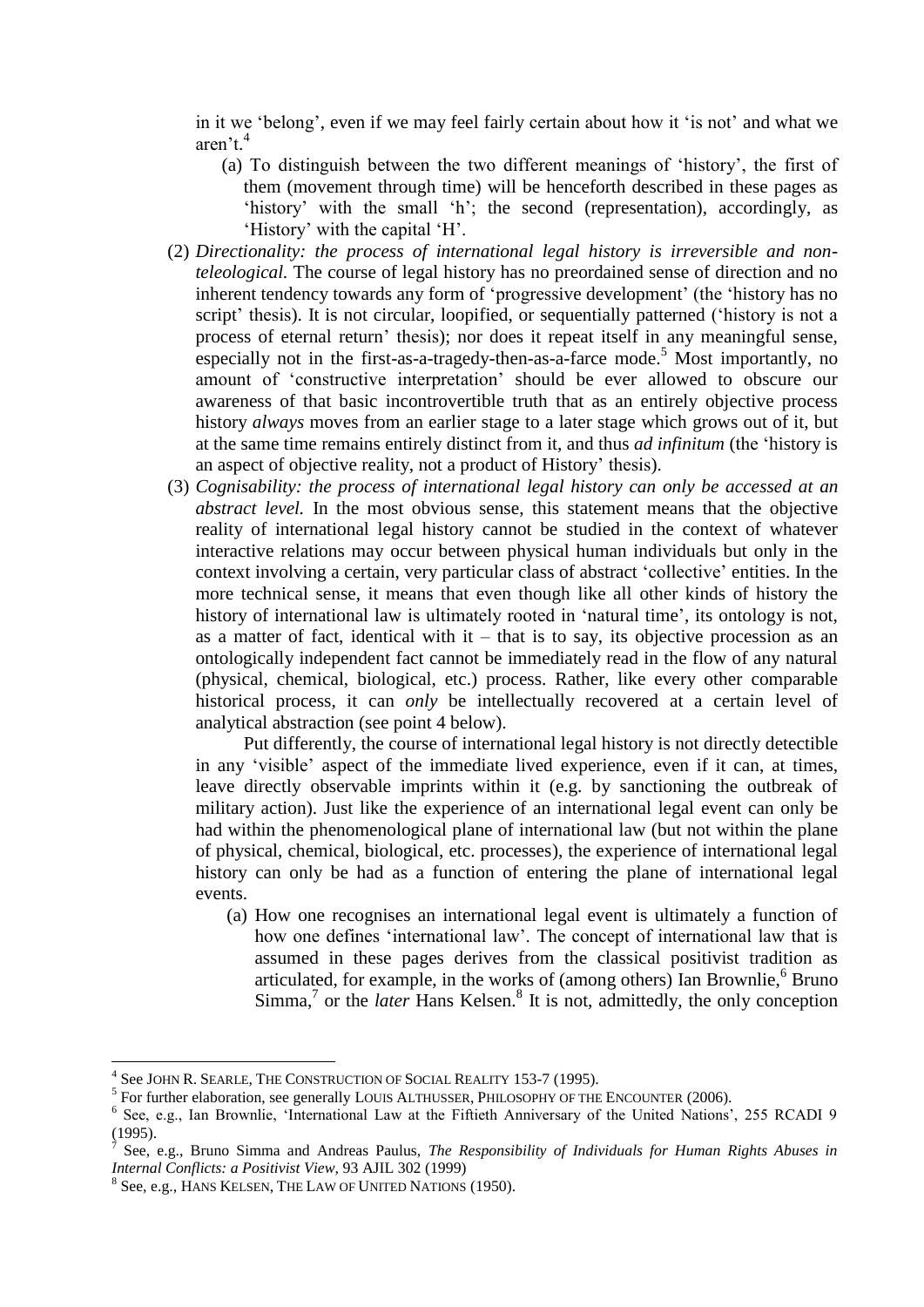in it we 'belong', even if we may feel fairly certain about how it 'is not' and what we aren't.[4]

(a) To distinguish between the two different meanings of 'history', the first of them (movement through time) will be henceforth described in these pages as 'history' with the small 'h'; the second (representation), accordingly, as 'History' with the capital 'H'.

(2) *Directionality: the process of international legal history is irreversible and non-teleological.* The course of legal history has no preordained sense of direction and no inherent tendency towards any form of 'progressive development' (the 'history has no script' thesis). It is not circular, loopified, or sequentially patterned ('history is not a process of eternal return' thesis); nor does it repeat itself in any meaningful sense, especially not in the first-as-a-tragedy-then-as-a-farce mode.[5] Most importantly, no amount of 'constructive interpretation' should be ever allowed to obscure our awareness of that basic incontrovertible truth that as an entirely objective process history *always* moves from an earlier stage to a later stage which grows out of it, but at the same time remains entirely distinct from it, and thus *ad infinitum* (the 'history is an aspect of objective reality, not a product of History' thesis).

(3) *Cognisability: the process of international legal history can only be accessed at an abstract level.* In the most obvious sense, this statement means that the objective reality of international legal history cannot be studied in the context of whatever interactive relations may occur between physical human individuals but only in the context involving a certain, very particular class of abstract 'collective' entities. In the more technical sense, it means that even though like all other kinds of history the history of international law is ultimately rooted in 'natural time', its ontology is not, as a matter of fact, identical with it – that is to say, its objective procession as an ontologically independent fact cannot be immediately read in the flow of any natural (physical, chemical, biological, etc.) process. Rather, like every other comparable historical process, it can *only* be intellectually recovered at a certain level of analytical abstraction (see point 4 below).

Put differently, the course of international legal history is not directly detectible in any 'visible' aspect of the immediate lived experience, even if it can, at times, leave directly observable imprints within it (e.g. by sanctioning the outbreak of military action). Just like the experience of an international legal event can only be had within the phenomenological plane of international law (but not within the plane of physical, chemical, biological, etc. processes), the experience of international legal history can only be had as a function of entering the plane of international legal events.

(a) How one recognises an international legal event is ultimately a function of how one defines 'international law'. The concept of international law that is assumed in these pages derives from the classical positivist tradition as articulated, for example, in the works of (among others) Ian Brownlie,[6] Bruno Simma,[7] or the *later* Hans Kelsen.[8] It is not, admittedly, the only conception

---

[4] See JOHN R. SEARLE, THE CONSTRUCTION OF SOCIAL REALITY 153-7 (1995).

[5] For further elaboration, see generally LOUIS ALTHUSSER, PHILOSOPHY OF THE ENCOUNTER (2006).

[6] See, e.g., Ian Brownlie, 'International Law at the Fiftieth Anniversary of the United Nations', 255 RCADI 9 (1995).

[7] See, e.g., Bruno Simma and Andreas Paulus, *The Responsibility of Individuals for Human Rights Abuses in Internal Conflicts: a Positivist View*, 93 AJIL 302 (1999)

[8] See, e.g., HANS KELSEN, THE LAW OF UNITED NATIONS (1950).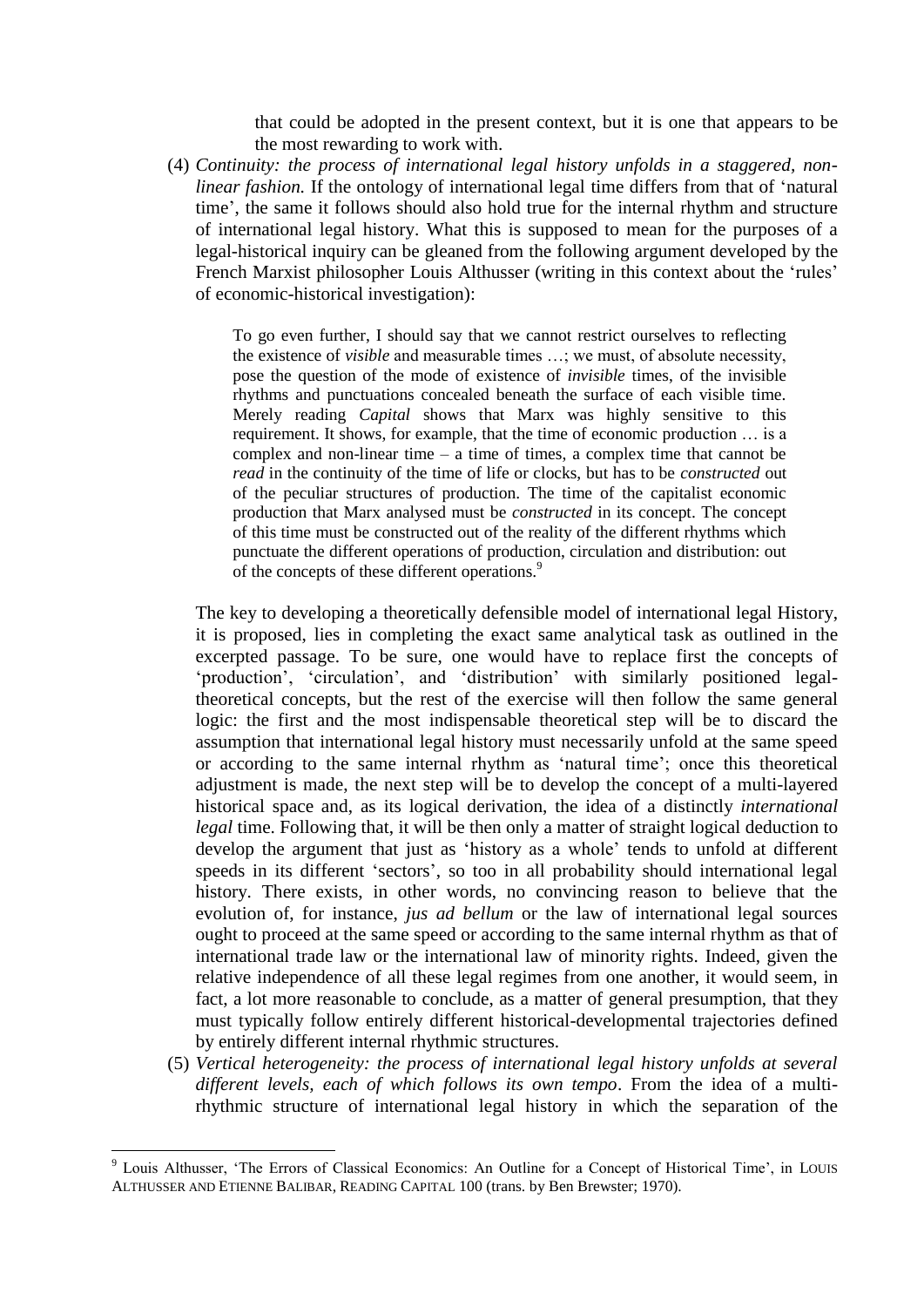that could be adopted in the present context, but it is one that appears to be the most rewarding to work with.

(4) *Continuity: the process of international legal history unfolds in a staggered, non-linear fashion.* If the ontology of international legal time differs from that of 'natural time', the same it follows should also hold true for the internal rhythm and structure of international legal history. What this is supposed to mean for the purposes of a legal-historical inquiry can be gleaned from the following argument developed by the French Marxist philosopher Louis Althusser (writing in this context about the 'rules' of economic-historical investigation):

> To go even further, I should say that we cannot restrict ourselves to reflecting the existence of *visible* and measurable times …; we must, of absolute necessity, pose the question of the mode of existence of *invisible* times, of the invisible rhythms and punctuations concealed beneath the surface of each visible time. Merely reading *Capital* shows that Marx was highly sensitive to this requirement. It shows, for example, that the time of economic production … is a complex and non-linear time – a time of times, a complex time that cannot be *read* in the continuity of the time of life or clocks, but has to be *constructed* out of the peculiar structures of production. The time of the capitalist economic production that Marx analysed must be *constructed* in its concept. The concept of this time must be constructed out of the reality of the different rhythms which punctuate the different operations of production, circulation and distribution: out of the concepts of these different operations.[9]

The key to developing a theoretically defensible model of international legal History, it is proposed, lies in completing the exact same analytical task as outlined in the excerpted passage. To be sure, one would have to replace first the concepts of 'production', 'circulation', and 'distribution' with similarly positioned legal-theoretical concepts, but the rest of the exercise will then follow the same general logic: the first and the most indispensable theoretical step will be to discard the assumption that international legal history must necessarily unfold at the same speed or according to the same internal rhythm as 'natural time'; once this theoretical adjustment is made, the next step will be to develop the concept of a multi-layered historical space and, as its logical derivation, the idea of a distinctly *international legal* time. Following that, it will be then only a matter of straight logical deduction to develop the argument that just as 'history as a whole' tends to unfold at different speeds in its different 'sectors', so too in all probability should international legal history. There exists, in other words, no convincing reason to believe that the evolution of, for instance, *jus ad bellum* or the law of international legal sources ought to proceed at the same speed or according to the same internal rhythm as that of international trade law or the international law of minority rights. Indeed, given the relative independence of all these legal regimes from one another, it would seem, in fact, a lot more reasonable to conclude, as a matter of general presumption, that they must typically follow entirely different historical-developmental trajectories defined by entirely different internal rhythmic structures.

(5) *Vertical heterogeneity: the process of international legal history unfolds at several different levels, each of which follows its own tempo*. From the idea of a multi-rhythmic structure of international legal history in which the separation of the

[9] Louis Althusser, 'The Errors of Classical Economics: An Outline for a Concept of Historical Time', in LOUIS ALTHUSSER AND ETIENNE BALIBAR, READING CAPITAL 100 (trans. by Ben Brewster; 1970).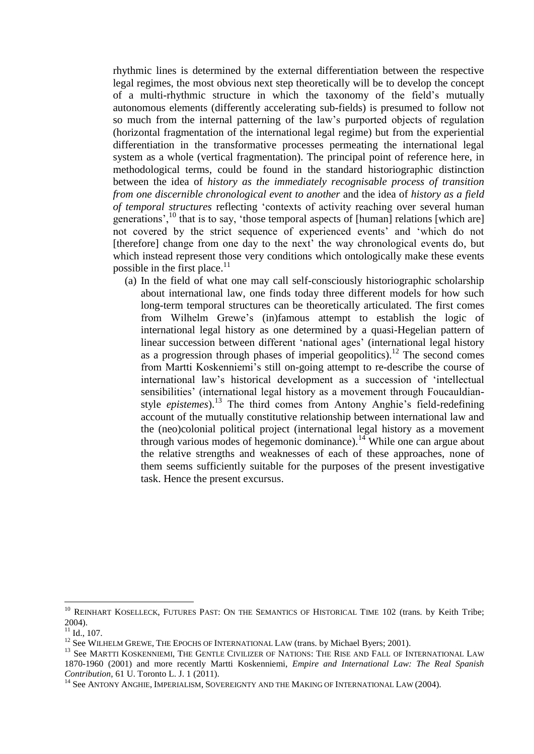rhythmic lines is determined by the external differentiation between the respective legal regimes, the most obvious next step theoretically will be to develop the concept of a multi-rhythmic structure in which the taxonomy of the field's mutually autonomous elements (differently accelerating sub-fields) is presumed to follow not so much from the internal patterning of the law's purported objects of regulation (horizontal fragmentation of the international legal regime) but from the experiential differentiation in the transformative processes permeating the international legal system as a whole (vertical fragmentation). The principal point of reference here, in methodological terms, could be found in the standard historiographic distinction between the idea of *history as the immediately recognisable process of transition from one discernible chronological event to another* and the idea of *history as a field of temporal structures* reflecting 'contexts of activity reaching over several human generations',[10] that is to say, 'those temporal aspects of [human] relations [which are] not covered by the strict sequence of experienced events' and 'which do not [therefore] change from one day to the next' the way chronological events do, but which instead represent those very conditions which ontologically make these events possible in the first place.[11]

(a) In the field of what one may call self-consciously historiographic scholarship about international law, one finds today three different models for how such long-term temporal structures can be theoretically articulated. The first comes from Wilhelm Grewe's (in)famous attempt to establish the logic of international legal history as one determined by a quasi-Hegelian pattern of linear succession between different 'national ages' (international legal history as a progression through phases of imperial geopolitics).[12] The second comes from Martti Koskenniemi's still on-going attempt to re-describe the course of international law's historical development as a succession of 'intellectual sensibilities' (international legal history as a movement through Foucauldian-style *epistemes*).[13] The third comes from Antony Anghie's field-redefining account of the mutually constitutive relationship between international law and the (neo)colonial political project (international legal history as a movement through various modes of hegemonic dominance).[14] While one can argue about the relative strengths and weaknesses of each of these approaches, none of them seems sufficiently suitable for the purposes of the present investigative task. Hence the present excursus.

---

[10] REINHART KOSELLECK, FUTURES PAST: ON THE SEMANTICS OF HISTORICAL TIME 102 (trans. by Keith Tribe; 2004).

[11] Id., 107.

[12] See WILHELM GREWE, THE EPOCHS OF INTERNATIONAL LAW (trans. by Michael Byers; 2001).

[13] See MARTTI KOSKENNIEMI, THE GENTLE CIVILIZER OF NATIONS: THE RISE AND FALL OF INTERNATIONAL LAW 1870-1960 (2001) and more recently Martti Koskenniemi, *Empire and International Law: The Real Spanish Contribution*, 61 U. Toronto L. J. 1 (2011).

[14] See ANTONY ANGHIE, IMPERIALISM, SOVEREIGNTY AND THE MAKING OF INTERNATIONAL LAW (2004).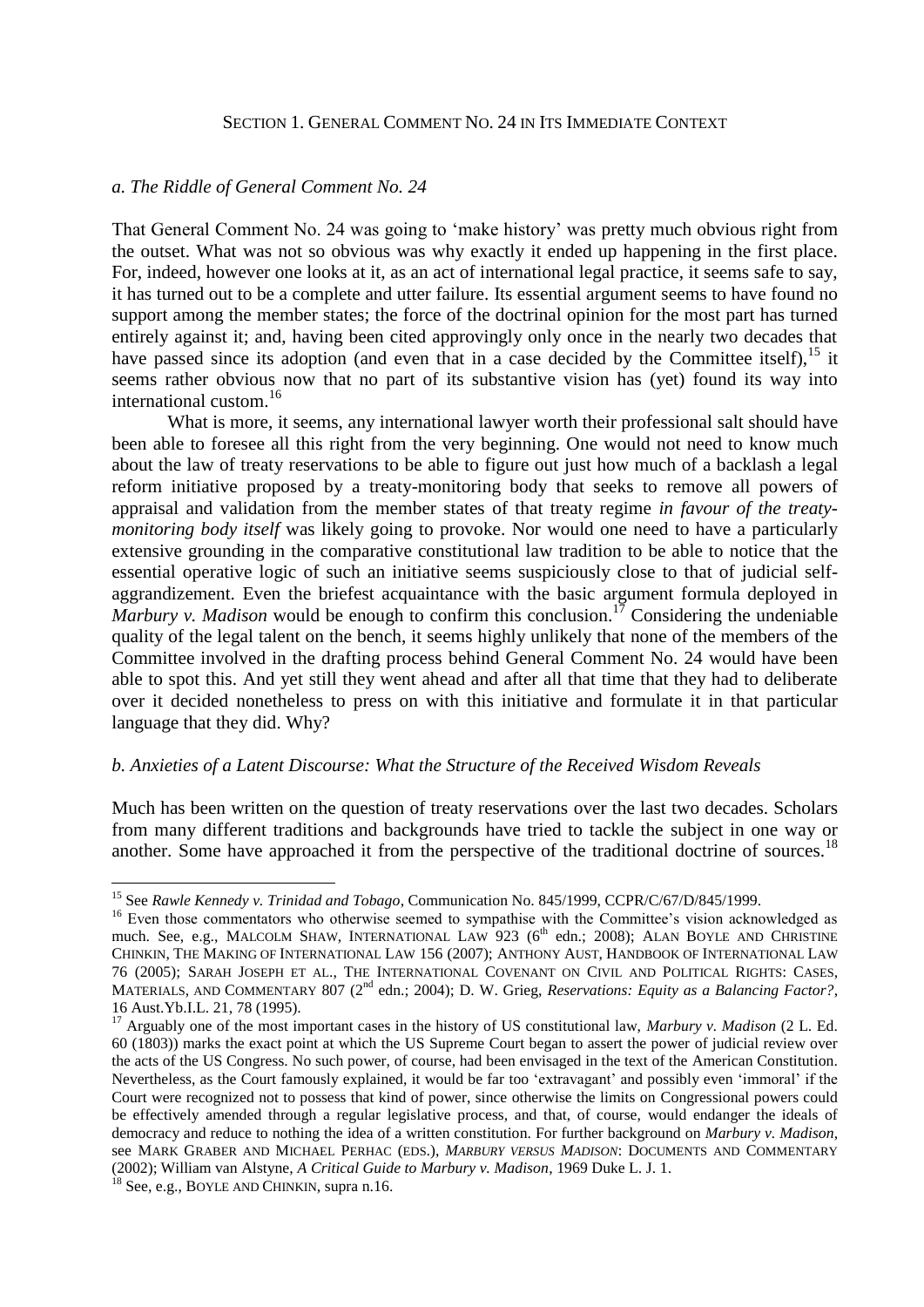## SECTION 1. GENERAL COMMENT NO. 24 IN ITS IMMEDIATE CONTEXT

### *a. The Riddle of General Comment No. 24*

That General Comment No. 24 was going to 'make history' was pretty much obvious right from the outset. What was not so obvious was why exactly it ended up happening in the first place. For, indeed, however one looks at it, as an act of international legal practice, it seems safe to say, it has turned out to be a complete and utter failure. Its essential argument seems to have found no support among the member states; the force of the doctrinal opinion for the most part has turned entirely against it; and, having been cited approvingly only once in the nearly two decades that have passed since its adoption (and even that in a case decided by the Committee itself),[15] it seems rather obvious now that no part of its substantive vision has (yet) found its way into international custom.[16]

What is more, it seems, any international lawyer worth their professional salt should have been able to foresee all this right from the very beginning. One would not need to know much about the law of treaty reservations to be able to figure out just how much of a backlash a legal reform initiative proposed by a treaty-monitoring body that seeks to remove all powers of appraisal and validation from the member states of that treaty regime *in favour of the treaty-monitoring body itself* was likely going to provoke. Nor would one need to have a particularly extensive grounding in the comparative constitutional law tradition to be able to notice that the essential operative logic of such an initiative seems suspiciously close to that of judicial self-aggrandizement. Even the briefest acquaintance with the basic argument formula deployed in *Marbury v. Madison* would be enough to confirm this conclusion.[17] Considering the undeniable quality of the legal talent on the bench, it seems highly unlikely that none of the members of the Committee involved in the drafting process behind General Comment No. 24 would have been able to spot this. And yet still they went ahead and after all that time that they had to deliberate over it decided nonetheless to press on with this initiative and formulate it in that particular language that they did. Why?

### *b. Anxieties of a Latent Discourse: What the Structure of the Received Wisdom Reveals*

Much has been written on the question of treaty reservations over the last two decades. Scholars from many different traditions and backgrounds have tried to tackle the subject in one way or another. Some have approached it from the perspective of the traditional doctrine of sources.[18]

---

[15] See *Rawle Kennedy v. Trinidad and Tobago*, Communication No. 845/1999, CCPR/C/67/D/845/1999.

[16] Even those commentators who otherwise seemed to sympathise with the Committee's vision acknowledged as much. See, e.g., MALCOLM SHAW, INTERNATIONAL LAW 923 (6th edn.; 2008); ALAN BOYLE AND CHRISTINE CHINKIN, THE MAKING OF INTERNATIONAL LAW 156 (2007); ANTHONY AUST, HANDBOOK OF INTERNATIONAL LAW 76 (2005); SARAH JOSEPH ET AL., THE INTERNATIONAL COVENANT ON CIVIL AND POLITICAL RIGHTS: CASES, MATERIALS, AND COMMENTARY 807 (2nd edn.; 2004); D. W. Grieg, *Reservations: Equity as a Balancing Factor?*, 16 Aust.Yb.I.L. 21, 78 (1995).

[17] Arguably one of the most important cases in the history of US constitutional law, *Marbury v. Madison* (2 L. Ed. 60 (1803)) marks the exact point at which the US Supreme Court began to assert the power of judicial review over the acts of the US Congress. No such power, of course, had been envisaged in the text of the American Constitution. Nevertheless, as the Court famously explained, it would be far too 'extravagant' and possibly even 'immoral' if the Court were recognized not to possess that kind of power, since otherwise the limits on Congressional powers could be effectively amended through a regular legislative process, and that, of course, would endanger the ideals of democracy and reduce to nothing the idea of a written constitution. For further background on *Marbury v. Madison*, see MARK GRABER AND MICHAEL PERHAC (EDS.), *MARBURY VERSUS MADISON*: DOCUMENTS AND COMMENTARY (2002); William van Alstyne, *A Critical Guide to Marbury v. Madison*, 1969 Duke L. J. 1.

[18] See, e.g., BOYLE AND CHINKIN, supra n.16.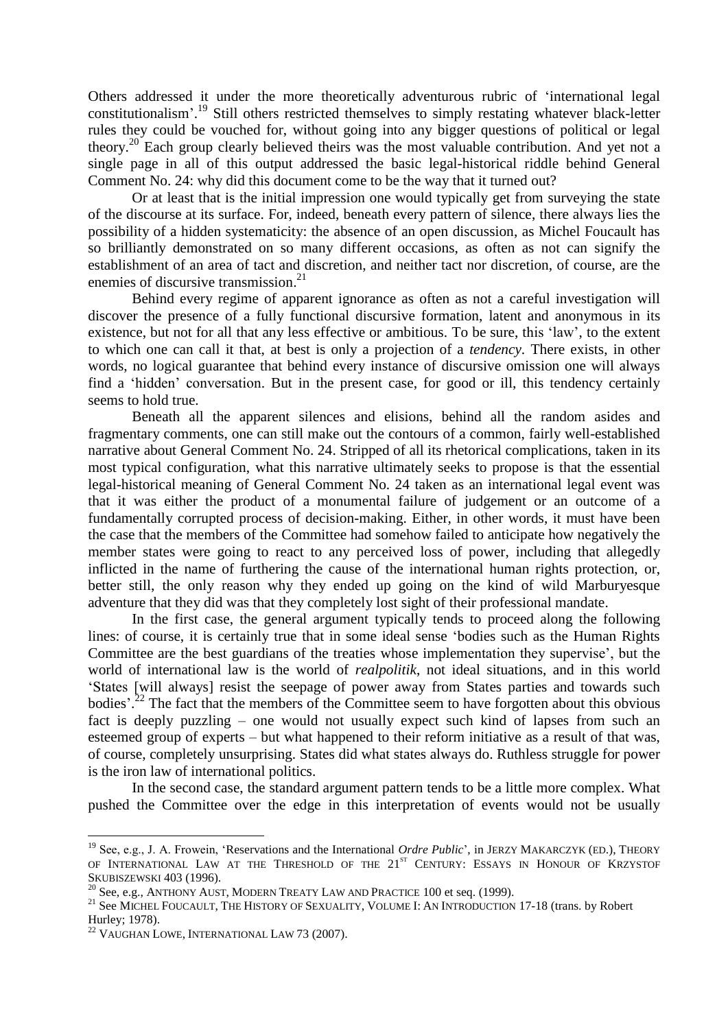Others addressed it under the more theoretically adventurous rubric of 'international legal constitutionalism'.[19] Still others restricted themselves to simply restating whatever black-letter rules they could be vouched for, without going into any bigger questions of political or legal theory.[20] Each group clearly believed theirs was the most valuable contribution. And yet not a single page in all of this output addressed the basic legal-historical riddle behind General Comment No. 24: why did this document come to be the way that it turned out?

Or at least that is the initial impression one would typically get from surveying the state of the discourse at its surface. For, indeed, beneath every pattern of silence, there always lies the possibility of a hidden systematicity: the absence of an open discussion, as Michel Foucault has so brilliantly demonstrated on so many different occasions, as often as not can signify the establishment of an area of tact and discretion, and neither tact nor discretion, of course, are the enemies of discursive transmission.[21]

Behind every regime of apparent ignorance as often as not a careful investigation will discover the presence of a fully functional discursive formation, latent and anonymous in its existence, but not for all that any less effective or ambitious. To be sure, this 'law', to the extent to which one can call it that, at best is only a projection of a *tendency.* There exists, in other words, no logical guarantee that behind every instance of discursive omission one will always find a 'hidden' conversation. But in the present case, for good or ill, this tendency certainly seems to hold true.

Beneath all the apparent silences and elisions, behind all the random asides and fragmentary comments, one can still make out the contours of a common, fairly well-established narrative about General Comment No. 24. Stripped of all its rhetorical complications, taken in its most typical configuration, what this narrative ultimately seeks to propose is that the essential legal-historical meaning of General Comment No. 24 taken as an international legal event was that it was either the product of a monumental failure of judgement or an outcome of a fundamentally corrupted process of decision-making. Either, in other words, it must have been the case that the members of the Committee had somehow failed to anticipate how negatively the member states were going to react to any perceived loss of power, including that allegedly inflicted in the name of furthering the cause of the international human rights protection, or, better still, the only reason why they ended up going on the kind of wild Marburyesque adventure that they did was that they completely lost sight of their professional mandate.

In the first case, the general argument typically tends to proceed along the following lines: of course, it is certainly true that in some ideal sense 'bodies such as the Human Rights Committee are the best guardians of the treaties whose implementation they supervise', but the world of international law is the world of *realpolitik*, not ideal situations, and in this world 'States [will always] resist the seepage of power away from States parties and towards such bodies'.[22] The fact that the members of the Committee seem to have forgotten about this obvious fact is deeply puzzling – one would not usually expect such kind of lapses from such an esteemed group of experts – but what happened to their reform initiative as a result of that was, of course, completely unsurprising. States did what states always do. Ruthless struggle for power is the iron law of international politics.

In the second case, the standard argument pattern tends to be a little more complex. What pushed the Committee over the edge in this interpretation of events would not be usually

---

[19] See, e.g., J. A. Frowein, 'Reservations and the International *Ordre Public*', in JERZY MAKARCZYK (ED.), THEORY OF INTERNATIONAL LAW AT THE THRESHOLD OF THE 21ST CENTURY: ESSAYS IN HONOUR OF KRZYSTOF SKUBISZEWSKI 403 (1996).

[20] See, e.g., ANTHONY AUST, MODERN TREATY LAW AND PRACTICE 100 et seq. (1999).

[21] See MICHEL FOUCAULT, THE HISTORY OF SEXUALITY, VOLUME I: AN INTRODUCTION 17-18 (trans. by Robert Hurley; 1978).

[22] VAUGHAN LOWE, INTERNATIONAL LAW 73 (2007).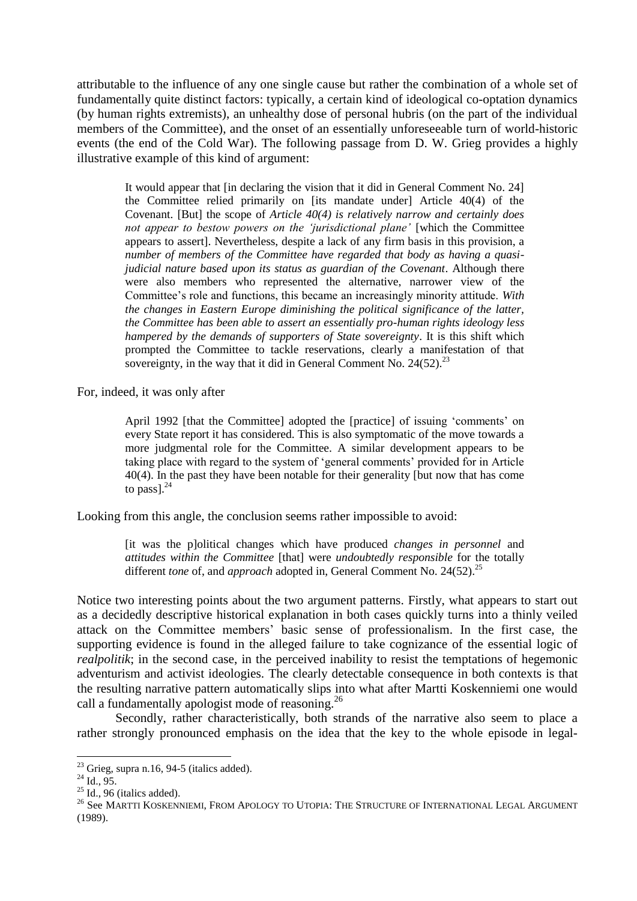attributable to the influence of any one single cause but rather the combination of a whole set of fundamentally quite distinct factors: typically, a certain kind of ideological co-optation dynamics (by human rights extremists), an unhealthy dose of personal hubris (on the part of the individual members of the Committee), and the onset of an essentially unforeseeable turn of world-historic events (the end of the Cold War). The following passage from D. W. Grieg provides a highly illustrative example of this kind of argument:

> It would appear that [in declaring the vision that it did in General Comment No. 24] the Committee relied primarily on [its mandate under] Article 40(4) of the Covenant. [But] the scope of *Article 40(4) is relatively narrow and certainly does not appear to bestow powers on the 'jurisdictional plane'* [which the Committee appears to assert]. Nevertheless, despite a lack of any firm basis in this provision, a *number of members of the Committee have regarded that body as having a quasi-judicial nature based upon its status as guardian of the Covenant*. Although there were also members who represented the alternative, narrower view of the Committee's role and functions, this became an increasingly minority attitude. *With the changes in Eastern Europe diminishing the political significance of the latter, the Committee has been able to assert an essentially pro-human rights ideology less hampered by the demands of supporters of State sovereignty*. It is this shift which prompted the Committee to tackle reservations, clearly a manifestation of that sovereignty, in the way that it did in General Comment No. 24(52).[23]

For, indeed, it was only after

> April 1992 [that the Committee] adopted the [practice] of issuing 'comments' on every State report it has considered. This is also symptomatic of the move towards a more judgmental role for the Committee. A similar development appears to be taking place with regard to the system of 'general comments' provided for in Article 40(4). In the past they have been notable for their generality [but now that has come to pass].[24]

Looking from this angle, the conclusion seems rather impossible to avoid:

> [it was the p]olitical changes which have produced *changes in personnel* and *attitudes within the Committee* [that] were *undoubtedly responsible* for the totally different *tone* of, and *approach* adopted in, General Comment No. 24(52).[25]

Notice two interesting points about the two argument patterns. Firstly, what appears to start out as a decidedly descriptive historical explanation in both cases quickly turns into a thinly veiled attack on the Committee members' basic sense of professionalism. In the first case, the supporting evidence is found in the alleged failure to take cognizance of the essential logic of *realpolitik*; in the second case, in the perceived inability to resist the temptations of hegemonic adventurism and activist ideologies. The clearly detectable consequence in both contexts is that the resulting narrative pattern automatically slips into what after Martti Koskenniemi one would call a fundamentally apologist mode of reasoning.[26]

Secondly, rather characteristically, both strands of the narrative also seem to place a rather strongly pronounced emphasis on the idea that the key to the whole episode in legal-

---

[23] Grieg, supra n.16, 94-5 (italics added).

[24] Id., 95.

[25] Id., 96 (italics added).

[26] See MARTTI KOSKENNIEMI, FROM APOLOGY TO UTOPIA: THE STRUCTURE OF INTERNATIONAL LEGAL ARGUMENT (1989).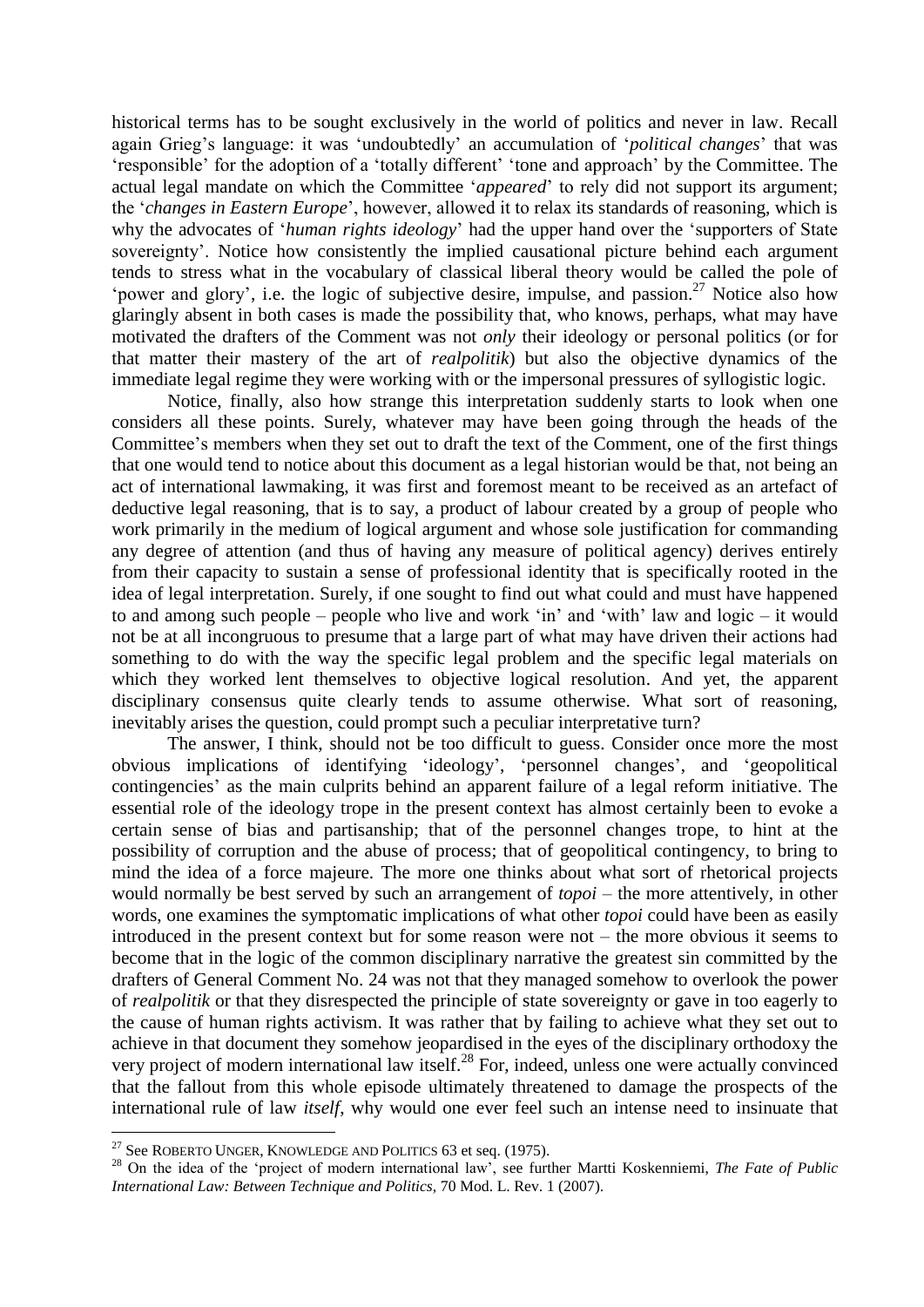historical terms has to be sought exclusively in the world of politics and never in law. Recall again Grieg's language: it was 'undoubtedly' an accumulation of '*political changes*' that was 'responsible' for the adoption of a 'totally different' 'tone and approach' by the Committee. The actual legal mandate on which the Committee '*appeared*' to rely did not support its argument; the '*changes in Eastern Europe*', however, allowed it to relax its standards of reasoning, which is why the advocates of '*human rights ideology*' had the upper hand over the 'supporters of State sovereignty'. Notice how consistently the implied causational picture behind each argument tends to stress what in the vocabulary of classical liberal theory would be called the pole of 'power and glory', i.e. the logic of subjective desire, impulse, and passion.[27] Notice also how glaringly absent in both cases is made the possibility that, who knows, perhaps, what may have motivated the drafters of the Comment was not *only* their ideology or personal politics (or for that matter their mastery of the art of *realpolitik*) but also the objective dynamics of the immediate legal regime they were working with or the impersonal pressures of syllogistic logic.

Notice, finally, also how strange this interpretation suddenly starts to look when one considers all these points. Surely, whatever may have been going through the heads of the Committee's members when they set out to draft the text of the Comment, one of the first things that one would tend to notice about this document as a legal historian would be that, not being an act of international lawmaking, it was first and foremost meant to be received as an artefact of deductive legal reasoning, that is to say, a product of labour created by a group of people who work primarily in the medium of logical argument and whose sole justification for commanding any degree of attention (and thus of having any measure of political agency) derives entirely from their capacity to sustain a sense of professional identity that is specifically rooted in the idea of legal interpretation. Surely, if one sought to find out what could and must have happened to and among such people – people who live and work 'in' and 'with' law and logic – it would not be at all incongruous to presume that a large part of what may have driven their actions had something to do with the way the specific legal problem and the specific legal materials on which they worked lent themselves to objective logical resolution. And yet, the apparent disciplinary consensus quite clearly tends to assume otherwise. What sort of reasoning, inevitably arises the question, could prompt such a peculiar interpretative turn?

The answer, I think, should not be too difficult to guess. Consider once more the most obvious implications of identifying 'ideology', 'personnel changes', and 'geopolitical contingencies' as the main culprits behind an apparent failure of a legal reform initiative. The essential role of the ideology trope in the present context has almost certainly been to evoke a certain sense of bias and partisanship; that of the personnel changes trope, to hint at the possibility of corruption and the abuse of process; that of geopolitical contingency, to bring to mind the idea of a force majeure. The more one thinks about what sort of rhetorical projects would normally be best served by such an arrangement of *topoi* – the more attentively, in other words, one examines the symptomatic implications of what other *topoi* could have been as easily introduced in the present context but for some reason were not – the more obvious it seems to become that in the logic of the common disciplinary narrative the greatest sin committed by the drafters of General Comment No. 24 was not that they managed somehow to overlook the power of *realpolitik* or that they disrespected the principle of state sovereignty or gave in too eagerly to the cause of human rights activism. It was rather that by failing to achieve what they set out to achieve in that document they somehow jeopardised in the eyes of the disciplinary orthodoxy the very project of modern international law itself.[28] For, indeed, unless one were actually convinced that the fallout from this whole episode ultimately threatened to damage the prospects of the international rule of law *itself*, why would one ever feel such an intense need to insinuate that

---

[27] See ROBERTO UNGER, KNOWLEDGE AND POLITICS 63 et seq. (1975).

[28] On the idea of the 'project of modern international law', see further Martti Koskenniemi, *The Fate of Public International Law: Between Technique and Politics*, 70 Mod. L. Rev. 1 (2007).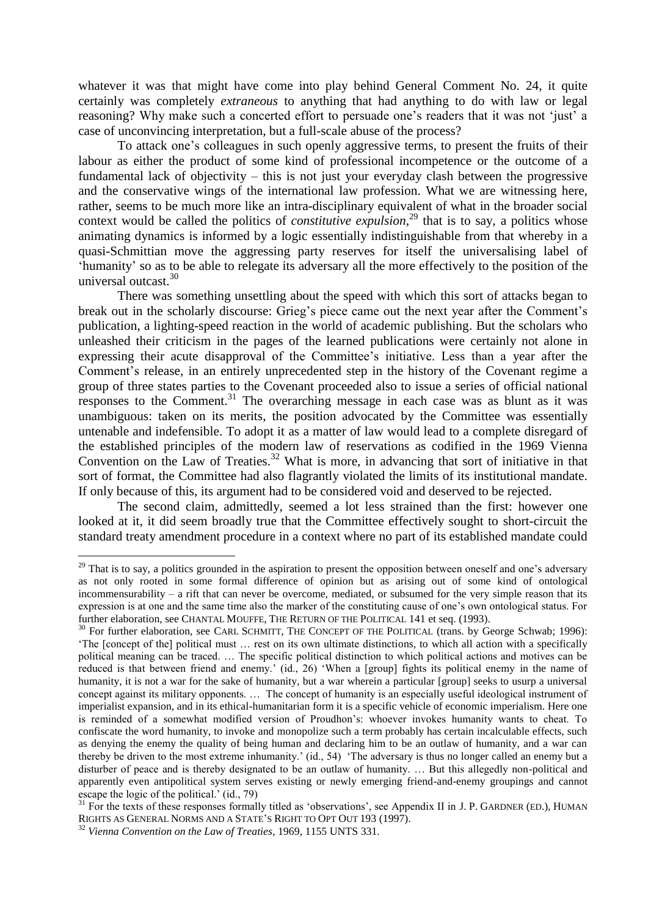whatever it was that might have come into play behind General Comment No. 24, it quite certainly was completely *extraneous* to anything that had anything to do with law or legal reasoning? Why make such a concerted effort to persuade one's readers that it was not 'just' a case of unconvincing interpretation, but a full-scale abuse of the process?

To attack one's colleagues in such openly aggressive terms, to present the fruits of their labour as either the product of some kind of professional incompetence or the outcome of a fundamental lack of objectivity – this is not just your everyday clash between the progressive and the conservative wings of the international law profession. What we are witnessing here, rather, seems to be much more like an intra-disciplinary equivalent of what in the broader social context would be called the politics of *constitutive expulsion*,[29] that is to say, a politics whose animating dynamics is informed by a logic essentially indistinguishable from that whereby in a quasi-Schmittian move the aggressing party reserves for itself the universalising label of 'humanity' so as to be able to relegate its adversary all the more effectively to the position of the universal outcast.[30]

There was something unsettling about the speed with which this sort of attacks began to break out in the scholarly discourse: Grieg's piece came out the next year after the Comment's publication, a lighting-speed reaction in the world of academic publishing. But the scholars who unleashed their criticism in the pages of the learned publications were certainly not alone in expressing their acute disapproval of the Committee's initiative. Less than a year after the Comment's release, in an entirely unprecedented step in the history of the Covenant regime a group of three states parties to the Covenant proceeded also to issue a series of official national responses to the Comment.[31] The overarching message in each case was as blunt as it was unambiguous: taken on its merits, the position advocated by the Committee was essentially untenable and indefensible. To adopt it as a matter of law would lead to a complete disregard of the established principles of the modern law of reservations as codified in the 1969 Vienna Convention on the Law of Treaties.[32] What is more, in advancing that sort of initiative in that sort of format, the Committee had also flagrantly violated the limits of its institutional mandate. If only because of this, its argument had to be considered void and deserved to be rejected.

The second claim, admittedly, seemed a lot less strained than the first: however one looked at it, it did seem broadly true that the Committee effectively sought to short-circuit the standard treaty amendment procedure in a context where no part of its established mandate could

---

[29] That is to say, a politics grounded in the aspiration to present the opposition between oneself and one's adversary as not only rooted in some formal difference of opinion but as arising out of some kind of ontological incommensurability – a rift that can never be overcome, mediated, or subsumed for the very simple reason that its expression is at one and the same time also the marker of the constituting cause of one's own ontological status. For further elaboration, see CHANTAL MOUFFE, THE RETURN OF THE POLITICAL 141 et seq. (1993).

[30] For further elaboration, see CARL SCHMITT, THE CONCEPT OF THE POLITICAL (trans. by George Schwab; 1996): 'The [concept of the] political must … rest on its own ultimate distinctions, to which all action with a specifically political meaning can be traced. … The specific political distinction to which political actions and motives can be reduced is that between friend and enemy.' (id., 26) 'When a [group] fights its political enemy in the name of humanity, it is not a war for the sake of humanity, but a war wherein a particular [group] seeks to usurp a universal concept against its military opponents. … The concept of humanity is an especially useful ideological instrument of imperialist expansion, and in its ethical-humanitarian form it is a specific vehicle of economic imperialism. Here one is reminded of a somewhat modified version of Proudhon's: whoever invokes humanity wants to cheat. To confiscate the word humanity, to invoke and monopolize such a term probably has certain incalculable effects, such as denying the enemy the quality of being human and declaring him to be an outlaw of humanity, and a war can thereby be driven to the most extreme inhumanity.' (id., 54) 'The adversary is thus no longer called an enemy but a disturber of peace and is thereby designated to be an outlaw of humanity. … But this allegedly non-political and apparently even antipolitical system serves existing or newly emerging friend-and-enemy groupings and cannot escape the logic of the political.' (id., 79)

[31] For the texts of these responses formally titled as 'observations', see Appendix II in J. P. GARDNER (ED.), HUMAN RIGHTS AS GENERAL NORMS AND A STATE'S RIGHT TO OPT OUT 193 (1997).

[32] *Vienna Convention on the Law of Treaties*, 1969, 1155 UNTS 331.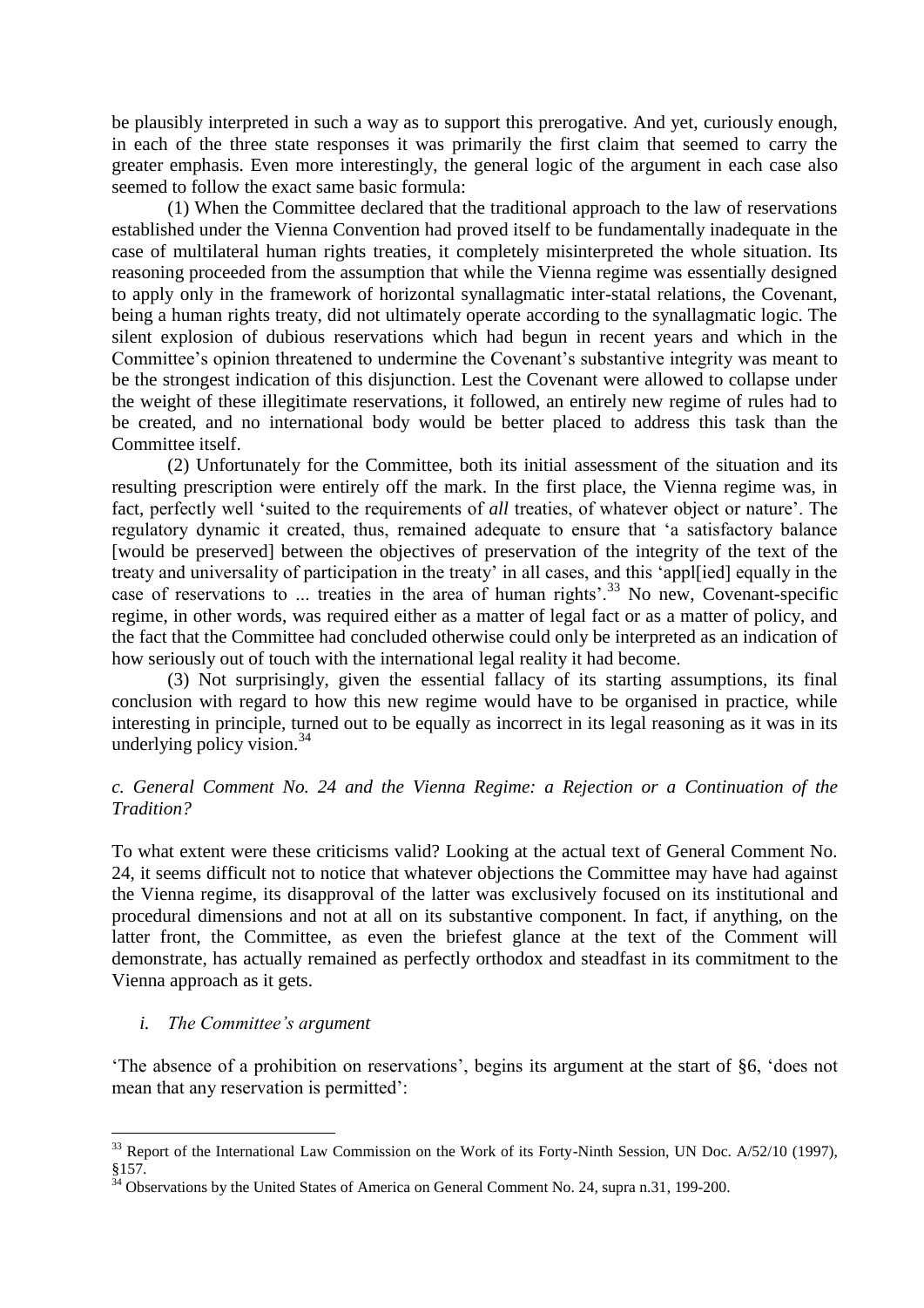be plausibly interpreted in such a way as to support this prerogative. And yet, curiously enough, in each of the three state responses it was primarily the first claim that seemed to carry the greater emphasis. Even more interestingly, the general logic of the argument in each case also seemed to follow the exact same basic formula:

(1) When the Committee declared that the traditional approach to the law of reservations established under the Vienna Convention had proved itself to be fundamentally inadequate in the case of multilateral human rights treaties, it completely misinterpreted the whole situation. Its reasoning proceeded from the assumption that while the Vienna regime was essentially designed to apply only in the framework of horizontal synallagmatic inter-statal relations, the Covenant, being a human rights treaty, did not ultimately operate according to the synallagmatic logic. The silent explosion of dubious reservations which had begun in recent years and which in the Committee's opinion threatened to undermine the Covenant's substantive integrity was meant to be the strongest indication of this disjunction. Lest the Covenant were allowed to collapse under the weight of these illegitimate reservations, it followed, an entirely new regime of rules had to be created, and no international body would be better placed to address this task than the Committee itself.

(2) Unfortunately for the Committee, both its initial assessment of the situation and its resulting prescription were entirely off the mark. In the first place, the Vienna regime was, in fact, perfectly well 'suited to the requirements of *all* treaties, of whatever object or nature'. The regulatory dynamic it created, thus, remained adequate to ensure that 'a satisfactory balance [would be preserved] between the objectives of preservation of the integrity of the text of the treaty and universality of participation in the treaty' in all cases, and this 'appl[ied] equally in the case of reservations to ... treaties in the area of human rights'.[33] No new, Covenant-specific regime, in other words, was required either as a matter of legal fact or as a matter of policy, and the fact that the Committee had concluded otherwise could only be interpreted as an indication of how seriously out of touch with the international legal reality it had become.

(3) Not surprisingly, given the essential fallacy of its starting assumptions, its final conclusion with regard to how this new regime would have to be organised in practice, while interesting in principle, turned out to be equally as incorrect in its legal reasoning as it was in its underlying policy vision.[34]

### *c. General Comment No. 24 and the Vienna Regime: a Rejection or a Continuation of the Tradition?*

To what extent were these criticisms valid? Looking at the actual text of General Comment No. 24, it seems difficult not to notice that whatever objections the Committee may have had against the Vienna regime, its disapproval of the latter was exclusively focused on its institutional and procedural dimensions and not at all on its substantive component. In fact, if anything, on the latter front, the Committee, as even the briefest glance at the text of the Comment will demonstrate, has actually remained as perfectly orthodox and steadfast in its commitment to the Vienna approach as it gets.

#### *i. The Committee's argument*

'The absence of a prohibition on reservations', begins its argument at the start of §6, 'does not mean that any reservation is permitted':

---

[33] Report of the International Law Commission on the Work of its Forty-Ninth Session, UN Doc. A/52/10 (1997), §157.

[34] Observations by the United States of America on General Comment No. 24, supra n.31, 199-200.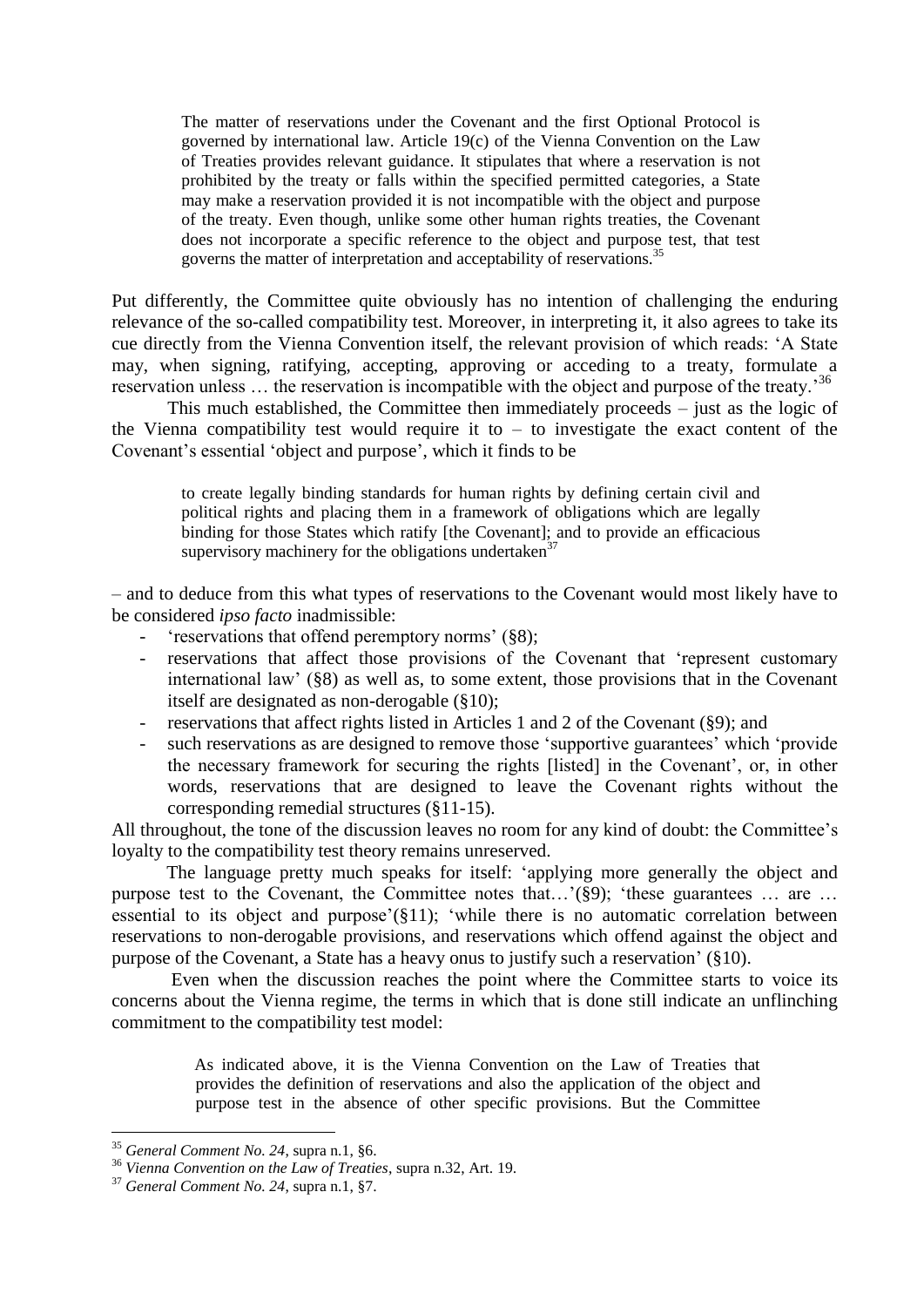> The matter of reservations under the Covenant and the first Optional Protocol is governed by international law. Article 19(c) of the Vienna Convention on the Law of Treaties provides relevant guidance. It stipulates that where a reservation is not prohibited by the treaty or falls within the specified permitted categories, a State may make a reservation provided it is not incompatible with the object and purpose of the treaty. Even though, unlike some other human rights treaties, the Covenant does not incorporate a specific reference to the object and purpose test, that test governs the matter of interpretation and acceptability of reservations.[35]

Put differently, the Committee quite obviously has no intention of challenging the enduring relevance of the so-called compatibility test. Moreover, in interpreting it, it also agrees to take its cue directly from the Vienna Convention itself, the relevant provision of which reads: 'A State may, when signing, ratifying, accepting, approving or acceding to a treaty, formulate a reservation unless … the reservation is incompatible with the object and purpose of the treaty.'[36]

This much established, the Committee then immediately proceeds – just as the logic of the Vienna compatibility test would require it to – to investigate the exact content of the Covenant's essential 'object and purpose', which it finds to be

> to create legally binding standards for human rights by defining certain civil and political rights and placing them in a framework of obligations which are legally binding for those States which ratify [the Covenant]; and to provide an efficacious supervisory machinery for the obligations undertaken[37]

– and to deduce from this what types of reservations to the Covenant would most likely have to be considered *ipso facto* inadmissible:

- 'reservations that offend peremptory norms' (§8);
- reservations that affect those provisions of the Covenant that 'represent customary international law' (§8) as well as, to some extent, those provisions that in the Covenant itself are designated as non-derogable (§10);
- reservations that affect rights listed in Articles 1 and 2 of the Covenant (§9); and
- such reservations as are designed to remove those 'supportive guarantees' which 'provide the necessary framework for securing the rights [listed] in the Covenant', or, in other words, reservations that are designed to leave the Covenant rights without the corresponding remedial structures (§11-15).

All throughout, the tone of the discussion leaves no room for any kind of doubt: the Committee's loyalty to the compatibility test theory remains unreserved.

The language pretty much speaks for itself: 'applying more generally the object and purpose test to the Covenant, the Committee notes that…'(§9); 'these guarantees … are … essential to its object and purpose'(§11); 'while there is no automatic correlation between reservations to non-derogable provisions, and reservations which offend against the object and purpose of the Covenant, a State has a heavy onus to justify such a reservation' (§10).

Even when the discussion reaches the point where the Committee starts to voice its concerns about the Vienna regime, the terms in which that is done still indicate an unflinching commitment to the compatibility test model:

> As indicated above, it is the Vienna Convention on the Law of Treaties that provides the definition of reservations and also the application of the object and purpose test in the absence of other specific provisions. But the Committee

---

[35] *General Comment No. 24*, supra n.1, §6.

[36] *Vienna Convention on the Law of Treaties*, supra n.32, Art. 19.

[37] *General Comment No. 24*, supra n.1, §7.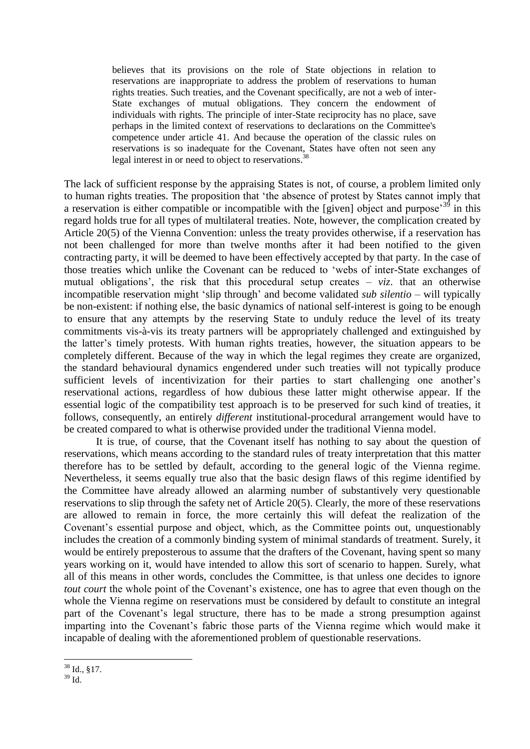> believes that its provisions on the role of State objections in relation to reservations are inappropriate to address the problem of reservations to human rights treaties. Such treaties, and the Covenant specifically, are not a web of inter-State exchanges of mutual obligations. They concern the endowment of individuals with rights. The principle of inter-State reciprocity has no place, save perhaps in the limited context of reservations to declarations on the Committee's competence under article 41. And because the operation of the classic rules on reservations is so inadequate for the Covenant, States have often not seen any legal interest in or need to object to reservations.[38]

The lack of sufficient response by the appraising States is not, of course, a problem limited only to human rights treaties. The proposition that 'the absence of protest by States cannot imply that a reservation is either compatible or incompatible with the [given] object and purpose'[39] in this regard holds true for all types of multilateral treaties. Note, however, the complication created by Article 20(5) of the Vienna Convention: unless the treaty provides otherwise, if a reservation has not been challenged for more than twelve months after it had been notified to the given contracting party, it will be deemed to have been effectively accepted by that party. In the case of those treaties which unlike the Covenant can be reduced to 'webs of inter-State exchanges of mutual obligations', the risk that this procedural setup creates – *viz*. that an otherwise incompatible reservation might 'slip through' and become validated *sub silentio* – will typically be non-existent: if nothing else, the basic dynamics of national self-interest is going to be enough to ensure that any attempts by the reserving State to unduly reduce the level of its treaty commitments vis-à-vis its treaty partners will be appropriately challenged and extinguished by the latter's timely protests. With human rights treaties, however, the situation appears to be completely different. Because of the way in which the legal regimes they create are organized, the standard behavioural dynamics engendered under such treaties will not typically produce sufficient levels of incentivization for their parties to start challenging one another's reservational actions, regardless of how dubious these latter might otherwise appear. If the essential logic of the compatibility test approach is to be preserved for such kind of treaties, it follows, consequently, an entirely *different* institutional-procedural arrangement would have to be created compared to what is otherwise provided under the traditional Vienna model.

It is true, of course, that the Covenant itself has nothing to say about the question of reservations, which means according to the standard rules of treaty interpretation that this matter therefore has to be settled by default, according to the general logic of the Vienna regime. Nevertheless, it seems equally true also that the basic design flaws of this regime identified by the Committee have already allowed an alarming number of substantively very questionable reservations to slip through the safety net of Article 20(5). Clearly, the more of these reservations are allowed to remain in force, the more certainly this will defeat the realization of the Covenant's essential purpose and object, which, as the Committee points out, unquestionably includes the creation of a commonly binding system of minimal standards of treatment. Surely, it would be entirely preposterous to assume that the drafters of the Covenant, having spent so many years working on it, would have intended to allow this sort of scenario to happen. Surely, what all of this means in other words, concludes the Committee, is that unless one decides to ignore *tout court* the whole point of the Covenant's existence, one has to agree that even though on the whole the Vienna regime on reservations must be considered by default to constitute an integral part of the Covenant's legal structure, there has to be made a strong presumption against imparting into the Covenant's fabric those parts of the Vienna regime which would make it incapable of dealing with the aforementioned problem of questionable reservations.

---

[38] Id., §17.

[39] Id.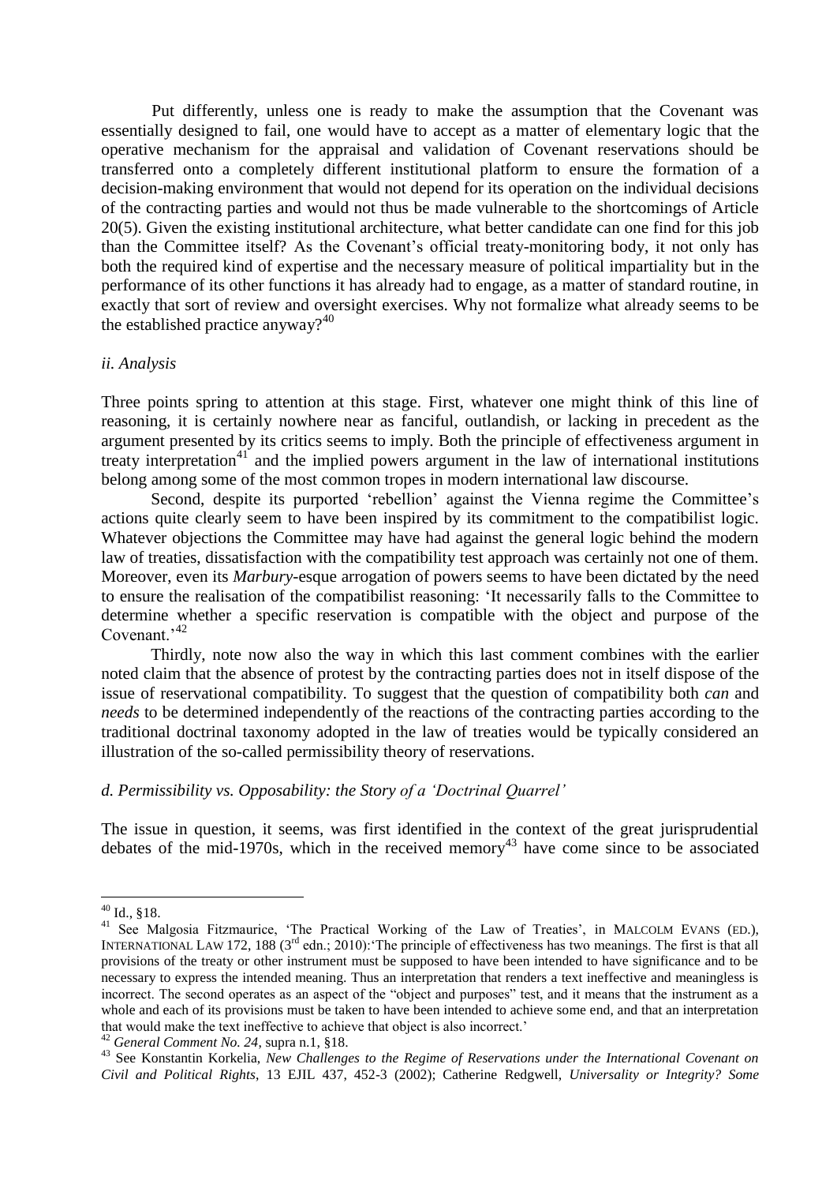Put differently, unless one is ready to make the assumption that the Covenant was essentially designed to fail, one would have to accept as a matter of elementary logic that the operative mechanism for the appraisal and validation of Covenant reservations should be transferred onto a completely different institutional platform to ensure the formation of a decision-making environment that would not depend for its operation on the individual decisions of the contracting parties and would not thus be made vulnerable to the shortcomings of Article 20(5). Given the existing institutional architecture, what better candidate can one find for this job than the Committee itself? As the Covenant's official treaty-monitoring body, it not only has both the required kind of expertise and the necessary measure of political impartiality but in the performance of its other functions it has already had to engage, as a matter of standard routine, in exactly that sort of review and oversight exercises. Why not formalize what already seems to be the established practice anyway?[40]

*ii. Analysis*

Three points spring to attention at this stage. First, whatever one might think of this line of reasoning, it is certainly nowhere near as fanciful, outlandish, or lacking in precedent as the argument presented by its critics seems to imply. Both the principle of effectiveness argument in treaty interpretation[41] and the implied powers argument in the law of international institutions belong among some of the most common tropes in modern international law discourse.

Second, despite its purported 'rebellion' against the Vienna regime the Committee's actions quite clearly seem to have been inspired by its commitment to the compatibilist logic. Whatever objections the Committee may have had against the general logic behind the modern law of treaties, dissatisfaction with the compatibility test approach was certainly not one of them. Moreover, even its *Marbury*-esque arrogation of powers seems to have been dictated by the need to ensure the realisation of the compatibilist reasoning: 'It necessarily falls to the Committee to determine whether a specific reservation is compatible with the object and purpose of the Covenant.'[42]

Thirdly, note now also the way in which this last comment combines with the earlier noted claim that the absence of protest by the contracting parties does not in itself dispose of the issue of reservational compatibility. To suggest that the question of compatibility both *can* and *needs* to be determined independently of the reactions of the contracting parties according to the traditional doctrinal taxonomy adopted in the law of treaties would be typically considered an illustration of the so-called permissibility theory of reservations.

*d. Permissibility vs. Opposability: the Story of a 'Doctrinal Quarrel'*

The issue in question, it seems, was first identified in the context of the great jurisprudential debates of the mid-1970s, which in the received memory[43] have come since to be associated

---

[40] Id., §18.

[41] See Malgosia Fitzmaurice, 'The Practical Working of the Law of Treaties', in MALCOLM EVANS (ED.), INTERNATIONAL LAW 172, 188 (3rd edn.; 2010):'The principle of effectiveness has two meanings. The first is that all provisions of the treaty or other instrument must be supposed to have been intended to have significance and to be necessary to express the intended meaning. Thus an interpretation that renders a text ineffective and meaningless is incorrect. The second operates as an aspect of the "object and purposes" test, and it means that the instrument as a whole and each of its provisions must be taken to have been intended to achieve some end, and that an interpretation that would make the text ineffective to achieve that object is also incorrect.'

[42] *General Comment No. 24*, supra n.1, §18.

[43] See Konstantin Korkelia, *New Challenges to the Regime of Reservations under the International Covenant on Civil and Political Rights*, 13 EJIL 437, 452-3 (2002); Catherine Redgwell, *Universality or Integrity? Some*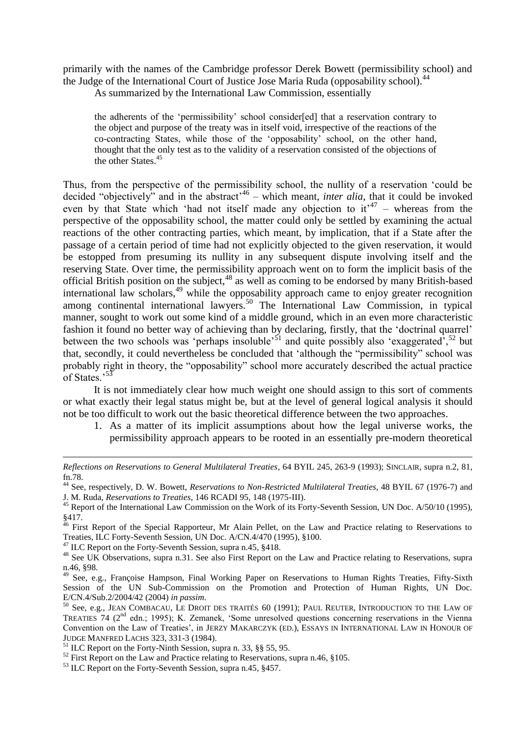primarily with the names of the Cambridge professor Derek Bowett (permissibility school) and the Judge of the International Court of Justice Jose Maria Ruda (opposability school).[44]

As summarized by the International Law Commission, essentially

> the adherents of the 'permissibility' school consider[ed] that a reservation contrary to the object and purpose of the treaty was in itself void, irrespective of the reactions of the co-contracting States, while those of the 'opposability' school, on the other hand, thought that the only test as to the validity of a reservation consisted of the objections of the other States.[45]

Thus, from the perspective of the permissibility school, the nullity of a reservation 'could be decided "objectively" and in the abstract'[46] – which meant, *inter alia*, that it could be invoked even by that State which 'had not itself made any objection to it'[47] – whereas from the perspective of the opposability school, the matter could only be settled by examining the actual reactions of the other contracting parties, which meant, by implication, that if a State after the passage of a certain period of time had not explicitly objected to the given reservation, it would be estopped from presuming its nullity in any subsequent dispute involving itself and the reserving State. Over time, the permissibility approach went on to form the implicit basis of the official British position on the subject,[48] as well as coming to be endorsed by many British-based international law scholars,[49] while the opposability approach came to enjoy greater recognition among continental international lawyers.[50] The International Law Commission, in typical manner, sought to work out some kind of a middle ground, which in an even more characteristic fashion it found no better way of achieving than by declaring, firstly, that the 'doctrinal quarrel' between the two schools was 'perhaps insoluble'[51] and quite possibly also 'exaggerated',[52] but that, secondly, it could nevertheless be concluded that 'although the "permissibility" school was probably right in theory, the "opposability" school more accurately described the actual practice of States.'[53]

It is not immediately clear how much weight one should assign to this sort of comments or what exactly their legal status might be, but at the level of general logical analysis it should not be too difficult to work out the basic theoretical difference between the two approaches.

1. As a matter of its implicit assumptions about how the legal universe works, the permissibility approach appears to be rooted in an essentially pre-modern theoretical

---

*Reflections on Reservations to General Multilateral Treaties*, 64 BYIL 245, 263-9 (1993); SINCLAIR, supra n.2, 81, fn.78.

[44] See, respectively, D. W. Bowett, *Reservations to Non-Restricted Multilateral Treaties*, 48 BYIL 67 (1976-7) and J. M. Ruda, *Reservations to Treaties*, 146 RCADI 95, 148 (1975-III).

[45] Report of the International Law Commission on the Work of its Forty-Seventh Session, UN Doc. A/50/10 (1995), §417.

[46] First Report of the Special Rapporteur, Mr Alain Pellet, on the Law and Practice relating to Reservations to Treaties, ILC Forty-Seventh Session, UN Doc. A/CN.4/470 (1995), §100.

[47] ILC Report on the Forty-Seventh Session, supra n.45, §418.

[48] See UK Observations, supra n.31. See also First Report on the Law and Practice relating to Reservations, supra n.46, §98.

[49] See, e.g., Françoise Hampson, Final Working Paper on Reservations to Human Rights Treaties, Fifty-Sixth Session of the UN Sub-Commission on the Promotion and Protection of Human Rights, UN Doc. E/CN.4/Sub.2/2004/42 (2004) *in passim*.

[50] See, e.g., JEAN COMBACAU, LE DROIT DES TRAITÉS 60 (1991); PAUL REUTER, INTRODUCTION TO THE LAW OF TREATIES 74 (2nd edn.; 1995); K. Zemanek, 'Some unresolved questions concerning reservations in the Vienna Convention on the Law of Treaties', in JERZY MAKARCZYK (ED.), ESSAYS IN INTERNATIONAL LAW IN HONOUR OF JUDGE MANFRED LACHS 323, 331-3 (1984).

[51] ILC Report on the Forty-Ninth Session, supra n. 33, §§ 55, 95.

[52] First Report on the Law and Practice relating to Reservations, supra n.46, §105.

[53] ILC Report on the Forty-Seventh Session, supra n.45, §457.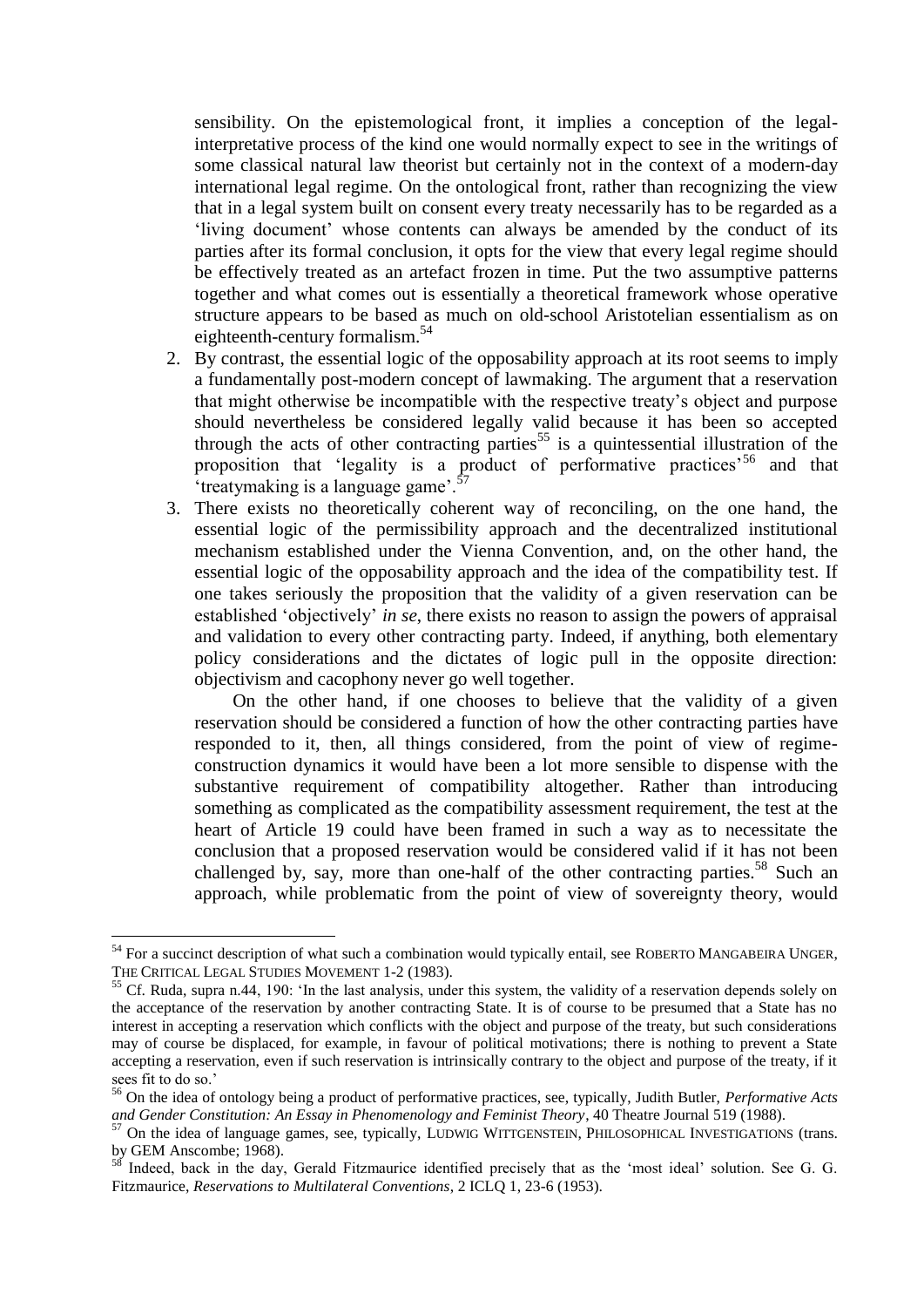sensibility. On the epistemological front, it implies a conception of the legal-interpretative process of the kind one would normally expect to see in the writings of some classical natural law theorist but certainly not in the context of a modern-day international legal regime. On the ontological front, rather than recognizing the view that in a legal system built on consent every treaty necessarily has to be regarded as a 'living document' whose contents can always be amended by the conduct of its parties after its formal conclusion, it opts for the view that every legal regime should be effectively treated as an artefact frozen in time. Put the two assumptive patterns together and what comes out is essentially a theoretical framework whose operative structure appears to be based as much on old-school Aristotelian essentialism as on eighteenth-century formalism.[54]

2. By contrast, the essential logic of the opposability approach at its root seems to imply a fundamentally post-modern concept of lawmaking. The argument that a reservation that might otherwise be incompatible with the respective treaty's object and purpose should nevertheless be considered legally valid because it has been so accepted through the acts of other contracting parties[55] is a quintessential illustration of the proposition that 'legality is a product of performative practices'[56] and that 'treatymaking is a language game'.[57]

3. There exists no theoretically coherent way of reconciling, on the one hand, the essential logic of the permissibility approach and the decentralized institutional mechanism established under the Vienna Convention, and, on the other hand, the essential logic of the opposability approach and the idea of the compatibility test. If one takes seriously the proposition that the validity of a given reservation can be established 'objectively' *in se*, there exists no reason to assign the powers of appraisal and validation to every other contracting party. Indeed, if anything, both elementary policy considerations and the dictates of logic pull in the opposite direction: objectivism and cacophony never go well together.

   On the other hand, if one chooses to believe that the validity of a given reservation should be considered a function of how the other contracting parties have responded to it, then, all things considered, from the point of view of regime-construction dynamics it would have been a lot more sensible to dispense with the substantive requirement of compatibility altogether. Rather than introducing something as complicated as the compatibility assessment requirement, the test at the heart of Article 19 could have been framed in such a way as to necessitate the conclusion that a proposed reservation would be considered valid if it has not been challenged by, say, more than one-half of the other contracting parties.[58] Such an approach, while problematic from the point of view of sovereignty theory, would

---

[54] For a succinct description of what such a combination would typically entail, see ROBERTO MANGABEIRA UNGER, THE CRITICAL LEGAL STUDIES MOVEMENT 1-2 (1983).

[55] Cf. Ruda, supra n.44, 190: 'In the last analysis, under this system, the validity of a reservation depends solely on the acceptance of the reservation by another contracting State. It is of course to be presumed that a State has no interest in accepting a reservation which conflicts with the object and purpose of the treaty, but such considerations may of course be displaced, for example, in favour of political motivations; there is nothing to prevent a State accepting a reservation, even if such reservation is intrinsically contrary to the object and purpose of the treaty, if it sees fit to do so.'

[56] On the idea of ontology being a product of performative practices, see, typically, Judith Butler, *Performative Acts and Gender Constitution: An Essay in Phenomenology and Feminist Theory*, 40 Theatre Journal 519 (1988).

[57] On the idea of language games, see, typically, LUDWIG WITTGENSTEIN, PHILOSOPHICAL INVESTIGATIONS (trans. by GEM Anscombe; 1968).

[58] Indeed, back in the day, Gerald Fitzmaurice identified precisely that as the 'most ideal' solution. See G. G. Fitzmaurice, *Reservations to Multilateral Conventions*, 2 ICLQ 1, 23-6 (1953).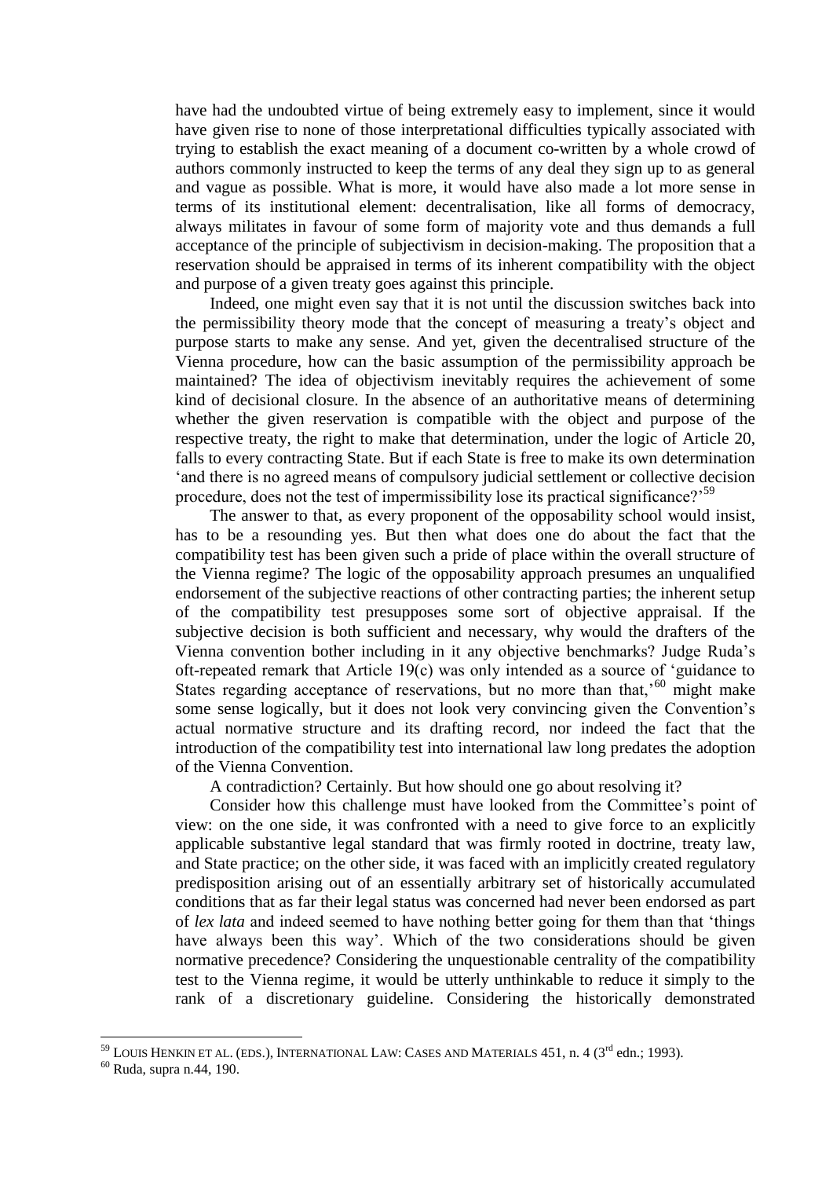have had the undoubted virtue of being extremely easy to implement, since it would have given rise to none of those interpretational difficulties typically associated with trying to establish the exact meaning of a document co-written by a whole crowd of authors commonly instructed to keep the terms of any deal they sign up to as general and vague as possible. What is more, it would have also made a lot more sense in terms of its institutional element: decentralisation, like all forms of democracy, always militates in favour of some form of majority vote and thus demands a full acceptance of the principle of subjectivism in decision-making. The proposition that a reservation should be appraised in terms of its inherent compatibility with the object and purpose of a given treaty goes against this principle.

Indeed, one might even say that it is not until the discussion switches back into the permissibility theory mode that the concept of measuring a treaty's object and purpose starts to make any sense. And yet, given the decentralised structure of the Vienna procedure, how can the basic assumption of the permissibility approach be maintained? The idea of objectivism inevitably requires the achievement of some kind of decisional closure. In the absence of an authoritative means of determining whether the given reservation is compatible with the object and purpose of the respective treaty, the right to make that determination, under the logic of Article 20, falls to every contracting State. But if each State is free to make its own determination 'and there is no agreed means of compulsory judicial settlement or collective decision procedure, does not the test of impermissibility lose its practical significance?'[59]

The answer to that, as every proponent of the opposability school would insist, has to be a resounding yes. But then what does one do about the fact that the compatibility test has been given such a pride of place within the overall structure of the Vienna regime? The logic of the opposability approach presumes an unqualified endorsement of the subjective reactions of other contracting parties; the inherent setup of the compatibility test presupposes some sort of objective appraisal. If the subjective decision is both sufficient and necessary, why would the drafters of the Vienna convention bother including in it any objective benchmarks? Judge Ruda's oft-repeated remark that Article 19(c) was only intended as a source of 'guidance to States regarding acceptance of reservations, but no more than that,'[60] might make some sense logically, but it does not look very convincing given the Convention's actual normative structure and its drafting record, nor indeed the fact that the introduction of the compatibility test into international law long predates the adoption of the Vienna Convention.

A contradiction? Certainly. But how should one go about resolving it?

Consider how this challenge must have looked from the Committee's point of view: on the one side, it was confronted with a need to give force to an explicitly applicable substantive legal standard that was firmly rooted in doctrine, treaty law, and State practice; on the other side, it was faced with an implicitly created regulatory predisposition arising out of an essentially arbitrary set of historically accumulated conditions that as far their legal status was concerned had never been endorsed as part of *lex lata* and indeed seemed to have nothing better going for them than that 'things have always been this way'. Which of the two considerations should be given normative precedence? Considering the unquestionable centrality of the compatibility test to the Vienna regime, it would be utterly unthinkable to reduce it simply to the rank of a discretionary guideline. Considering the historically demonstrated

---

[59] LOUIS HENKIN ET AL. (EDS.), INTERNATIONAL LAW: CASES AND MATERIALS 451, n. 4 (3rd edn.; 1993).

[60] Ruda, supra n.44, 190.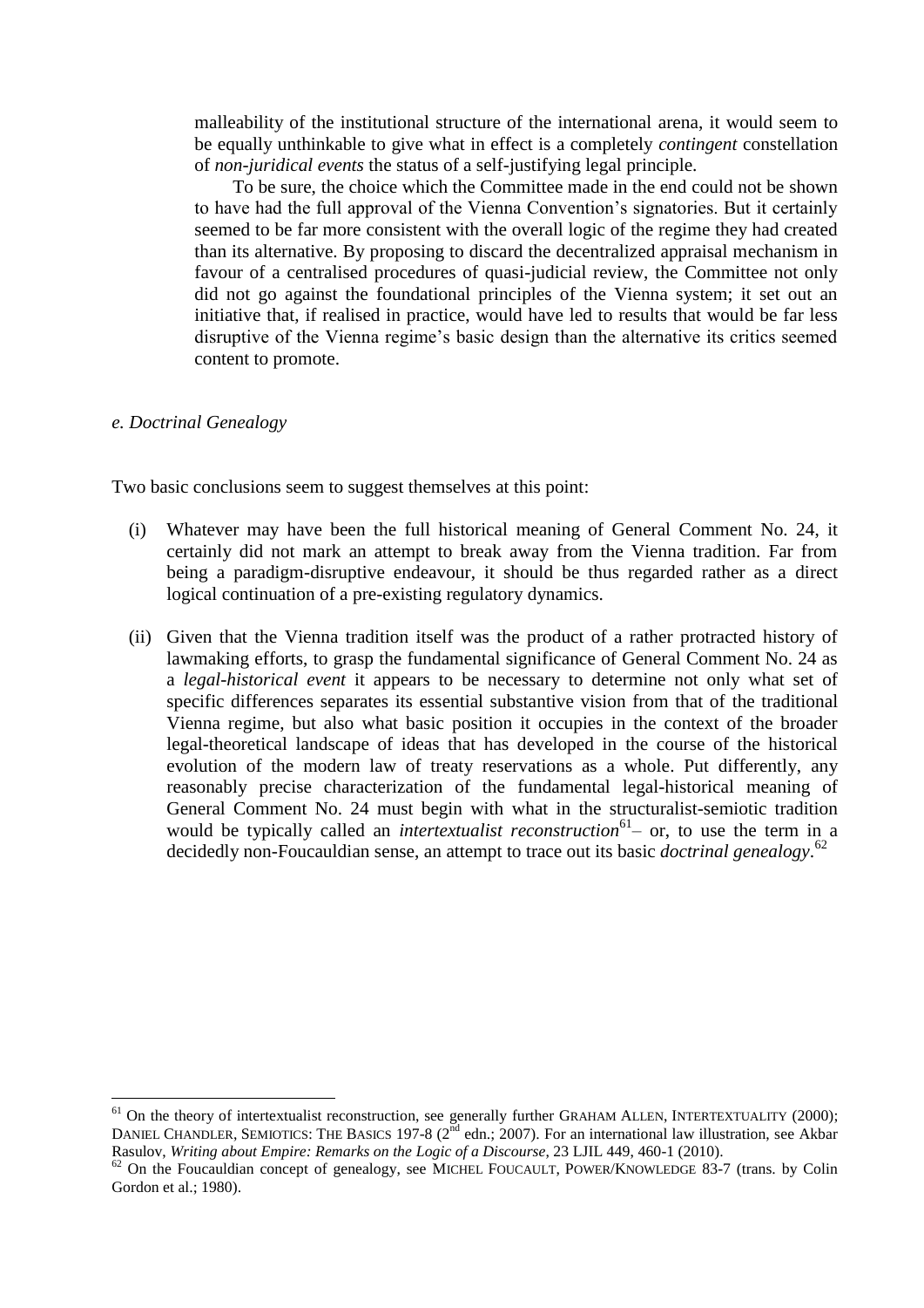malleability of the institutional structure of the international arena, it would seem to be equally unthinkable to give what in effect is a completely *contingent* constellation of *non-juridical events* the status of a self-justifying legal principle.

To be sure, the choice which the Committee made in the end could not be shown to have had the full approval of the Vienna Convention's signatories. But it certainly seemed to be far more consistent with the overall logic of the regime they had created than its alternative. By proposing to discard the decentralized appraisal mechanism in favour of a centralised procedures of quasi-judicial review, the Committee not only did not go against the foundational principles of the Vienna system; it set out an initiative that, if realised in practice, would have led to results that would be far less disruptive of the Vienna regime's basic design than the alternative its critics seemed content to promote.

*e. Doctrinal Genealogy*

Two basic conclusions seem to suggest themselves at this point:

(i) Whatever may have been the full historical meaning of General Comment No. 24, it certainly did not mark an attempt to break away from the Vienna tradition. Far from being a paradigm-disruptive endeavour, it should be thus regarded rather as a direct logical continuation of a pre-existing regulatory dynamics.

(ii) Given that the Vienna tradition itself was the product of a rather protracted history of lawmaking efforts, to grasp the fundamental significance of General Comment No. 24 as a *legal-historical event* it appears to be necessary to determine not only what set of specific differences separates its essential substantive vision from that of the traditional Vienna regime, but also what basic position it occupies in the context of the broader legal-theoretical landscape of ideas that has developed in the course of the historical evolution of the modern law of treaty reservations as a whole. Put differently, any reasonably precise characterization of the fundamental legal-historical meaning of General Comment No. 24 must begin with what in the structuralist-semiotic tradition would be typically called an *intertextualist reconstruction*[61]– or, to use the term in a decidedly non-Foucauldian sense, an attempt to trace out its basic *doctrinal genealogy*.[62]

---

[61] On the theory of intertextualist reconstruction, see generally further GRAHAM ALLEN, INTERTEXTUALITY (2000); DANIEL CHANDLER, SEMIOTICS: THE BASICS 197-8 (2nd edn.; 2007). For an international law illustration, see Akbar Rasulov, *Writing about Empire: Remarks on the Logic of a Discourse*, 23 LJIL 449, 460-1 (2010).

[62] On the Foucauldian concept of genealogy, see MICHEL FOUCAULT, POWER/KNOWLEDGE 83-7 (trans. by Colin Gordon et al.; 1980).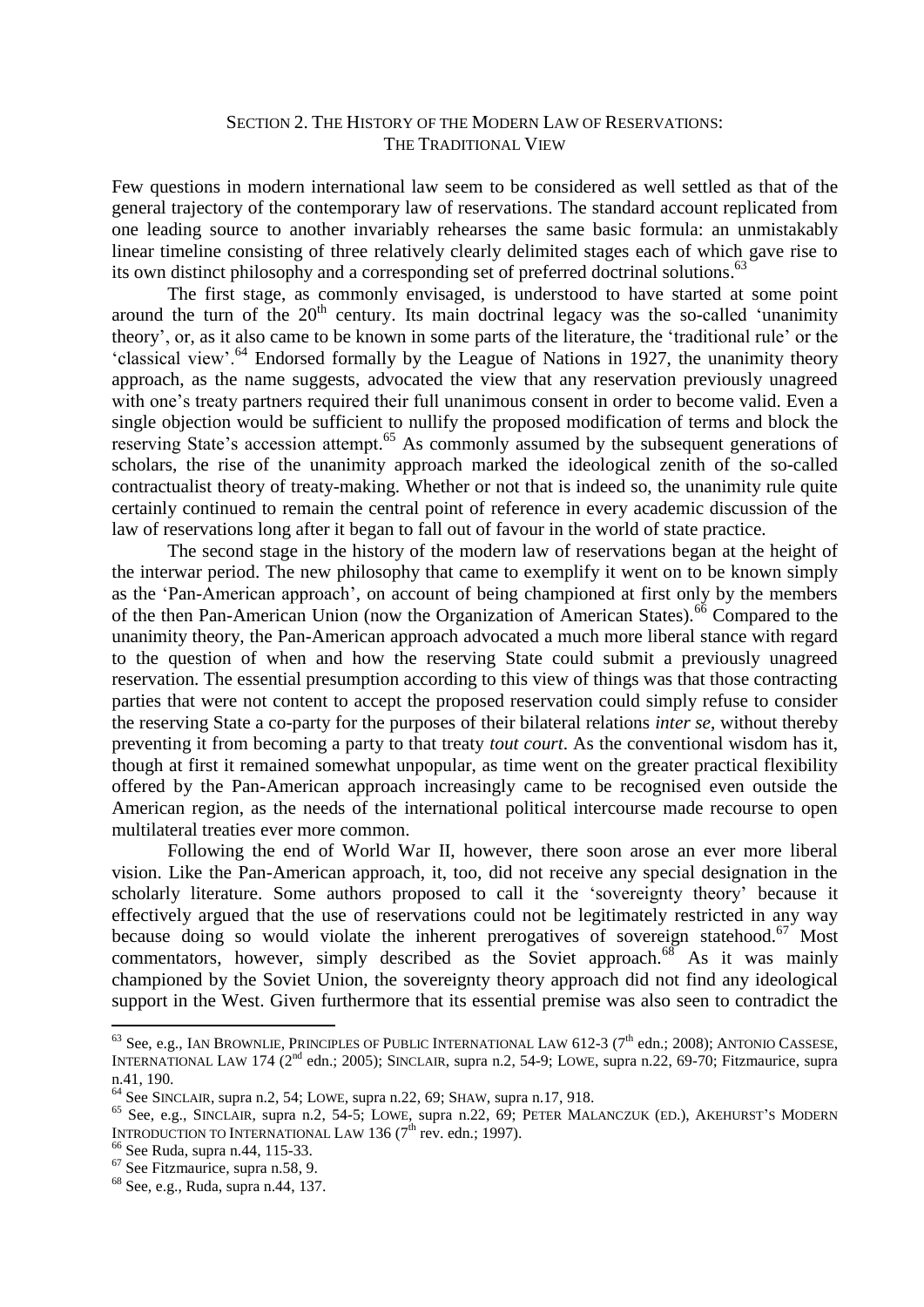## SECTION 2. THE HISTORY OF THE MODERN LAW OF RESERVATIONS: THE TRADITIONAL VIEW

Few questions in modern international law seem to be considered as well settled as that of the general trajectory of the contemporary law of reservations. The standard account replicated from one leading source to another invariably rehearses the same basic formula: an unmistakably linear timeline consisting of three relatively clearly delimited stages each of which gave rise to its own distinct philosophy and a corresponding set of preferred doctrinal solutions.[63]

The first stage, as commonly envisaged, is understood to have started at some point around the turn of the 20th century. Its main doctrinal legacy was the so-called 'unanimity theory', or, as it also came to be known in some parts of the literature, the 'traditional rule' or the 'classical view'.[64] Endorsed formally by the League of Nations in 1927, the unanimity theory approach, as the name suggests, advocated the view that any reservation previously unagreed with one's treaty partners required their full unanimous consent in order to become valid. Even a single objection would be sufficient to nullify the proposed modification of terms and block the reserving State's accession attempt.[65] As commonly assumed by the subsequent generations of scholars, the rise of the unanimity approach marked the ideological zenith of the so-called contractualist theory of treaty-making. Whether or not that is indeed so, the unanimity rule quite certainly continued to remain the central point of reference in every academic discussion of the law of reservations long after it began to fall out of favour in the world of state practice.

The second stage in the history of the modern law of reservations began at the height of the interwar period. The new philosophy that came to exemplify it went on to be known simply as the 'Pan-American approach', on account of being championed at first only by the members of the then Pan-American Union (now the Organization of American States).[66] Compared to the unanimity theory, the Pan-American approach advocated a much more liberal stance with regard to the question of when and how the reserving State could submit a previously unagreed reservation. The essential presumption according to this view of things was that those contracting parties that were not content to accept the proposed reservation could simply refuse to consider the reserving State a co-party for the purposes of their bilateral relations *inter se*, without thereby preventing it from becoming a party to that treaty *tout court*. As the conventional wisdom has it, though at first it remained somewhat unpopular, as time went on the greater practical flexibility offered by the Pan-American approach increasingly came to be recognised even outside the American region, as the needs of the international political intercourse made recourse to open multilateral treaties ever more common.

Following the end of World War II, however, there soon arose an ever more liberal vision. Like the Pan-American approach, it, too, did not receive any special designation in the scholarly literature. Some authors proposed to call it the 'sovereignty theory' because it effectively argued that the use of reservations could not be legitimately restricted in any way because doing so would violate the inherent prerogatives of sovereign statehood.[67] Most commentators, however, simply described as the Soviet approach.[68] As it was mainly championed by the Soviet Union, the sovereignty theory approach did not find any ideological support in the West. Given furthermore that its essential premise was also seen to contradict the

---

[63] See, e.g., IAN BROWNLIE, PRINCIPLES OF PUBLIC INTERNATIONAL LAW 612-3 (7th edn.; 2008); ANTONIO CASSESE, INTERNATIONAL LAW 174 (2nd edn.; 2005); SINCLAIR, supra n.2, 54-9; LOWE, supra n.22, 69-70; Fitzmaurice, supra n.41, 190.

[64] See SINCLAIR, supra n.2, 54; LOWE, supra n.22, 69; SHAW, supra n.17, 918.

[65] See, e.g., SINCLAIR, supra n.2, 54-5; LOWE, supra n.22, 69; PETER MALANCZUK (ED.), AKEHURST'S MODERN INTRODUCTION TO INTERNATIONAL LAW 136 (7th rev. edn.; 1997).

[66] See Ruda, supra n.44, 115-33.

[67] See Fitzmaurice, supra n.58, 9.

[68] See, e.g., Ruda, supra n.44, 137.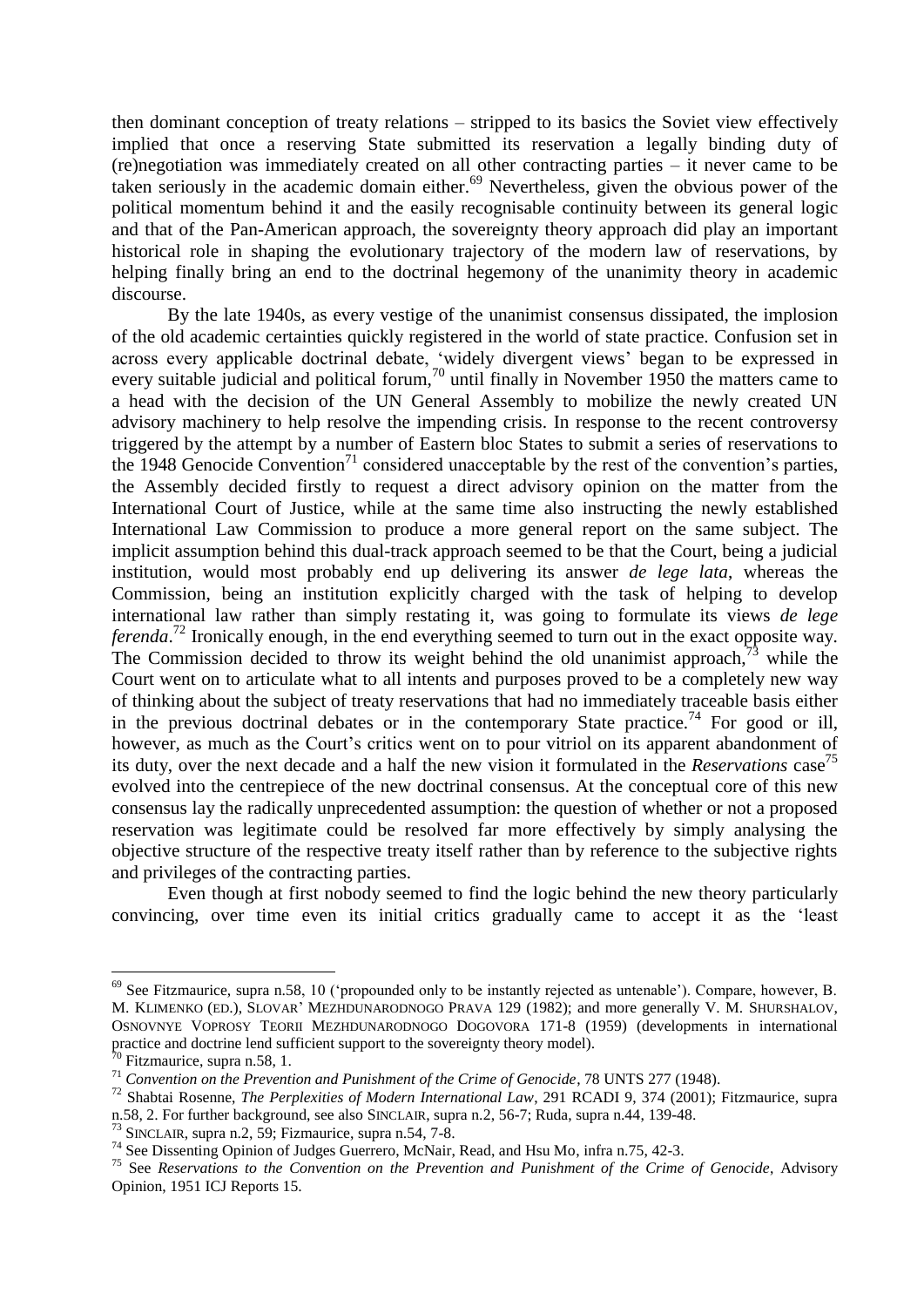then dominant conception of treaty relations – stripped to its basics the Soviet view effectively implied that once a reserving State submitted its reservation a legally binding duty of (re)negotiation was immediately created on all other contracting parties – it never came to be taken seriously in the academic domain either.[69] Nevertheless, given the obvious power of the political momentum behind it and the easily recognisable continuity between its general logic and that of the Pan-American approach, the sovereignty theory approach did play an important historical role in shaping the evolutionary trajectory of the modern law of reservations, by helping finally bring an end to the doctrinal hegemony of the unanimity theory in academic discourse.

By the late 1940s, as every vestige of the unanimist consensus dissipated, the implosion of the old academic certainties quickly registered in the world of state practice. Confusion set in across every applicable doctrinal debate, 'widely divergent views' began to be expressed in every suitable judicial and political forum,[70] until finally in November 1950 the matters came to a head with the decision of the UN General Assembly to mobilize the newly created UN advisory machinery to help resolve the impending crisis. In response to the recent controversy triggered by the attempt by a number of Eastern bloc States to submit a series of reservations to the 1948 Genocide Convention[71] considered unacceptable by the rest of the convention's parties, the Assembly decided firstly to request a direct advisory opinion on the matter from the International Court of Justice, while at the same time also instructing the newly established International Law Commission to produce a more general report on the same subject. The implicit assumption behind this dual-track approach seemed to be that the Court, being a judicial institution, would most probably end up delivering its answer *de lege lata*, whereas the Commission, being an institution explicitly charged with the task of helping to develop international law rather than simply restating it, was going to formulate its views *de lege ferenda*.[72] Ironically enough, in the end everything seemed to turn out in the exact opposite way. The Commission decided to throw its weight behind the old unanimist approach,[73] while the Court went on to articulate what to all intents and purposes proved to be a completely new way of thinking about the subject of treaty reservations that had no immediately traceable basis either in the previous doctrinal debates or in the contemporary State practice.[74] For good or ill, however, as much as the Court's critics went on to pour vitriol on its apparent abandonment of its duty, over the next decade and a half the new vision it formulated in the *Reservations* case[75] evolved into the centrepiece of the new doctrinal consensus. At the conceptual core of this new consensus lay the radically unprecedented assumption: the question of whether or not a proposed reservation was legitimate could be resolved far more effectively by simply analysing the objective structure of the respective treaty itself rather than by reference to the subjective rights and privileges of the contracting parties.

Even though at first nobody seemed to find the logic behind the new theory particularly convincing, over time even its initial critics gradually came to accept it as the 'least

---

[69] See Fitzmaurice, supra n.58, 10 ('propounded only to be instantly rejected as untenable'). Compare, however, B. M. KLIMENKO (ED.), SLOVAR' MEZHDUNARODNOGO PRAVA 129 (1982); and more generally V. M. SHURSHALOV, OSNOVNYE VOPROSY TEORII MEZHDUNARODNOGO DOGOVORA 171-8 (1959) (developments in international practice and doctrine lend sufficient support to the sovereignty theory model).

[70] Fitzmaurice, supra n.58, 1.

[71] *Convention on the Prevention and Punishment of the Crime of Genocide*, 78 UNTS 277 (1948).

[72] Shabtai Rosenne, *The Perplexities of Modern International Law*, 291 RCADI 9, 374 (2001); Fitzmaurice, supra n.58, 2. For further background, see also SINCLAIR, supra n.2, 56-7; Ruda, supra n.44, 139-48.

[73] SINCLAIR, supra n.2, 59; Fizmaurice, supra n.54, 7-8.

[74] See Dissenting Opinion of Judges Guerrero, McNair, Read, and Hsu Mo, infra n.75, 42-3.

[75] See *Reservations to the Convention on the Prevention and Punishment of the Crime of Genocide*, Advisory Opinion, 1951 ICJ Reports 15.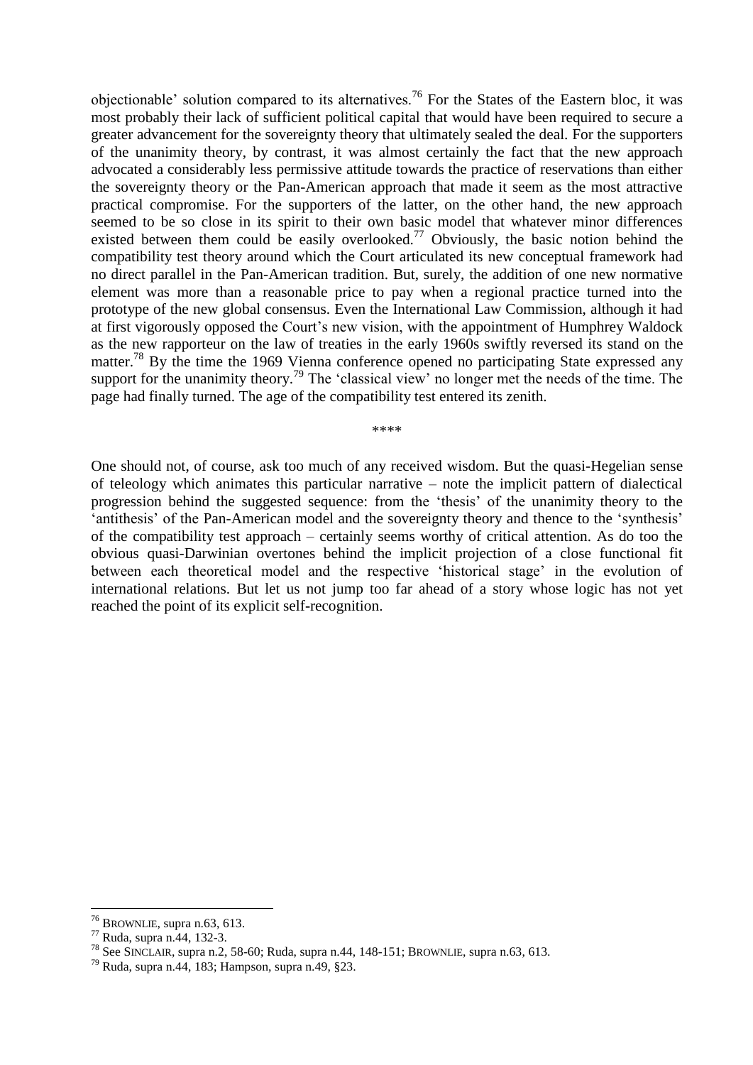objectionable' solution compared to its alternatives.[76] For the States of the Eastern bloc, it was most probably their lack of sufficient political capital that would have been required to secure a greater advancement for the sovereignty theory that ultimately sealed the deal. For the supporters of the unanimity theory, by contrast, it was almost certainly the fact that the new approach advocated a considerably less permissive attitude towards the practice of reservations than either the sovereignty theory or the Pan-American approach that made it seem as the most attractive practical compromise. For the supporters of the latter, on the other hand, the new approach seemed to be so close in its spirit to their own basic model that whatever minor differences existed between them could be easily overlooked.[77] Obviously, the basic notion behind the compatibility test theory around which the Court articulated its new conceptual framework had no direct parallel in the Pan-American tradition. But, surely, the addition of one new normative element was more than a reasonable price to pay when a regional practice turned into the prototype of the new global consensus. Even the International Law Commission, although it had at first vigorously opposed the Court's new vision, with the appointment of Humphrey Waldock as the new rapporteur on the law of treaties in the early 1960s swiftly reversed its stand on the matter.[78] By the time the 1969 Vienna conference opened no participating State expressed any support for the unanimity theory.[79] The 'classical view' no longer met the needs of the time. The page had finally turned. The age of the compatibility test entered its zenith.

****

One should not, of course, ask too much of any received wisdom. But the quasi-Hegelian sense of teleology which animates this particular narrative – note the implicit pattern of dialectical progression behind the suggested sequence: from the 'thesis' of the unanimity theory to the 'antithesis' of the Pan-American model and the sovereignty theory and thence to the 'synthesis' of the compatibility test approach – certainly seems worthy of critical attention. As do too the obvious quasi-Darwinian overtones behind the implicit projection of a close functional fit between each theoretical model and the respective 'historical stage' in the evolution of international relations. But let us not jump too far ahead of a story whose logic has not yet reached the point of its explicit self-recognition.

---

[76] BROWNLIE, supra n.63, 613.

[77] Ruda, supra n.44, 132-3.

[78] See SINCLAIR, supra n.2, 58-60; Ruda, supra n.44, 148-151; BROWNLIE, supra n.63, 613.

[79] Ruda, supra n.44, 183; Hampson, supra n.49, §23.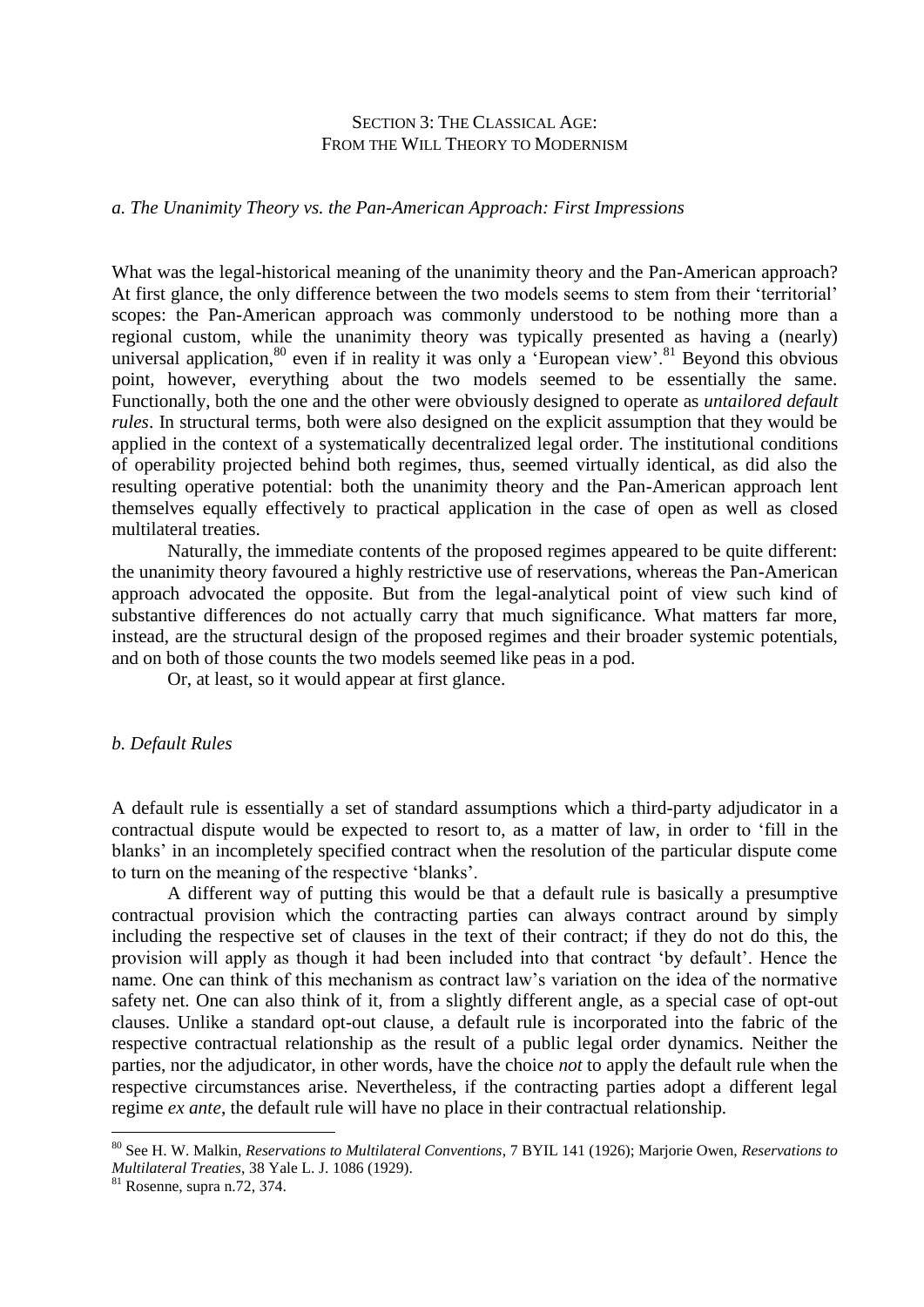## SECTION 3: THE CLASSICAL AGE: FROM THE WILL THEORY TO MODERNISM

### *a. The Unanimity Theory vs. the Pan-American Approach: First Impressions*

What was the legal-historical meaning of the unanimity theory and the Pan-American approach? At first glance, the only difference between the two models seems to stem from their 'territorial' scopes: the Pan-American approach was commonly understood to be nothing more than a regional custom, while the unanimity theory was typically presented as having a (nearly) universal application,[80] even if in reality it was only a 'European view'.[81] Beyond this obvious point, however, everything about the two models seemed to be essentially the same. Functionally, both the one and the other were obviously designed to operate as *untailored default rules*. In structural terms, both were also designed on the explicit assumption that they would be applied in the context of a systematically decentralized legal order. The institutional conditions of operability projected behind both regimes, thus, seemed virtually identical, as did also the resulting operative potential: both the unanimity theory and the Pan-American approach lent themselves equally effectively to practical application in the case of open as well as closed multilateral treaties.

Naturally, the immediate contents of the proposed regimes appeared to be quite different: the unanimity theory favoured a highly restrictive use of reservations, whereas the Pan-American approach advocated the opposite. But from the legal-analytical point of view such kind of substantive differences do not actually carry that much significance. What matters far more, instead, are the structural design of the proposed regimes and their broader systemic potentials, and on both of those counts the two models seemed like peas in a pod.

Or, at least, so it would appear at first glance.

### *b. Default Rules*

A default rule is essentially a set of standard assumptions which a third-party adjudicator in a contractual dispute would be expected to resort to, as a matter of law, in order to 'fill in the blanks' in an incompletely specified contract when the resolution of the particular dispute come to turn on the meaning of the respective 'blanks'.

A different way of putting this would be that a default rule is basically a presumptive contractual provision which the contracting parties can always contract around by simply including the respective set of clauses in the text of their contract; if they do not do this, the provision will apply as though it had been included into that contract 'by default'. Hence the name. One can think of this mechanism as contract law's variation on the idea of the normative safety net. One can also think of it, from a slightly different angle, as a special case of opt-out clauses. Unlike a standard opt-out clause, a default rule is incorporated into the fabric of the respective contractual relationship as the result of a public legal order dynamics. Neither the parties, nor the adjudicator, in other words, have the choice *not* to apply the default rule when the respective circumstances arise. Nevertheless, if the contracting parties adopt a different legal regime *ex ante*, the default rule will have no place in their contractual relationship.

---

[80] See H. W. Malkin, *Reservations to Multilateral Conventions*, 7 BYIL 141 (1926); Marjorie Owen, *Reservations to Multilateral Treaties*, 38 Yale L. J. 1086 (1929).

[81] Rosenne, supra n.72, 374.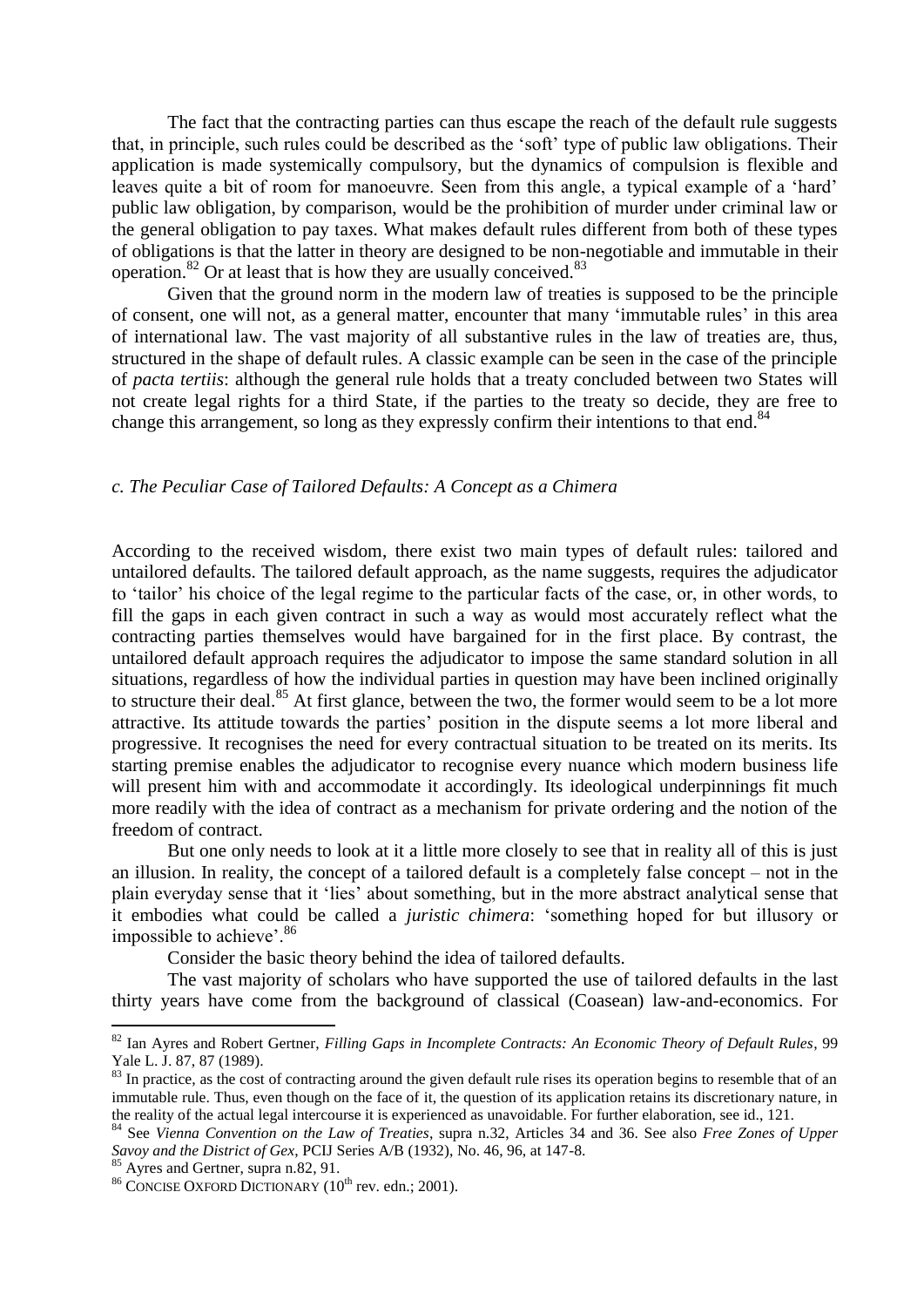The fact that the contracting parties can thus escape the reach of the default rule suggests that, in principle, such rules could be described as the 'soft' type of public law obligations. Their application is made systemically compulsory, but the dynamics of compulsion is flexible and leaves quite a bit of room for manoeuvre. Seen from this angle, a typical example of a 'hard' public law obligation, by comparison, would be the prohibition of murder under criminal law or the general obligation to pay taxes. What makes default rules different from both of these types of obligations is that the latter in theory are designed to be non-negotiable and immutable in their operation.[82] Or at least that is how they are usually conceived.[83]

Given that the ground norm in the modern law of treaties is supposed to be the principle of consent, one will not, as a general matter, encounter that many 'immutable rules' in this area of international law. The vast majority of all substantive rules in the law of treaties are, thus, structured in the shape of default rules. A classic example can be seen in the case of the principle of *pacta tertiis*: although the general rule holds that a treaty concluded between two States will not create legal rights for a third State, if the parties to the treaty so decide, they are free to change this arrangement, so long as they expressly confirm their intentions to that end.[84]

### *c. The Peculiar Case of Tailored Defaults: A Concept as a Chimera*

According to the received wisdom, there exist two main types of default rules: tailored and untailored defaults. The tailored default approach, as the name suggests, requires the adjudicator to 'tailor' his choice of the legal regime to the particular facts of the case, or, in other words, to fill the gaps in each given contract in such a way as would most accurately reflect what the contracting parties themselves would have bargained for in the first place. By contrast, the untailored default approach requires the adjudicator to impose the same standard solution in all situations, regardless of how the individual parties in question may have been inclined originally to structure their deal.[85] At first glance, between the two, the former would seem to be a lot more attractive. Its attitude towards the parties' position in the dispute seems a lot more liberal and progressive. It recognises the need for every contractual situation to be treated on its merits. Its starting premise enables the adjudicator to recognise every nuance which modern business life will present him with and accommodate it accordingly. Its ideological underpinnings fit much more readily with the idea of contract as a mechanism for private ordering and the notion of the freedom of contract.

But one only needs to look at it a little more closely to see that in reality all of this is just an illusion. In reality, the concept of a tailored default is a completely false concept – not in the plain everyday sense that it 'lies' about something, but in the more abstract analytical sense that it embodies what could be called a *juristic chimera*: 'something hoped for but illusory or impossible to achieve'.[86]

Consider the basic theory behind the idea of tailored defaults.

The vast majority of scholars who have supported the use of tailored defaults in the last thirty years have come from the background of classical (Coasean) law-and-economics. For

---

[82] Ian Ayres and Robert Gertner, *Filling Gaps in Incomplete Contracts: An Economic Theory of Default Rules*, 99 Yale L. J. 87, 87 (1989).

[83] In practice, as the cost of contracting around the given default rule rises its operation begins to resemble that of an immutable rule. Thus, even though on the face of it, the question of its application retains its discretionary nature, in the reality of the actual legal intercourse it is experienced as unavoidable. For further elaboration, see id., 121.

[84] See *Vienna Convention on the Law of Treaties*, supra n.32, Articles 34 and 36. See also *Free Zones of Upper Savoy and the District of Gex*, PCIJ Series A/B (1932), No. 46, 96, at 147-8.

[85] Ayres and Gertner, supra n.82, 91.

[86] CONCISE OXFORD DICTIONARY (10th rev. edn.; 2001).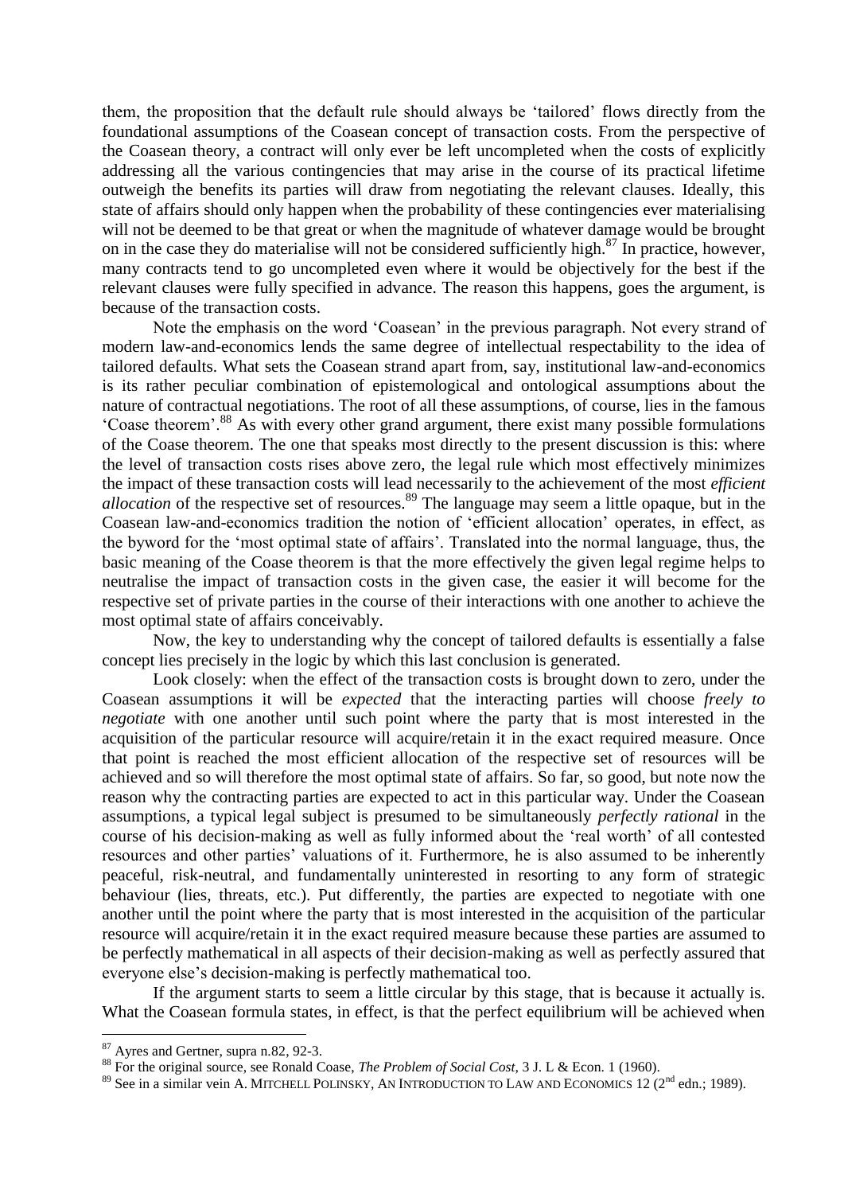them, the proposition that the default rule should always be 'tailored' flows directly from the foundational assumptions of the Coasean concept of transaction costs. From the perspective of the Coasean theory, a contract will only ever be left uncompleted when the costs of explicitly addressing all the various contingencies that may arise in the course of its practical lifetime outweigh the benefits its parties will draw from negotiating the relevant clauses. Ideally, this state of affairs should only happen when the probability of these contingencies ever materialising will not be deemed to be that great or when the magnitude of whatever damage would be brought on in the case they do materialise will not be considered sufficiently high.[87] In practice, however, many contracts tend to go uncompleted even where it would be objectively for the best if the relevant clauses were fully specified in advance. The reason this happens, goes the argument, is because of the transaction costs.

Note the emphasis on the word 'Coasean' in the previous paragraph. Not every strand of modern law-and-economics lends the same degree of intellectual respectability to the idea of tailored defaults. What sets the Coasean strand apart from, say, institutional law-and-economics is its rather peculiar combination of epistemological and ontological assumptions about the nature of contractual negotiations. The root of all these assumptions, of course, lies in the famous 'Coase theorem'.[88] As with every other grand argument, there exist many possible formulations of the Coase theorem. The one that speaks most directly to the present discussion is this: where the level of transaction costs rises above zero, the legal rule which most effectively minimizes the impact of these transaction costs will lead necessarily to the achievement of the most *efficient allocation* of the respective set of resources.[89] The language may seem a little opaque, but in the Coasean law-and-economics tradition the notion of 'efficient allocation' operates, in effect, as the byword for the 'most optimal state of affairs'. Translated into the normal language, thus, the basic meaning of the Coase theorem is that the more effectively the given legal regime helps to neutralise the impact of transaction costs in the given case, the easier it will become for the respective set of private parties in the course of their interactions with one another to achieve the most optimal state of affairs conceivably.

Now, the key to understanding why the concept of tailored defaults is essentially a false concept lies precisely in the logic by which this last conclusion is generated.

Look closely: when the effect of the transaction costs is brought down to zero, under the Coasean assumptions it will be *expected* that the interacting parties will choose *freely to negotiate* with one another until such point where the party that is most interested in the acquisition of the particular resource will acquire/retain it in the exact required measure. Once that point is reached the most efficient allocation of the respective set of resources will be achieved and so will therefore the most optimal state of affairs. So far, so good, but note now the reason why the contracting parties are expected to act in this particular way. Under the Coasean assumptions, a typical legal subject is presumed to be simultaneously *perfectly rational* in the course of his decision-making as well as fully informed about the 'real worth' of all contested resources and other parties' valuations of it. Furthermore, he is also assumed to be inherently peaceful, risk-neutral, and fundamentally uninterested in resorting to any form of strategic behaviour (lies, threats, etc.). Put differently, the parties are expected to negotiate with one another until the point where the party that is most interested in the acquisition of the particular resource will acquire/retain it in the exact required measure because these parties are assumed to be perfectly mathematical in all aspects of their decision-making as well as perfectly assured that everyone else's decision-making is perfectly mathematical too.

If the argument starts to seem a little circular by this stage, that is because it actually is. What the Coasean formula states, in effect, is that the perfect equilibrium will be achieved when

---

[87] Ayres and Gertner, supra n.82, 92-3.

[88] For the original source, see Ronald Coase, *The Problem of Social Cost*, 3 J. L & Econ. 1 (1960).

[89] See in a similar vein A. MITCHELL POLINSKY, AN INTRODUCTION TO LAW AND ECONOMICS 12 (2nd edn.; 1989).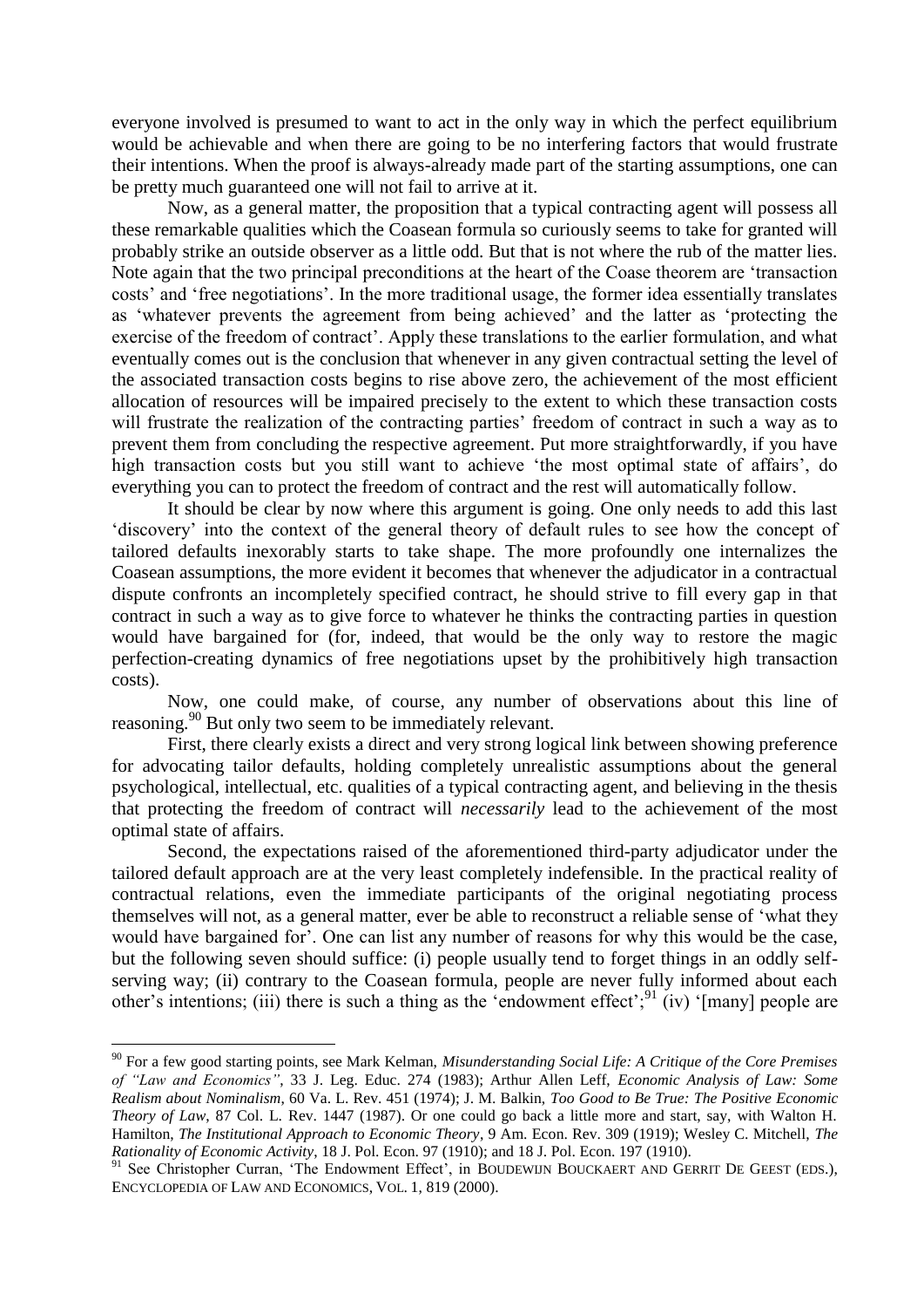everyone involved is presumed to want to act in the only way in which the perfect equilibrium would be achievable and when there are going to be no interfering factors that would frustrate their intentions. When the proof is always-already made part of the starting assumptions, one can be pretty much guaranteed one will not fail to arrive at it.

Now, as a general matter, the proposition that a typical contracting agent will possess all these remarkable qualities which the Coasean formula so curiously seems to take for granted will probably strike an outside observer as a little odd. But that is not where the rub of the matter lies. Note again that the two principal preconditions at the heart of the Coase theorem are 'transaction costs' and 'free negotiations'. In the more traditional usage, the former idea essentially translates as 'whatever prevents the agreement from being achieved' and the latter as 'protecting the exercise of the freedom of contract'. Apply these translations to the earlier formulation, and what eventually comes out is the conclusion that whenever in any given contractual setting the level of the associated transaction costs begins to rise above zero, the achievement of the most efficient allocation of resources will be impaired precisely to the extent to which these transaction costs will frustrate the realization of the contracting parties' freedom of contract in such a way as to prevent them from concluding the respective agreement. Put more straightforwardly, if you have high transaction costs but you still want to achieve 'the most optimal state of affairs', do everything you can to protect the freedom of contract and the rest will automatically follow.

It should be clear by now where this argument is going. One only needs to add this last 'discovery' into the context of the general theory of default rules to see how the concept of tailored defaults inexorably starts to take shape. The more profoundly one internalizes the Coasean assumptions, the more evident it becomes that whenever the adjudicator in a contractual dispute confronts an incompletely specified contract, he should strive to fill every gap in that contract in such a way as to give force to whatever he thinks the contracting parties in question would have bargained for (for, indeed, that would be the only way to restore the magic perfection-creating dynamics of free negotiations upset by the prohibitively high transaction costs).

Now, one could make, of course, any number of observations about this line of reasoning.[90] But only two seem to be immediately relevant.

First, there clearly exists a direct and very strong logical link between showing preference for advocating tailor defaults, holding completely unrealistic assumptions about the general psychological, intellectual, etc. qualities of a typical contracting agent, and believing in the thesis that protecting the freedom of contract will *necessarily* lead to the achievement of the most optimal state of affairs.

Second, the expectations raised of the aforementioned third-party adjudicator under the tailored default approach are at the very least completely indefensible. In the practical reality of contractual relations, even the immediate participants of the original negotiating process themselves will not, as a general matter, ever be able to reconstruct a reliable sense of 'what they would have bargained for'. One can list any number of reasons for why this would be the case, but the following seven should suffice: (i) people usually tend to forget things in an oddly self-serving way; (ii) contrary to the Coasean formula, people are never fully informed about each other's intentions; (iii) there is such a thing as the 'endowment effect';[91] (iv) '[many] people are

---

[90] For a few good starting points, see Mark Kelman, *Misunderstanding Social Life: A Critique of the Core Premises of "Law and Economics"*, 33 J. Leg. Educ. 274 (1983); Arthur Allen Leff, *Economic Analysis of Law: Some Realism about Nominalism*, 60 Va. L. Rev. 451 (1974); J. M. Balkin, *Too Good to Be True: The Positive Economic Theory of Law*, 87 Col. L. Rev. 1447 (1987). Or one could go back a little more and start, say, with Walton H. Hamilton, *The Institutional Approach to Economic Theory*, 9 Am. Econ. Rev. 309 (1919); Wesley C. Mitchell, *The Rationality of Economic Activity*, 18 J. Pol. Econ. 97 (1910); and 18 J. Pol. Econ. 197 (1910).

[91] See Christopher Curran, 'The Endowment Effect', in BOUDEWIJN BOUCKAERT AND GERRIT DE GEEST (EDS.), ENCYCLOPEDIA OF LAW AND ECONOMICS, VOL. 1, 819 (2000).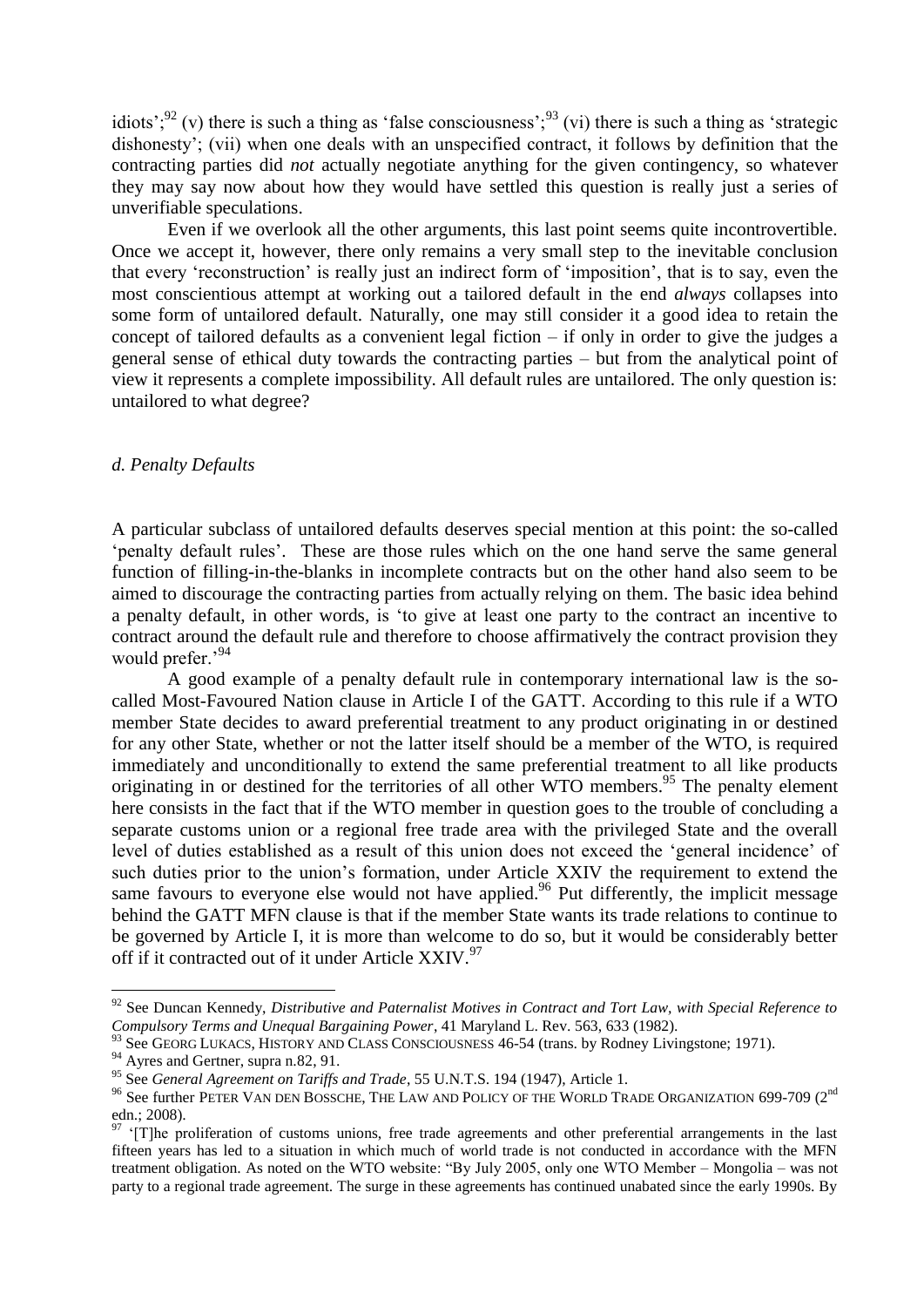idiots';[92] (v) there is such a thing as 'false consciousness';[93] (vi) there is such a thing as 'strategic dishonesty'; (vii) when one deals with an unspecified contract, it follows by definition that the contracting parties did *not* actually negotiate anything for the given contingency, so whatever they may say now about how they would have settled this question is really just a series of unverifiable speculations.

Even if we overlook all the other arguments, this last point seems quite incontrovertible. Once we accept it, however, there only remains a very small step to the inevitable conclusion that every 'reconstruction' is really just an indirect form of 'imposition', that is to say, even the most conscientious attempt at working out a tailored default in the end *always* collapses into some form of untailored default. Naturally, one may still consider it a good idea to retain the concept of tailored defaults as a convenient legal fiction – if only in order to give the judges a general sense of ethical duty towards the contracting parties – but from the analytical point of view it represents a complete impossibility. All default rules are untailored. The only question is: untailored to what degree?

### *d. Penalty Defaults*

A particular subclass of untailored defaults deserves special mention at this point: the so-called 'penalty default rules'. These are those rules which on the one hand serve the same general function of filling-in-the-blanks in incomplete contracts but on the other hand also seem to be aimed to discourage the contracting parties from actually relying on them. The basic idea behind a penalty default, in other words, is 'to give at least one party to the contract an incentive to contract around the default rule and therefore to choose affirmatively the contract provision they would prefer.'[94]

A good example of a penalty default rule in contemporary international law is the so-called Most-Favoured Nation clause in Article I of the GATT. According to this rule if a WTO member State decides to award preferential treatment to any product originating in or destined for any other State, whether or not the latter itself should be a member of the WTO, is required immediately and unconditionally to extend the same preferential treatment to all like products originating in or destined for the territories of all other WTO members.[95] The penalty element here consists in the fact that if the WTO member in question goes to the trouble of concluding a separate customs union or a regional free trade area with the privileged State and the overall level of duties established as a result of this union does not exceed the 'general incidence' of such duties prior to the union's formation, under Article XXIV the requirement to extend the same favours to everyone else would not have applied.[96] Put differently, the implicit message behind the GATT MFN clause is that if the member State wants its trade relations to continue to be governed by Article I, it is more than welcome to do so, but it would be considerably better off if it contracted out of it under Article XXIV.[97]

---

[92] See Duncan Kennedy, *Distributive and Paternalist Motives in Contract and Tort Law, with Special Reference to Compulsory Terms and Unequal Bargaining Power*, 41 Maryland L. Rev. 563, 633 (1982).

[93] See GEORG LUKACS, HISTORY AND CLASS CONSCIOUSNESS 46-54 (trans. by Rodney Livingstone; 1971).

[94] Ayres and Gertner, supra n.82, 91.

[95] See *General Agreement on Tariffs and Trade*, 55 U.N.T.S. 194 (1947), Article 1.

[96] See further PETER VAN DEN BOSSCHE, THE LAW AND POLICY OF THE WORLD TRADE ORGANIZATION 699-709 (2nd edn.; 2008).

[97] '[T]he proliferation of customs unions, free trade agreements and other preferential arrangements in the last fifteen years has led to a situation in which much of world trade is not conducted in accordance with the MFN treatment obligation. As noted on the WTO website: "By July 2005, only one WTO Member – Mongolia – was not party to a regional trade agreement. The surge in these agreements has continued unabated since the early 1990s. By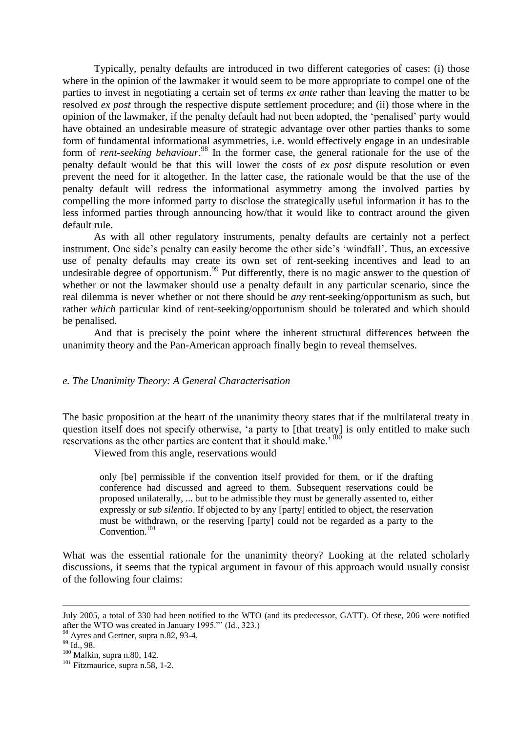Typically, penalty defaults are introduced in two different categories of cases: (i) those where in the opinion of the lawmaker it would seem to be more appropriate to compel one of the parties to invest in negotiating a certain set of terms *ex ante* rather than leaving the matter to be resolved *ex post* through the respective dispute settlement procedure; and (ii) those where in the opinion of the lawmaker, if the penalty default had not been adopted, the 'penalised' party would have obtained an undesirable measure of strategic advantage over other parties thanks to some form of fundamental informational asymmetries, i.e. would effectively engage in an undesirable form of *rent-seeking behaviour*.[98] In the former case, the general rationale for the use of the penalty default would be that this will lower the costs of *ex post* dispute resolution or even prevent the need for it altogether. In the latter case, the rationale would be that the use of the penalty default will redress the informational asymmetry among the involved parties by compelling the more informed party to disclose the strategically useful information it has to the less informed parties through announcing how/that it would like to contract around the given default rule.

As with all other regulatory instruments, penalty defaults are certainly not a perfect instrument. One side's penalty can easily become the other side's 'windfall'. Thus, an excessive use of penalty defaults may create its own set of rent-seeking incentives and lead to an undesirable degree of opportunism.[99] Put differently, there is no magic answer to the question of whether or not the lawmaker should use a penalty default in any particular scenario, since the real dilemma is never whether or not there should be *any* rent-seeking/opportunism as such, but rather *which* particular kind of rent-seeking/opportunism should be tolerated and which should be penalised.

And that is precisely the point where the inherent structural differences between the unanimity theory and the Pan-American approach finally begin to reveal themselves.

### *e. The Unanimity Theory: A General Characterisation*

The basic proposition at the heart of the unanimity theory states that if the multilateral treaty in question itself does not specify otherwise, 'a party to [that treaty] is only entitled to make such reservations as the other parties are content that it should make.'[100]

Viewed from this angle, reservations would

> only [be] permissible if the convention itself provided for them, or if the drafting conference had discussed and agreed to them. Subsequent reservations could be proposed unilaterally, ... but to be admissible they must be generally assented to, either expressly or *sub silentio*. If objected to by any [party] entitled to object, the reservation must be withdrawn, or the reserving [party] could not be regarded as a party to the Convention.[101]

What was the essential rationale for the unanimity theory? Looking at the related scholarly discussions, it seems that the typical argument in favour of this approach would usually consist of the following four claims:

---

July 2005, a total of 330 had been notified to the WTO (and its predecessor, GATT). Of these, 206 were notified after the WTO was created in January 1995."' (Id., 323.)

[98] Ayres and Gertner, supra n.82, 93-4.

[99] Id., 98.

[100] Malkin, supra n.80, 142.

[101] Fitzmaurice, supra n.58, 1-2.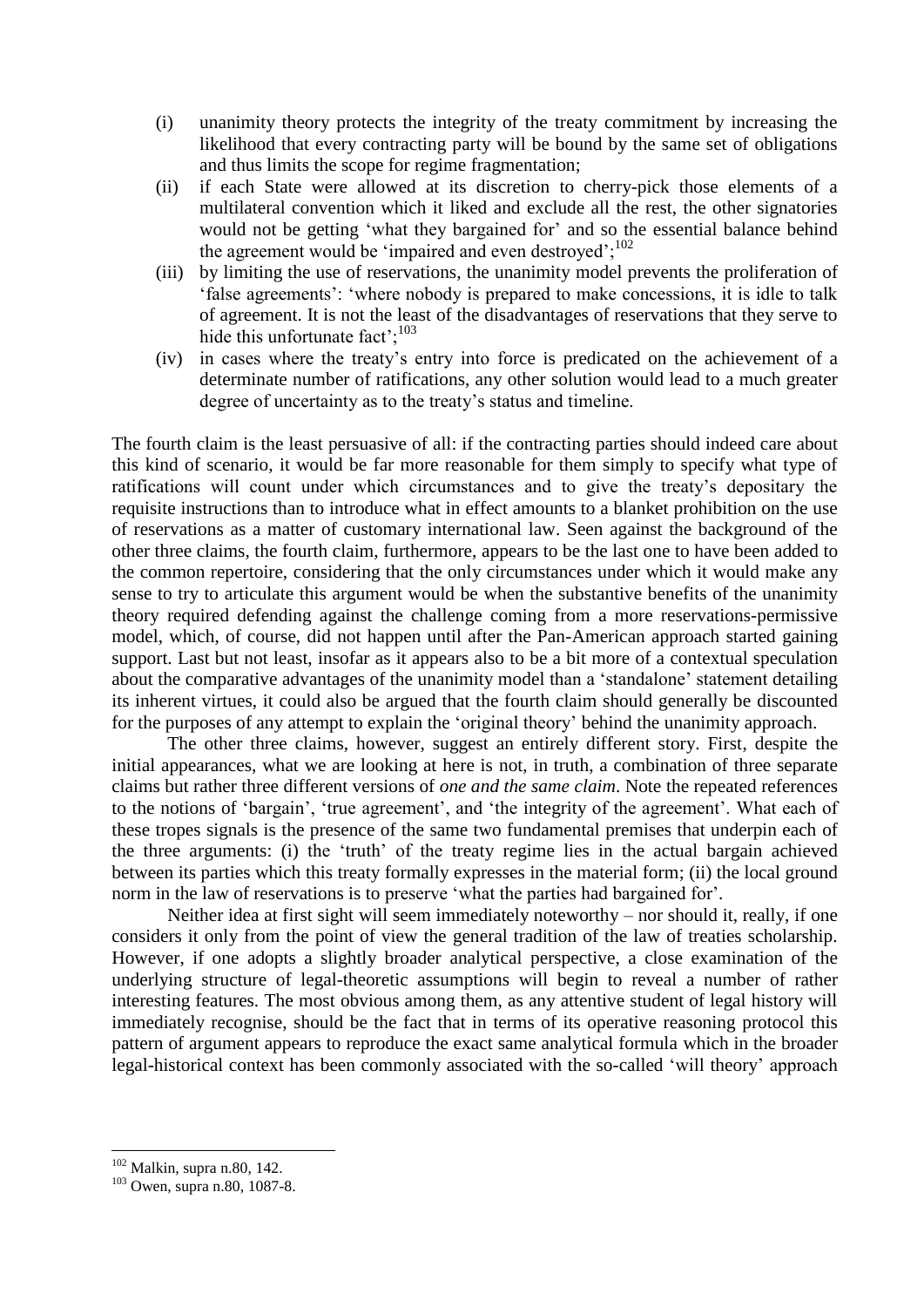(i) unanimity theory protects the integrity of the treaty commitment by increasing the likelihood that every contracting party will be bound by the same set of obligations and thus limits the scope for regime fragmentation;

(ii) if each State were allowed at its discretion to cherry-pick those elements of a multilateral convention which it liked and exclude all the rest, the other signatories would not be getting 'what they bargained for' and so the essential balance behind the agreement would be 'impaired and even destroyed';[102]

(iii) by limiting the use of reservations, the unanimity model prevents the proliferation of 'false agreements': 'where nobody is prepared to make concessions, it is idle to talk of agreement. It is not the least of the disadvantages of reservations that they serve to hide this unfortunate fact';[103]

(iv) in cases where the treaty's entry into force is predicated on the achievement of a determinate number of ratifications, any other solution would lead to a much greater degree of uncertainty as to the treaty's status and timeline.

The fourth claim is the least persuasive of all: if the contracting parties should indeed care about this kind of scenario, it would be far more reasonable for them simply to specify what type of ratifications will count under which circumstances and to give the treaty's depositary the requisite instructions than to introduce what in effect amounts to a blanket prohibition on the use of reservations as a matter of customary international law. Seen against the background of the other three claims, the fourth claim, furthermore, appears to be the last one to have been added to the common repertoire, considering that the only circumstances under which it would make any sense to try to articulate this argument would be when the substantive benefits of the unanimity theory required defending against the challenge coming from a more reservations-permissive model, which, of course, did not happen until after the Pan-American approach started gaining support. Last but not least, insofar as it appears also to be a bit more of a contextual speculation about the comparative advantages of the unanimity model than a 'standalone' statement detailing its inherent virtues, it could also be argued that the fourth claim should generally be discounted for the purposes of any attempt to explain the 'original theory' behind the unanimity approach.

The other three claims, however, suggest an entirely different story. First, despite the initial appearances, what we are looking at here is not, in truth, a combination of three separate claims but rather three different versions of *one and the same claim*. Note the repeated references to the notions of 'bargain', 'true agreement', and 'the integrity of the agreement'. What each of these tropes signals is the presence of the same two fundamental premises that underpin each of the three arguments: (i) the 'truth' of the treaty regime lies in the actual bargain achieved between its parties which this treaty formally expresses in the material form; (ii) the local ground norm in the law of reservations is to preserve 'what the parties had bargained for'.

Neither idea at first sight will seem immediately noteworthy – nor should it, really, if one considers it only from the point of view the general tradition of the law of treaties scholarship. However, if one adopts a slightly broader analytical perspective, a close examination of the underlying structure of legal-theoretic assumptions will begin to reveal a number of rather interesting features. The most obvious among them, as any attentive student of legal history will immediately recognise, should be the fact that in terms of its operative reasoning protocol this pattern of argument appears to reproduce the exact same analytical formula which in the broader legal-historical context has been commonly associated with the so-called 'will theory' approach

---

[102] Malkin, supra n.80, 142.

[103] Owen, supra n.80, 1087-8.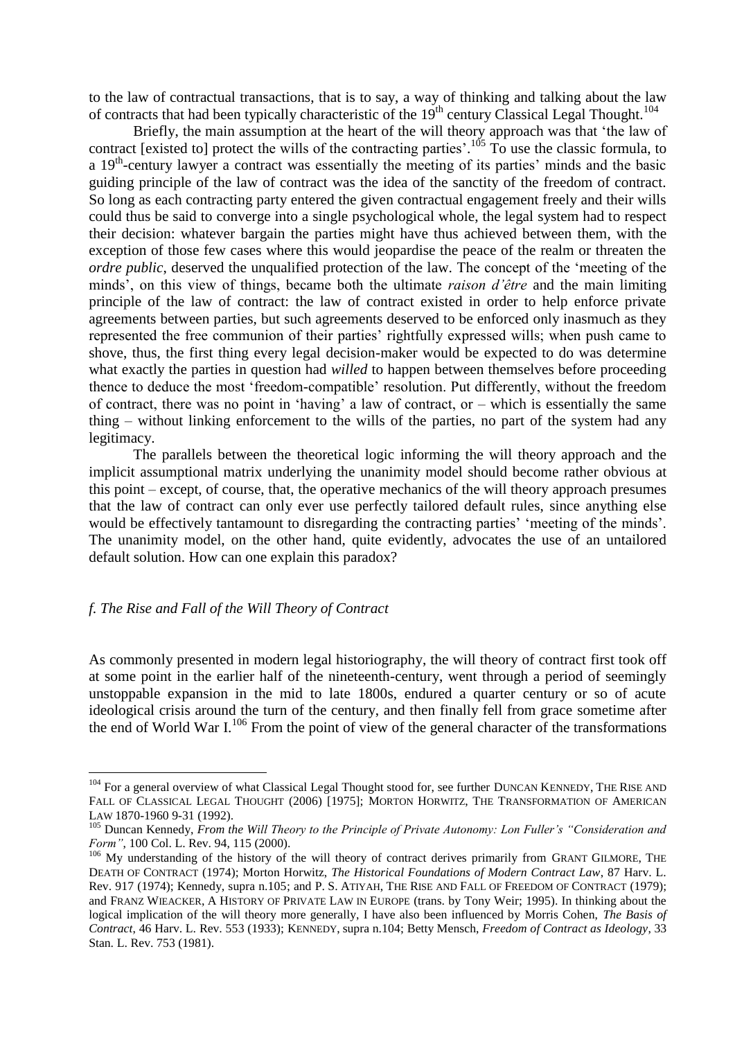to the law of contractual transactions, that is to say, a way of thinking and talking about the law of contracts that had been typically characteristic of the 19th century Classical Legal Thought.[104]

Briefly, the main assumption at the heart of the will theory approach was that 'the law of contract [existed to] protect the wills of the contracting parties'.[105] To use the classic formula, to a 19th-century lawyer a contract was essentially the meeting of its parties' minds and the basic guiding principle of the law of contract was the idea of the sanctity of the freedom of contract. So long as each contracting party entered the given contractual engagement freely and their wills could thus be said to converge into a single psychological whole, the legal system had to respect their decision: whatever bargain the parties might have thus achieved between them, with the exception of those few cases where this would jeopardise the peace of the realm or threaten the *ordre public*, deserved the unqualified protection of the law. The concept of the 'meeting of the minds', on this view of things, became both the ultimate *raison d'être* and the main limiting principle of the law of contract: the law of contract existed in order to help enforce private agreements between parties, but such agreements deserved to be enforced only inasmuch as they represented the free communion of their parties' rightfully expressed wills; when push came to shove, thus, the first thing every legal decision-maker would be expected to do was determine what exactly the parties in question had *willed* to happen between themselves before proceeding thence to deduce the most 'freedom-compatible' resolution. Put differently, without the freedom of contract, there was no point in 'having' a law of contract, or – which is essentially the same thing – without linking enforcement to the wills of the parties, no part of the system had any legitimacy.

The parallels between the theoretical logic informing the will theory approach and the implicit assumptional matrix underlying the unanimity model should become rather obvious at this point – except, of course, that, the operative mechanics of the will theory approach presumes that the law of contract can only ever use perfectly tailored default rules, since anything else would be effectively tantamount to disregarding the contracting parties' 'meeting of the minds'. The unanimity model, on the other hand, quite evidently, advocates the use of an untailored default solution. How can one explain this paradox?

### *f. The Rise and Fall of the Will Theory of Contract*

As commonly presented in modern legal historiography, the will theory of contract first took off at some point in the earlier half of the nineteenth-century, went through a period of seemingly unstoppable expansion in the mid to late 1800s, endured a quarter century or so of acute ideological crisis around the turn of the century, and then finally fell from grace sometime after the end of World War I.[106] From the point of view of the general character of the transformations

---

[104] For a general overview of what Classical Legal Thought stood for, see further DUNCAN KENNEDY, THE RISE AND FALL OF CLASSICAL LEGAL THOUGHT (2006) [1975]; MORTON HORWITZ, THE TRANSFORMATION OF AMERICAN LAW 1870-1960 9-31 (1992).

[105] Duncan Kennedy, *From the Will Theory to the Principle of Private Autonomy: Lon Fuller's "Consideration and Form"*, 100 Col. L. Rev. 94, 115 (2000).

[106] My understanding of the history of the will theory of contract derives primarily from GRANT GILMORE, THE DEATH OF CONTRACT (1974); Morton Horwitz, *The Historical Foundations of Modern Contract Law*, 87 Harv. L. Rev. 917 (1974); Kennedy, supra n.105; and P. S. ATIYAH, THE RISE AND FALL OF FREEDOM OF CONTRACT (1979); and FRANZ WIEACKER, A HISTORY OF PRIVATE LAW IN EUROPE (trans. by Tony Weir; 1995). In thinking about the logical implication of the will theory more generally, I have also been influenced by Morris Cohen, *The Basis of Contract*, 46 Harv. L. Rev. 553 (1933); KENNEDY, supra n.104; Betty Mensch, *Freedom of Contract as Ideology*, 33 Stan. L. Rev. 753 (1981).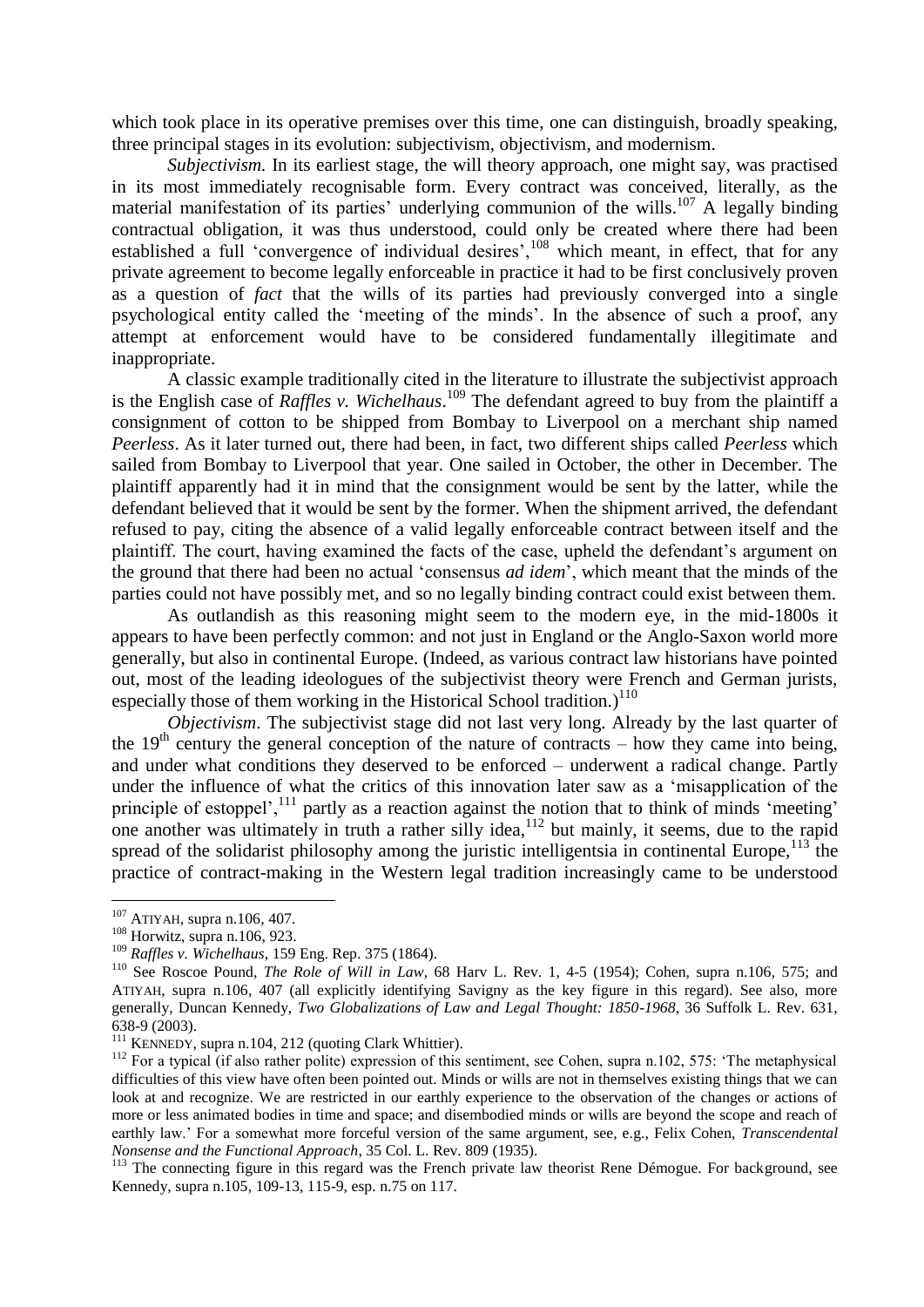which took place in its operative premises over this time, one can distinguish, broadly speaking, three principal stages in its evolution: subjectivism, objectivism, and modernism.

*Subjectivism.* In its earliest stage, the will theory approach, one might say, was practised in its most immediately recognisable form. Every contract was conceived, literally, as the material manifestation of its parties' underlying communion of the wills.[107] A legally binding contractual obligation, it was thus understood, could only be created where there had been established a full 'convergence of individual desires',[108] which meant, in effect, that for any private agreement to become legally enforceable in practice it had to be first conclusively proven as a question of *fact* that the wills of its parties had previously converged into a single psychological entity called the 'meeting of the minds'. In the absence of such a proof, any attempt at enforcement would have to be considered fundamentally illegitimate and inappropriate.

A classic example traditionally cited in the literature to illustrate the subjectivist approach is the English case of *Raffles v. Wichelhaus*.[109] The defendant agreed to buy from the plaintiff a consignment of cotton to be shipped from Bombay to Liverpool on a merchant ship named *Peerless*. As it later turned out, there had been, in fact, two different ships called *Peerless* which sailed from Bombay to Liverpool that year. One sailed in October, the other in December. The plaintiff apparently had it in mind that the consignment would be sent by the latter, while the defendant believed that it would be sent by the former. When the shipment arrived, the defendant refused to pay, citing the absence of a valid legally enforceable contract between itself and the plaintiff. The court, having examined the facts of the case, upheld the defendant's argument on the ground that there had been no actual 'consensus *ad idem*', which meant that the minds of the parties could not have possibly met, and so no legally binding contract could exist between them.

As outlandish as this reasoning might seem to the modern eye, in the mid-1800s it appears to have been perfectly common: and not just in England or the Anglo-Saxon world more generally, but also in continental Europe. (Indeed, as various contract law historians have pointed out, most of the leading ideologues of the subjectivist theory were French and German jurists, especially those of them working in the Historical School tradition.)[110]

*Objectivism*. The subjectivist stage did not last very long. Already by the last quarter of the 19th century the general conception of the nature of contracts – how they came into being, and under what conditions they deserved to be enforced – underwent a radical change. Partly under the influence of what the critics of this innovation later saw as a 'misapplication of the principle of estoppel',[111] partly as a reaction against the notion that to think of minds 'meeting' one another was ultimately in truth a rather silly idea,[112] but mainly, it seems, due to the rapid spread of the solidarist philosophy among the juristic intelligentsia in continental Europe,[113] the practice of contract-making in the Western legal tradition increasingly came to be understood

---

[107] ATIYAH, supra n.106, 407.

[108] Horwitz, supra n.106, 923.

[109] *Raffles v. Wichelhaus*, 159 Eng. Rep. 375 (1864).

[110] See Roscoe Pound, *The Role of Will in Law*, 68 Harv L. Rev. 1, 4-5 (1954); Cohen, supra n.106, 575; and ATIYAH, supra n.106, 407 (all explicitly identifying Savigny as the key figure in this regard). See also, more generally, Duncan Kennedy, *Two Globalizations of Law and Legal Thought: 1850-1968*, 36 Suffolk L. Rev. 631, 638-9 (2003).

[111] KENNEDY, supra n.104, 212 (quoting Clark Whittier).

[112] For a typical (if also rather polite) expression of this sentiment, see Cohen, supra n.102, 575: 'The metaphysical difficulties of this view have often been pointed out. Minds or wills are not in themselves existing things that we can look at and recognize. We are restricted in our earthly experience to the observation of the changes or actions of more or less animated bodies in time and space; and disembodied minds or wills are beyond the scope and reach of earthly law.' For a somewhat more forceful version of the same argument, see, e.g., Felix Cohen, *Transcendental Nonsense and the Functional Approach*, 35 Col. L. Rev. 809 (1935).

[113] The connecting figure in this regard was the French private law theorist Rene Démogue. For background, see Kennedy, supra n.105, 109-13, 115-9, esp. n.75 on 117.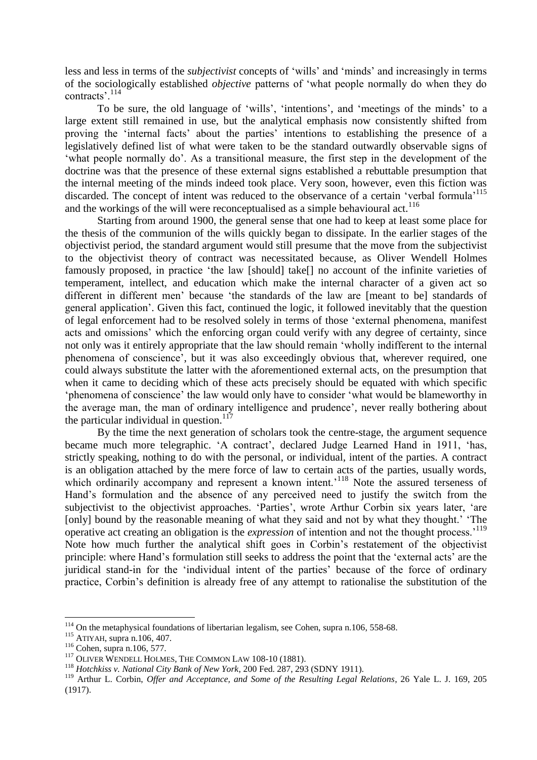less and less in terms of the *subjectivist* concepts of 'wills' and 'minds' and increasingly in terms of the sociologically established *objective* patterns of 'what people normally do when they do contracts'.[114]

To be sure, the old language of 'wills', 'intentions', and 'meetings of the minds' to a large extent still remained in use, but the analytical emphasis now consistently shifted from proving the 'internal facts' about the parties' intentions to establishing the presence of a legislatively defined list of what were taken to be the standard outwardly observable signs of 'what people normally do'. As a transitional measure, the first step in the development of the doctrine was that the presence of these external signs established a rebuttable presumption that the internal meeting of the minds indeed took place. Very soon, however, even this fiction was discarded. The concept of intent was reduced to the observance of a certain 'verbal formula'[115] and the workings of the will were reconceptualised as a simple behavioural act.[116]

Starting from around 1900, the general sense that one had to keep at least some place for the thesis of the communion of the wills quickly began to dissipate. In the earlier stages of the objectivist period, the standard argument would still presume that the move from the subjectivist to the objectivist theory of contract was necessitated because, as Oliver Wendell Holmes famously proposed, in practice 'the law [should] take[] no account of the infinite varieties of temperament, intellect, and education which make the internal character of a given act so different in different men' because 'the standards of the law are [meant to be] standards of general application'. Given this fact, continued the logic, it followed inevitably that the question of legal enforcement had to be resolved solely in terms of those 'external phenomena, manifest acts and omissions' which the enforcing organ could verify with any degree of certainty, since not only was it entirely appropriate that the law should remain 'wholly indifferent to the internal phenomena of conscience', but it was also exceedingly obvious that, wherever required, one could always substitute the latter with the aforementioned external acts, on the presumption that when it came to deciding which of these acts precisely should be equated with which specific 'phenomena of conscience' the law would only have to consider 'what would be blameworthy in the average man, the man of ordinary intelligence and prudence', never really bothering about the particular individual in question.[117]

By the time the next generation of scholars took the centre-stage, the argument sequence became much more telegraphic. 'A contract', declared Judge Learned Hand in 1911, 'has, strictly speaking, nothing to do with the personal, or individual, intent of the parties. A contract is an obligation attached by the mere force of law to certain acts of the parties, usually words, which ordinarily accompany and represent a known intent.'[118] Note the assured terseness of Hand's formulation and the absence of any perceived need to justify the switch from the subjectivist to the objectivist approaches. 'Parties', wrote Arthur Corbin six years later, 'are [only] bound by the reasonable meaning of what they said and not by what they thought.' 'The operative act creating an obligation is the *expression* of intention and not the thought process.'[119] Note how much further the analytical shift goes in Corbin's restatement of the objectivist principle: where Hand's formulation still seeks to address the point that the 'external acts' are the juridical stand-in for the 'individual intent of the parties' because of the force of ordinary practice, Corbin's definition is already free of any attempt to rationalise the substitution of the

---

[114] On the metaphysical foundations of libertarian legalism, see Cohen, supra n.106, 558-68.

[115] ATIYAH, supra n.106, 407.

[116] Cohen, supra n.106, 577.

[117] OLIVER WENDELL HOLMES, THE COMMON LAW 108-10 (1881).

[118] *Hotchkiss v. National City Bank of New York*, 200 Fed. 287, 293 (SDNY 1911).

[119] Arthur L. Corbin, *Offer and Acceptance, and Some of the Resulting Legal Relations*, 26 Yale L. J. 169, 205 (1917).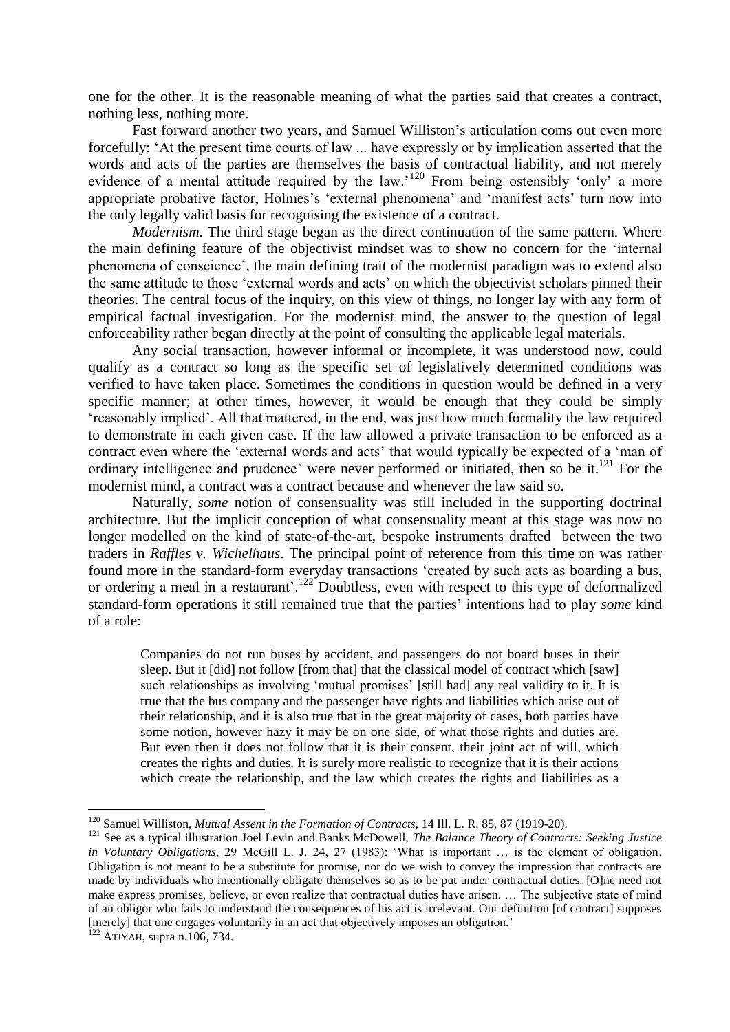one for the other. It is the reasonable meaning of what the parties said that creates a contract, nothing less, nothing more.

Fast forward another two years, and Samuel Williston's articulation coms out even more forcefully: 'At the present time courts of law ... have expressly or by implication asserted that the words and acts of the parties are themselves the basis of contractual liability, and not merely evidence of a mental attitude required by the law.'[120] From being ostensibly 'only' a more appropriate probative factor, Holmes's 'external phenomena' and 'manifest acts' turn now into the only legally valid basis for recognising the existence of a contract.

*Modernism*. The third stage began as the direct continuation of the same pattern. Where the main defining feature of the objectivist mindset was to show no concern for the 'internal phenomena of conscience', the main defining trait of the modernist paradigm was to extend also the same attitude to those 'external words and acts' on which the objectivist scholars pinned their theories. The central focus of the inquiry, on this view of things, no longer lay with any form of empirical factual investigation. For the modernist mind, the answer to the question of legal enforceability rather began directly at the point of consulting the applicable legal materials.

Any social transaction, however informal or incomplete, it was understood now, could qualify as a contract so long as the specific set of legislatively determined conditions was verified to have taken place. Sometimes the conditions in question would be defined in a very specific manner; at other times, however, it would be enough that they could be simply 'reasonably implied'. All that mattered, in the end, was just how much formality the law required to demonstrate in each given case. If the law allowed a private transaction to be enforced as a contract even where the 'external words and acts' that would typically be expected of a 'man of ordinary intelligence and prudence' were never performed or initiated, then so be it.[121] For the modernist mind, a contract was a contract because and whenever the law said so.

Naturally, *some* notion of consensuality was still included in the supporting doctrinal architecture. But the implicit conception of what consensuality meant at this stage was now no longer modelled on the kind of state-of-the-art, bespoke instruments drafted between the two traders in *Raffles v. Wichelhaus*. The principal point of reference from this time on was rather found more in the standard-form everyday transactions 'created by such acts as boarding a bus, or ordering a meal in a restaurant'.[122] Doubtless, even with respect to this type of deformalized standard-form operations it still remained true that the parties' intentions had to play *some* kind of a role:

> Companies do not run buses by accident, and passengers do not board buses in their sleep. But it [did] not follow [from that] that the classical model of contract which [saw] such relationships as involving 'mutual promises' [still had] any real validity to it. It is true that the bus company and the passenger have rights and liabilities which arise out of their relationship, and it is also true that in the great majority of cases, both parties have some notion, however hazy it may be on one side, of what those rights and duties are. But even then it does not follow that it is their consent, their joint act of will, which creates the rights and duties. It is surely more realistic to recognize that it is their actions which create the relationship, and the law which creates the rights and liabilities as a

---

[120] Samuel Williston, *Mutual Assent in the Formation of Contracts*, 14 Ill. L. R. 85, 87 (1919-20).

[121] See as a typical illustration Joel Levin and Banks McDowell, *The Balance Theory of Contracts: Seeking Justice in Voluntary Obligations*, 29 McGill L. J. 24, 27 (1983): 'What is important … is the element of obligation. Obligation is not meant to be a substitute for promise, nor do we wish to convey the impression that contracts are made by individuals who intentionally obligate themselves so as to be put under contractual duties. [O]ne need not make express promises, believe, or even realize that contractual duties have arisen. … The subjective state of mind of an obligor who fails to understand the consequences of his act is irrelevant. Our definition [of contract] supposes [merely] that one engages voluntarily in an act that objectively imposes an obligation.'

[122] ATIYAH, supra n.106, 734.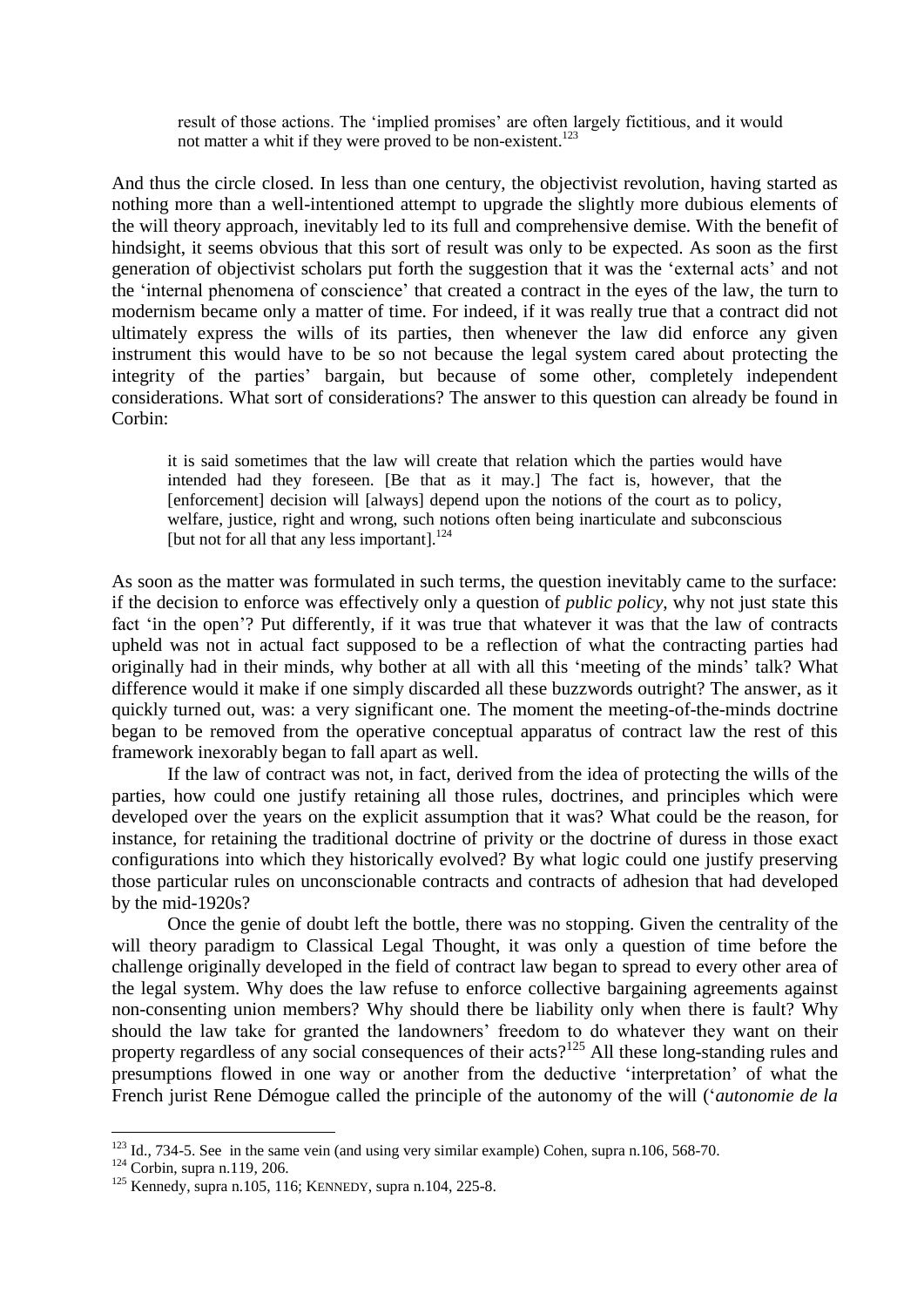> result of those actions. The 'implied promises' are often largely fictitious, and it would not matter a whit if they were proved to be non-existent.[123]

And thus the circle closed. In less than one century, the objectivist revolution, having started as nothing more than a well-intentioned attempt to upgrade the slightly more dubious elements of the will theory approach, inevitably led to its full and comprehensive demise. With the benefit of hindsight, it seems obvious that this sort of result was only to be expected. As soon as the first generation of objectivist scholars put forth the suggestion that it was the 'external acts' and not the 'internal phenomena of conscience' that created a contract in the eyes of the law, the turn to modernism became only a matter of time. For indeed, if it was really true that a contract did not ultimately express the wills of its parties, then whenever the law did enforce any given instrument this would have to be so not because the legal system cared about protecting the integrity of the parties' bargain, but because of some other, completely independent considerations. What sort of considerations? The answer to this question can already be found in Corbin:

> it is said sometimes that the law will create that relation which the parties would have intended had they foreseen. [Be that as it may.] The fact is, however, that the [enforcement] decision will [always] depend upon the notions of the court as to policy, welfare, justice, right and wrong, such notions often being inarticulate and subconscious [but not for all that any less important].[124]

As soon as the matter was formulated in such terms, the question inevitably came to the surface: if the decision to enforce was effectively only a question of *public policy*, why not just state this fact 'in the open'? Put differently, if it was true that whatever it was that the law of contracts upheld was not in actual fact supposed to be a reflection of what the contracting parties had originally had in their minds, why bother at all with all this 'meeting of the minds' talk? What difference would it make if one simply discarded all these buzzwords outright? The answer, as it quickly turned out, was: a very significant one. The moment the meeting-of-the-minds doctrine began to be removed from the operative conceptual apparatus of contract law the rest of this framework inexorably began to fall apart as well.

If the law of contract was not, in fact, derived from the idea of protecting the wills of the parties, how could one justify retaining all those rules, doctrines, and principles which were developed over the years on the explicit assumption that it was? What could be the reason, for instance, for retaining the traditional doctrine of privity or the doctrine of duress in those exact configurations into which they historically evolved? By what logic could one justify preserving those particular rules on unconscionable contracts and contracts of adhesion that had developed by the mid-1920s?

Once the genie of doubt left the bottle, there was no stopping. Given the centrality of the will theory paradigm to Classical Legal Thought, it was only a question of time before the challenge originally developed in the field of contract law began to spread to every other area of the legal system. Why does the law refuse to enforce collective bargaining agreements against non-consenting union members? Why should there be liability only when there is fault? Why should the law take for granted the landowners' freedom to do whatever they want on their property regardless of any social consequences of their acts?[125] All these long-standing rules and presumptions flowed in one way or another from the deductive 'interpretation' of what the French jurist Rene Démogue called the principle of the autonomy of the will ('*autonomie de la*

---

[123] Id., 734-5. See in the same vein (and using very similar example) Cohen, supra n.106, 568-70.

[124] Corbin, supra n.119, 206.

[125] Kennedy, supra n.105, 116; KENNEDY, supra n.104, 225-8.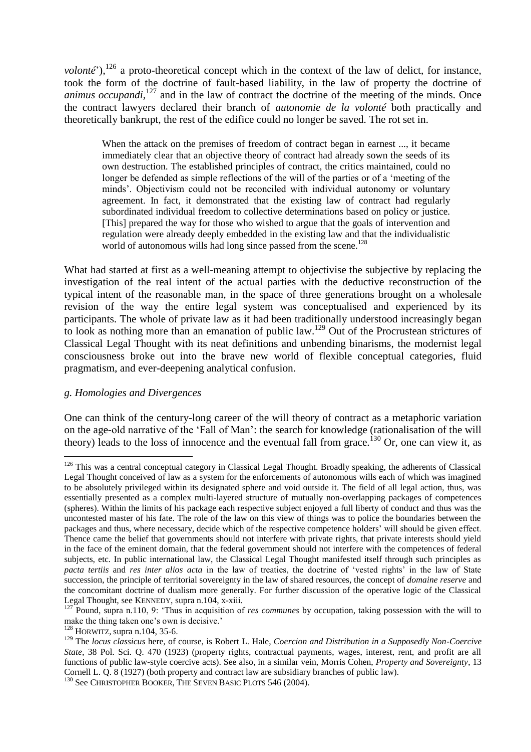*volonté*'),[126] a proto-theoretical concept which in the context of the law of delict, for instance, took the form of the doctrine of fault-based liability, in the law of property the doctrine of *animus occupandi*,[127] and in the law of contract the doctrine of the meeting of the minds. Once the contract lawyers declared their branch of *autonomie de la volonté* both practically and theoretically bankrupt, the rest of the edifice could no longer be saved. The rot set in.

> When the attack on the premises of freedom of contract began in earnest ..., it became immediately clear that an objective theory of contract had already sown the seeds of its own destruction. The established principles of contract, the critics maintained, could no longer be defended as simple reflections of the will of the parties or of a 'meeting of the minds'. Objectivism could not be reconciled with individual autonomy or voluntary agreement. In fact, it demonstrated that the existing law of contract had regularly subordinated individual freedom to collective determinations based on policy or justice. [This] prepared the way for those who wished to argue that the goals of intervention and regulation were already deeply embedded in the existing law and that the individualistic world of autonomous wills had long since passed from the scene.[128]

What had started at first as a well-meaning attempt to objectivise the subjective by replacing the investigation of the real intent of the actual parties with the deductive reconstruction of the typical intent of the reasonable man, in the space of three generations brought on a wholesale revision of the way the entire legal system was conceptualised and experienced by its participants. The whole of private law as it had been traditionally understood increasingly began to look as nothing more than an emanation of public law.[129] Out of the Procrustean strictures of Classical Legal Thought with its neat definitions and unbending binarisms, the modernist legal consciousness broke out into the brave new world of flexible conceptual categories, fluid pragmatism, and ever-deepening analytical confusion.

### *g. Homologies and Divergences*

One can think of the century-long career of the will theory of contract as a metaphoric variation on the age-old narrative of the 'Fall of Man': the search for knowledge (rationalisation of the will theory) leads to the loss of innocence and the eventual fall from grace.[130] Or, one can view it, as

---

[126] This was a central conceptual category in Classical Legal Thought. Broadly speaking, the adherents of Classical Legal Thought conceived of law as a system for the enforcements of autonomous wills each of which was imagined to be absolutely privileged within its designated sphere and void outside it. The field of all legal action, thus, was essentially presented as a complex multi-layered structure of mutually non-overlapping packages of competences (spheres). Within the limits of his package each respective subject enjoyed a full liberty of conduct and thus was the uncontested master of his fate. The role of the law on this view of things was to police the boundaries between the packages and thus, where necessary, decide which of the respective competence holders' will should be given effect. Thence came the belief that governments should not interfere with private rights, that private interests should yield in the face of the eminent domain, that the federal government should not interfere with the competences of federal subjects, etc. In public international law, the Classical Legal Thought manifested itself through such principles as *pacta tertiis* and *res inter alios acta* in the law of treaties, the doctrine of 'vested rights' in the law of State succession, the principle of territorial sovereignty in the law of shared resources, the concept of *domaine reserve* and the concomitant doctrine of dualism more generally. For further discussion of the operative logic of the Classical Legal Thought, see KENNEDY, supra n.104, x-xiii.

[127] Pound, supra n.110, 9: 'Thus in acquisition of *res communes* by occupation, taking possession with the will to make the thing taken one's own is decisive.'

[128] HORWITZ, supra n.104, 35-6.

[129] The *locus classicus* here, of course, is Robert L. Hale, *Coercion and Distribution in a Supposedly Non-Coercive State*, 38 Pol. Sci. Q. 470 (1923) (property rights, contractual payments, wages, interest, rent, and profit are all functions of public law-style coercive acts). See also, in a similar vein, Morris Cohen, *Property and Sovereignty*, 13 Cornell L. Q. 8 (1927) (both property and contract law are subsidiary branches of public law).

[130] See CHRISTOPHER BOOKER, THE SEVEN BASIC PLOTS 546 (2004).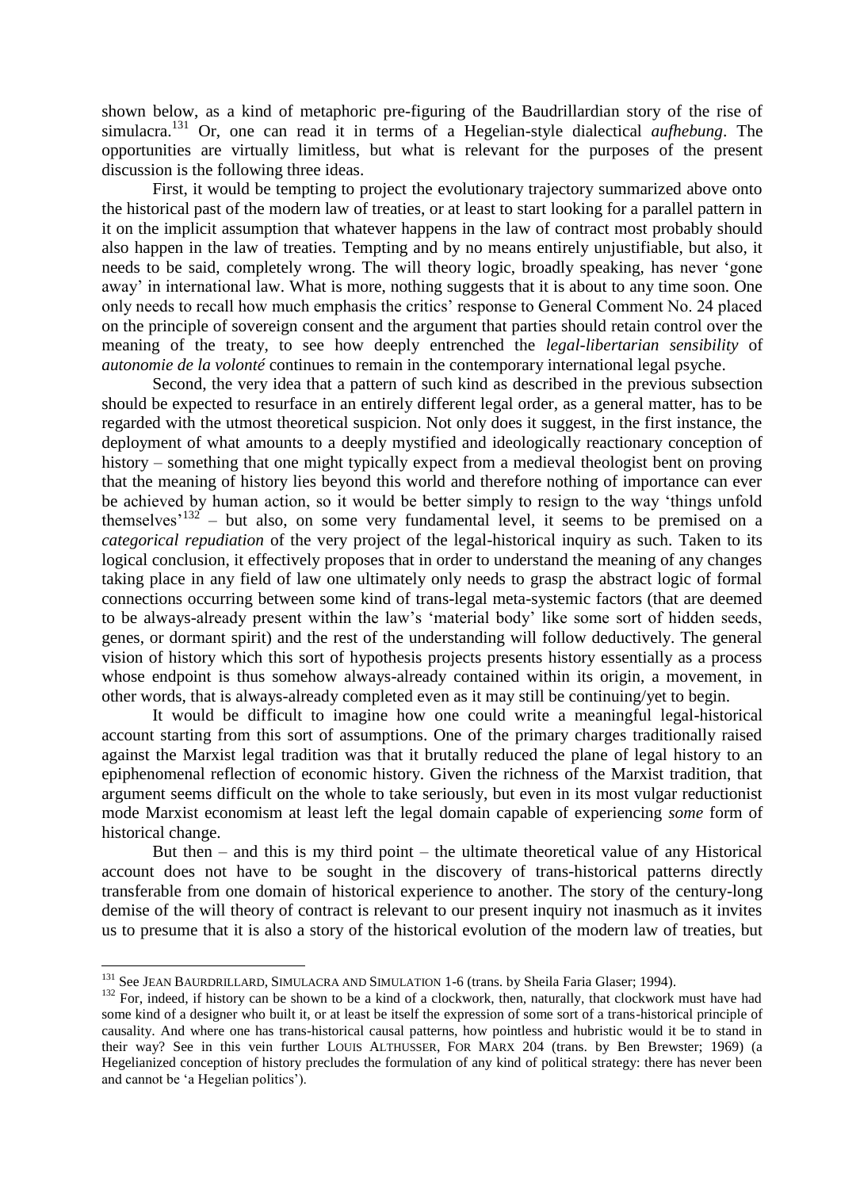shown below, as a kind of metaphoric pre-figuring of the Baudrillardian story of the rise of simulacra.[131] Or, one can read it in terms of a Hegelian-style dialectical *aufhebung*. The opportunities are virtually limitless, but what is relevant for the purposes of the present discussion is the following three ideas.

First, it would be tempting to project the evolutionary trajectory summarized above onto the historical past of the modern law of treaties, or at least to start looking for a parallel pattern in it on the implicit assumption that whatever happens in the law of contract most probably should also happen in the law of treaties. Tempting and by no means entirely unjustifiable, but also, it needs to be said, completely wrong. The will theory logic, broadly speaking, has never 'gone away' in international law. What is more, nothing suggests that it is about to any time soon. One only needs to recall how much emphasis the critics' response to General Comment No. 24 placed on the principle of sovereign consent and the argument that parties should retain control over the meaning of the treaty, to see how deeply entrenched the *legal-libertarian sensibility* of *autonomie de la volonté* continues to remain in the contemporary international legal psyche.

Second, the very idea that a pattern of such kind as described in the previous subsection should be expected to resurface in an entirely different legal order, as a general matter, has to be regarded with the utmost theoretical suspicion. Not only does it suggest, in the first instance, the deployment of what amounts to a deeply mystified and ideologically reactionary conception of history – something that one might typically expect from a medieval theologist bent on proving that the meaning of history lies beyond this world and therefore nothing of importance can ever be achieved by human action, so it would be better simply to resign to the way 'things unfold themselves'[132] – but also, on some very fundamental level, it seems to be premised on a *categorical repudiation* of the very project of the legal-historical inquiry as such. Taken to its logical conclusion, it effectively proposes that in order to understand the meaning of any changes taking place in any field of law one ultimately only needs to grasp the abstract logic of formal connections occurring between some kind of trans-legal meta-systemic factors (that are deemed to be always-already present within the law's 'material body' like some sort of hidden seeds, genes, or dormant spirit) and the rest of the understanding will follow deductively. The general vision of history which this sort of hypothesis projects presents history essentially as a process whose endpoint is thus somehow always-already contained within its origin, a movement, in other words, that is always-already completed even as it may still be continuing/yet to begin.

It would be difficult to imagine how one could write a meaningful legal-historical account starting from this sort of assumptions. One of the primary charges traditionally raised against the Marxist legal tradition was that it brutally reduced the plane of legal history to an epiphenomenal reflection of economic history. Given the richness of the Marxist tradition, that argument seems difficult on the whole to take seriously, but even in its most vulgar reductionist mode Marxist economism at least left the legal domain capable of experiencing *some* form of historical change.

But then – and this is my third point – the ultimate theoretical value of any Historical account does not have to be sought in the discovery of trans-historical patterns directly transferable from one domain of historical experience to another. The story of the century-long demise of the will theory of contract is relevant to our present inquiry not inasmuch as it invites us to presume that it is also a story of the historical evolution of the modern law of treaties, but

---

[131] See JEAN BAURDRILLARD, SIMULACRA AND SIMULATION 1-6 (trans. by Sheila Faria Glaser; 1994).

[132] For, indeed, if history can be shown to be a kind of a clockwork, then, naturally, that clockwork must have had some kind of a designer who built it, or at least be itself the expression of some sort of a trans-historical principle of causality. And where one has trans-historical causal patterns, how pointless and hubristic would it be to stand in their way? See in this vein further LOUIS ALTHUSSER, FOR MARX 204 (trans. by Ben Brewster; 1969) (a Hegelianized conception of history precludes the formulation of any kind of political strategy: there has never been and cannot be 'a Hegelian politics').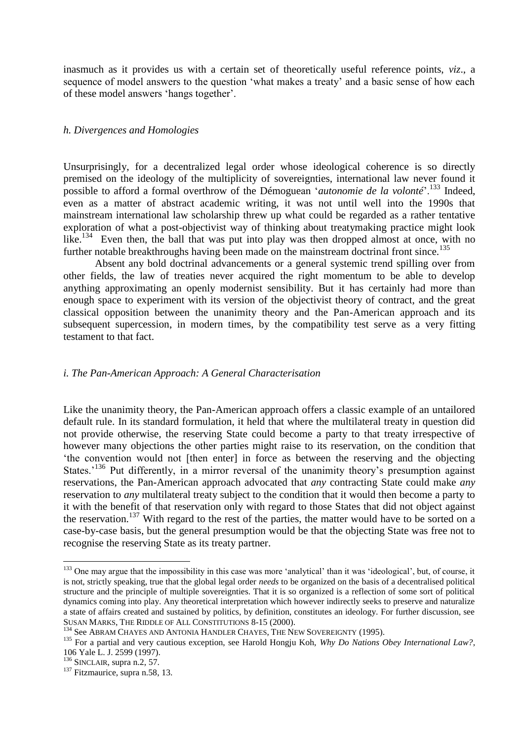inasmuch as it provides us with a certain set of theoretically useful reference points, *viz*., a sequence of model answers to the question 'what makes a treaty' and a basic sense of how each of these model answers 'hangs together'.

### *h. Divergences and Homologies*

Unsurprisingly, for a decentralized legal order whose ideological coherence is so directly premised on the ideology of the multiplicity of sovereignties, international law never found it possible to afford a formal overthrow of the Démoguean '*autonomie de la volonté*'.[133] Indeed, even as a matter of abstract academic writing, it was not until well into the 1990s that mainstream international law scholarship threw up what could be regarded as a rather tentative exploration of what a post-objectivist way of thinking about treatymaking practice might look like.[134] Even then, the ball that was put into play was then dropped almost at once, with no further notable breakthroughs having been made on the mainstream doctrinal front since.[135]

Absent any bold doctrinal advancements or a general systemic trend spilling over from other fields, the law of treaties never acquired the right momentum to be able to develop anything approximating an openly modernist sensibility. But it has certainly had more than enough space to experiment with its version of the objectivist theory of contract, and the great classical opposition between the unanimity theory and the Pan-American approach and its subsequent supercession, in modern times, by the compatibility test serve as a very fitting testament to that fact.

### *i. The Pan-American Approach: A General Characterisation*

Like the unanimity theory, the Pan-American approach offers a classic example of an untailored default rule. In its standard formulation, it held that where the multilateral treaty in question did not provide otherwise, the reserving State could become a party to that treaty irrespective of however many objections the other parties might raise to its reservation, on the condition that 'the convention would not [then enter] in force as between the reserving and the objecting States.'[136] Put differently, in a mirror reversal of the unanimity theory's presumption against reservations, the Pan-American approach advocated that *any* contracting State could make *any* reservation to *any* multilateral treaty subject to the condition that it would then become a party to it with the benefit of that reservation only with regard to those States that did not object against the reservation.[137] With regard to the rest of the parties, the matter would have to be sorted on a case-by-case basis, but the general presumption would be that the objecting State was free not to recognise the reserving State as its treaty partner.

---

[133] One may argue that the impossibility in this case was more 'analytical' than it was 'ideological', but, of course, it is not, strictly speaking, true that the global legal order *needs* to be organized on the basis of a decentralised political structure and the principle of multiple sovereignties. That it is so organized is a reflection of some sort of political dynamics coming into play. Any theoretical interpretation which however indirectly seeks to preserve and naturalize a state of affairs created and sustained by politics, by definition, constitutes an ideology. For further discussion, see SUSAN MARKS, THE RIDDLE OF ALL CONSTITUTIONS 8-15 (2000).

[134] See ABRAM CHAYES AND ANTONIA HANDLER CHAYES, THE NEW SOVEREIGNTY (1995).

[135] For a partial and very cautious exception, see Harold Hongju Koh, *Why Do Nations Obey International Law?*, 106 Yale L. J. 2599 (1997).

[136] SINCLAIR, supra n.2, 57.

[137] Fitzmaurice, supra n.58, 13.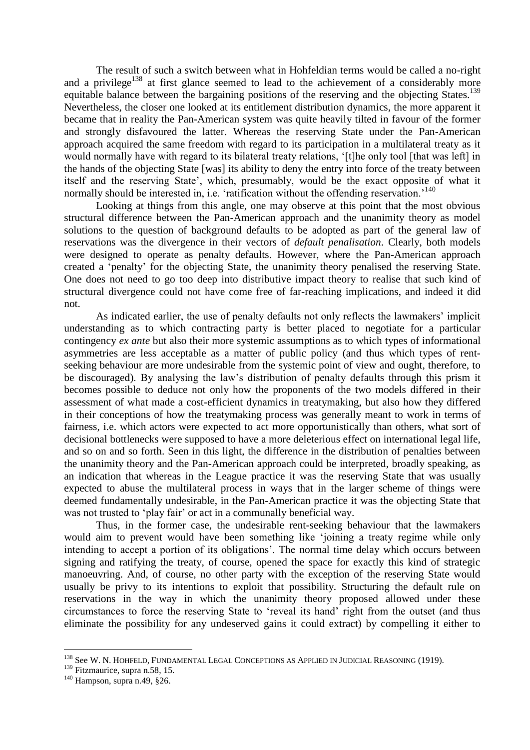The result of such a switch between what in Hohfeldian terms would be called a no-right and a privilege[138] at first glance seemed to lead to the achievement of a considerably more equitable balance between the bargaining positions of the reserving and the objecting States.[139] Nevertheless, the closer one looked at its entitlement distribution dynamics, the more apparent it became that in reality the Pan-American system was quite heavily tilted in favour of the former and strongly disfavoured the latter. Whereas the reserving State under the Pan-American approach acquired the same freedom with regard to its participation in a multilateral treaty as it would normally have with regard to its bilateral treaty relations, '[t]he only tool [that was left] in the hands of the objecting State [was] its ability to deny the entry into force of the treaty between itself and the reserving State', which, presumably, would be the exact opposite of what it normally should be interested in, i.e. 'ratification without the offending reservation.'[140]

Looking at things from this angle, one may observe at this point that the most obvious structural difference between the Pan-American approach and the unanimity theory as model solutions to the question of background defaults to be adopted as part of the general law of reservations was the divergence in their vectors of *default penalisation*. Clearly, both models were designed to operate as penalty defaults. However, where the Pan-American approach created a 'penalty' for the objecting State, the unanimity theory penalised the reserving State. One does not need to go too deep into distributive impact theory to realise that such kind of structural divergence could not have come free of far-reaching implications, and indeed it did not.

As indicated earlier, the use of penalty defaults not only reflects the lawmakers' implicit understanding as to which contracting party is better placed to negotiate for a particular contingency *ex ante* but also their more systemic assumptions as to which types of informational asymmetries are less acceptable as a matter of public policy (and thus which types of rent-seeking behaviour are more undesirable from the systemic point of view and ought, therefore, to be discouraged). By analysing the law's distribution of penalty defaults through this prism it becomes possible to deduce not only how the proponents of the two models differed in their assessment of what made a cost-efficient dynamics in treatymaking, but also how they differed in their conceptions of how the treatymaking process was generally meant to work in terms of fairness, i.e. which actors were expected to act more opportunistically than others, what sort of decisional bottlenecks were supposed to have a more deleterious effect on international legal life, and so on and so forth. Seen in this light, the difference in the distribution of penalties between the unanimity theory and the Pan-American approach could be interpreted, broadly speaking, as an indication that whereas in the League practice it was the reserving State that was usually expected to abuse the multilateral process in ways that in the larger scheme of things were deemed fundamentally undesirable, in the Pan-American practice it was the objecting State that was not trusted to 'play fair' or act in a communally beneficial way.

Thus, in the former case, the undesirable rent-seeking behaviour that the lawmakers would aim to prevent would have been something like 'joining a treaty regime while only intending to accept a portion of its obligations'. The normal time delay which occurs between signing and ratifying the treaty, of course, opened the space for exactly this kind of strategic manoeuvring. And, of course, no other party with the exception of the reserving State would usually be privy to its intentions to exploit that possibility. Structuring the default rule on reservations in the way in which the unanimity theory proposed allowed under these circumstances to force the reserving State to 'reveal its hand' right from the outset (and thus eliminate the possibility for any undeserved gains it could extract) by compelling it either to

---

[138] See W. N. HOHFELD, FUNDAMENTAL LEGAL CONCEPTIONS AS APPLIED IN JUDICIAL REASONING (1919).

[139] Fitzmaurice, supra n.58, 15.

[140] Hampson, supra n.49, §26.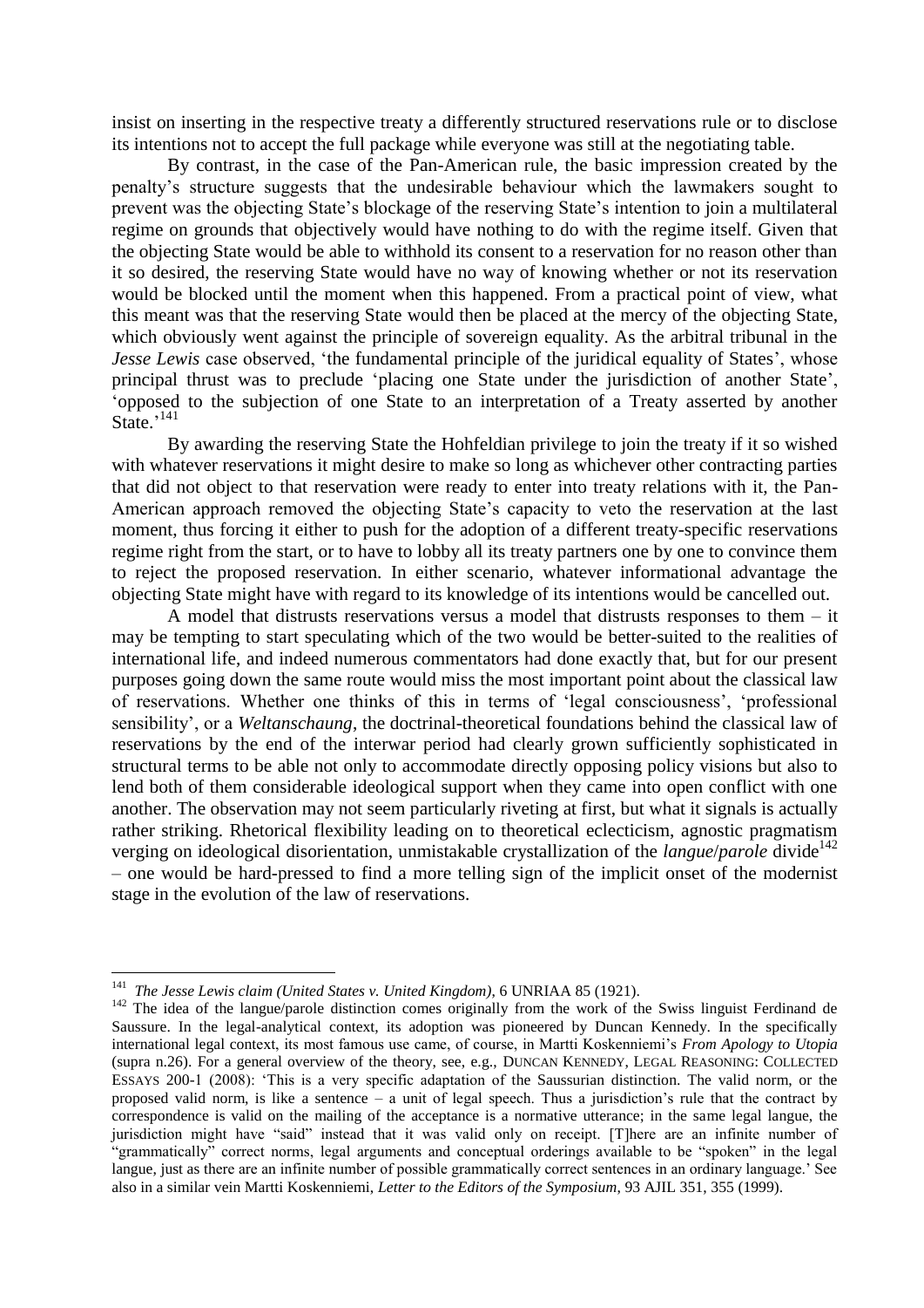insist on inserting in the respective treaty a differently structured reservations rule or to disclose its intentions not to accept the full package while everyone was still at the negotiating table.

By contrast, in the case of the Pan-American rule, the basic impression created by the penalty's structure suggests that the undesirable behaviour which the lawmakers sought to prevent was the objecting State's blockage of the reserving State's intention to join a multilateral regime on grounds that objectively would have nothing to do with the regime itself. Given that the objecting State would be able to withhold its consent to a reservation for no reason other than it so desired, the reserving State would have no way of knowing whether or not its reservation would be blocked until the moment when this happened. From a practical point of view, what this meant was that the reserving State would then be placed at the mercy of the objecting State, which obviously went against the principle of sovereign equality. As the arbitral tribunal in the *Jesse Lewis* case observed, 'the fundamental principle of the juridical equality of States', whose principal thrust was to preclude 'placing one State under the jurisdiction of another State', 'opposed to the subjection of one State to an interpretation of a Treaty asserted by another State.'[141]

By awarding the reserving State the Hohfeldian privilege to join the treaty if it so wished with whatever reservations it might desire to make so long as whichever other contracting parties that did not object to that reservation were ready to enter into treaty relations with it, the Pan-American approach removed the objecting State's capacity to veto the reservation at the last moment, thus forcing it either to push for the adoption of a different treaty-specific reservations regime right from the start, or to have to lobby all its treaty partners one by one to convince them to reject the proposed reservation. In either scenario, whatever informational advantage the objecting State might have with regard to its knowledge of its intentions would be cancelled out.

A model that distrusts reservations versus a model that distrusts responses to them – it may be tempting to start speculating which of the two would be better-suited to the realities of international life, and indeed numerous commentators had done exactly that, but for our present purposes going down the same route would miss the most important point about the classical law of reservations. Whether one thinks of this in terms of 'legal consciousness', 'professional sensibility', or a *Weltanschauung*, the doctrinal-theoretical foundations behind the classical law of reservations by the end of the interwar period had clearly grown sufficiently sophisticated in structural terms to be able not only to accommodate directly opposing policy visions but also to lend both of them considerable ideological support when they came into open conflict with one another. The observation may not seem particularly riveting at first, but what it signals is actually rather striking. Rhetorical flexibility leading on to theoretical eclecticism, agnostic pragmatism verging on ideological disorientation, unmistakable crystallization of the *langue*/*parole* divide[142] – one would be hard-pressed to find a more telling sign of the implicit onset of the modernist stage in the evolution of the law of reservations.

---

[141] *The Jesse Lewis claim (United States v. United Kingdom)*, 6 UNRIAA 85 (1921).

[142] The idea of the langue/parole distinction comes originally from the work of the Swiss linguist Ferdinand de Saussure. In the legal-analytical context, its adoption was pioneered by Duncan Kennedy. In the specifically international legal context, its most famous use came, of course, in Martti Koskenniemi's *From Apology to Utopia* (supra n.26). For a general overview of the theory, see, e.g., DUNCAN KENNEDY, LEGAL REASONING: COLLECTED ESSAYS 200-1 (2008): 'This is a very specific adaptation of the Saussurian distinction. The valid norm, or the proposed valid norm, is like a sentence – a unit of legal speech. Thus a jurisdiction's rule that the contract by correspondence is valid on the mailing of the acceptance is a normative utterance; in the same legal langue, the jurisdiction might have "said" instead that it was valid only on receipt. [T]here are an infinite number of "grammatically" correct norms, legal arguments and conceptual orderings available to be "spoken" in the legal langue, just as there are an infinite number of possible grammatically correct sentences in an ordinary language.' See also in a similar vein Martti Koskenniemi, *Letter to the Editors of the Symposium*, 93 AJIL 351, 355 (1999).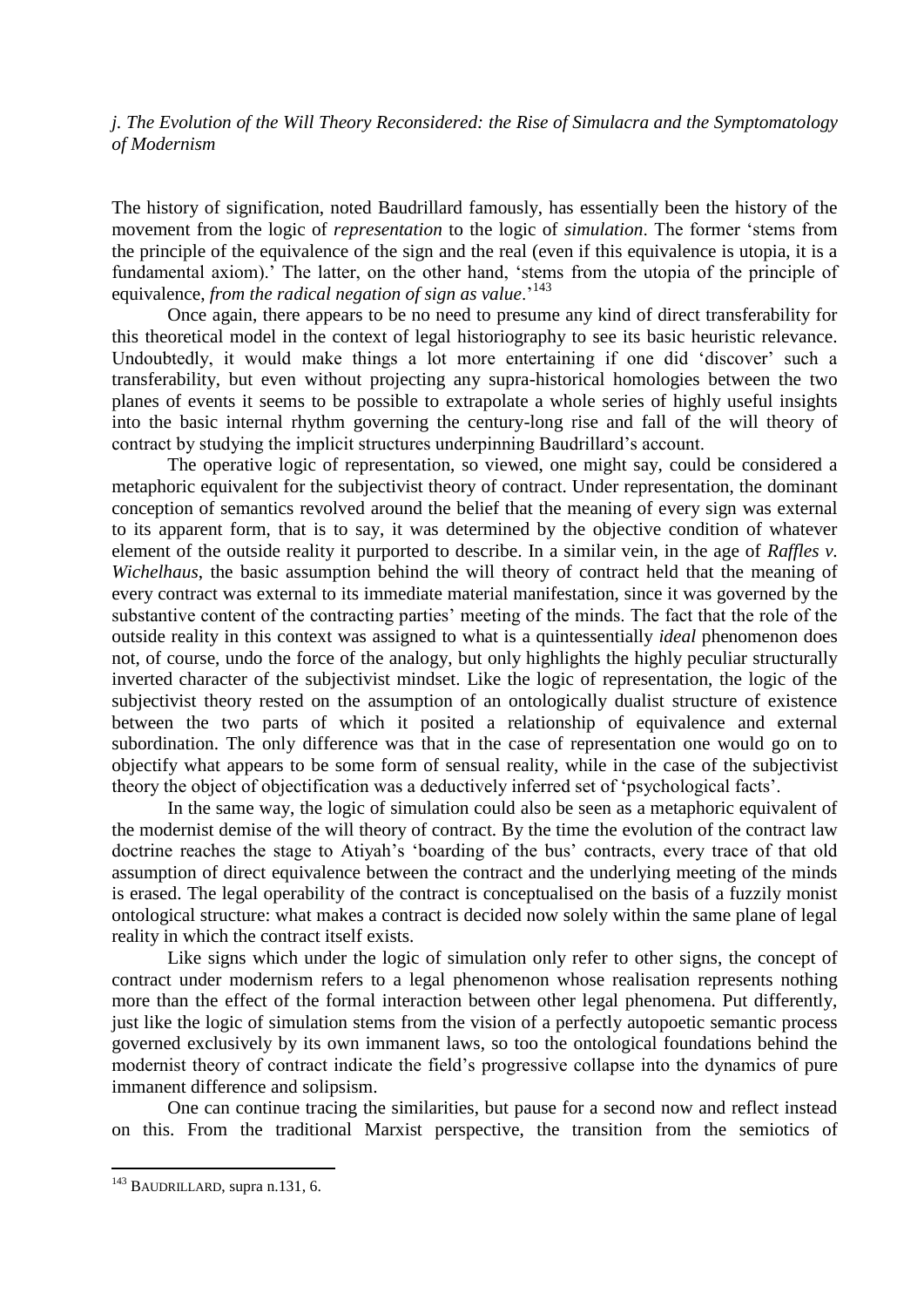*j. The Evolution of the Will Theory Reconsidered: the Rise of Simulacra and the Symptomatology of Modernism*

The history of signification, noted Baudrillard famously, has essentially been the history of the movement from the logic of *representation* to the logic of *simulation*. The former 'stems from the principle of the equivalence of the sign and the real (even if this equivalence is utopia, it is a fundamental axiom).' The latter, on the other hand, 'stems from the utopia of the principle of equivalence, *from the radical negation of sign as value*.'[143]

Once again, there appears to be no need to presume any kind of direct transferability for this theoretical model in the context of legal historiography to see its basic heuristic relevance. Undoubtedly, it would make things a lot more entertaining if one did 'discover' such a transferability, but even without projecting any supra-historical homologies between the two planes of events it seems to be possible to extrapolate a whole series of highly useful insights into the basic internal rhythm governing the century-long rise and fall of the will theory of contract by studying the implicit structures underpinning Baudrillard's account.

The operative logic of representation, so viewed, one might say, could be considered a metaphoric equivalent for the subjectivist theory of contract. Under representation, the dominant conception of semantics revolved around the belief that the meaning of every sign was external to its apparent form, that is to say, it was determined by the objective condition of whatever element of the outside reality it purported to describe. In a similar vein, in the age of *Raffles v. Wichelhaus*, the basic assumption behind the will theory of contract held that the meaning of every contract was external to its immediate material manifestation, since it was governed by the substantive content of the contracting parties' meeting of the minds. The fact that the role of the outside reality in this context was assigned to what is a quintessentially *ideal* phenomenon does not, of course, undo the force of the analogy, but only highlights the highly peculiar structurally inverted character of the subjectivist mindset. Like the logic of representation, the logic of the subjectivist theory rested on the assumption of an ontologically dualist structure of existence between the two parts of which it posited a relationship of equivalence and external subordination. The only difference was that in the case of representation one would go on to objectify what appears to be some form of sensual reality, while in the case of the subjectivist theory the object of objectification was a deductively inferred set of 'psychological facts'.

In the same way, the logic of simulation could also be seen as a metaphoric equivalent of the modernist demise of the will theory of contract. By the time the evolution of the contract law doctrine reaches the stage to Atiyah's 'boarding of the bus' contracts, every trace of that old assumption of direct equivalence between the contract and the underlying meeting of the minds is erased. The legal operability of the contract is conceptualised on the basis of a fuzzily monist ontological structure: what makes a contract is decided now solely within the same plane of legal reality in which the contract itself exists.

Like signs which under the logic of simulation only refer to other signs, the concept of contract under modernism refers to a legal phenomenon whose realisation represents nothing more than the effect of the formal interaction between other legal phenomena. Put differently, just like the logic of simulation stems from the vision of a perfectly autopoetic semantic process governed exclusively by its own immanent laws, so too the ontological foundations behind the modernist theory of contract indicate the field's progressive collapse into the dynamics of pure immanent difference and solipsism.

One can continue tracing the similarities, but pause for a second now and reflect instead on this. From the traditional Marxist perspective, the transition from the semiotics of

[143] BAUDRILLARD, supra n.131, 6.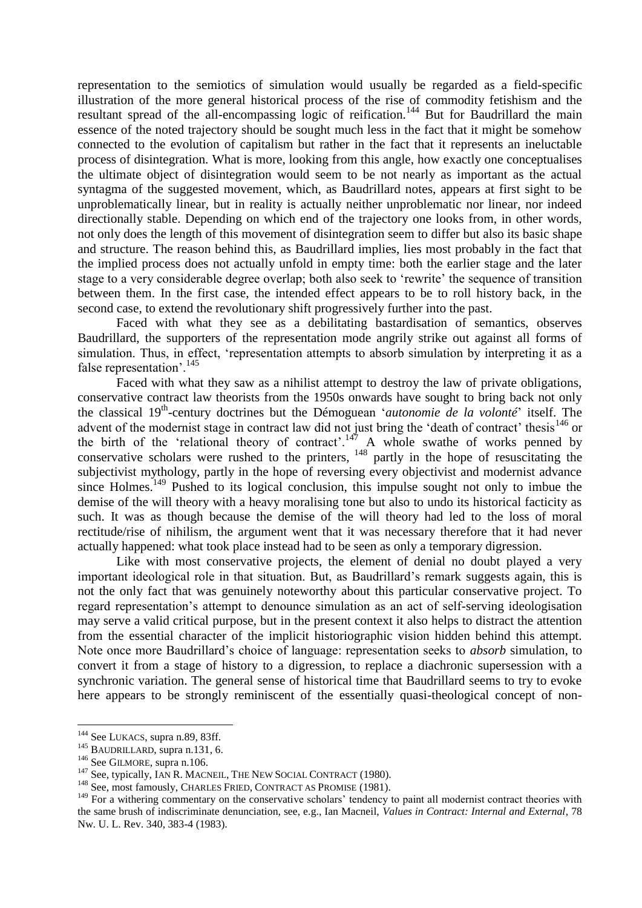representation to the semiotics of simulation would usually be regarded as a field-specific illustration of the more general historical process of the rise of commodity fetishism and the resultant spread of the all-encompassing logic of reification.[144] But for Baudrillard the main essence of the noted trajectory should be sought much less in the fact that it might be somehow connected to the evolution of capitalism but rather in the fact that it represents an ineluctable process of disintegration. What is more, looking from this angle, how exactly one conceptualises the ultimate object of disintegration would seem to be not nearly as important as the actual syntagma of the suggested movement, which, as Baudrillard notes, appears at first sight to be unproblematically linear, but in reality is actually neither unproblematic nor linear, nor indeed directionally stable. Depending on which end of the trajectory one looks from, in other words, not only does the length of this movement of disintegration seem to differ but also its basic shape and structure. The reason behind this, as Baudrillard implies, lies most probably in the fact that the implied process does not actually unfold in empty time: both the earlier stage and the later stage to a very considerable degree overlap; both also seek to 'rewrite' the sequence of transition between them. In the first case, the intended effect appears to be to roll history back, in the second case, to extend the revolutionary shift progressively further into the past.

Faced with what they see as a debilitating bastardisation of semantics, observes Baudrillard, the supporters of the representation mode angrily strike out against all forms of simulation. Thus, in effect, 'representation attempts to absorb simulation by interpreting it as a false representation'.[145]

Faced with what they saw as a nihilist attempt to destroy the law of private obligations, conservative contract law theorists from the 1950s onwards have sought to bring back not only the classical 19th-century doctrines but the Démoguean '*autonomie de la volonté*' itself. The advent of the modernist stage in contract law did not just bring the 'death of contract' thesis[146] or the birth of the 'relational theory of contract'.[147] A whole swathe of works penned by conservative scholars were rushed to the printers, [148] partly in the hope of resuscitating the subjectivist mythology, partly in the hope of reversing every objectivist and modernist advance since Holmes.[149] Pushed to its logical conclusion, this impulse sought not only to imbue the demise of the will theory with a heavy moralising tone but also to undo its historical facticity as such. It was as though because the demise of the will theory had led to the loss of moral rectitude/rise of nihilism, the argument went that it was necessary therefore that it had never actually happened: what took place instead had to be seen as only a temporary digression.

Like with most conservative projects, the element of denial no doubt played a very important ideological role in that situation. But, as Baudrillard's remark suggests again, this is not the only fact that was genuinely noteworthy about this particular conservative project. To regard representation's attempt to denounce simulation as an act of self-serving ideologisation may serve a valid critical purpose, but in the present context it also helps to distract the attention from the essential character of the implicit historiographic vision hidden behind this attempt. Note once more Baudrillard's choice of language: representation seeks to *absorb* simulation, to convert it from a stage of history to a digression, to replace a diachronic supersession with a synchronic variation. The general sense of historical time that Baudrillard seems to try to evoke here appears to be strongly reminiscent of the essentially quasi-theological concept of non-

---

[144] See LUKACS, supra n.89, 83ff.

[145] BAUDRILLARD, supra n.131, 6.

[146] See GILMORE, supra n.106.

[147] See, typically, IAN R. MACNEIL, THE NEW SOCIAL CONTRACT (1980).

[148] See, most famously, CHARLES FRIED, CONTRACT AS PROMISE (1981).

[149] For a withering commentary on the conservative scholars' tendency to paint all modernist contract theories with the same brush of indiscriminate denunciation, see, e.g., Ian Macneil, *Values in Contract: Internal and External*, 78 Nw. U. L. Rev. 340, 383-4 (1983).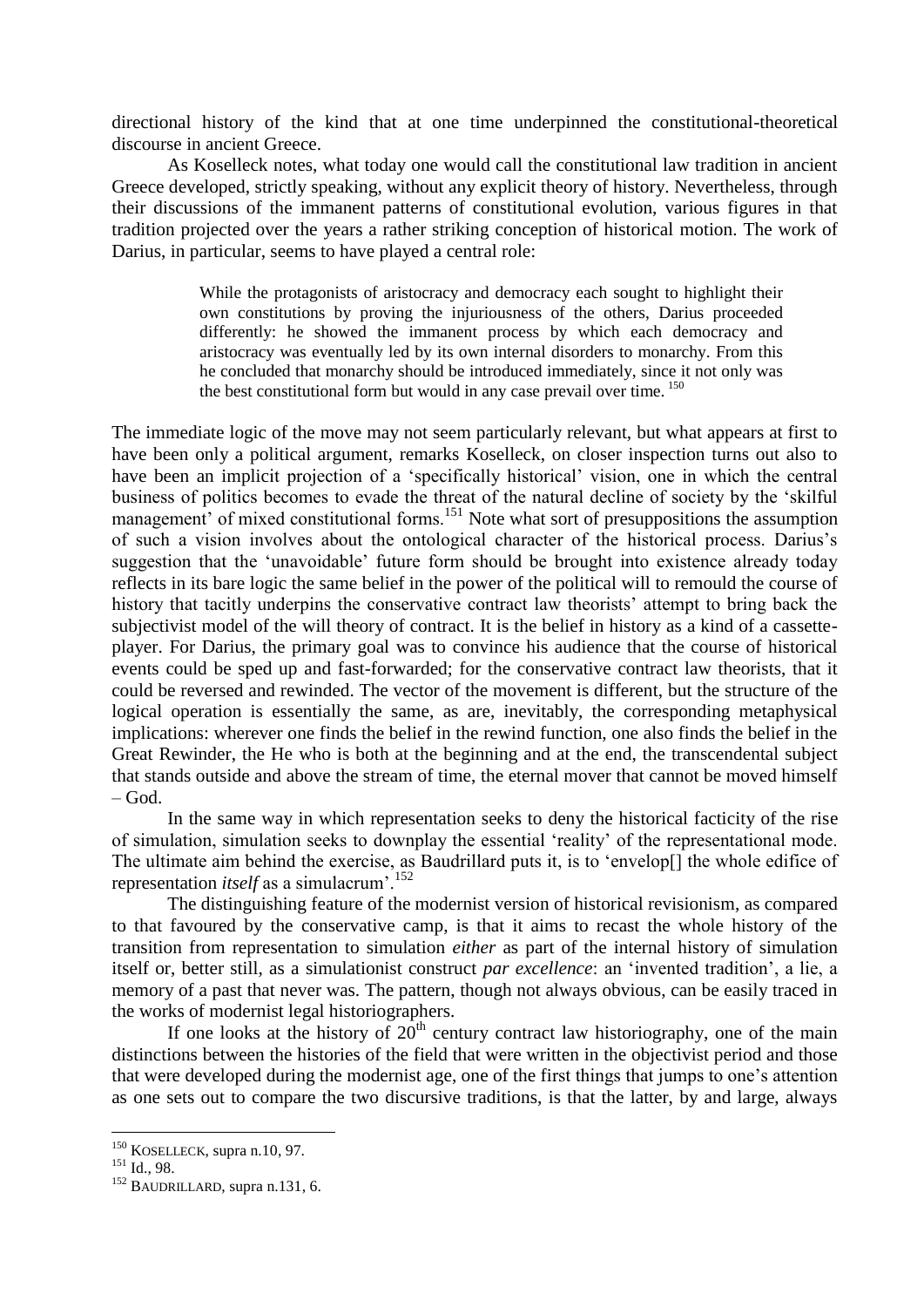directional history of the kind that at one time underpinned the constitutional-theoretical discourse in ancient Greece.

As Koselleck notes, what today one would call the constitutional law tradition in ancient Greece developed, strictly speaking, without any explicit theory of history. Nevertheless, through their discussions of the immanent patterns of constitutional evolution, various figures in that tradition projected over the years a rather striking conception of historical motion. The work of Darius, in particular, seems to have played a central role:

> While the protagonists of aristocracy and democracy each sought to highlight their own constitutions by proving the injuriousness of the others, Darius proceeded differently: he showed the immanent process by which each democracy and aristocracy was eventually led by its own internal disorders to monarchy. From this he concluded that monarchy should be introduced immediately, since it not only was the best constitutional form but would in any case prevail over time. [150]

The immediate logic of the move may not seem particularly relevant, but what appears at first to have been only a political argument, remarks Koselleck, on closer inspection turns out also to have been an implicit projection of a 'specifically historical' vision, one in which the central business of politics becomes to evade the threat of the natural decline of society by the 'skilful management' of mixed constitutional forms.[151] Note what sort of presuppositions the assumption of such a vision involves about the ontological character of the historical process. Darius's suggestion that the 'unavoidable' future form should be brought into existence already today reflects in its bare logic the same belief in the power of the political will to remould the course of history that tacitly underpins the conservative contract law theorists' attempt to bring back the subjectivist model of the will theory of contract. It is the belief in history as a kind of a cassette-player. For Darius, the primary goal was to convince his audience that the course of historical events could be sped up and fast-forwarded; for the conservative contract law theorists, that it could be reversed and rewinded. The vector of the movement is different, but the structure of the logical operation is essentially the same, as are, inevitably, the corresponding metaphysical implications: wherever one finds the belief in the rewind function, one also finds the belief in the Great Rewinder, the He who is both at the beginning and at the end, the transcendental subject that stands outside and above the stream of time, the eternal mover that cannot be moved himself – God.

In the same way in which representation seeks to deny the historical facticity of the rise of simulation, simulation seeks to downplay the essential 'reality' of the representational mode. The ultimate aim behind the exercise, as Baudrillard puts it, is to 'envelop[] the whole edifice of representation *itself* as a simulacrum'.[152]

The distinguishing feature of the modernist version of historical revisionism, as compared to that favoured by the conservative camp, is that it aims to recast the whole history of the transition from representation to simulation *either* as part of the internal history of simulation itself or, better still, as a simulationist construct *par excellence*: an 'invented tradition', a lie, a memory of a past that never was. The pattern, though not always obvious, can be easily traced in the works of modernist legal historiographers.

If one looks at the history of 20th century contract law historiography, one of the main distinctions between the histories of the field that were written in the objectivist period and those that were developed during the modernist age, one of the first things that jumps to one's attention as one sets out to compare the two discursive traditions, is that the latter, by and large, always

---

[150] KOSELLECK, supra n.10, 97.

[151] Id., 98.

[152] BAUDRILLARD, supra n.131, 6.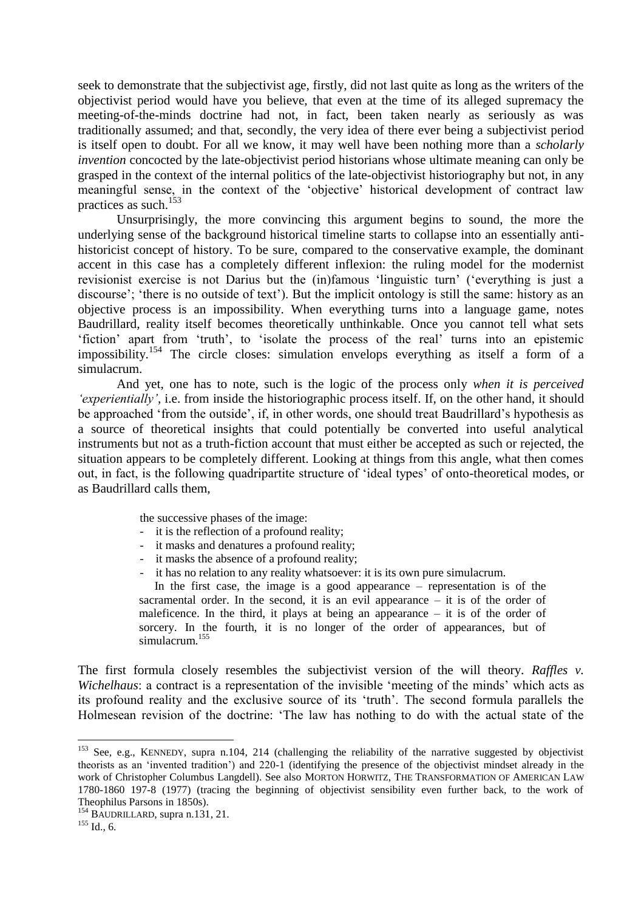seek to demonstrate that the subjectivist age, firstly, did not last quite as long as the writers of the objectivist period would have you believe, that even at the time of its alleged supremacy the meeting-of-the-minds doctrine had not, in fact, been taken nearly as seriously as was traditionally assumed; and that, secondly, the very idea of there ever being a subjectivist period is itself open to doubt. For all we know, it may well have been nothing more than a *scholarly invention* concocted by the late-objectivist period historians whose ultimate meaning can only be grasped in the context of the internal politics of the late-objectivist historiography but not, in any meaningful sense, in the context of the 'objective' historical development of contract law practices as such.[153]

Unsurprisingly, the more convincing this argument begins to sound, the more the underlying sense of the background historical timeline starts to collapse into an essentially anti-historicist concept of history. To be sure, compared to the conservative example, the dominant accent in this case has a completely different inflexion: the ruling model for the modernist revisionist exercise is not Darius but the (in)famous 'linguistic turn' ('everything is just a discourse'; 'there is no outside of text'). But the implicit ontology is still the same: history as an objective process is an impossibility. When everything turns into a language game, notes Baudrillard, reality itself becomes theoretically unthinkable. Once you cannot tell what sets 'fiction' apart from 'truth', to 'isolate the process of the real' turns into an epistemic impossibility.[154] The circle closes: simulation envelops everything as itself a form of a simulacrum.

And yet, one has to note, such is the logic of the process only *when it is perceived 'experientially'*, i.e. from inside the historiographic process itself. If, on the other hand, it should be approached 'from the outside', if, in other words, one should treat Baudrillard's hypothesis as a source of theoretical insights that could potentially be converted into useful analytical instruments but not as a truth-fiction account that must either be accepted as such or rejected, the situation appears to be completely different. Looking at things from this angle, what then comes out, in fact, is the following quadripartite structure of 'ideal types' of onto-theoretical modes, or as Baudrillard calls them,

> the successive phases of the image:
>
> - it is the reflection of a profound reality;
> - it masks and denatures a profound reality;
> - it masks the absence of a profound reality;
> - it has no relation to any reality whatsoever: it is its own pure simulacrum.
>
> In the first case, the image is a good appearance – representation is of the sacramental order. In the second, it is an evil appearance – it is of the order of maleficence. In the third, it plays at being an appearance – it is of the order of sorcery. In the fourth, it is no longer of the order of appearances, but of simulacrum.[155]

The first formula closely resembles the subjectivist version of the will theory. *Raffles v. Wichelhaus*: a contract is a representation of the invisible 'meeting of the minds' which acts as its profound reality and the exclusive source of its 'truth'. The second formula parallels the Holmesean revision of the doctrine: 'The law has nothing to do with the actual state of the

---

[153] See, e.g., KENNEDY, supra n.104, 214 (challenging the reliability of the narrative suggested by objectivist theorists as an 'invented tradition') and 220-1 (identifying the presence of the objectivist mindset already in the work of Christopher Columbus Langdell). See also MORTON HORWITZ, THE TRANSFORMATION OF AMERICAN LAW 1780-1860 197-8 (1977) (tracing the beginning of objectivist sensibility even further back, to the work of Theophilus Parsons in 1850s).

[154] BAUDRILLARD, supra n.131, 21.

[155] Id., 6.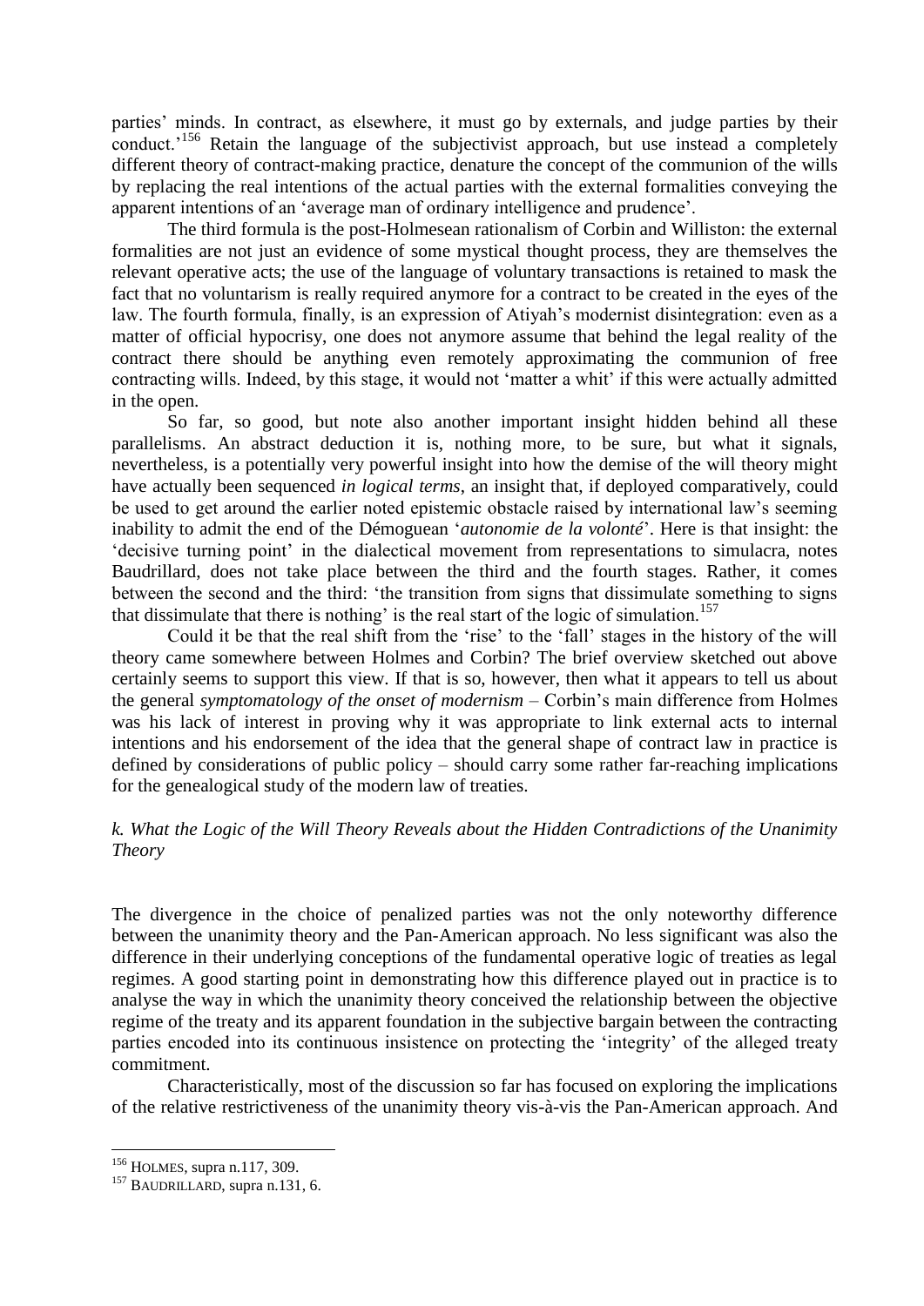parties' minds. In contract, as elsewhere, it must go by externals, and judge parties by their conduct.'[156] Retain the language of the subjectivist approach, but use instead a completely different theory of contract-making practice, denature the concept of the communion of the wills by replacing the real intentions of the actual parties with the external formalities conveying the apparent intentions of an 'average man of ordinary intelligence and prudence'.

The third formula is the post-Holmesean rationalism of Corbin and Williston: the external formalities are not just an evidence of some mystical thought process, they are themselves the relevant operative acts; the use of the language of voluntary transactions is retained to mask the fact that no voluntarism is really required anymore for a contract to be created in the eyes of the law. The fourth formula, finally, is an expression of Atiyah's modernist disintegration: even as a matter of official hypocrisy, one does not anymore assume that behind the legal reality of the contract there should be anything even remotely approximating the communion of free contracting wills. Indeed, by this stage, it would not 'matter a whit' if this were actually admitted in the open.

So far, so good, but note also another important insight hidden behind all these parallelisms. An abstract deduction it is, nothing more, to be sure, but what it signals, nevertheless, is a potentially very powerful insight into how the demise of the will theory might have actually been sequenced *in logical terms*, an insight that, if deployed comparatively, could be used to get around the earlier noted epistemic obstacle raised by international law's seeming inability to admit the end of the Démoguean '*autonomie de la volonté*'. Here is that insight: the 'decisive turning point' in the dialectical movement from representations to simulacra, notes Baudrillard, does not take place between the third and the fourth stages. Rather, it comes between the second and the third: 'the transition from signs that dissimulate something to signs that dissimulate that there is nothing' is the real start of the logic of simulation.[157]

Could it be that the real shift from the 'rise' to the 'fall' stages in the history of the will theory came somewhere between Holmes and Corbin? The brief overview sketched out above certainly seems to support this view. If that is so, however, then what it appears to tell us about the general *symptomatology of the onset of modernism* – Corbin's main difference from Holmes was his lack of interest in proving why it was appropriate to link external acts to internal intentions and his endorsement of the idea that the general shape of contract law in practice is defined by considerations of public policy – should carry some rather far-reaching implications for the genealogical study of the modern law of treaties.

### *k. What the Logic of the Will Theory Reveals about the Hidden Contradictions of the Unanimity Theory*

The divergence in the choice of penalized parties was not the only noteworthy difference between the unanimity theory and the Pan-American approach. No less significant was also the difference in their underlying conceptions of the fundamental operative logic of treaties as legal regimes. A good starting point in demonstrating how this difference played out in practice is to analyse the way in which the unanimity theory conceived the relationship between the objective regime of the treaty and its apparent foundation in the subjective bargain between the contracting parties encoded into its continuous insistence on protecting the 'integrity' of the alleged treaty commitment.

Characteristically, most of the discussion so far has focused on exploring the implications of the relative restrictiveness of the unanimity theory vis-à-vis the Pan-American approach. And

---

[156] HOLMES, supra n.117, 309.

[157] BAUDRILLARD, supra n.131, 6.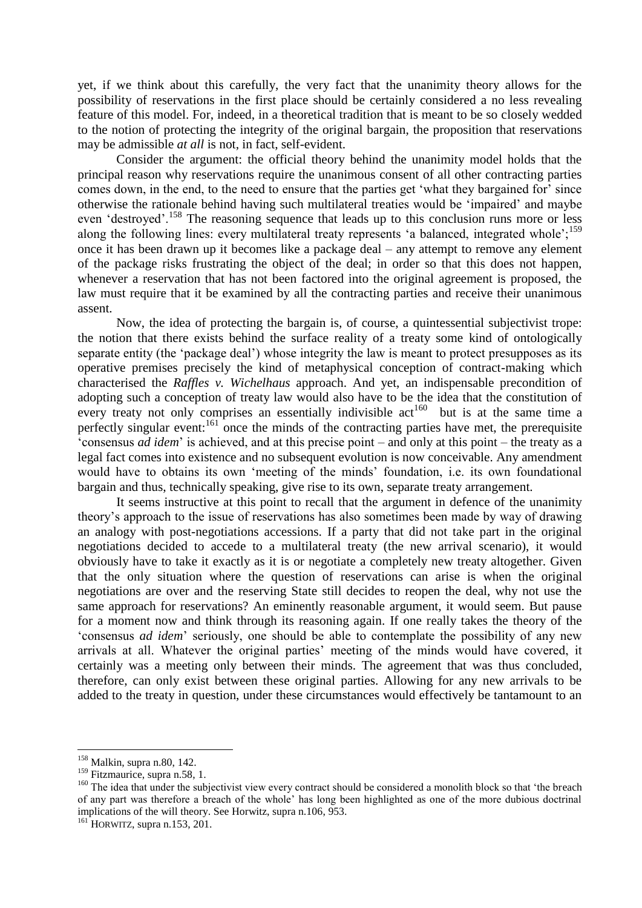yet, if we think about this carefully, the very fact that the unanimity theory allows for the possibility of reservations in the first place should be certainly considered a no less revealing feature of this model. For, indeed, in a theoretical tradition that is meant to be so closely wedded to the notion of protecting the integrity of the original bargain, the proposition that reservations may be admissible *at all* is not, in fact, self-evident.

Consider the argument: the official theory behind the unanimity model holds that the principal reason why reservations require the unanimous consent of all other contracting parties comes down, in the end, to the need to ensure that the parties get 'what they bargained for' since otherwise the rationale behind having such multilateral treaties would be 'impaired' and maybe even 'destroyed'.[158] The reasoning sequence that leads up to this conclusion runs more or less along the following lines: every multilateral treaty represents 'a balanced, integrated whole';[159] once it has been drawn up it becomes like a package deal – any attempt to remove any element of the package risks frustrating the object of the deal; in order so that this does not happen, whenever a reservation that has not been factored into the original agreement is proposed, the law must require that it be examined by all the contracting parties and receive their unanimous assent.

Now, the idea of protecting the bargain is, of course, a quintessential subjectivist trope: the notion that there exists behind the surface reality of a treaty some kind of ontologically separate entity (the 'package deal') whose integrity the law is meant to protect presupposes as its operative premises precisely the kind of metaphysical conception of contract-making which characterised the *Raffles v. Wichelhaus* approach. And yet, an indispensable precondition of adopting such a conception of treaty law would also have to be the idea that the constitution of every treaty not only comprises an essentially indivisible act[160] but is at the same time a perfectly singular event:[161] once the minds of the contracting parties have met, the prerequisite 'consensus *ad idem*' is achieved, and at this precise point – and only at this point – the treaty as a legal fact comes into existence and no subsequent evolution is now conceivable. Any amendment would have to obtains its own 'meeting of the minds' foundation, i.e. its own foundational bargain and thus, technically speaking, give rise to its own, separate treaty arrangement.

It seems instructive at this point to recall that the argument in defence of the unanimity theory's approach to the issue of reservations has also sometimes been made by way of drawing an analogy with post-negotiations accessions. If a party that did not take part in the original negotiations decided to accede to a multilateral treaty (the new arrival scenario), it would obviously have to take it exactly as it is or negotiate a completely new treaty altogether. Given that the only situation where the question of reservations can arise is when the original negotiations are over and the reserving State still decides to reopen the deal, why not use the same approach for reservations? An eminently reasonable argument, it would seem. But pause for a moment now and think through its reasoning again. If one really takes the theory of the 'consensus *ad idem*' seriously, one should be able to contemplate the possibility of any new arrivals at all. Whatever the original parties' meeting of the minds would have covered, it certainly was a meeting only between their minds. The agreement that was thus concluded, therefore, can only exist between these original parties. Allowing for any new arrivals to be added to the treaty in question, under these circumstances would effectively be tantamount to an

---

[158] Malkin, supra n.80, 142.

[159] Fitzmaurice, supra n.58, 1.

[160] The idea that under the subjectivist view every contract should be considered a monolith block so that 'the breach of any part was therefore a breach of the whole' has long been highlighted as one of the more dubious doctrinal implications of the will theory. See Horwitz, supra n.106, 953.

[161] HORWITZ, supra n.153, 201.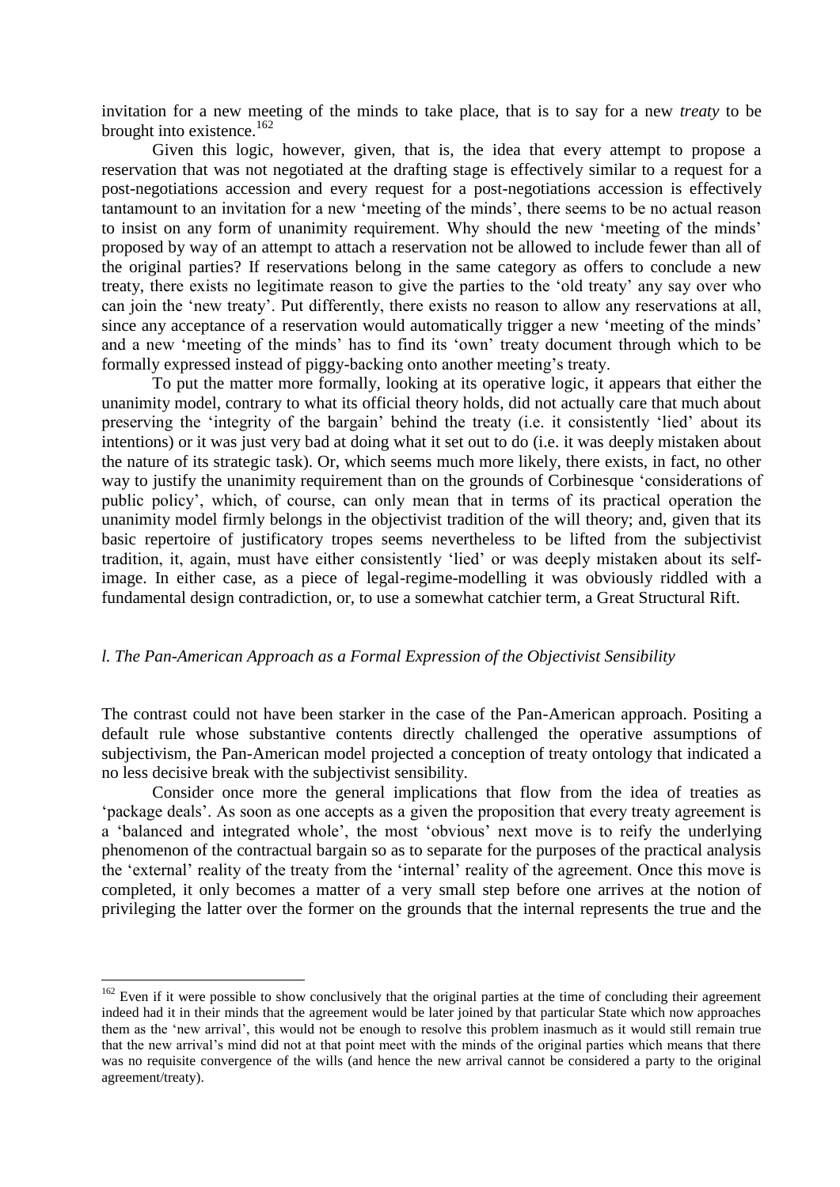invitation for a new meeting of the minds to take place, that is to say for a new *treaty* to be brought into existence.[162]

Given this logic, however, given, that is, the idea that every attempt to propose a reservation that was not negotiated at the drafting stage is effectively similar to a request for a post-negotiations accession and every request for a post-negotiations accession is effectively tantamount to an invitation for a new 'meeting of the minds', there seems to be no actual reason to insist on any form of unanimity requirement. Why should the new 'meeting of the minds' proposed by way of an attempt to attach a reservation not be allowed to include fewer than all of the original parties? If reservations belong in the same category as offers to conclude a new treaty, there exists no legitimate reason to give the parties to the 'old treaty' any say over who can join the 'new treaty'. Put differently, there exists no reason to allow any reservations at all, since any acceptance of a reservation would automatically trigger a new 'meeting of the minds' and a new 'meeting of the minds' has to find its 'own' treaty document through which to be formally expressed instead of piggy-backing onto another meeting's treaty.

To put the matter more formally, looking at its operative logic, it appears that either the unanimity model, contrary to what its official theory holds, did not actually care that much about preserving the 'integrity of the bargain' behind the treaty (i.e. it consistently 'lied' about its intentions) or it was just very bad at doing what it set out to do (i.e. it was deeply mistaken about the nature of its strategic task). Or, which seems much more likely, there exists, in fact, no other way to justify the unanimity requirement than on the grounds of Corbinesque 'considerations of public policy', which, of course, can only mean that in terms of its practical operation the unanimity model firmly belongs in the objectivist tradition of the will theory; and, given that its basic repertoire of justificatory tropes seems nevertheless to be lifted from the subjectivist tradition, it, again, must have either consistently 'lied' or was deeply mistaken about its self-image. In either case, as a piece of legal-regime-modelling it was obviously riddled with a fundamental design contradiction, or, to use a somewhat catchier term, a Great Structural Rift.

### *l. The Pan-American Approach as a Formal Expression of the Objectivist Sensibility*

The contrast could not have been starker in the case of the Pan-American approach. Positing a default rule whose substantive contents directly challenged the operative assumptions of subjectivism, the Pan-American model projected a conception of treaty ontology that indicated a no less decisive break with the subjectivist sensibility.

Consider once more the general implications that flow from the idea of treaties as 'package deals'. As soon as one accepts as a given the proposition that every treaty agreement is a 'balanced and integrated whole', the most 'obvious' next move is to reify the underlying phenomenon of the contractual bargain so as to separate for the purposes of the practical analysis the 'external' reality of the treaty from the 'internal' reality of the agreement. Once this move is completed, it only becomes a matter of a very small step before one arrives at the notion of privileging the latter over the former on the grounds that the internal represents the true and the

[162] Even if it were possible to show conclusively that the original parties at the time of concluding their agreement indeed had it in their minds that the agreement would be later joined by that particular State which now approaches them as the 'new arrival', this would not be enough to resolve this problem inasmuch as it would still remain true that the new arrival's mind did not at that point meet with the minds of the original parties which means that there was no requisite convergence of the wills (and hence the new arrival cannot be considered a party to the original agreement/treaty).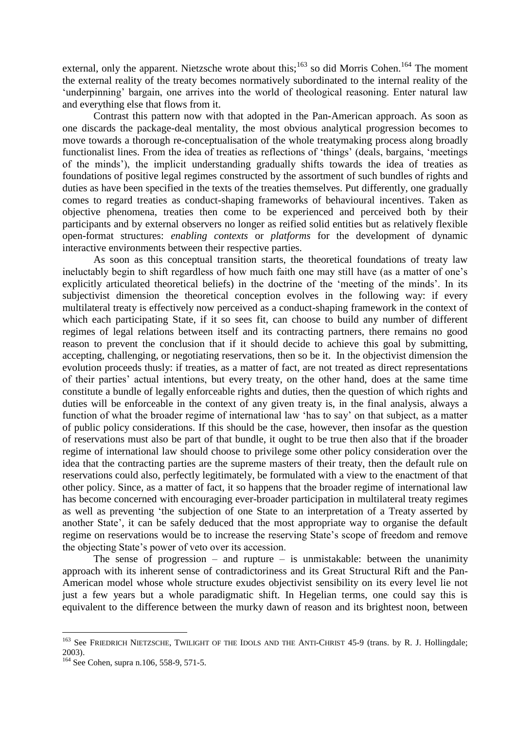external, only the apparent. Nietzsche wrote about this;[163] so did Morris Cohen.[164] The moment the external reality of the treaty becomes normatively subordinated to the internal reality of the 'underpinning' bargain, one arrives into the world of theological reasoning. Enter natural law and everything else that flows from it.

Contrast this pattern now with that adopted in the Pan-American approach. As soon as one discards the package-deal mentality, the most obvious analytical progression becomes to move towards a thorough re-conceptualisation of the whole treatymaking process along broadly functionalist lines. From the idea of treaties as reflections of 'things' (deals, bargains, 'meetings of the minds'), the implicit understanding gradually shifts towards the idea of treaties as foundations of positive legal regimes constructed by the assortment of such bundles of rights and duties as have been specified in the texts of the treaties themselves. Put differently, one gradually comes to regard treaties as conduct-shaping frameworks of behavioural incentives. Taken as objective phenomena, treaties then come to be experienced and perceived both by their participants and by external observers no longer as reified solid entities but as relatively flexible open-format structures: *enabling contexts* or *platforms* for the development of dynamic interactive environments between their respective parties.

As soon as this conceptual transition starts, the theoretical foundations of treaty law ineluctably begin to shift regardless of how much faith one may still have (as a matter of one's explicitly articulated theoretical beliefs) in the doctrine of the 'meeting of the minds'. In its subjectivist dimension the theoretical conception evolves in the following way: if every multilateral treaty is effectively now perceived as a conduct-shaping framework in the context of which each participating State, if it so sees fit, can choose to build any number of different regimes of legal relations between itself and its contracting partners, there remains no good reason to prevent the conclusion that if it should decide to achieve this goal by submitting, accepting, challenging, or negotiating reservations, then so be it. In the objectivist dimension the evolution proceeds thusly: if treaties, as a matter of fact, are not treated as direct representations of their parties' actual intentions, but every treaty, on the other hand, does at the same time constitute a bundle of legally enforceable rights and duties, then the question of which rights and duties will be enforceable in the context of any given treaty is, in the final analysis, always a function of what the broader regime of international law 'has to say' on that subject, as a matter of public policy considerations. If this should be the case, however, then insofar as the question of reservations must also be part of that bundle, it ought to be true then also that if the broader regime of international law should choose to privilege some other policy consideration over the idea that the contracting parties are the supreme masters of their treaty, then the default rule on reservations could also, perfectly legitimately, be formulated with a view to the enactment of that other policy. Since, as a matter of fact, it so happens that the broader regime of international law has become concerned with encouraging ever-broader participation in multilateral treaty regimes as well as preventing 'the subjection of one State to an interpretation of a Treaty asserted by another State', it can be safely deduced that the most appropriate way to organise the default regime on reservations would be to increase the reserving State's scope of freedom and remove the objecting State's power of veto over its accession.

The sense of progression – and rupture – is unmistakable: between the unanimity approach with its inherent sense of contradictoriness and its Great Structural Rift and the Pan-American model whose whole structure exudes objectivist sensibility on its every level lie not just a few years but a whole paradigmatic shift. In Hegelian terms, one could say this is equivalent to the difference between the murky dawn of reason and its brightest noon, between

---

[163] See FRIEDRICH NIETZSCHE, TWILIGHT OF THE IDOLS AND THE ANTI-CHRIST 45-9 (trans. by R. J. Hollingdale; 2003).

[164] See Cohen, supra n.106, 558-9, 571-5.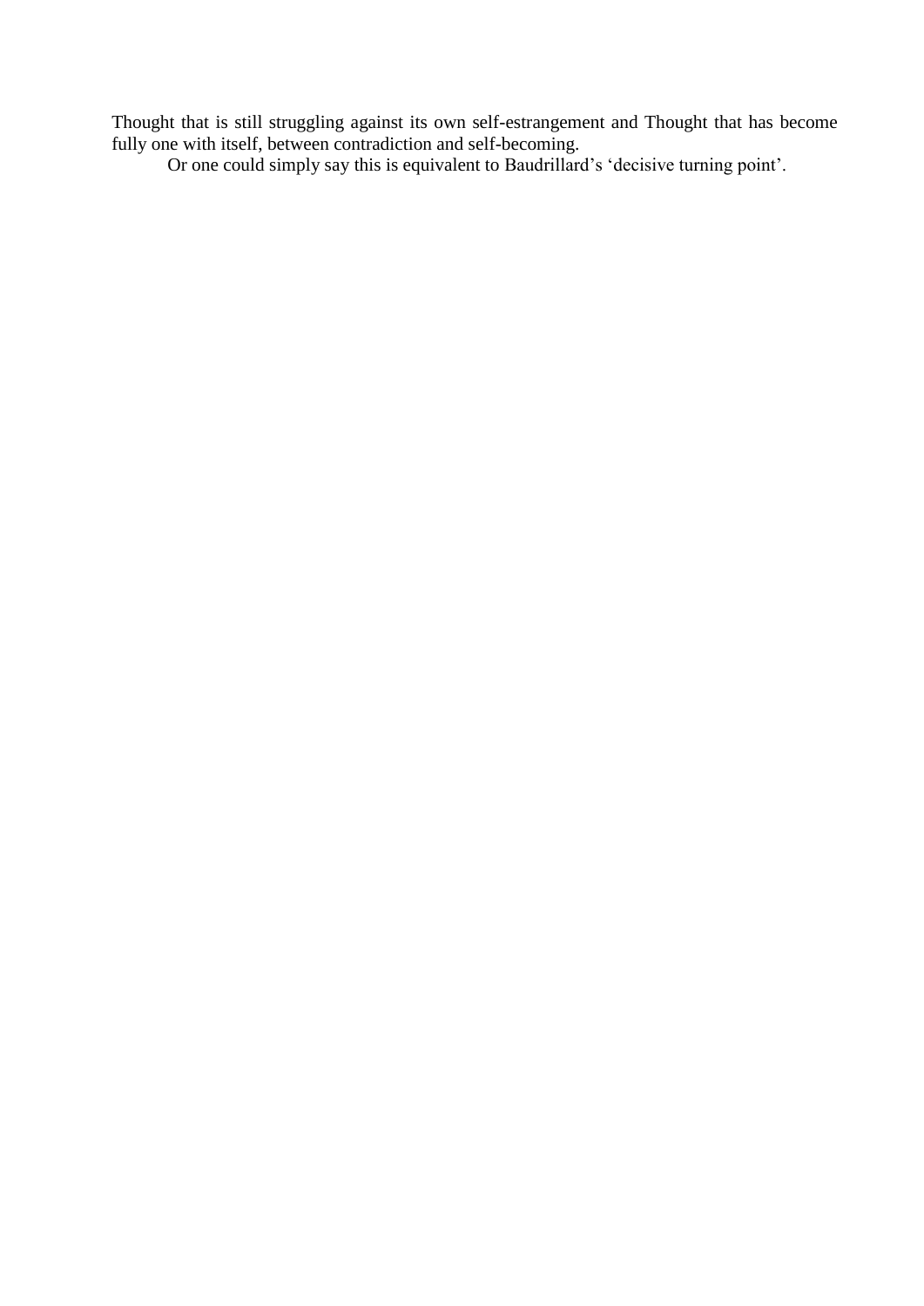Thought that is still struggling against its own self-estrangement and Thought that has become fully one with itself, between contradiction and self-becoming.

Or one could simply say this is equivalent to Baudrillard's 'decisive turning point'.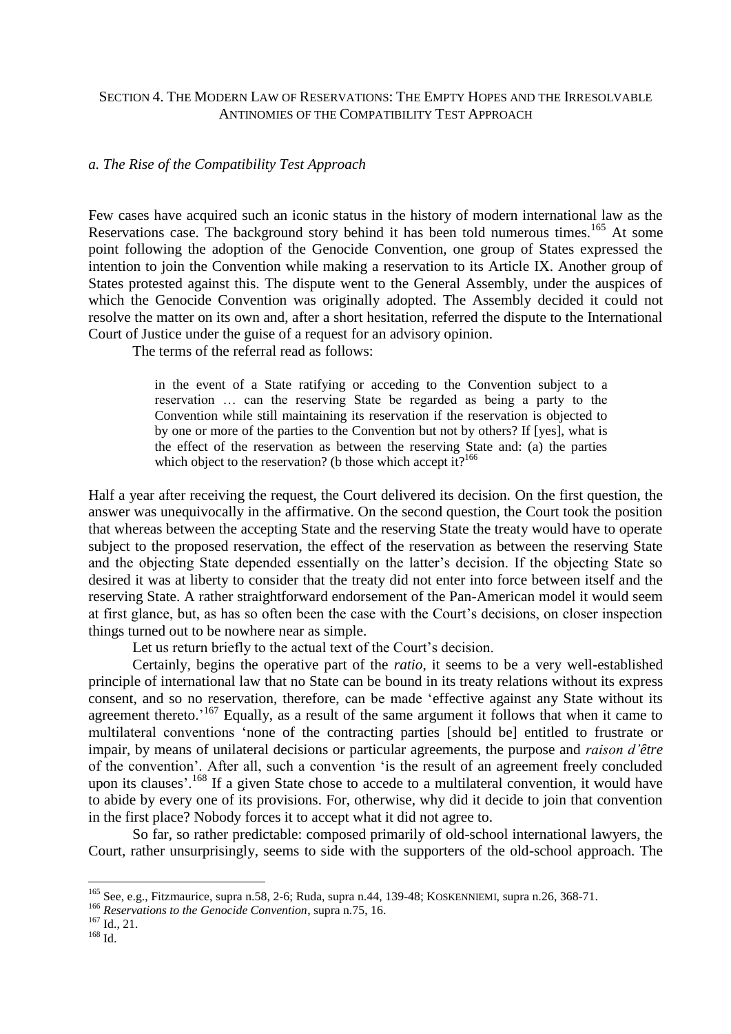SECTION 4. THE MODERN LAW OF RESERVATIONS: THE EMPTY HOPES AND THE IRRESOLVABLE ANTINOMIES OF THE COMPATIBILITY TEST APPROACH

### *a. The Rise of the Compatibility Test Approach*

Few cases have acquired such an iconic status in the history of modern international law as the Reservations case. The background story behind it has been told numerous times.[165] At some point following the adoption of the Genocide Convention, one group of States expressed the intention to join the Convention while making a reservation to its Article IX. Another group of States protested against this. The dispute went to the General Assembly, under the auspices of which the Genocide Convention was originally adopted. The Assembly decided it could not resolve the matter on its own and, after a short hesitation, referred the dispute to the International Court of Justice under the guise of a request for an advisory opinion.

The terms of the referral read as follows:

> in the event of a State ratifying or acceding to the Convention subject to a reservation … can the reserving State be regarded as being a party to the Convention while still maintaining its reservation if the reservation is objected to by one or more of the parties to the Convention but not by others? If [yes], what is the effect of the reservation as between the reserving State and: (a) the parties which object to the reservation? (b those which accept it?[166]

Half a year after receiving the request, the Court delivered its decision. On the first question, the answer was unequivocally in the affirmative. On the second question, the Court took the position that whereas between the accepting State and the reserving State the treaty would have to operate subject to the proposed reservation, the effect of the reservation as between the reserving State and the objecting State depended essentially on the latter's decision. If the objecting State so desired it was at liberty to consider that the treaty did not enter into force between itself and the reserving State. A rather straightforward endorsement of the Pan-American model it would seem at first glance, but, as has so often been the case with the Court's decisions, on closer inspection things turned out to be nowhere near as simple.

Let us return briefly to the actual text of the Court's decision.

Certainly, begins the operative part of the *ratio*, it seems to be a very well-established principle of international law that no State can be bound in its treaty relations without its express consent, and so no reservation, therefore, can be made 'effective against any State without its agreement thereto.'[167] Equally, as a result of the same argument it follows that when it came to multilateral conventions 'none of the contracting parties [should be] entitled to frustrate or impair, by means of unilateral decisions or particular agreements, the purpose and *raison d'être* of the convention'. After all, such a convention 'is the result of an agreement freely concluded upon its clauses'.[168] If a given State chose to accede to a multilateral convention, it would have to abide by every one of its provisions. For, otherwise, why did it decide to join that convention in the first place? Nobody forces it to accept what it did not agree to.

So far, so rather predictable: composed primarily of old-school international lawyers, the Court, rather unsurprisingly, seems to side with the supporters of the old-school approach. The

---

[165] See, e.g., Fitzmaurice, supra n.58, 2-6; Ruda, supra n.44, 139-48; KOSKENNIEMI, supra n.26, 368-71.

[166] *Reservations to the Genocide Convention*, supra n.75, 16.

[167] Id., 21.

[168] Id.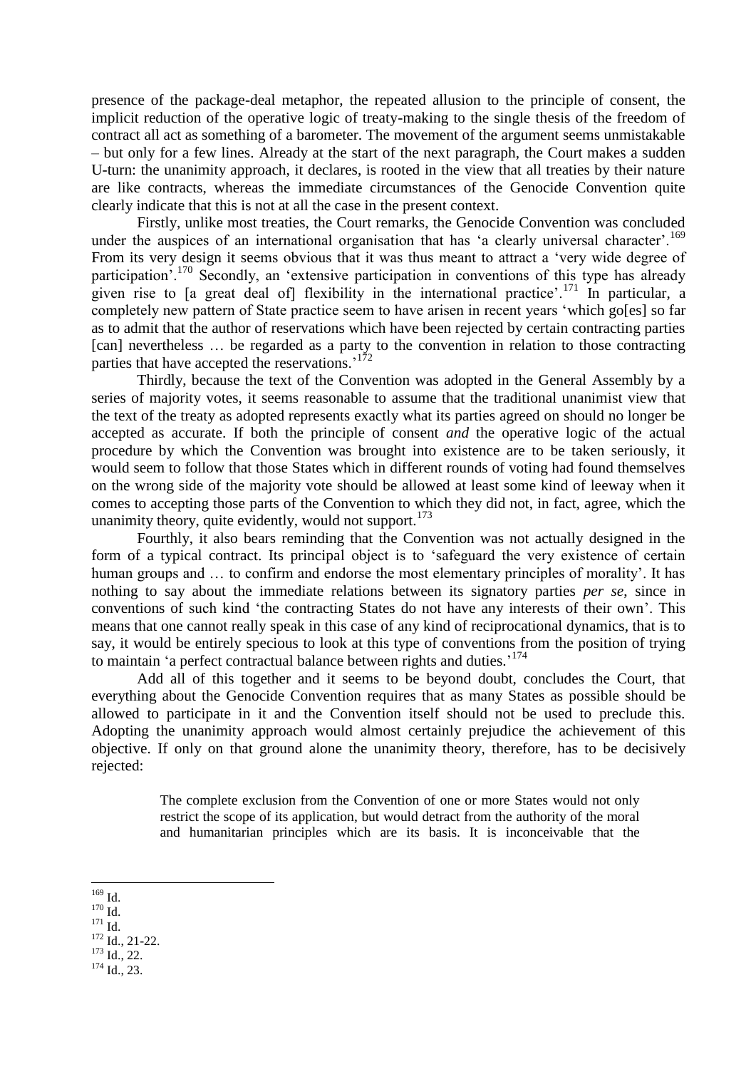presence of the package-deal metaphor, the repeated allusion to the principle of consent, the implicit reduction of the operative logic of treaty-making to the single thesis of the freedom of contract all act as something of a barometer. The movement of the argument seems unmistakable – but only for a few lines. Already at the start of the next paragraph, the Court makes a sudden U-turn: the unanimity approach, it declares, is rooted in the view that all treaties by their nature are like contracts, whereas the immediate circumstances of the Genocide Convention quite clearly indicate that this is not at all the case in the present context.

Firstly, unlike most treaties, the Court remarks, the Genocide Convention was concluded under the auspices of an international organisation that has 'a clearly universal character'.[169] From its very design it seems obvious that it was thus meant to attract a 'very wide degree of participation'.[170] Secondly, an 'extensive participation in conventions of this type has already given rise to [a great deal of] flexibility in the international practice'.[171] In particular, a completely new pattern of State practice seem to have arisen in recent years 'which go[es] so far as to admit that the author of reservations which have been rejected by certain contracting parties [can] nevertheless … be regarded as a party to the convention in relation to those contracting parties that have accepted the reservations.'[172]

Thirdly, because the text of the Convention was adopted in the General Assembly by a series of majority votes, it seems reasonable to assume that the traditional unanimist view that the text of the treaty as adopted represents exactly what its parties agreed on should no longer be accepted as accurate. If both the principle of consent *and* the operative logic of the actual procedure by which the Convention was brought into existence are to be taken seriously, it would seem to follow that those States which in different rounds of voting had found themselves on the wrong side of the majority vote should be allowed at least some kind of leeway when it comes to accepting those parts of the Convention to which they did not, in fact, agree, which the unanimity theory, quite evidently, would not support.[173]

Fourthly, it also bears reminding that the Convention was not actually designed in the form of a typical contract. Its principal object is to 'safeguard the very existence of certain human groups and … to confirm and endorse the most elementary principles of morality'. It has nothing to say about the immediate relations between its signatory parties *per se*, since in conventions of such kind 'the contracting States do not have any interests of their own'. This means that one cannot really speak in this case of any kind of reciprocational dynamics, that is to say, it would be entirely specious to look at this type of conventions from the position of trying to maintain 'a perfect contractual balance between rights and duties.'[174]

Add all of this together and it seems to be beyond doubt, concludes the Court, that everything about the Genocide Convention requires that as many States as possible should be allowed to participate in it and the Convention itself should not be used to preclude this. Adopting the unanimity approach would almost certainly prejudice the achievement of this objective. If only on that ground alone the unanimity theory, therefore, has to be decisively rejected:

> The complete exclusion from the Convention of one or more States would not only restrict the scope of its application, but would detract from the authority of the moral and humanitarian principles which are its basis. It is inconceivable that the

---

[169] Id.
[170] Id.
[171] Id.
[172] Id., 21-22.
[173] Id., 22.
[174] Id., 23.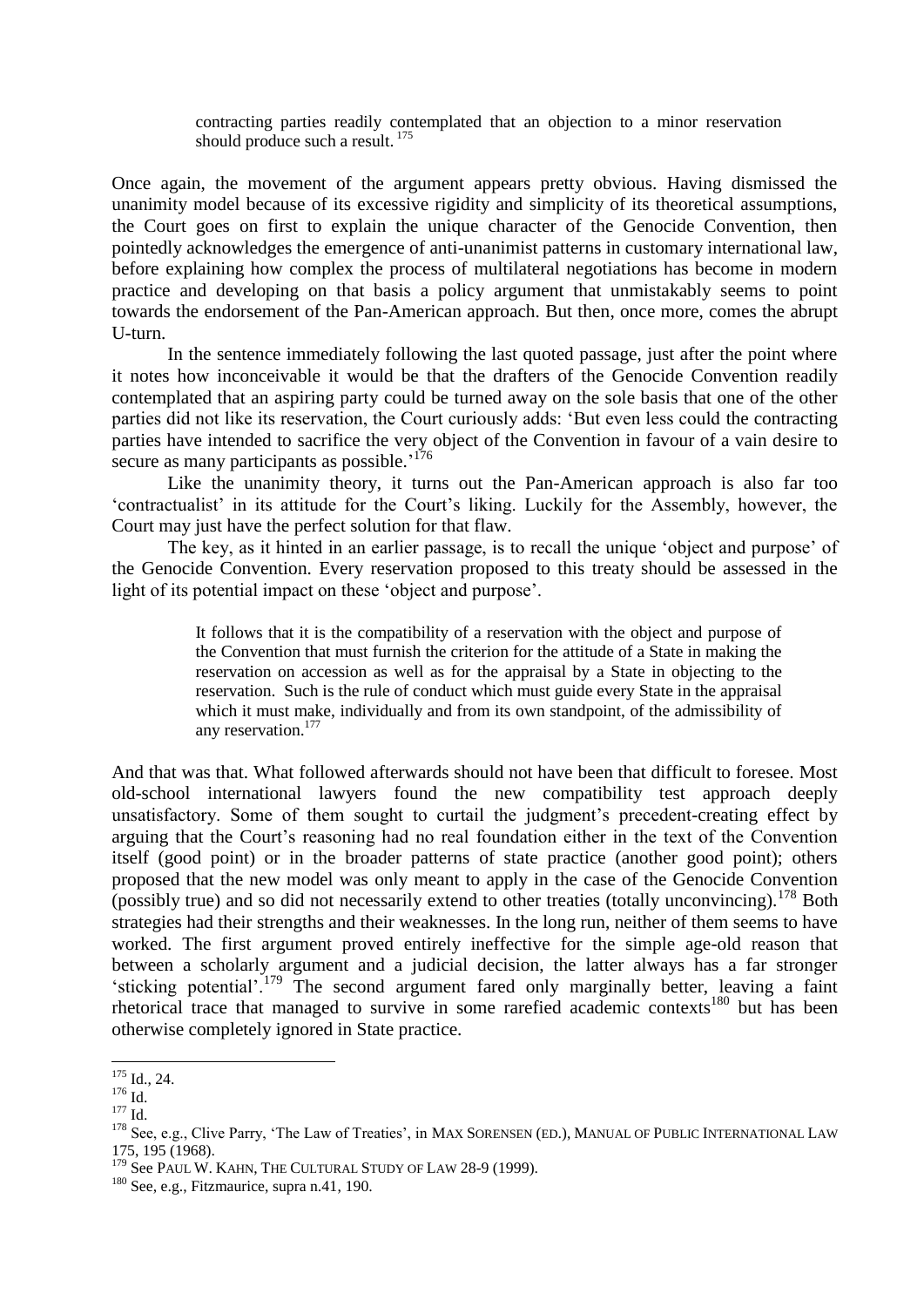> contracting parties readily contemplated that an objection to a minor reservation should produce such a result. [175]

Once again, the movement of the argument appears pretty obvious. Having dismissed the unanimity model because of its excessive rigidity and simplicity of its theoretical assumptions, the Court goes on first to explain the unique character of the Genocide Convention, then pointedly acknowledges the emergence of anti-unanimist patterns in customary international law, before explaining how complex the process of multilateral negotiations has become in modern practice and developing on that basis a policy argument that unmistakably seems to point towards the endorsement of the Pan-American approach. But then, once more, comes the abrupt U-turn.

In the sentence immediately following the last quoted passage, just after the point where it notes how inconceivable it would be that the drafters of the Genocide Convention readily contemplated that an aspiring party could be turned away on the sole basis that one of the other parties did not like its reservation, the Court curiously adds: 'But even less could the contracting parties have intended to sacrifice the very object of the Convention in favour of a vain desire to secure as many participants as possible.'[176]

Like the unanimity theory, it turns out the Pan-American approach is also far too 'contractualist' in its attitude for the Court's liking. Luckily for the Assembly, however, the Court may just have the perfect solution for that flaw.

The key, as it hinted in an earlier passage, is to recall the unique 'object and purpose' of the Genocide Convention. Every reservation proposed to this treaty should be assessed in the light of its potential impact on these 'object and purpose'.

> It follows that it is the compatibility of a reservation with the object and purpose of the Convention that must furnish the criterion for the attitude of a State in making the reservation on accession as well as for the appraisal by a State in objecting to the reservation. Such is the rule of conduct which must guide every State in the appraisal which it must make, individually and from its own standpoint, of the admissibility of any reservation.[177]

And that was that. What followed afterwards should not have been that difficult to foresee. Most old-school international lawyers found the new compatibility test approach deeply unsatisfactory. Some of them sought to curtail the judgment's precedent-creating effect by arguing that the Court's reasoning had no real foundation either in the text of the Convention itself (good point) or in the broader patterns of state practice (another good point); others proposed that the new model was only meant to apply in the case of the Genocide Convention (possibly true) and so did not necessarily extend to other treaties (totally unconvincing).[178] Both strategies had their strengths and their weaknesses. In the long run, neither of them seems to have worked. The first argument proved entirely ineffective for the simple age-old reason that between a scholarly argument and a judicial decision, the latter always has a far stronger 'sticking potential'.[179] The second argument fared only marginally better, leaving a faint rhetorical trace that managed to survive in some rarefied academic contexts[180] but has been otherwise completely ignored in State practice.

---

[175] Id., 24.

[176] Id.

[177] Id.

[178] See, e.g., Clive Parry, 'The Law of Treaties', in MAX SORENSEN (ED.), MANUAL OF PUBLIC INTERNATIONAL LAW 175, 195 (1968).

[179] See PAUL W. KAHN, THE CULTURAL STUDY OF LAW 28-9 (1999).

[180] See, e.g., Fitzmaurice, supra n.41, 190.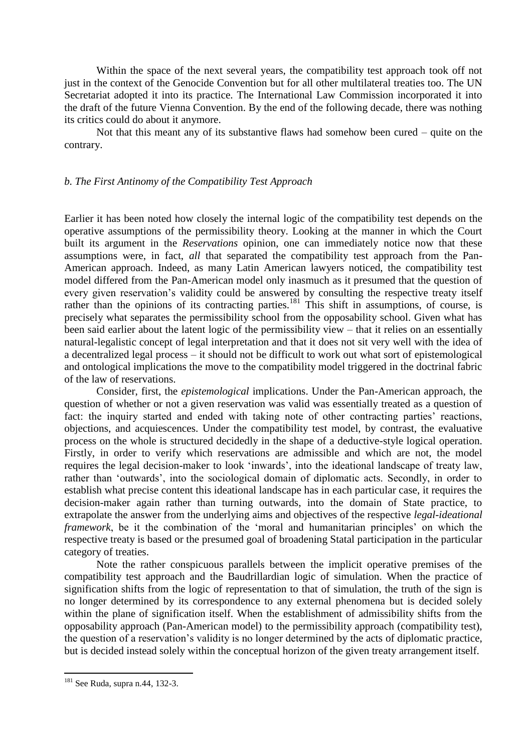Within the space of the next several years, the compatibility test approach took off not just in the context of the Genocide Convention but for all other multilateral treaties too. The UN Secretariat adopted it into its practice. The International Law Commission incorporated it into the draft of the future Vienna Convention. By the end of the following decade, there was nothing its critics could do about it anymore.

Not that this meant any of its substantive flaws had somehow been cured – quite on the contrary.

### *b. The First Antinomy of the Compatibility Test Approach*

Earlier it has been noted how closely the internal logic of the compatibility test depends on the operative assumptions of the permissibility theory. Looking at the manner in which the Court built its argument in the *Reservations* opinion, one can immediately notice now that these assumptions were, in fact, *all* that separated the compatibility test approach from the Pan-American approach. Indeed, as many Latin American lawyers noticed, the compatibility test model differed from the Pan-American model only inasmuch as it presumed that the question of every given reservation's validity could be answered by consulting the respective treaty itself rather than the opinions of its contracting parties.[181] This shift in assumptions, of course, is precisely what separates the permissibility school from the opposability school. Given what has been said earlier about the latent logic of the permissibility view – that it relies on an essentially natural-legalistic concept of legal interpretation and that it does not sit very well with the idea of a decentralized legal process – it should not be difficult to work out what sort of epistemological and ontological implications the move to the compatibility model triggered in the doctrinal fabric of the law of reservations.

Consider, first, the *epistemological* implications. Under the Pan-American approach, the question of whether or not a given reservation was valid was essentially treated as a question of fact: the inquiry started and ended with taking note of other contracting parties' reactions, objections, and acquiescences. Under the compatibility test model, by contrast, the evaluative process on the whole is structured decidedly in the shape of a deductive-style logical operation. Firstly, in order to verify which reservations are admissible and which are not, the model requires the legal decision-maker to look 'inwards', into the ideational landscape of treaty law, rather than 'outwards', into the sociological domain of diplomatic acts. Secondly, in order to establish what precise content this ideational landscape has in each particular case, it requires the decision-maker again rather than turning outwards, into the domain of State practice, to extrapolate the answer from the underlying aims and objectives of the respective *legal-ideational framework*, be it the combination of the 'moral and humanitarian principles' on which the respective treaty is based or the presumed goal of broadening Statal participation in the particular category of treaties.

Note the rather conspicuous parallels between the implicit operative premises of the compatibility test approach and the Baudrillardian logic of simulation. When the practice of signification shifts from the logic of representation to that of simulation, the truth of the sign is no longer determined by its correspondence to any external phenomena but is decided solely within the plane of signification itself. When the establishment of admissibility shifts from the opposability approach (Pan-American model) to the permissibility approach (compatibility test), the question of a reservation's validity is no longer determined by the acts of diplomatic practice, but is decided instead solely within the conceptual horizon of the given treaty arrangement itself.

[181] See Ruda, supra n.44, 132-3.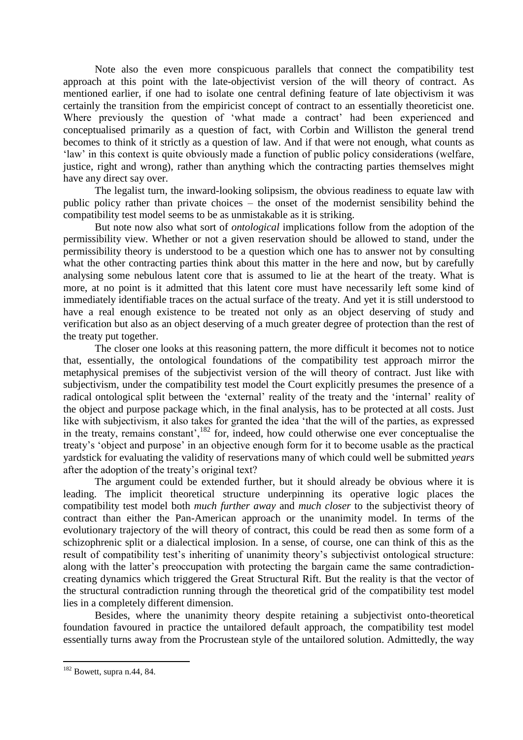Note also the even more conspicuous parallels that connect the compatibility test approach at this point with the late-objectivist version of the will theory of contract. As mentioned earlier, if one had to isolate one central defining feature of late objectivism it was certainly the transition from the empiricist concept of contract to an essentially theoreticist one. Where previously the question of 'what made a contract' had been experienced and conceptualised primarily as a question of fact, with Corbin and Williston the general trend becomes to think of it strictly as a question of law. And if that were not enough, what counts as 'law' in this context is quite obviously made a function of public policy considerations (welfare, justice, right and wrong), rather than anything which the contracting parties themselves might have any direct say over.

The legalist turn, the inward-looking solipsism, the obvious readiness to equate law with public policy rather than private choices – the onset of the modernist sensibility behind the compatibility test model seems to be as unmistakable as it is striking.

But note now also what sort of *ontological* implications follow from the adoption of the permissibility view. Whether or not a given reservation should be allowed to stand, under the permissibility theory is understood to be a question which one has to answer not by consulting what the other contracting parties think about this matter in the here and now, but by carefully analysing some nebulous latent core that is assumed to lie at the heart of the treaty. What is more, at no point is it admitted that this latent core must have necessarily left some kind of immediately identifiable traces on the actual surface of the treaty. And yet it is still understood to have a real enough existence to be treated not only as an object deserving of study and verification but also as an object deserving of a much greater degree of protection than the rest of the treaty put together.

The closer one looks at this reasoning pattern, the more difficult it becomes not to notice that, essentially, the ontological foundations of the compatibility test approach mirror the metaphysical premises of the subjectivist version of the will theory of contract. Just like with subjectivism, under the compatibility test model the Court explicitly presumes the presence of a radical ontological split between the 'external' reality of the treaty and the 'internal' reality of the object and purpose package which, in the final analysis, has to be protected at all costs. Just like with subjectivism, it also takes for granted the idea 'that the will of the parties, as expressed in the treaty, remains constant',[182] for, indeed, how could otherwise one ever conceptualise the treaty's 'object and purpose' in an objective enough form for it to become usable as the practical yardstick for evaluating the validity of reservations many of which could well be submitted *years* after the adoption of the treaty's original text?

The argument could be extended further, but it should already be obvious where it is leading. The implicit theoretical structure underpinning its operative logic places the compatibility test model both *much further away* and *much closer* to the subjectivist theory of contract than either the Pan-American approach or the unanimity model. In terms of the evolutionary trajectory of the will theory of contract, this could be read then as some form of a schizophrenic split or a dialectical implosion. In a sense, of course, one can think of this as the result of compatibility test's inheriting of unanimity theory's subjectivist ontological structure: along with the latter's preoccupation with protecting the bargain came the same contradiction-creating dynamics which triggered the Great Structural Rift. But the reality is that the vector of the structural contradiction running through the theoretical grid of the compatibility test model lies in a completely different dimension.

Besides, where the unanimity theory despite retaining a subjectivist onto-theoretical foundation favoured in practice the untailored default approach, the compatibility test model essentially turns away from the Procrustean style of the untailored solution. Admittedly, the way

[182] Bowett, supra n.44, 84.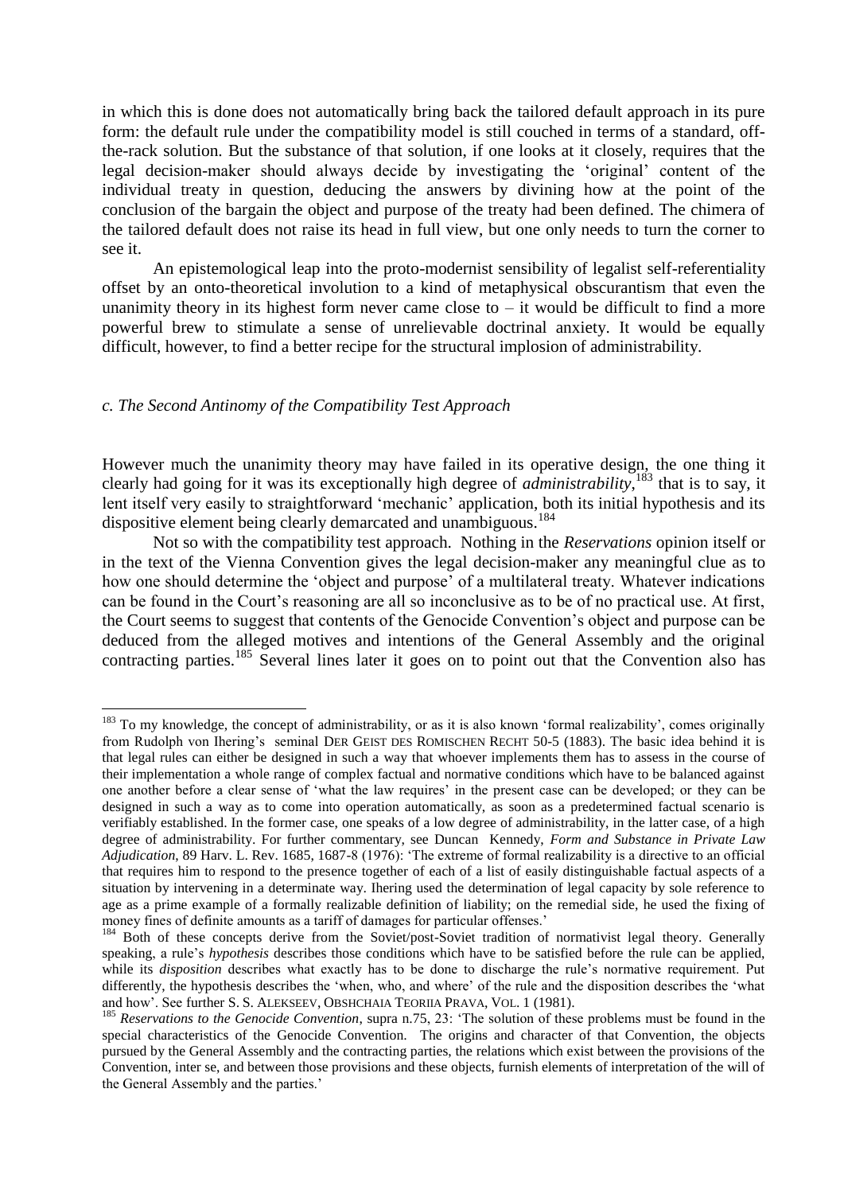in which this is done does not automatically bring back the tailored default approach in its pure form: the default rule under the compatibility model is still couched in terms of a standard, off-the-rack solution. But the substance of that solution, if one looks at it closely, requires that the legal decision-maker should always decide by investigating the 'original' content of the individual treaty in question, deducing the answers by divining how at the point of the conclusion of the bargain the object and purpose of the treaty had been defined. The chimera of the tailored default does not raise its head in full view, but one only needs to turn the corner to see it.

An epistemological leap into the proto-modernist sensibility of legalist self-referentiality offset by an onto-theoretical involution to a kind of metaphysical obscurantism that even the unanimity theory in its highest form never came close to – it would be difficult to find a more powerful brew to stimulate a sense of unrelievable doctrinal anxiety. It would be equally difficult, however, to find a better recipe for the structural implosion of administrability.

### *c. The Second Antinomy of the Compatibility Test Approach*

However much the unanimity theory may have failed in its operative design, the one thing it clearly had going for it was its exceptionally high degree of *administrability*,[183] that is to say, it lent itself very easily to straightforward 'mechanic' application, both its initial hypothesis and its dispositive element being clearly demarcated and unambiguous.[184]

Not so with the compatibility test approach. Nothing in the *Reservations* opinion itself or in the text of the Vienna Convention gives the legal decision-maker any meaningful clue as to how one should determine the 'object and purpose' of a multilateral treaty. Whatever indications can be found in the Court's reasoning are all so inconclusive as to be of no practical use. At first, the Court seems to suggest that contents of the Genocide Convention's object and purpose can be deduced from the alleged motives and intentions of the General Assembly and the original contracting parties.[185] Several lines later it goes on to point out that the Convention also has

---

[183] To my knowledge, the concept of administrability, or as it is also known 'formal realizability', comes originally from Rudolph von Ihering's seminal DER GEIST DES ROMISCHEN RECHT 50-5 (1883). The basic idea behind it is that legal rules can either be designed in such a way that whoever implements them has to assess in the course of their implementation a whole range of complex factual and normative conditions which have to be balanced against one another before a clear sense of 'what the law requires' in the present case can be developed; or they can be designed in such a way as to come into operation automatically, as soon as a predetermined factual scenario is verifiably established. In the former case, one speaks of a low degree of administrability, in the latter case, of a high degree of administrability. For further commentary, see Duncan Kennedy, *Form and Substance in Private Law Adjudication*, 89 Harv. L. Rev. 1685, 1687-8 (1976): 'The extreme of formal realizability is a directive to an official that requires him to respond to the presence together of each of a list of easily distinguishable factual aspects of a situation by intervening in a determinate way. Ihering used the determination of legal capacity by sole reference to age as a prime example of a formally realizable definition of liability; on the remedial side, he used the fixing of money fines of definite amounts as a tariff of damages for particular offenses.'

[184] Both of these concepts derive from the Soviet/post-Soviet tradition of normativist legal theory. Generally speaking, a rule's *hypothesis* describes those conditions which have to be satisfied before the rule can be applied, while its *disposition* describes what exactly has to be done to discharge the rule's normative requirement. Put differently, the hypothesis describes the 'when, who, and where' of the rule and the disposition describes the 'what and how'. See further S. S. ALEKSEEV, OBSHCHAIA TEORIIA PRAVA, VOL. 1 (1981).

[185] *Reservations to the Genocide Convention*, supra n.75, 23: 'The solution of these problems must be found in the special characteristics of the Genocide Convention. The origins and character of that Convention, the objects pursued by the General Assembly and the contracting parties, the relations which exist between the provisions of the Convention, inter se, and between those provisions and these objects, furnish elements of interpretation of the will of the General Assembly and the parties.'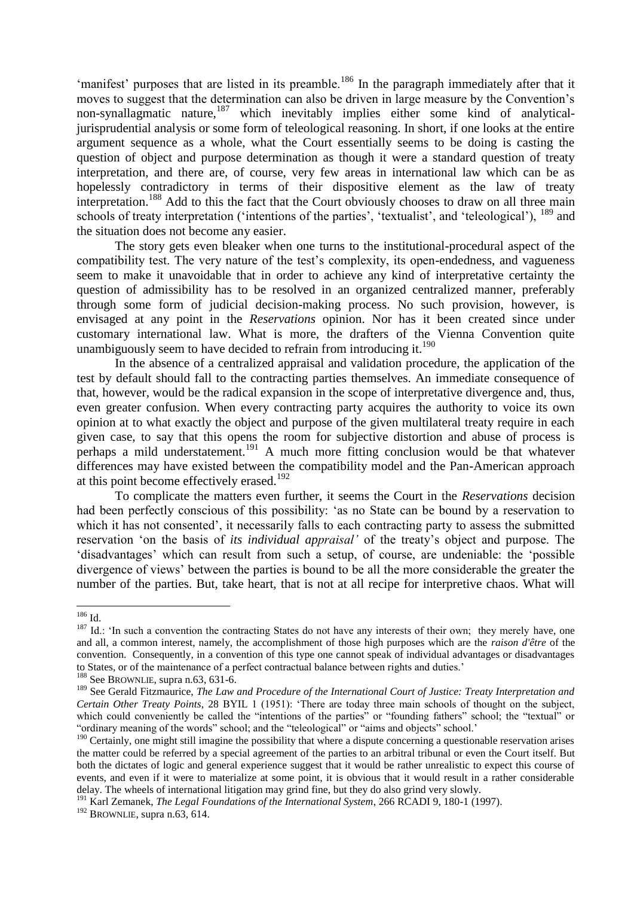'manifest' purposes that are listed in its preamble.[186] In the paragraph immediately after that it moves to suggest that the determination can also be driven in large measure by the Convention's non-synallagmatic nature,[187] which inevitably implies either some kind of analytical-jurisprudential analysis or some form of teleological reasoning. In short, if one looks at the entire argument sequence as a whole, what the Court essentially seems to be doing is casting the question of object and purpose determination as though it were a standard question of treaty interpretation, and there are, of course, very few areas in international law which can be as hopelessly contradictory in terms of their dispositive element as the law of treaty interpretation.[188] Add to this the fact that the Court obviously chooses to draw on all three main schools of treaty interpretation ('intentions of the parties', 'textualist', and 'teleological'), [189] and the situation does not become any easier.

The story gets even bleaker when one turns to the institutional-procedural aspect of the compatibility test. The very nature of the test's complexity, its open-endedness, and vagueness seem to make it unavoidable that in order to achieve any kind of interpretative certainty the question of admissibility has to be resolved in an organized centralized manner, preferably through some form of judicial decision-making process. No such provision, however, is envisaged at any point in the *Reservations* opinion. Nor has it been created since under customary international law. What is more, the drafters of the Vienna Convention quite unambiguously seem to have decided to refrain from introducing it.[190]

In the absence of a centralized appraisal and validation procedure, the application of the test by default should fall to the contracting parties themselves. An immediate consequence of that, however, would be the radical expansion in the scope of interpretative divergence and, thus, even greater confusion. When every contracting party acquires the authority to voice its own opinion at to what exactly the object and purpose of the given multilateral treaty require in each given case, to say that this opens the room for subjective distortion and abuse of process is perhaps a mild understatement.[191] A much more fitting conclusion would be that whatever differences may have existed between the compatibility model and the Pan-American approach at this point become effectively erased.[192]

To complicate the matters even further, it seems the Court in the *Reservations* decision had been perfectly conscious of this possibility: 'as no State can be bound by a reservation to which it has not consented', it necessarily falls to each contracting party to assess the submitted reservation 'on the basis of *its individual appraisal'* of the treaty's object and purpose. The 'disadvantages' which can result from such a setup, of course, are undeniable: the 'possible divergence of views' between the parties is bound to be all the more considerable the greater the number of the parties. But, take heart, that is not at all recipe for interpretive chaos. What will

---

[186] Id.

[187] Id.: 'In such a convention the contracting States do not have any interests of their own; they merely have, one and all, a common interest, namely, the accomplishment of those high purposes which are the *raison d'être* of the convention. Consequently, in a convention of this type one cannot speak of individual advantages or disadvantages to States, or of the maintenance of a perfect contractual balance between rights and duties.'

[188] See BROWNLIE, supra n.63, 631-6.

[189] See Gerald Fitzmaurice, *The Law and Procedure of the International Court of Justice: Treaty Interpretation and Certain Other Treaty Points*, 28 BYIL 1 (1951): 'There are today three main schools of thought on the subject, which could conveniently be called the "intentions of the parties" or "founding fathers" school; the "textual" or "ordinary meaning of the words" school; and the "teleological" or "aims and objects" school.'

[190] Certainly, one might still imagine the possibility that where a dispute concerning a questionable reservation arises the matter could be referred by a special agreement of the parties to an arbitral tribunal or even the Court itself. But both the dictates of logic and general experience suggest that it would be rather unrealistic to expect this course of events, and even if it were to materialize at some point, it is obvious that it would result in a rather considerable delay. The wheels of international litigation may grind fine, but they do also grind very slowly.

[191] Karl Zemanek, *The Legal Foundations of the International System*, 266 RCADI 9, 180-1 (1997).

[192] BROWNLIE, supra n.63, 614.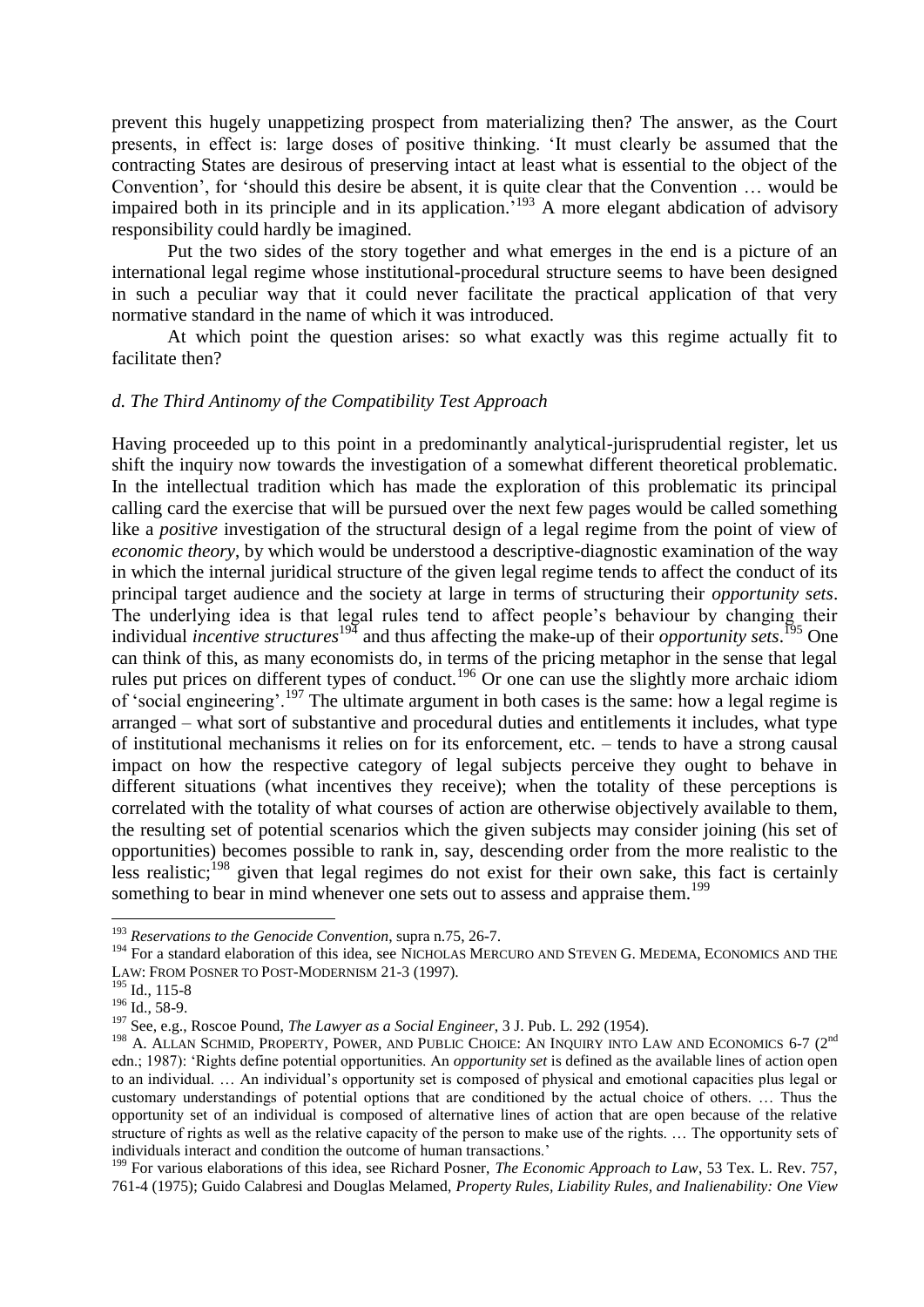prevent this hugely unappetizing prospect from materializing then? The answer, as the Court presents, in effect is: large doses of positive thinking. 'It must clearly be assumed that the contracting States are desirous of preserving intact at least what is essential to the object of the Convention', for 'should this desire be absent, it is quite clear that the Convention … would be impaired both in its principle and in its application.'[193] A more elegant abdication of advisory responsibility could hardly be imagined.

Put the two sides of the story together and what emerges in the end is a picture of an international legal regime whose institutional-procedural structure seems to have been designed in such a peculiar way that it could never facilitate the practical application of that very normative standard in the name of which it was introduced.

At which point the question arises: so what exactly was this regime actually fit to facilitate then?

*d. The Third Antinomy of the Compatibility Test Approach*

Having proceeded up to this point in a predominantly analytical-jurisprudential register, let us shift the inquiry now towards the investigation of a somewhat different theoretical problematic. In the intellectual tradition which has made the exploration of this problematic its principal calling card the exercise that will be pursued over the next few pages would be called something like a *positive* investigation of the structural design of a legal regime from the point of view of *economic theory*, by which would be understood a descriptive-diagnostic examination of the way in which the internal juridical structure of the given legal regime tends to affect the conduct of its principal target audience and the society at large in terms of structuring their *opportunity sets*. The underlying idea is that legal rules tend to affect people's behaviour by changing their individual *incentive structures*[194] and thus affecting the make-up of their *opportunity sets*.[195] One can think of this, as many economists do, in terms of the pricing metaphor in the sense that legal rules put prices on different types of conduct.[196] Or one can use the slightly more archaic idiom of 'social engineering'.[197] The ultimate argument in both cases is the same: how a legal regime is arranged – what sort of substantive and procedural duties and entitlements it includes, what type of institutional mechanisms it relies on for its enforcement, etc. – tends to have a strong causal impact on how the respective category of legal subjects perceive they ought to behave in different situations (what incentives they receive); when the totality of these perceptions is correlated with the totality of what courses of action are otherwise objectively available to them, the resulting set of potential scenarios which the given subjects may consider joining (his set of opportunities) becomes possible to rank in, say, descending order from the more realistic to the less realistic;[198] given that legal regimes do not exist for their own sake, this fact is certainly something to bear in mind whenever one sets out to assess and appraise them.[199]

---

[193] *Reservations to the Genocide Convention*, supra n.75, 26-7.

[194] For a standard elaboration of this idea, see NICHOLAS MERCURO AND STEVEN G. MEDEMA, ECONOMICS AND THE LAW: FROM POSNER TO POST-MODERNISM 21-3 (1997).

[195] Id., 115-8

[196] Id., 58-9.

[197] See, e.g., Roscoe Pound, *The Lawyer as a Social Engineer*, 3 J. Pub. L. 292 (1954).

[198] A. ALLAN SCHMID, PROPERTY, POWER, AND PUBLIC CHOICE: AN INQUIRY INTO LAW AND ECONOMICS 6-7 (2nd edn.; 1987): 'Rights define potential opportunities. An *opportunity set* is defined as the available lines of action open to an individual. … An individual's opportunity set is composed of physical and emotional capacities plus legal or customary understandings of potential options that are conditioned by the actual choice of others. … Thus the opportunity set of an individual is composed of alternative lines of action that are open because of the relative structure of rights as well as the relative capacity of the person to make use of the rights. … The opportunity sets of individuals interact and condition the outcome of human transactions.'

[199] For various elaborations of this idea, see Richard Posner, *The Economic Approach to Law*, 53 Tex. L. Rev. 757, 761-4 (1975); Guido Calabresi and Douglas Melamed, *Property Rules, Liability Rules, and Inalienability: One View*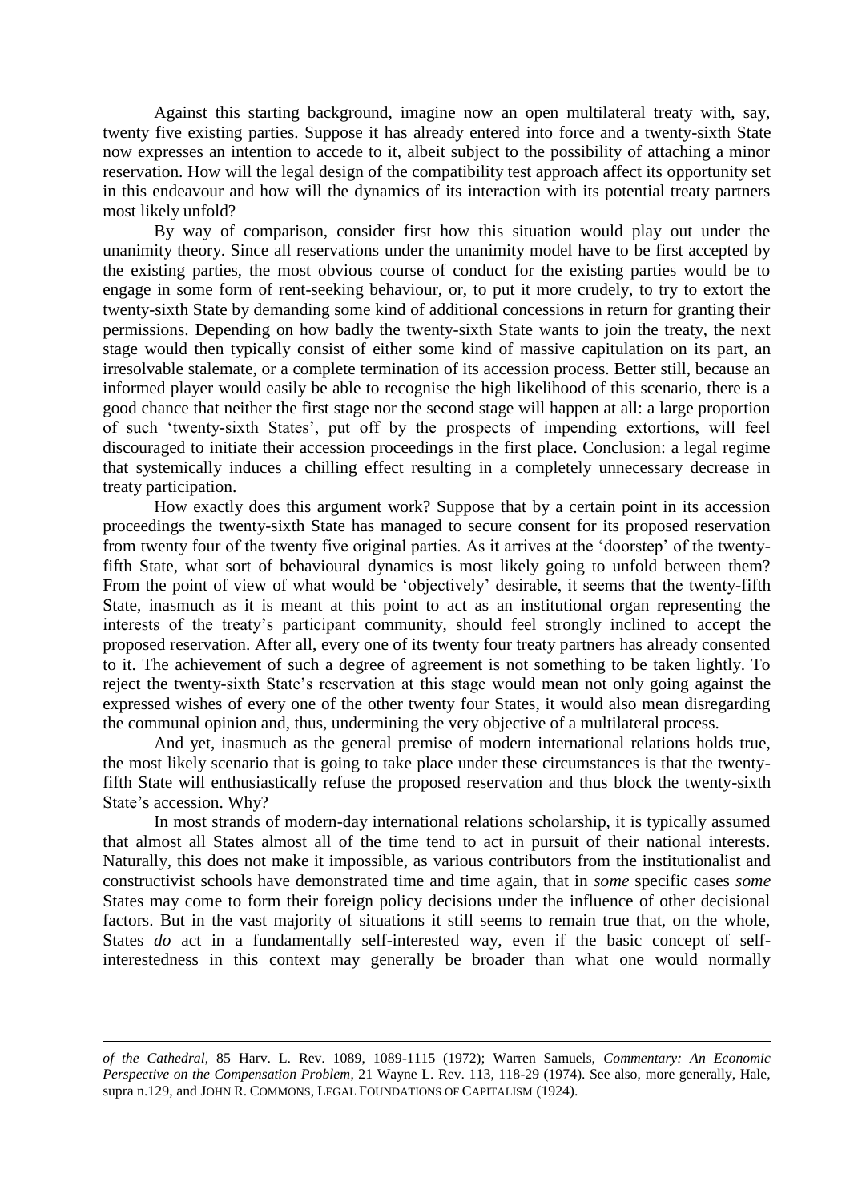Against this starting background, imagine now an open multilateral treaty with, say, twenty five existing parties. Suppose it has already entered into force and a twenty-sixth State now expresses an intention to accede to it, albeit subject to the possibility of attaching a minor reservation. How will the legal design of the compatibility test approach affect its opportunity set in this endeavour and how will the dynamics of its interaction with its potential treaty partners most likely unfold?

By way of comparison, consider first how this situation would play out under the unanimity theory. Since all reservations under the unanimity model have to be first accepted by the existing parties, the most obvious course of conduct for the existing parties would be to engage in some form of rent-seeking behaviour, or, to put it more crudely, to try to extort the twenty-sixth State by demanding some kind of additional concessions in return for granting their permissions. Depending on how badly the twenty-sixth State wants to join the treaty, the next stage would then typically consist of either some kind of massive capitulation on its part, an irresolvable stalemate, or a complete termination of its accession process. Better still, because an informed player would easily be able to recognise the high likelihood of this scenario, there is a good chance that neither the first stage nor the second stage will happen at all: a large proportion of such 'twenty-sixth States', put off by the prospects of impending extortions, will feel discouraged to initiate their accession proceedings in the first place. Conclusion: a legal regime that systemically induces a chilling effect resulting in a completely unnecessary decrease in treaty participation.

How exactly does this argument work? Suppose that by a certain point in its accession proceedings the twenty-sixth State has managed to secure consent for its proposed reservation from twenty four of the twenty five original parties. As it arrives at the 'doorstep' of the twenty-fifth State, what sort of behavioural dynamics is most likely going to unfold between them? From the point of view of what would be 'objectively' desirable, it seems that the twenty-fifth State, inasmuch as it is meant at this point to act as an institutional organ representing the interests of the treaty's participant community, should feel strongly inclined to accept the proposed reservation. After all, every one of its twenty four treaty partners has already consented to it. The achievement of such a degree of agreement is not something to be taken lightly. To reject the twenty-sixth State's reservation at this stage would mean not only going against the expressed wishes of every one of the other twenty four States, it would also mean disregarding the communal opinion and, thus, undermining the very objective of a multilateral process.

And yet, inasmuch as the general premise of modern international relations holds true, the most likely scenario that is going to take place under these circumstances is that the twenty-fifth State will enthusiastically refuse the proposed reservation and thus block the twenty-sixth State's accession. Why?

In most strands of modern-day international relations scholarship, it is typically assumed that almost all States almost all of the time tend to act in pursuit of their national interests. Naturally, this does not make it impossible, as various contributors from the institutionalist and constructivist schools have demonstrated time and time again, that in *some* specific cases *some* States may come to form their foreign policy decisions under the influence of other decisional factors. But in the vast majority of situations it still seems to remain true that, on the whole, States *do* act in a fundamentally self-interested way, even if the basic concept of self-interestedness in this context may generally be broader than what one would normally

---

*of the Cathedral*, 85 Harv. L. Rev. 1089, 1089-1115 (1972); Warren Samuels, *Commentary: An Economic Perspective on the Compensation Problem*, 21 Wayne L. Rev. 113, 118-29 (1974). See also, more generally, Hale, supra n.129, and JOHN R. COMMONS, LEGAL FOUNDATIONS OF CAPITALISM (1924).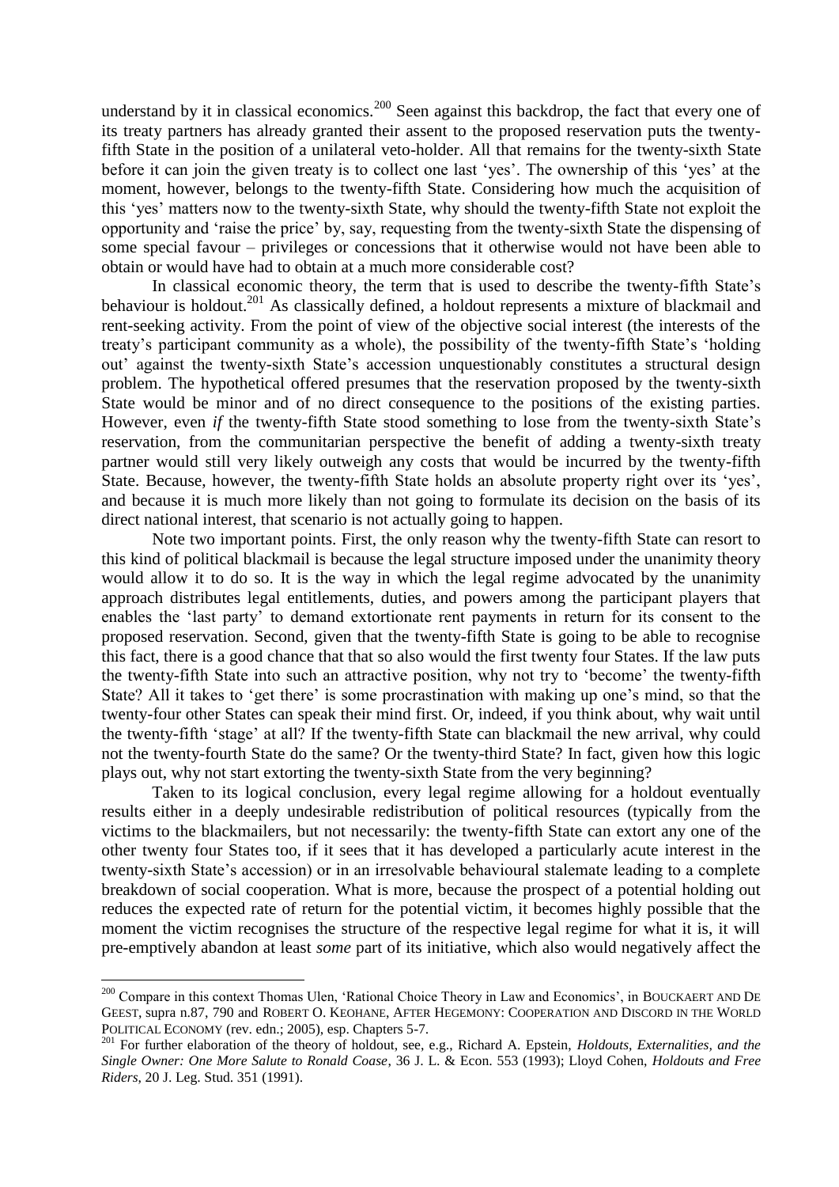understand by it in classical economics.[200] Seen against this backdrop, the fact that every one of its treaty partners has already granted their assent to the proposed reservation puts the twenty-fifth State in the position of a unilateral veto-holder. All that remains for the twenty-sixth State before it can join the given treaty is to collect one last 'yes'. The ownership of this 'yes' at the moment, however, belongs to the twenty-fifth State. Considering how much the acquisition of this 'yes' matters now to the twenty-sixth State, why should the twenty-fifth State not exploit the opportunity and 'raise the price' by, say, requesting from the twenty-sixth State the dispensing of some special favour – privileges or concessions that it otherwise would not have been able to obtain or would have had to obtain at a much more considerable cost?

In classical economic theory, the term that is used to describe the twenty-fifth State's behaviour is holdout.[201] As classically defined, a holdout represents a mixture of blackmail and rent-seeking activity. From the point of view of the objective social interest (the interests of the treaty's participant community as a whole), the possibility of the twenty-fifth State's 'holding out' against the twenty-sixth State's accession unquestionably constitutes a structural design problem. The hypothetical offered presumes that the reservation proposed by the twenty-sixth State would be minor and of no direct consequence to the positions of the existing parties. However, even *if* the twenty-fifth State stood something to lose from the twenty-sixth State's reservation, from the communitarian perspective the benefit of adding a twenty-sixth treaty partner would still very likely outweigh any costs that would be incurred by the twenty-fifth State. Because, however, the twenty-fifth State holds an absolute property right over its 'yes', and because it is much more likely than not going to formulate its decision on the basis of its direct national interest, that scenario is not actually going to happen.

Note two important points. First, the only reason why the twenty-fifth State can resort to this kind of political blackmail is because the legal structure imposed under the unanimity theory would allow it to do so. It is the way in which the legal regime advocated by the unanimity approach distributes legal entitlements, duties, and powers among the participant players that enables the 'last party' to demand extortionate rent payments in return for its consent to the proposed reservation. Second, given that the twenty-fifth State is going to be able to recognise this fact, there is a good chance that that so also would the first twenty four States. If the law puts the twenty-fifth State into such an attractive position, why not try to 'become' the twenty-fifth State? All it takes to 'get there' is some procrastination with making up one's mind, so that the twenty-four other States can speak their mind first. Or, indeed, if you think about, why wait until the twenty-fifth 'stage' at all? If the twenty-fifth State can blackmail the new arrival, why could not the twenty-fourth State do the same? Or the twenty-third State? In fact, given how this logic plays out, why not start extorting the twenty-sixth State from the very beginning?

Taken to its logical conclusion, every legal regime allowing for a holdout eventually results either in a deeply undesirable redistribution of political resources (typically from the victims to the blackmailers, but not necessarily: the twenty-fifth State can extort any one of the other twenty four States too, if it sees that it has developed a particularly acute interest in the twenty-sixth State's accession) or in an irresolvable behavioural stalemate leading to a complete breakdown of social cooperation. What is more, because the prospect of a potential holding out reduces the expected rate of return for the potential victim, it becomes highly possible that the moment the victim recognises the structure of the respective legal regime for what it is, it will pre-emptively abandon at least *some* part of its initiative, which also would negatively affect the

---

[200] Compare in this context Thomas Ulen, 'Rational Choice Theory in Law and Economics', in BOUCKAERT AND DE GEEST, supra n.87, 790 and ROBERT O. KEOHANE, AFTER HEGEMONY: COOPERATION AND DISCORD IN THE WORLD POLITICAL ECONOMY (rev. edn.; 2005), esp. Chapters 5-7.

[201] For further elaboration of the theory of holdout, see, e.g., Richard A. Epstein, *Holdouts, Externalities, and the Single Owner: One More Salute to Ronald Coase*, 36 J. L. & Econ. 553 (1993); Lloyd Cohen, *Holdouts and Free Riders*, 20 J. Leg. Stud. 351 (1991).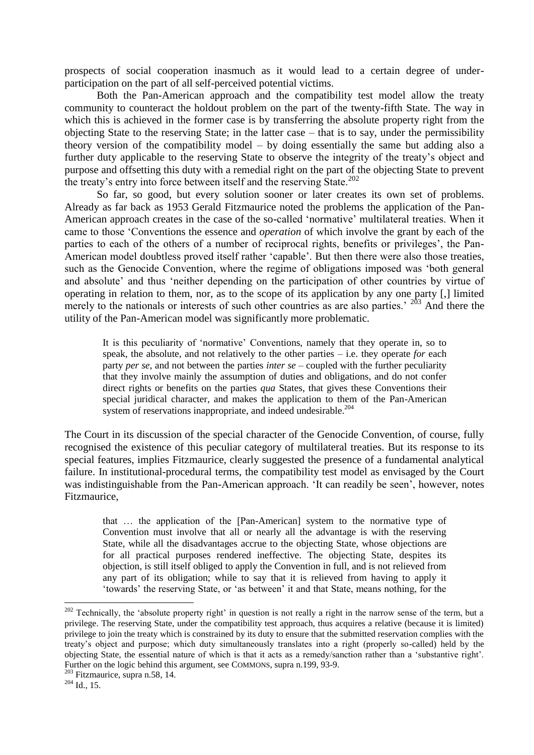prospects of social cooperation inasmuch as it would lead to a certain degree of under-participation on the part of all self-perceived potential victims.

Both the Pan-American approach and the compatibility test model allow the treaty community to counteract the holdout problem on the part of the twenty-fifth State. The way in which this is achieved in the former case is by transferring the absolute property right from the objecting State to the reserving State; in the latter case – that is to say, under the permissibility theory version of the compatibility model – by doing essentially the same but adding also a further duty applicable to the reserving State to observe the integrity of the treaty's object and purpose and offsetting this duty with a remedial right on the part of the objecting State to prevent the treaty's entry into force between itself and the reserving State.[202]

So far, so good, but every solution sooner or later creates its own set of problems. Already as far back as 1953 Gerald Fitzmaurice noted the problems the application of the Pan-American approach creates in the case of the so-called 'normative' multilateral treaties. When it came to those 'Conventions the essence and *operation* of which involve the grant by each of the parties to each of the others of a number of reciprocal rights, benefits or privileges', the Pan-American model doubtless proved itself rather 'capable'. But then there were also those treaties, such as the Genocide Convention, where the regime of obligations imposed was 'both general and absolute' and thus 'neither depending on the participation of other countries by virtue of operating in relation to them, nor, as to the scope of its application by any one party [,] limited merely to the nationals or interests of such other countries as are also parties.' [203] And there the utility of the Pan-American model was significantly more problematic.

> It is this peculiarity of 'normative' Conventions, namely that they operate in, so to speak, the absolute, and not relatively to the other parties – i.e. they operate *for* each party *per se*, and not between the parties *inter se* – coupled with the further peculiarity that they involve mainly the assumption of duties and obligations, and do not confer direct rights or benefits on the parties *qua* States, that gives these Conventions their special juridical character, and makes the application to them of the Pan-American system of reservations inappropriate, and indeed undesirable.[204]

The Court in its discussion of the special character of the Genocide Convention, of course, fully recognised the existence of this peculiar category of multilateral treaties. But its response to its special features, implies Fitzmaurice, clearly suggested the presence of a fundamental analytical failure. In institutional-procedural terms, the compatibility test model as envisaged by the Court was indistinguishable from the Pan-American approach. 'It can readily be seen', however, notes Fitzmaurice,

> that … the application of the [Pan-American] system to the normative type of Convention must involve that all or nearly all the advantage is with the reserving State, while all the disadvantages accrue to the objecting State, whose objections are for all practical purposes rendered ineffective. The objecting State, despites its objection, is still itself obliged to apply the Convention in full, and is not relieved from any part of its obligation; while to say that it is relieved from having to apply it 'towards' the reserving State, or 'as between' it and that State, means nothing, for the

---

[202] Technically, the 'absolute property right' in question is not really a right in the narrow sense of the term, but a privilege. The reserving State, under the compatibility test approach, thus acquires a relative (because it is limited) privilege to join the treaty which is constrained by its duty to ensure that the submitted reservation complies with the treaty's object and purpose; which duty simultaneously translates into a right (properly so-called) held by the objecting State, the essential nature of which is that it acts as a remedy/sanction rather than a 'substantive right'. Further on the logic behind this argument, see COMMONS, supra n.199, 93-9.

[203] Fitzmaurice, supra n.58, 14.

[204] Id., 15.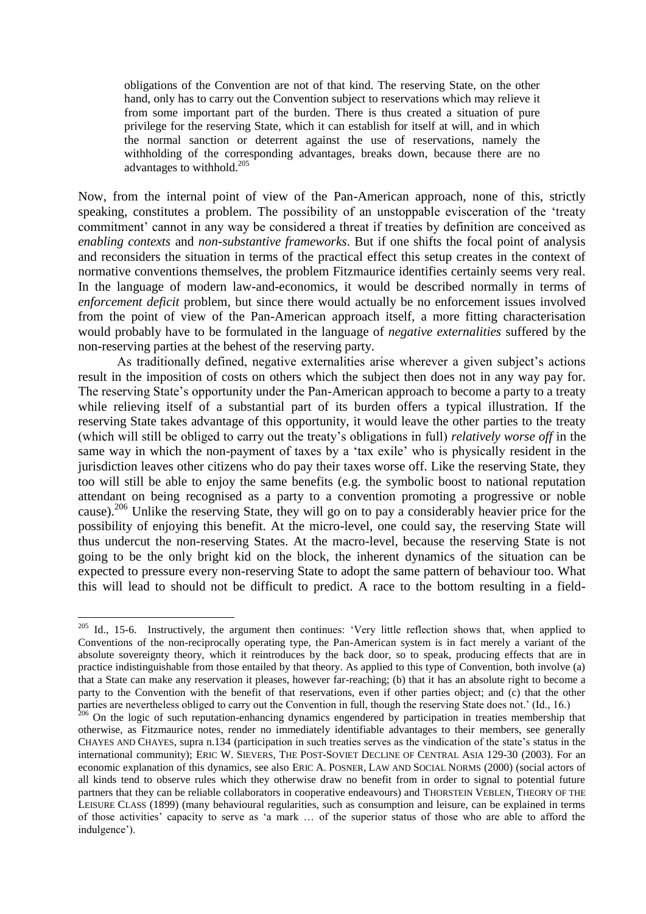> obligations of the Convention are not of that kind. The reserving State, on the other hand, only has to carry out the Convention subject to reservations which may relieve it from some important part of the burden. There is thus created a situation of pure privilege for the reserving State, which it can establish for itself at will, and in which the normal sanction or deterrent against the use of reservations, namely the withholding of the corresponding advantages, breaks down, because there are no advantages to withhold.[205]

Now, from the internal point of view of the Pan-American approach, none of this, strictly speaking, constitutes a problem. The possibility of an unstoppable evisceration of the 'treaty commitment' cannot in any way be considered a threat if treaties by definition are conceived as *enabling contexts* and *non-substantive frameworks*. But if one shifts the focal point of analysis and reconsiders the situation in terms of the practical effect this setup creates in the context of normative conventions themselves, the problem Fitzmaurice identifies certainly seems very real. In the language of modern law-and-economics, it would be described normally in terms of *enforcement deficit* problem, but since there would actually be no enforcement issues involved from the point of view of the Pan-American approach itself, a more fitting characterisation would probably have to be formulated in the language of *negative externalities* suffered by the non-reserving parties at the behest of the reserving party.

As traditionally defined, negative externalities arise wherever a given subject's actions result in the imposition of costs on others which the subject then does not in any way pay for. The reserving State's opportunity under the Pan-American approach to become a party to a treaty while relieving itself of a substantial part of its burden offers a typical illustration. If the reserving State takes advantage of this opportunity, it would leave the other parties to the treaty (which will still be obliged to carry out the treaty's obligations in full) *relatively worse off* in the same way in which the non-payment of taxes by a 'tax exile' who is physically resident in the jurisdiction leaves other citizens who do pay their taxes worse off. Like the reserving State, they too will still be able to enjoy the same benefits (e.g. the symbolic boost to national reputation attendant on being recognised as a party to a convention promoting a progressive or noble cause).[206] Unlike the reserving State, they will go on to pay a considerably heavier price for the possibility of enjoying this benefit. At the micro-level, one could say, the reserving State will thus undercut the non-reserving States. At the macro-level, because the reserving State is not going to be the only bright kid on the block, the inherent dynamics of the situation can be expected to pressure every non-reserving State to adopt the same pattern of behaviour too. What this will lead to should not be difficult to predict. A race to the bottom resulting in a field-

---

[205] Id., 15-6. Instructively, the argument then continues: 'Very little reflection shows that, when applied to Conventions of the non-reciprocally operating type, the Pan-American system is in fact merely a variant of the absolute sovereignty theory, which it reintroduces by the back door, so to speak, producing effects that are in practice indistinguishable from those entailed by that theory. As applied to this type of Convention, both involve (a) that a State can make any reservation it pleases, however far-reaching; (b) that it has an absolute right to become a party to the Convention with the benefit of that reservations, even if other parties object; and (c) that the other parties are nevertheless obliged to carry out the Convention in full, though the reserving State does not.' (Id., 16.)

[206] On the logic of such reputation-enhancing dynamics engendered by participation in treaties membership that otherwise, as Fitzmaurice notes, render no immediately identifiable advantages to their members, see generally CHAYES AND CHAYES, supra n.134 (participation in such treaties serves as the vindication of the state's status in the international community); ERIC W. SIEVERS, THE POST-SOVIET DECLINE OF CENTRAL ASIA 129-30 (2003). For an economic explanation of this dynamics, see also ERIC A. POSNER, LAW AND SOCIAL NORMS (2000) (social actors of all kinds tend to observe rules which they otherwise draw no benefit from in order to signal to potential future partners that they can be reliable collaborators in cooperative endeavours) and THORSTEIN VEBLEN, THEORY OF THE LEISURE CLASS (1899) (many behavioural regularities, such as consumption and leisure, can be explained in terms of those activities' capacity to serve as 'a mark … of the superior status of those who are able to afford the indulgence').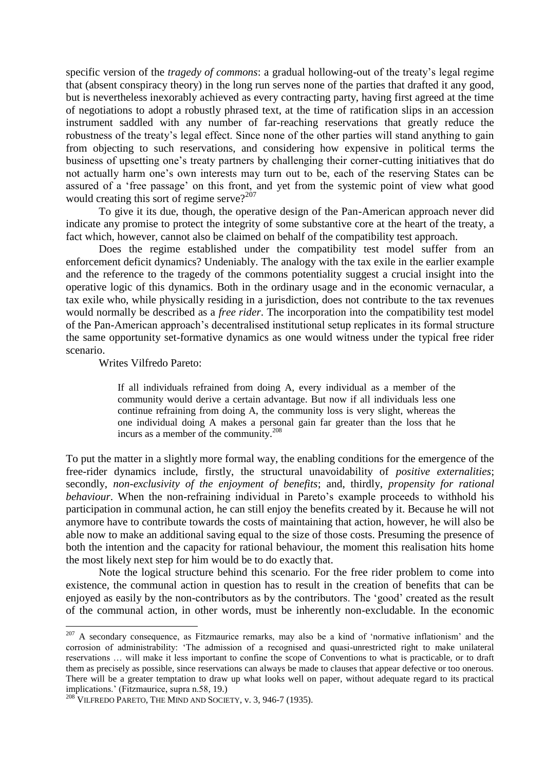specific version of the *tragedy of commons*: a gradual hollowing-out of the treaty's legal regime that (absent conspiracy theory) in the long run serves none of the parties that drafted it any good, but is nevertheless inexorably achieved as every contracting party, having first agreed at the time of negotiations to adopt a robustly phrased text, at the time of ratification slips in an accession instrument saddled with any number of far-reaching reservations that greatly reduce the robustness of the treaty's legal effect. Since none of the other parties will stand anything to gain from objecting to such reservations, and considering how expensive in political terms the business of upsetting one's treaty partners by challenging their corner-cutting initiatives that do not actually harm one's own interests may turn out to be, each of the reserving States can be assured of a 'free passage' on this front, and yet from the systemic point of view what good would creating this sort of regime serve?[207]

To give it its due, though, the operative design of the Pan-American approach never did indicate any promise to protect the integrity of some substantive core at the heart of the treaty, a fact which, however, cannot also be claimed on behalf of the compatibility test approach.

Does the regime established under the compatibility test model suffer from an enforcement deficit dynamics? Undeniably. The analogy with the tax exile in the earlier example and the reference to the tragedy of the commons potentiality suggest a crucial insight into the operative logic of this dynamics. Both in the ordinary usage and in the economic vernacular, a tax exile who, while physically residing in a jurisdiction, does not contribute to the tax revenues would normally be described as a *free rider*. The incorporation into the compatibility test model of the Pan-American approach's decentralised institutional setup replicates in its formal structure the same opportunity set-formative dynamics as one would witness under the typical free rider scenario.

Writes Vilfredo Pareto:

> If all individuals refrained from doing A, every individual as a member of the community would derive a certain advantage. But now if all individuals less one continue refraining from doing A, the community loss is very slight, whereas the one individual doing A makes a personal gain far greater than the loss that he incurs as a member of the community.[208]

To put the matter in a slightly more formal way, the enabling conditions for the emergence of the free-rider dynamics include, firstly, the structural unavoidability of *positive externalities*; secondly, *non-exclusivity of the enjoyment of benefits*; and, thirdly, *propensity for rational behaviour*. When the non-refraining individual in Pareto's example proceeds to withhold his participation in communal action, he can still enjoy the benefits created by it. Because he will not anymore have to contribute towards the costs of maintaining that action, however, he will also be able now to make an additional saving equal to the size of those costs. Presuming the presence of both the intention and the capacity for rational behaviour, the moment this realisation hits home the most likely next step for him would be to do exactly that.

Note the logical structure behind this scenario. For the free rider problem to come into existence, the communal action in question has to result in the creation of benefits that can be enjoyed as easily by the non-contributors as by the contributors. The 'good' created as the result of the communal action, in other words, must be inherently non-excludable. In the economic

---

[207] A secondary consequence, as Fitzmaurice remarks, may also be a kind of 'normative inflationism' and the corrosion of administrability: 'The admission of a recognised and quasi-unrestricted right to make unilateral reservations … will make it less important to confine the scope of Conventions to what is practicable, or to draft them as precisely as possible, since reservations can always be made to clauses that appear defective or too onerous. There will be a greater temptation to draw up what looks well on paper, without adequate regard to its practical implications.' (Fitzmaurice, supra n.58, 19.)

[208] VILFREDO PARETO, THE MIND AND SOCIETY, v. 3, 946-7 (1935).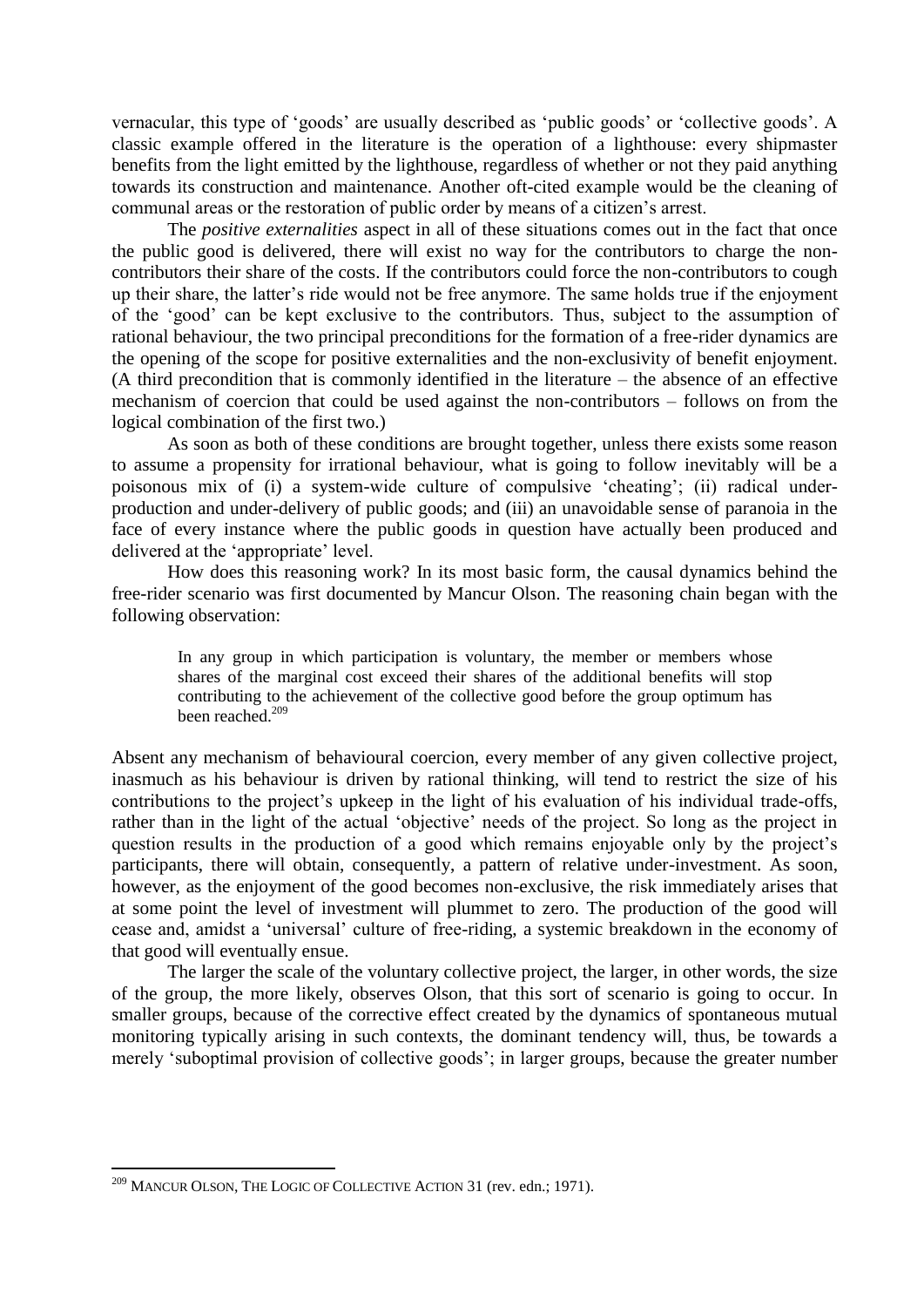vernacular, this type of 'goods' are usually described as 'public goods' or 'collective goods'. A classic example offered in the literature is the operation of a lighthouse: every shipmaster benefits from the light emitted by the lighthouse, regardless of whether or not they paid anything towards its construction and maintenance. Another oft-cited example would be the cleaning of communal areas or the restoration of public order by means of a citizen's arrest.

The *positive externalities* aspect in all of these situations comes out in the fact that once the public good is delivered, there will exist no way for the contributors to charge the non-contributors their share of the costs. If the contributors could force the non-contributors to cough up their share, the latter's ride would not be free anymore. The same holds true if the enjoyment of the 'good' can be kept exclusive to the contributors. Thus, subject to the assumption of rational behaviour, the two principal preconditions for the formation of a free-rider dynamics are the opening of the scope for positive externalities and the non-exclusivity of benefit enjoyment. (A third precondition that is commonly identified in the literature – the absence of an effective mechanism of coercion that could be used against the non-contributors – follows on from the logical combination of the first two.)

As soon as both of these conditions are brought together, unless there exists some reason to assume a propensity for irrational behaviour, what is going to follow inevitably will be a poisonous mix of (i) a system-wide culture of compulsive 'cheating'; (ii) radical under-production and under-delivery of public goods; and (iii) an unavoidable sense of paranoia in the face of every instance where the public goods in question have actually been produced and delivered at the 'appropriate' level.

How does this reasoning work? In its most basic form, the causal dynamics behind the free-rider scenario was first documented by Mancur Olson. The reasoning chain began with the following observation:

> In any group in which participation is voluntary, the member or members whose shares of the marginal cost exceed their shares of the additional benefits will stop contributing to the achievement of the collective good before the group optimum has been reached.[209]

Absent any mechanism of behavioural coercion, every member of any given collective project, inasmuch as his behaviour is driven by rational thinking, will tend to restrict the size of his contributions to the project's upkeep in the light of his evaluation of his individual trade-offs, rather than in the light of the actual 'objective' needs of the project. So long as the project in question results in the production of a good which remains enjoyable only by the project's participants, there will obtain, consequently, a pattern of relative under-investment. As soon, however, as the enjoyment of the good becomes non-exclusive, the risk immediately arises that at some point the level of investment will plummet to zero. The production of the good will cease and, amidst a 'universal' culture of free-riding, a systemic breakdown in the economy of that good will eventually ensue.

The larger the scale of the voluntary collective project, the larger, in other words, the size of the group, the more likely, observes Olson, that this sort of scenario is going to occur. In smaller groups, because of the corrective effect created by the dynamics of spontaneous mutual monitoring typically arising in such contexts, the dominant tendency will, thus, be towards a merely 'suboptimal provision of collective goods'; in larger groups, because the greater number

---

[209] MANCUR OLSON, THE LOGIC OF COLLECTIVE ACTION 31 (rev. edn.; 1971).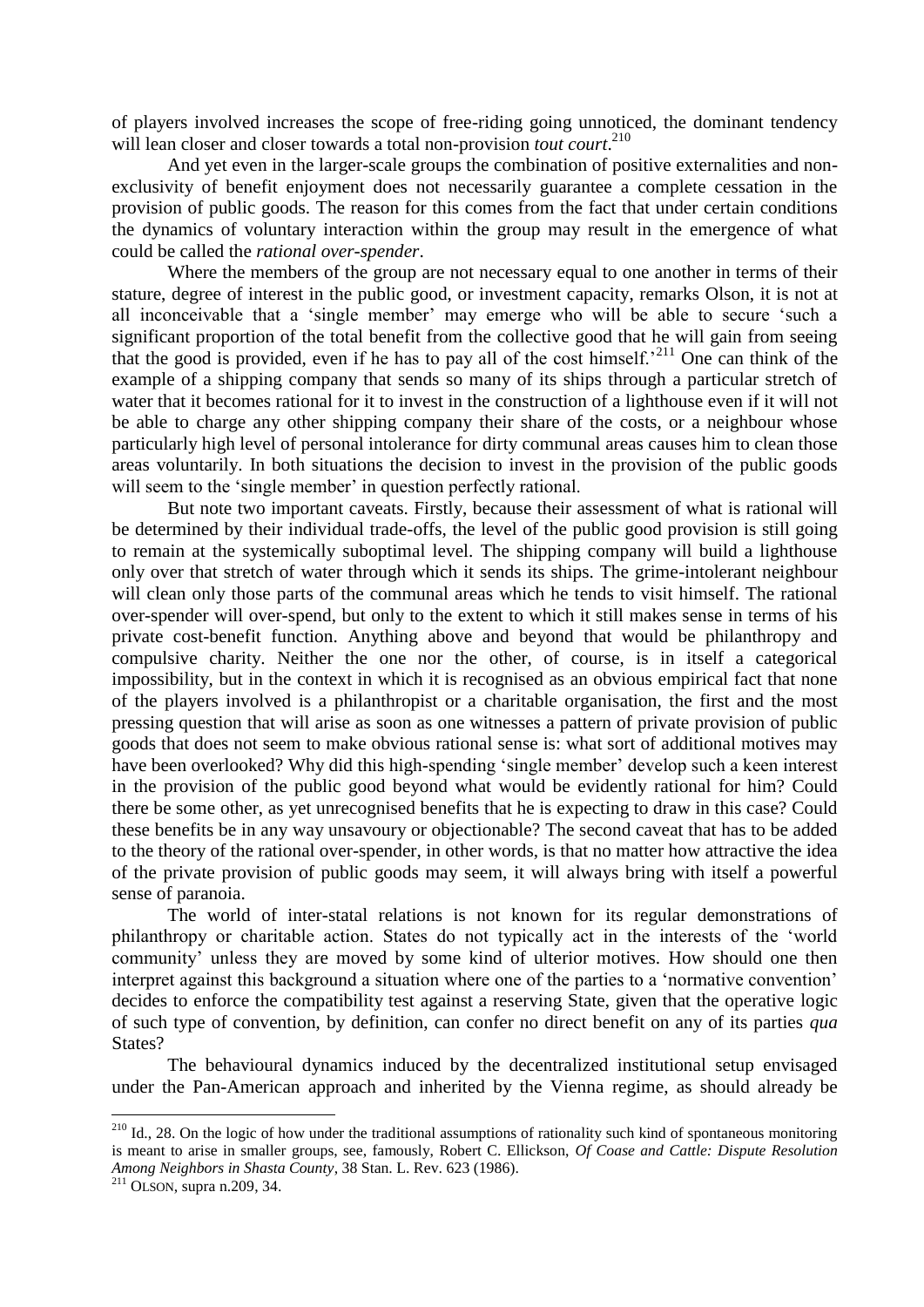of players involved increases the scope of free-riding going unnoticed, the dominant tendency will lean closer and closer towards a total non-provision *tout court*.[210]

And yet even in the larger-scale groups the combination of positive externalities and non-exclusivity of benefit enjoyment does not necessarily guarantee a complete cessation in the provision of public goods. The reason for this comes from the fact that under certain conditions the dynamics of voluntary interaction within the group may result in the emergence of what could be called the *rational over-spender*.

Where the members of the group are not necessary equal to one another in terms of their stature, degree of interest in the public good, or investment capacity, remarks Olson, it is not at all inconceivable that a 'single member' may emerge who will be able to secure 'such a significant proportion of the total benefit from the collective good that he will gain from seeing that the good is provided, even if he has to pay all of the cost himself.'[211] One can think of the example of a shipping company that sends so many of its ships through a particular stretch of water that it becomes rational for it to invest in the construction of a lighthouse even if it will not be able to charge any other shipping company their share of the costs, or a neighbour whose particularly high level of personal intolerance for dirty communal areas causes him to clean those areas voluntarily. In both situations the decision to invest in the provision of the public goods will seem to the 'single member' in question perfectly rational.

But note two important caveats. Firstly, because their assessment of what is rational will be determined by their individual trade-offs, the level of the public good provision is still going to remain at the systemically suboptimal level. The shipping company will build a lighthouse only over that stretch of water through which it sends its ships. The grime-intolerant neighbour will clean only those parts of the communal areas which he tends to visit himself. The rational over-spender will over-spend, but only to the extent to which it still makes sense in terms of his private cost-benefit function. Anything above and beyond that would be philanthropy and compulsive charity. Neither the one nor the other, of course, is in itself a categorical impossibility, but in the context in which it is recognised as an obvious empirical fact that none of the players involved is a philanthropist or a charitable organisation, the first and the most pressing question that will arise as soon as one witnesses a pattern of private provision of public goods that does not seem to make obvious rational sense is: what sort of additional motives may have been overlooked? Why did this high-spending 'single member' develop such a keen interest in the provision of the public good beyond what would be evidently rational for him? Could there be some other, as yet unrecognised benefits that he is expecting to draw in this case? Could these benefits be in any way unsavoury or objectionable? The second caveat that has to be added to the theory of the rational over-spender, in other words, is that no matter how attractive the idea of the private provision of public goods may seem, it will always bring with itself a powerful sense of paranoia.

The world of inter-statal relations is not known for its regular demonstrations of philanthropy or charitable action. States do not typically act in the interests of the 'world community' unless they are moved by some kind of ulterior motives. How should one then interpret against this background a situation where one of the parties to a 'normative convention' decides to enforce the compatibility test against a reserving State, given that the operative logic of such type of convention, by definition, can confer no direct benefit on any of its parties *qua* States?

The behavioural dynamics induced by the decentralized institutional setup envisaged under the Pan-American approach and inherited by the Vienna regime, as should already be

[210] Id., 28. On the logic of how under the traditional assumptions of rationality such kind of spontaneous monitoring is meant to arise in smaller groups, see, famously, Robert C. Ellickson, *Of Coase and Cattle: Dispute Resolution Among Neighbors in Shasta County*, 38 Stan. L. Rev. 623 (1986).

[211] OLSON, supra n.209, 34.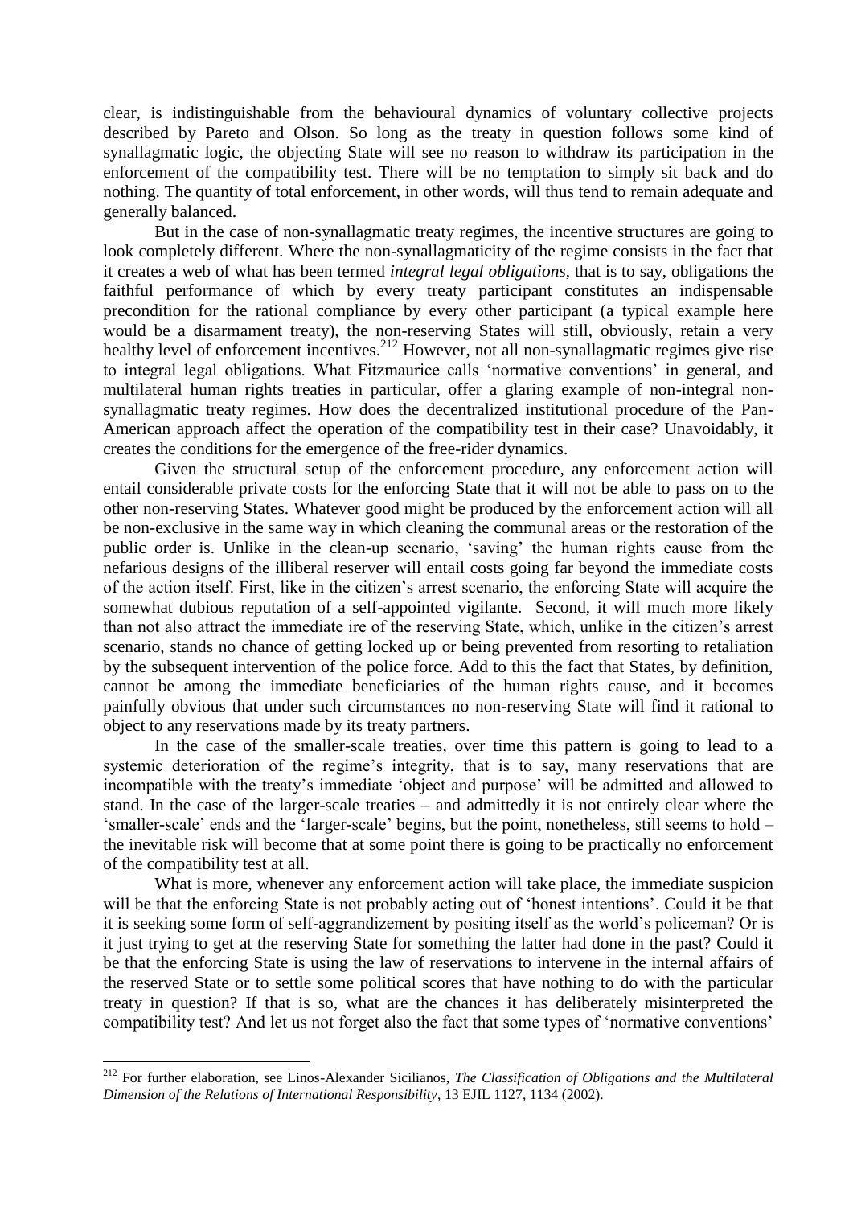clear, is indistinguishable from the behavioural dynamics of voluntary collective projects described by Pareto and Olson. So long as the treaty in question follows some kind of synallagmatic logic, the objecting State will see no reason to withdraw its participation in the enforcement of the compatibility test. There will be no temptation to simply sit back and do nothing. The quantity of total enforcement, in other words, will thus tend to remain adequate and generally balanced.

But in the case of non-synallagmatic treaty regimes, the incentive structures are going to look completely different. Where the non-synallagmaticity of the regime consists in the fact that it creates a web of what has been termed *integral legal obligations*, that is to say, obligations the faithful performance of which by every treaty participant constitutes an indispensable precondition for the rational compliance by every other participant (a typical example here would be a disarmament treaty), the non-reserving States will still, obviously, retain a very healthy level of enforcement incentives.[212] However, not all non-synallagmatic regimes give rise to integral legal obligations. What Fitzmaurice calls 'normative conventions' in general, and multilateral human rights treaties in particular, offer a glaring example of non-integral non-synallagmatic treaty regimes. How does the decentralized institutional procedure of the Pan-American approach affect the operation of the compatibility test in their case? Unavoidably, it creates the conditions for the emergence of the free-rider dynamics.

Given the structural setup of the enforcement procedure, any enforcement action will entail considerable private costs for the enforcing State that it will not be able to pass on to the other non-reserving States. Whatever good might be produced by the enforcement action will all be non-exclusive in the same way in which cleaning the communal areas or the restoration of the public order is. Unlike in the clean-up scenario, 'saving' the human rights cause from the nefarious designs of the illiberal reserver will entail costs going far beyond the immediate costs of the action itself. First, like in the citizen's arrest scenario, the enforcing State will acquire the somewhat dubious reputation of a self-appointed vigilante. Second, it will much more likely than not also attract the immediate ire of the reserving State, which, unlike in the citizen's arrest scenario, stands no chance of getting locked up or being prevented from resorting to retaliation by the subsequent intervention of the police force. Add to this the fact that States, by definition, cannot be among the immediate beneficiaries of the human rights cause, and it becomes painfully obvious that under such circumstances no non-reserving State will find it rational to object to any reservations made by its treaty partners.

In the case of the smaller-scale treaties, over time this pattern is going to lead to a systemic deterioration of the regime's integrity, that is to say, many reservations that are incompatible with the treaty's immediate 'object and purpose' will be admitted and allowed to stand. In the case of the larger-scale treaties – and admittedly it is not entirely clear where the 'smaller-scale' ends and the 'larger-scale' begins, but the point, nonetheless, still seems to hold – the inevitable risk will become that at some point there is going to be practically no enforcement of the compatibility test at all.

What is more, whenever any enforcement action will take place, the immediate suspicion will be that the enforcing State is not probably acting out of 'honest intentions'. Could it be that it is seeking some form of self-aggrandizement by positing itself as the world's policeman? Or is it just trying to get at the reserving State for something the latter had done in the past? Could it be that the enforcing State is using the law of reservations to intervene in the internal affairs of the reserved State or to settle some political scores that have nothing to do with the particular treaty in question? If that is so, what are the chances it has deliberately misinterpreted the compatibility test? And let us not forget also the fact that some types of 'normative conventions'

---

[212] For further elaboration, see Linos-Alexander Sicilianos, *The Classification of Obligations and the Multilateral Dimension of the Relations of International Responsibility*, 13 EJIL 1127, 1134 (2002).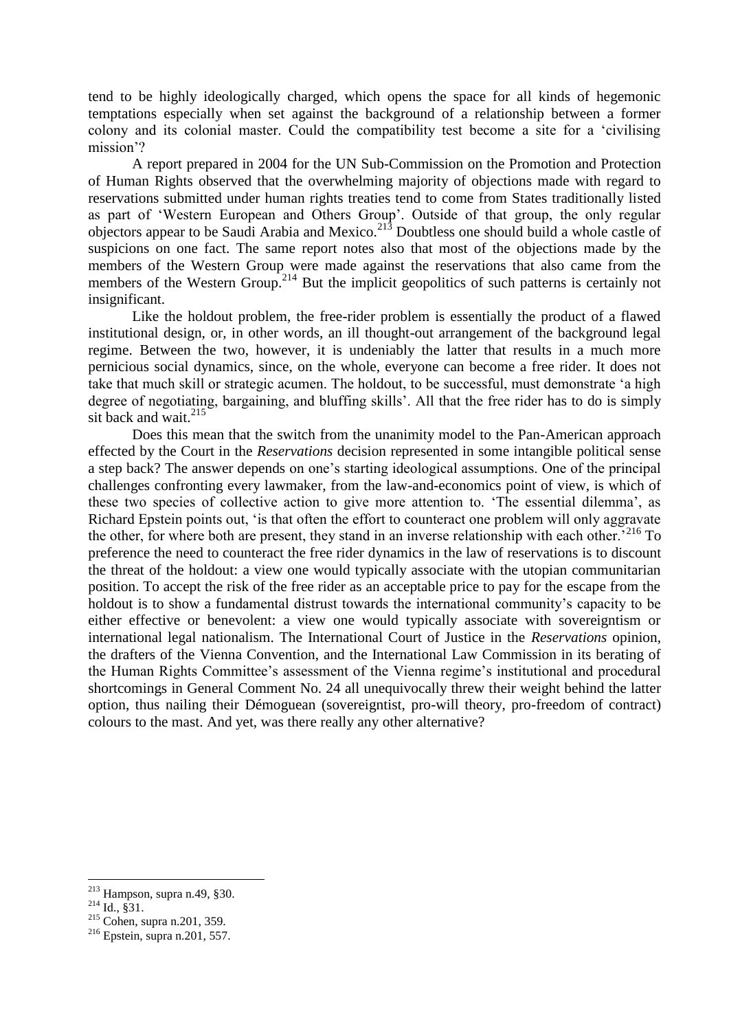tend to be highly ideologically charged, which opens the space for all kinds of hegemonic temptations especially when set against the background of a relationship between a former colony and its colonial master. Could the compatibility test become a site for a 'civilising mission'?

A report prepared in 2004 for the UN Sub-Commission on the Promotion and Protection of Human Rights observed that the overwhelming majority of objections made with regard to reservations submitted under human rights treaties tend to come from States traditionally listed as part of 'Western European and Others Group'. Outside of that group, the only regular objectors appear to be Saudi Arabia and Mexico.[213] Doubtless one should build a whole castle of suspicions on one fact. The same report notes also that most of the objections made by the members of the Western Group were made against the reservations that also came from the members of the Western Group.[214] But the implicit geopolitics of such patterns is certainly not insignificant.

Like the holdout problem, the free-rider problem is essentially the product of a flawed institutional design, or, in other words, an ill thought-out arrangement of the background legal regime. Between the two, however, it is undeniably the latter that results in a much more pernicious social dynamics, since, on the whole, everyone can become a free rider. It does not take that much skill or strategic acumen. The holdout, to be successful, must demonstrate 'a high degree of negotiating, bargaining, and bluffing skills'. All that the free rider has to do is simply sit back and wait.[215]

Does this mean that the switch from the unanimity model to the Pan-American approach effected by the Court in the *Reservations* decision represented in some intangible political sense a step back? The answer depends on one's starting ideological assumptions. One of the principal challenges confronting every lawmaker, from the law-and-economics point of view, is which of these two species of collective action to give more attention to. 'The essential dilemma', as Richard Epstein points out, 'is that often the effort to counteract one problem will only aggravate the other, for where both are present, they stand in an inverse relationship with each other.'[216] To preference the need to counteract the free rider dynamics in the law of reservations is to discount the threat of the holdout: a view one would typically associate with the utopian communitarian position. To accept the risk of the free rider as an acceptable price to pay for the escape from the holdout is to show a fundamental distrust towards the international community's capacity to be either effective or benevolent: a view one would typically associate with sovereigntism or international legal nationalism. The International Court of Justice in the *Reservations* opinion, the drafters of the Vienna Convention, and the International Law Commission in its berating of the Human Rights Committee's assessment of the Vienna regime's institutional and procedural shortcomings in General Comment No. 24 all unequivocally threw their weight behind the latter option, thus nailing their Démoguean (sovereigntist, pro-will theory, pro-freedom of contract) colours to the mast. And yet, was there really any other alternative?

---

[213] Hampson, supra n.49, §30.

[214] Id., §31.

[215] Cohen, supra n.201, 359.

[216] Epstein, supra n.201, 557.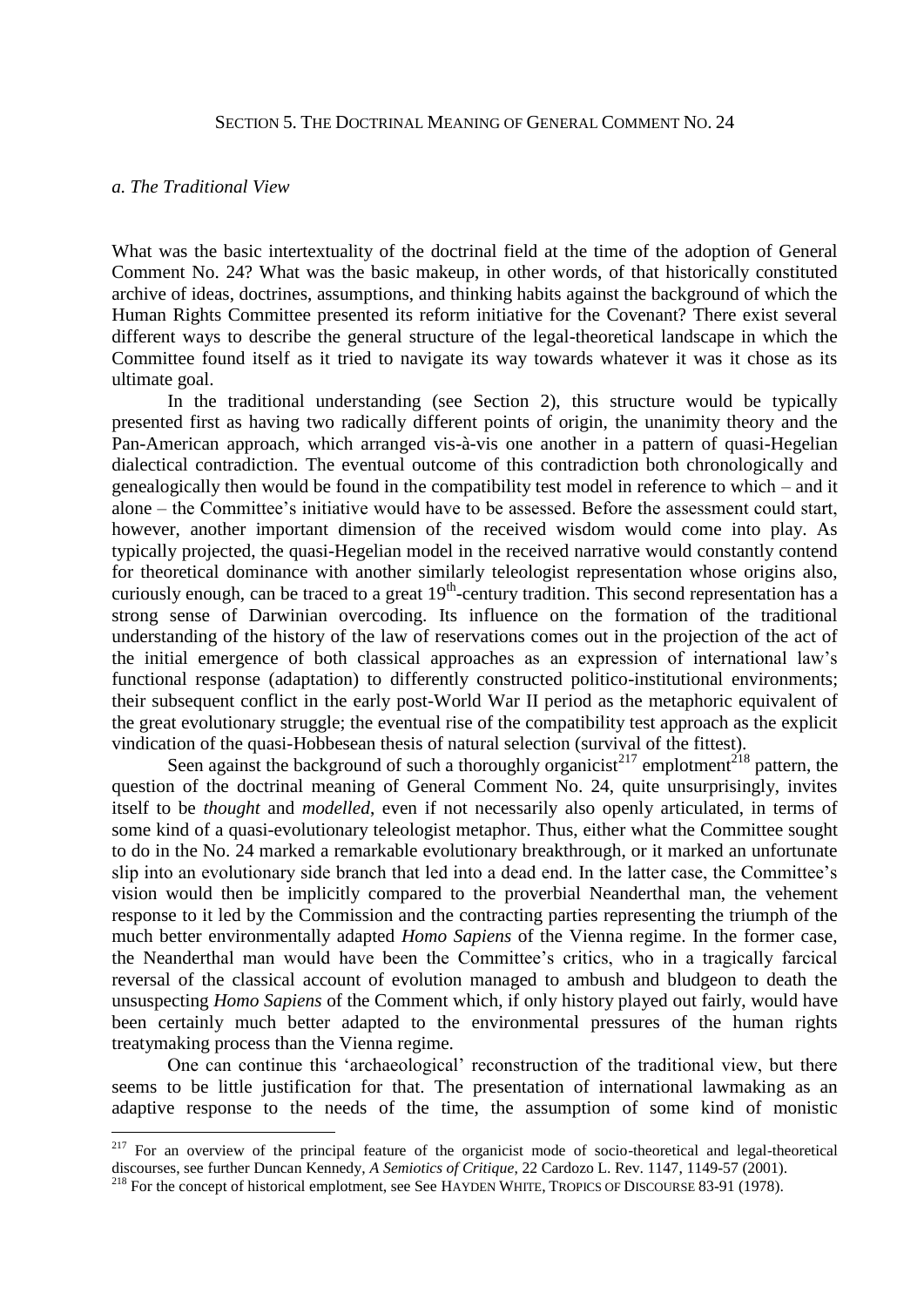## SECTION 5. THE DOCTRINAL MEANING OF GENERAL COMMENT NO. 24

### *a. The Traditional View*

What was the basic intertextuality of the doctrinal field at the time of the adoption of General Comment No. 24? What was the basic makeup, in other words, of that historically constituted archive of ideas, doctrines, assumptions, and thinking habits against the background of which the Human Rights Committee presented its reform initiative for the Covenant? There exist several different ways to describe the general structure of the legal-theoretical landscape in which the Committee found itself as it tried to navigate its way towards whatever it was it chose as its ultimate goal.

In the traditional understanding (see Section 2), this structure would be typically presented first as having two radically different points of origin, the unanimity theory and the Pan-American approach, which arranged vis-à-vis one another in a pattern of quasi-Hegelian dialectical contradiction. The eventual outcome of this contradiction both chronologically and genealogically then would be found in the compatibility test model in reference to which – and it alone – the Committee's initiative would have to be assessed. Before the assessment could start, however, another important dimension of the received wisdom would come into play. As typically projected, the quasi-Hegelian model in the received narrative would constantly contend for theoretical dominance with another similarly teleologist representation whose origins also, curiously enough, can be traced to a great 19th-century tradition. This second representation has a strong sense of Darwinian overcoding. Its influence on the formation of the traditional understanding of the history of the law of reservations comes out in the projection of the act of the initial emergence of both classical approaches as an expression of international law's functional response (adaptation) to differently constructed politico-institutional environments; their subsequent conflict in the early post-World War II period as the metaphoric equivalent of the great evolutionary struggle; the eventual rise of the compatibility test approach as the explicit vindication of the quasi-Hobbesean thesis of natural selection (survival of the fittest).

Seen against the background of such a thoroughly organicist[217] emplotment[218] pattern, the question of the doctrinal meaning of General Comment No. 24, quite unsurprisingly, invites itself to be *thought* and *modelled*, even if not necessarily also openly articulated, in terms of some kind of a quasi-evolutionary teleologist metaphor. Thus, either what the Committee sought to do in the No. 24 marked a remarkable evolutionary breakthrough, or it marked an unfortunate slip into an evolutionary side branch that led into a dead end. In the latter case, the Committee's vision would then be implicitly compared to the proverbial Neanderthal man, the vehement response to it led by the Commission and the contracting parties representing the triumph of the much better environmentally adapted *Homo Sapiens* of the Vienna regime. In the former case, the Neanderthal man would have been the Committee's critics, who in a tragically farcical reversal of the classical account of evolution managed to ambush and bludgeon to death the unsuspecting *Homo Sapiens* of the Comment which, if only history played out fairly, would have been certainly much better adapted to the environmental pressures of the human rights treatymaking process than the Vienna regime.

One can continue this 'archaeological' reconstruction of the traditional view, but there seems to be little justification for that. The presentation of international lawmaking as an adaptive response to the needs of the time, the assumption of some kind of monistic

---

[217] For an overview of the principal feature of the organicist mode of socio-theoretical and legal-theoretical discourses, see further Duncan Kennedy, *A Semiotics of Critique*, 22 Cardozo L. Rev. 1147, 1149-57 (2001).

[218] For the concept of historical emplotment, see See HAYDEN WHITE, TROPICS OF DISCOURSE 83-91 (1978).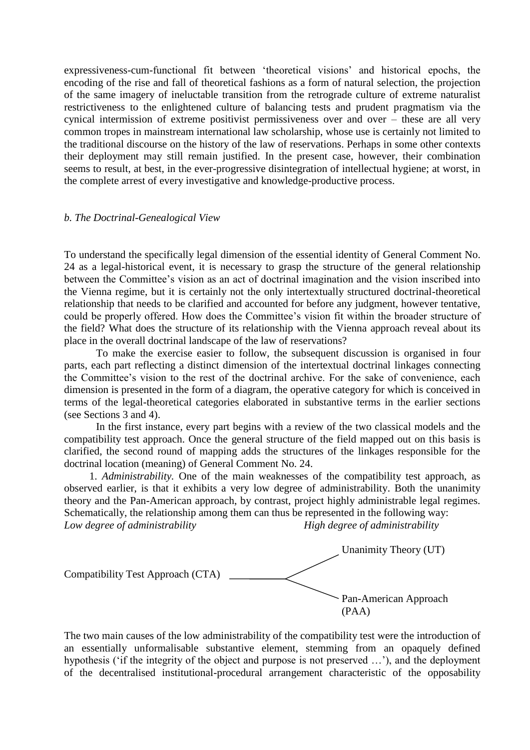expressiveness-cum-functional fit between 'theoretical visions' and historical epochs, the encoding of the rise and fall of theoretical fashions as a form of natural selection, the projection of the same imagery of ineluctable transition from the retrograde culture of extreme naturalist restrictiveness to the enlightened culture of balancing tests and prudent pragmatism via the cynical intermission of extreme positivist permissiveness over and over – these are all very common tropes in mainstream international law scholarship, whose use is certainly not limited to the traditional discourse on the history of the law of reservations. Perhaps in some other contexts their deployment may still remain justified. In the present case, however, their combination seems to result, at best, in the ever-progressive disintegration of intellectual hygiene; at worst, in the complete arrest of every investigative and knowledge-productive process.

### *b. The Doctrinal-Genealogical View*

To understand the specifically legal dimension of the essential identity of General Comment No. 24 as a legal-historical event, it is necessary to grasp the structure of the general relationship between the Committee's vision as an act of doctrinal imagination and the vision inscribed into the Vienna regime, but it is certainly not the only intertextually structured doctrinal-theoretical relationship that needs to be clarified and accounted for before any judgment, however tentative, could be properly offered. How does the Committee's vision fit within the broader structure of the field? What does the structure of its relationship with the Vienna approach reveal about its place in the overall doctrinal landscape of the law of reservations?

To make the exercise easier to follow, the subsequent discussion is organised in four parts, each part reflecting a distinct dimension of the intertextual doctrinal linkages connecting the Committee's vision to the rest of the doctrinal archive. For the sake of convenience, each dimension is presented in the form of a diagram, the operative category for which is conceived in terms of the legal-theoretical categories elaborated in substantive terms in the earlier sections (see Sections 3 and 4).

In the first instance, every part begins with a review of the two classical models and the compatibility test approach. Once the general structure of the field mapped out on this basis is clarified, the second round of mapping adds the structures of the linkages responsible for the doctrinal location (meaning) of General Comment No. 24.

1. *Administrability.* One of the main weaknesses of the compatibility test approach, as observed earlier, is that it exhibits a very low degree of administrability. Both the unanimity theory and the Pan-American approach, by contrast, project highly administrable legal regimes. Schematically, the relationship among them can thus be represented in the following way:

*Low degree of administrability* — *High degree of administrability*

Compatibility Test Approach (CTA) ——< Unanimity Theory (UT) / Pan-American Approach (PAA)

The two main causes of the low administrability of the compatibility test were the introduction of an essentially unformalisable substantive element, stemming from an opaquely defined hypothesis ('if the integrity of the object and purpose is not preserved …'), and the deployment of the decentralised institutional-procedural arrangement characteristic of the opposability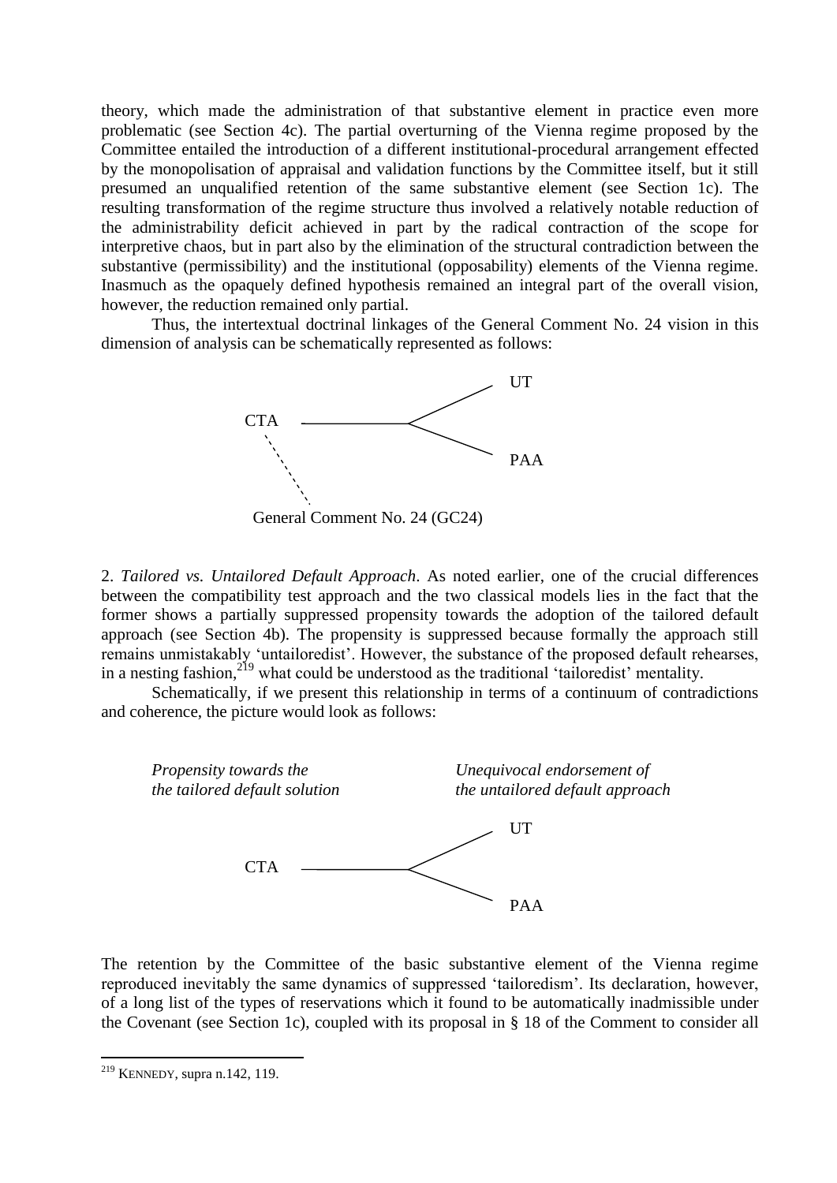theory, which made the administration of that substantive element in practice even more problematic (see Section 4c). The partial overturning of the Vienna regime proposed by the Committee entailed the introduction of a different institutional-procedural arrangement effected by the monopolisation of appraisal and validation functions by the Committee itself, but it still presumed an unqualified retention of the same substantive element (see Section 1c). The resulting transformation of the regime structure thus involved a relatively notable reduction of the administrability deficit achieved in part by the radical contraction of the scope for interpretive chaos, but in part also by the elimination of the structural contradiction between the substantive (permissibility) and the institutional (opposability) elements of the Vienna regime. Inasmuch as the opaquely defined hypothesis remained an integral part of the overall vision, however, the reduction remained only partial.

Thus, the intertextual doctrinal linkages of the General Comment No. 24 vision in this dimension of analysis can be schematically represented as follows:

```
                                    UT
CTA  ————————————<
  .                                 PAA
   .
    .
General Comment No. 24 (GC24)
```

2. *Tailored vs. Untailored Default Approach*. As noted earlier, one of the crucial differences between the compatibility test approach and the two classical models lies in the fact that the former shows a partially suppressed propensity towards the adoption of the tailored default approach (see Section 4b). The propensity is suppressed because formally the approach still remains unmistakably 'untailoredist'. However, the substance of the proposed default rehearses, in a nesting fashion,[219] what could be understood as the traditional 'tailoredist' mentality.

Schematically, if we present this relationship in terms of a continuum of contradictions and coherence, the picture would look as follows:

```
*Propensity towards the               *Unequivocal endorsement of
the tailored default solution*         the untailored default approach*

                                    UT
CTA  ————————————<
                                    PAA
```

The retention by the Committee of the basic substantive element of the Vienna regime reproduced inevitably the same dynamics of suppressed 'tailoredism'. Its declaration, however, of a long list of the types of reservations which it found to be automatically inadmissible under the Covenant (see Section 1c), coupled with its proposal in § 18 of the Comment to consider all

[219] KENNEDY, supra n.142, 119.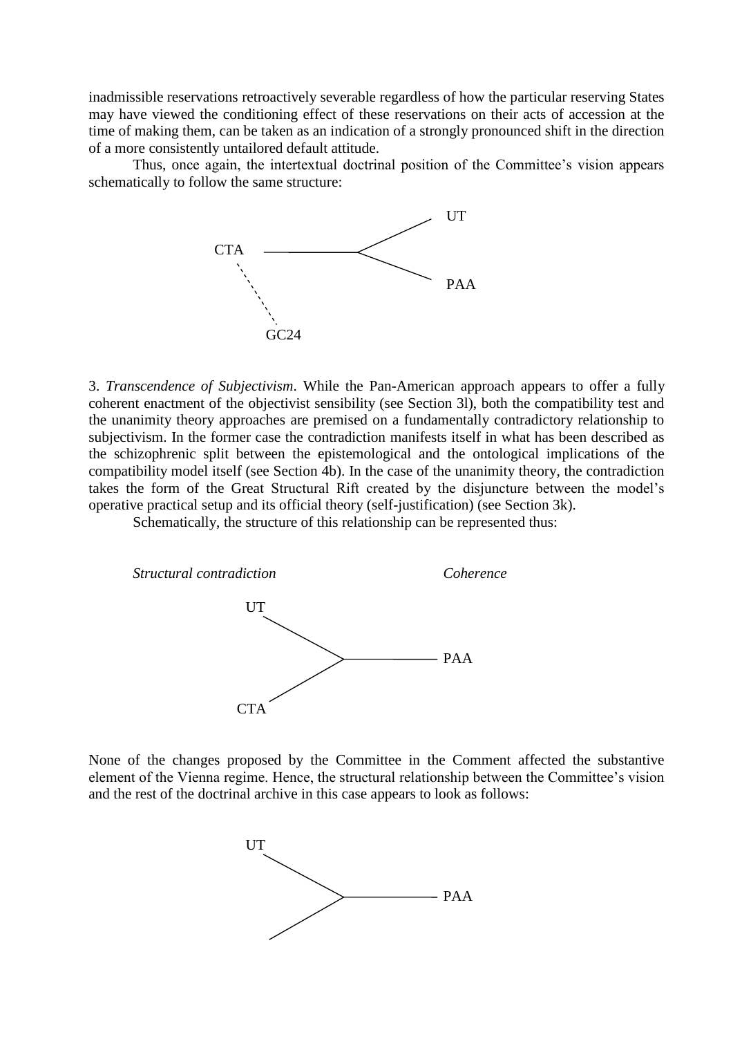inadmissible reservations retroactively severable regardless of how the particular reserving States may have viewed the conditioning effect of these reservations on their acts of accession at the time of making them, can be taken as an indication of a strongly pronounced shift in the direction of a more consistently untailored default attitude.

Thus, once again, the intertextual doctrinal position of the Committee's vision appears schematically to follow the same structure:

UT

CTA

PAA

GC24

3. *Transcendence of Subjectivism*. While the Pan-American approach appears to offer a fully coherent enactment of the objectivist sensibility (see Section 3l), both the compatibility test and the unanimity theory approaches are premised on a fundamentally contradictory relationship to subjectivism. In the former case the contradiction manifests itself in what has been described as the schizophrenic split between the epistemological and the ontological implications of the compatibility model itself (see Section 4b). In the case of the unanimity theory, the contradiction takes the form of the Great Structural Rift created by the disjuncture between the model's operative practical setup and its official theory (self-justification) (see Section 3k).

Schematically, the structure of this relationship can be represented thus:

*Structural contradiction* *Coherence*

UT

PAA

CTA

None of the changes proposed by the Committee in the Comment affected the substantive element of the Vienna regime. Hence, the structural relationship between the Committee's vision and the rest of the doctrinal archive in this case appears to look as follows:

UT

PAA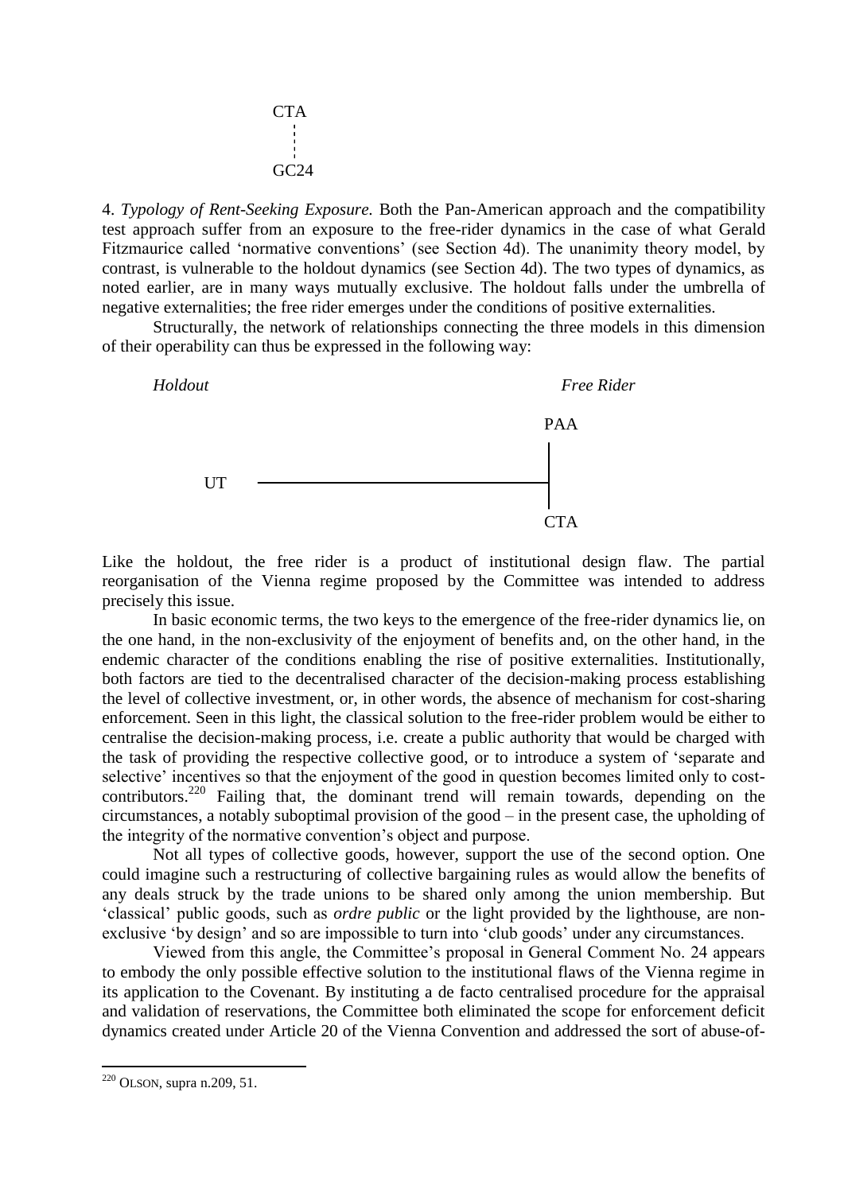CTA

GC24

4. *Typology of Rent-Seeking Exposure.* Both the Pan-American approach and the compatibility test approach suffer from an exposure to the free-rider dynamics in the case of what Gerald Fitzmaurice called 'normative conventions' (see Section 4d). The unanimity theory model, by contrast, is vulnerable to the holdout dynamics (see Section 4d). The two types of dynamics, as noted earlier, are in many ways mutually exclusive. The holdout falls under the umbrella of negative externalities; the free rider emerges under the conditions of positive externalities.

Structurally, the network of relationships connecting the three models in this dimension of their operability can thus be expressed in the following way:

*Holdout* *Free Rider*

PAA

UT

CTA

Like the holdout, the free rider is a product of institutional design flaw. The partial reorganisation of the Vienna regime proposed by the Committee was intended to address precisely this issue.

In basic economic terms, the two keys to the emergence of the free-rider dynamics lie, on the one hand, in the non-exclusivity of the enjoyment of benefits and, on the other hand, in the endemic character of the conditions enabling the rise of positive externalities. Institutionally, both factors are tied to the decentralised character of the decision-making process establishing the level of collective investment, or, in other words, the absence of mechanism for cost-sharing enforcement. Seen in this light, the classical solution to the free-rider problem would be either to centralise the decision-making process, i.e. create a public authority that would be charged with the task of providing the respective collective good, or to introduce a system of 'separate and selective' incentives so that the enjoyment of the good in question becomes limited only to cost-contributors.[220] Failing that, the dominant trend will remain towards, depending on the circumstances, a notably suboptimal provision of the good – in the present case, the upholding of the integrity of the normative convention's object and purpose.

Not all types of collective goods, however, support the use of the second option. One could imagine such a restructuring of collective bargaining rules as would allow the benefits of any deals struck by the trade unions to be shared only among the union membership. But 'classical' public goods, such as *ordre public* or the light provided by the lighthouse, are non-exclusive 'by design' and so are impossible to turn into 'club goods' under any circumstances.

Viewed from this angle, the Committee's proposal in General Comment No. 24 appears to embody the only possible effective solution to the institutional flaws of the Vienna regime in its application to the Covenant. By instituting a de facto centralised procedure for the appraisal and validation of reservations, the Committee both eliminated the scope for enforcement deficit dynamics created under Article 20 of the Vienna Convention and addressed the sort of abuse-of-

[220] OLSON, supra n.209, 51.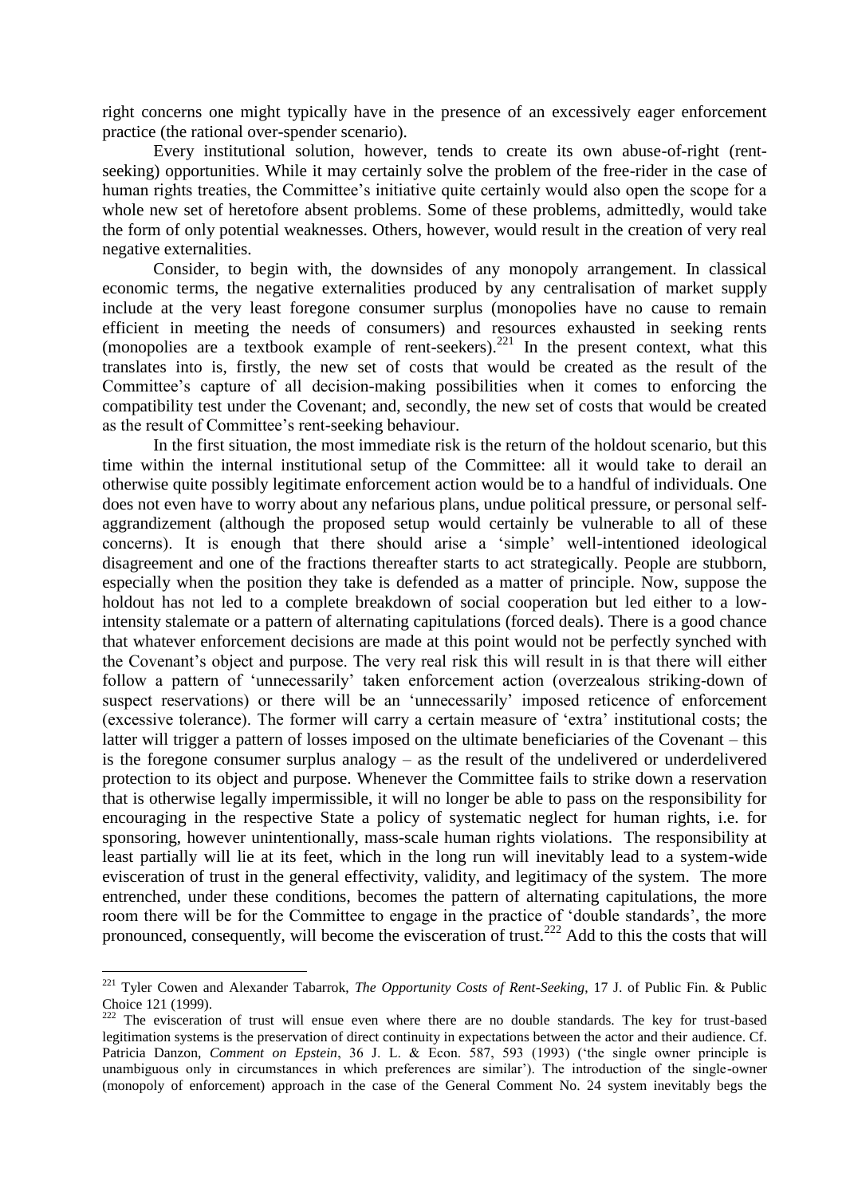right concerns one might typically have in the presence of an excessively eager enforcement practice (the rational over-spender scenario).

Every institutional solution, however, tends to create its own abuse-of-right (rent-seeking) opportunities. While it may certainly solve the problem of the free-rider in the case of human rights treaties, the Committee's initiative quite certainly would also open the scope for a whole new set of heretofore absent problems. Some of these problems, admittedly, would take the form of only potential weaknesses. Others, however, would result in the creation of very real negative externalities.

Consider, to begin with, the downsides of any monopoly arrangement. In classical economic terms, the negative externalities produced by any centralisation of market supply include at the very least foregone consumer surplus (monopolies have no cause to remain efficient in meeting the needs of consumers) and resources exhausted in seeking rents (monopolies are a textbook example of rent-seekers).[221] In the present context, what this translates into is, firstly, the new set of costs that would be created as the result of the Committee's capture of all decision-making possibilities when it comes to enforcing the compatibility test under the Covenant; and, secondly, the new set of costs that would be created as the result of Committee's rent-seeking behaviour.

In the first situation, the most immediate risk is the return of the holdout scenario, but this time within the internal institutional setup of the Committee: all it would take to derail an otherwise quite possibly legitimate enforcement action would be to a handful of individuals. One does not even have to worry about any nefarious plans, undue political pressure, or personal self-aggrandizement (although the proposed setup would certainly be vulnerable to all of these concerns). It is enough that there should arise a 'simple' well-intentioned ideological disagreement and one of the fractions thereafter starts to act strategically. People are stubborn, especially when the position they take is defended as a matter of principle. Now, suppose the holdout has not led to a complete breakdown of social cooperation but led either to a low-intensity stalemate or a pattern of alternating capitulations (forced deals). There is a good chance that whatever enforcement decisions are made at this point would not be perfectly synched with the Covenant's object and purpose. The very real risk this will result in is that there will either follow a pattern of 'unnecessarily' taken enforcement action (overzealous striking-down of suspect reservations) or there will be an 'unnecessarily' imposed reticence of enforcement (excessive tolerance). The former will carry a certain measure of 'extra' institutional costs; the latter will trigger a pattern of losses imposed on the ultimate beneficiaries of the Covenant – this is the foregone consumer surplus analogy – as the result of the undelivered or underdelivered protection to its object and purpose. Whenever the Committee fails to strike down a reservation that is otherwise legally impermissible, it will no longer be able to pass on the responsibility for encouraging in the respective State a policy of systematic neglect for human rights, i.e. for sponsoring, however unintentionally, mass-scale human rights violations. The responsibility at least partially will lie at its feet, which in the long run will inevitably lead to a system-wide evisceration of trust in the general effectivity, validity, and legitimacy of the system. The more entrenched, under these conditions, becomes the pattern of alternating capitulations, the more room there will be for the Committee to engage in the practice of 'double standards', the more pronounced, consequently, will become the evisceration of trust.[222] Add to this the costs that will

---

[221] Tyler Cowen and Alexander Tabarrok, *The Opportunity Costs of Rent-Seeking*, 17 J. of Public Fin. & Public Choice 121 (1999).

[222] The evisceration of trust will ensue even where there are no double standards. The key for trust-based legitimation systems is the preservation of direct continuity in expectations between the actor and their audience. Cf. Patricia Danzon, *Comment on Epstein*, 36 J. L. & Econ. 587, 593 (1993) ('the single owner principle is unambiguous only in circumstances in which preferences are similar'). The introduction of the single-owner (monopoly of enforcement) approach in the case of the General Comment No. 24 system inevitably begs the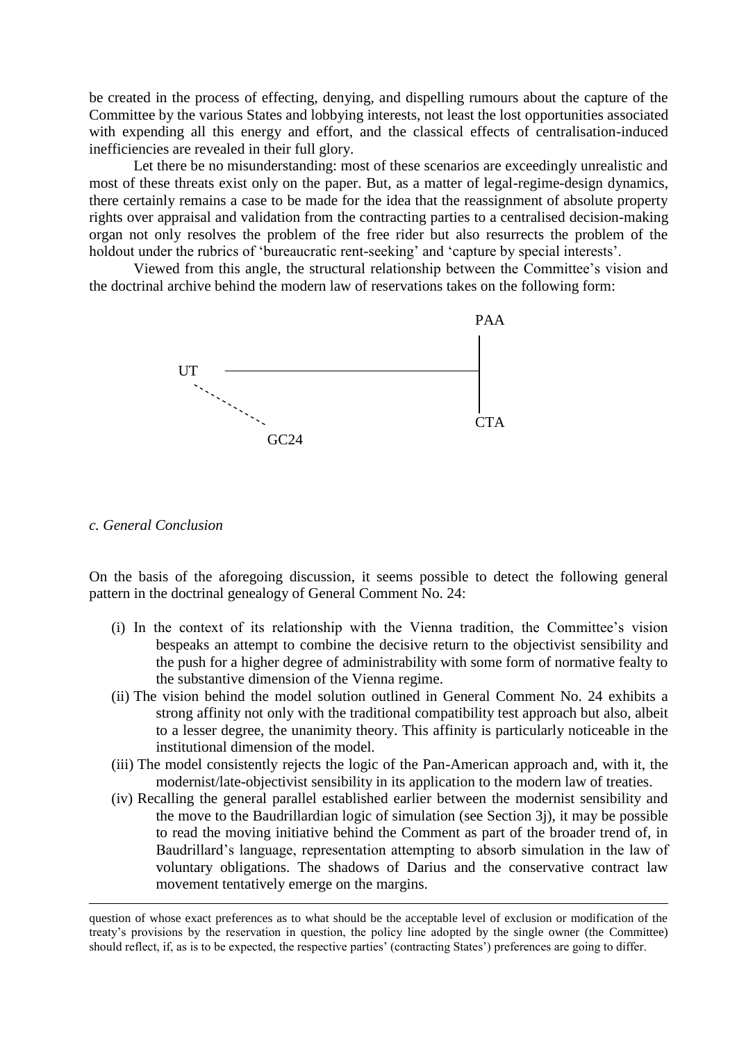be created in the process of effecting, denying, and dispelling rumours about the capture of the Committee by the various States and lobbying interests, not least the lost opportunities associated with expending all this energy and effort, and the classical effects of centralisation-induced inefficiencies are revealed in their full glory.

Let there be no misunderstanding: most of these scenarios are exceedingly unrealistic and most of these threats exist only on the paper. But, as a matter of legal-regime-design dynamics, there certainly remains a case to be made for the idea that the reassignment of absolute property rights over appraisal and validation from the contracting parties to a centralised decision-making organ not only resolves the problem of the free rider but also resurrects the problem of the holdout under the rubrics of 'bureaucratic rent-seeking' and 'capture by special interests'.

Viewed from this angle, the structural relationship between the Committee's vision and the doctrinal archive behind the modern law of reservations takes on the following form:

```
                                              PAA
                                               |
   UT  ----------------------------------------|
      .                                        |
        .  .                                   |
            .  .                                  CTA
              GC24
```

*c. General Conclusion*

On the basis of the aforegoing discussion, it seems possible to detect the following general pattern in the doctrinal genealogy of General Comment No. 24:

- (i) In the context of its relationship with the Vienna tradition, the Committee's vision bespeaks an attempt to combine the decisive return to the objectivist sensibility and the push for a higher degree of administrability with some form of normative fealty to the substantive dimension of the Vienna regime.
- (ii) The vision behind the model solution outlined in General Comment No. 24 exhibits a strong affinity not only with the traditional compatibility test approach but also, albeit to a lesser degree, the unanimity theory. This affinity is particularly noticeable in the institutional dimension of the model.
- (iii) The model consistently rejects the logic of the Pan-American approach and, with it, the modernist/late-objectivist sensibility in its application to the modern law of treaties.
- (iv) Recalling the general parallel established earlier between the modernist sensibility and the move to the Baudrillardian logic of simulation (see Section 3j), it may be possible to read the moving initiative behind the Comment as part of the broader trend of, in Baudrillard's language, representation attempting to absorb simulation in the law of voluntary obligations. The shadows of Darius and the conservative contract law movement tentatively emerge on the margins.

---

question of whose exact preferences as to what should be the acceptable level of exclusion or modification of the treaty's provisions by the reservation in question, the policy line adopted by the single owner (the Committee) should reflect, if, as is to be expected, the respective parties' (contracting States') preferences are going to differ.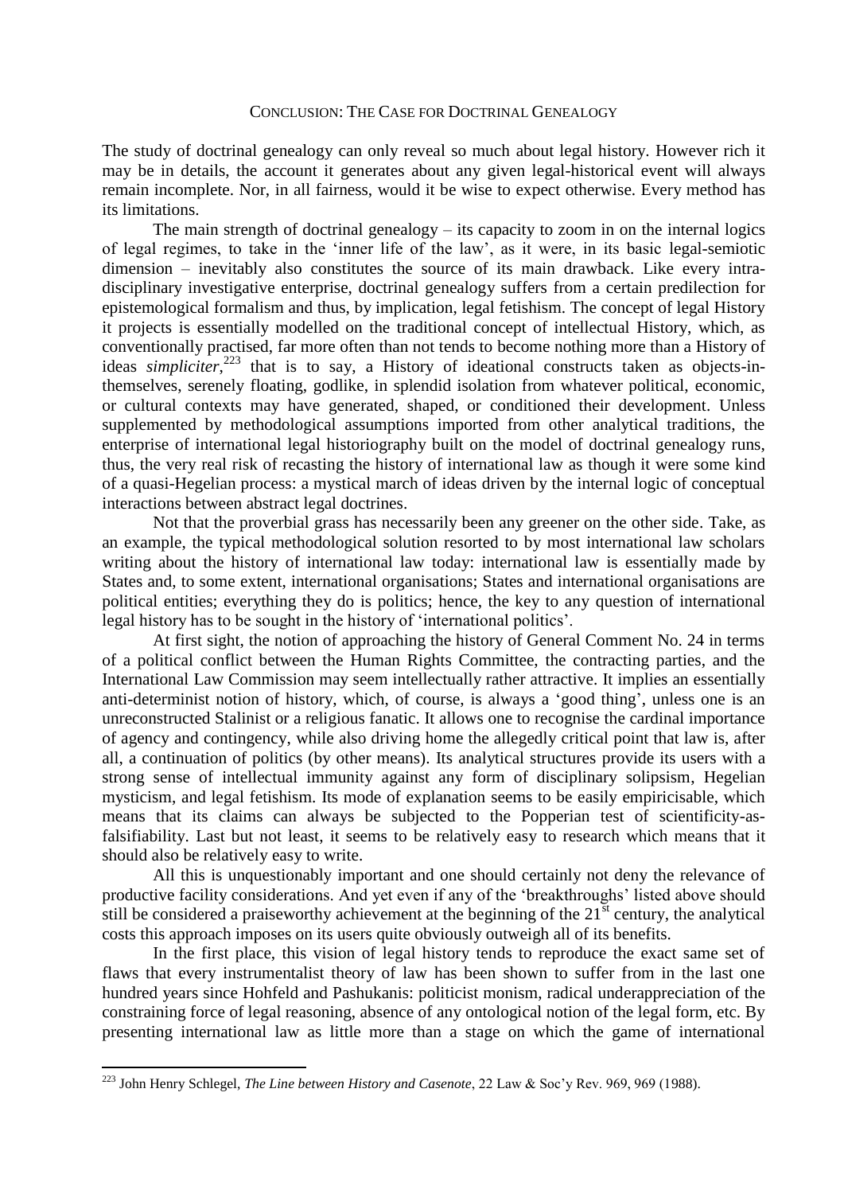## Conclusion: The Case for Doctrinal Genealogy

The study of doctrinal genealogy can only reveal so much about legal history. However rich it may be in details, the account it generates about any given legal-historical event will always remain incomplete. Nor, in all fairness, would it be wise to expect otherwise. Every method has its limitations.

The main strength of doctrinal genealogy – its capacity to zoom in on the internal logics of legal regimes, to take in the 'inner life of the law', as it were, in its basic legal-semiotic dimension – inevitably also constitutes the source of its main drawback. Like every intra-disciplinary investigative enterprise, doctrinal genealogy suffers from a certain predilection for epistemological formalism and thus, by implication, legal fetishism. The concept of legal History it projects is essentially modelled on the traditional concept of intellectual History, which, as conventionally practised, far more often than not tends to become nothing more than a History of ideas *simpliciter*,[223] that is to say, a History of ideational constructs taken as objects-in-themselves, serenely floating, godlike, in splendid isolation from whatever political, economic, or cultural contexts may have generated, shaped, or conditioned their development. Unless supplemented by methodological assumptions imported from other analytical traditions, the enterprise of international legal historiography built on the model of doctrinal genealogy runs, thus, the very real risk of recasting the history of international law as though it were some kind of a quasi-Hegelian process: a mystical march of ideas driven by the internal logic of conceptual interactions between abstract legal doctrines.

Not that the proverbial grass has necessarily been any greener on the other side. Take, as an example, the typical methodological solution resorted to by most international law scholars writing about the history of international law today: international law is essentially made by States and, to some extent, international organisations; States and international organisations are political entities; everything they do is politics; hence, the key to any question of international legal history has to be sought in the history of 'international politics'.

At first sight, the notion of approaching the history of General Comment No. 24 in terms of a political conflict between the Human Rights Committee, the contracting parties, and the International Law Commission may seem intellectually rather attractive. It implies an essentially anti-determinist notion of history, which, of course, is always a 'good thing', unless one is an unreconstructed Stalinist or a religious fanatic. It allows one to recognise the cardinal importance of agency and contingency, while also driving home the allegedly critical point that law is, after all, a continuation of politics (by other means). Its analytical structures provide its users with a strong sense of intellectual immunity against any form of disciplinary solipsism, Hegelian mysticism, and legal fetishism. Its mode of explanation seems to be easily empiricisable, which means that its claims can always be subjected to the Popperian test of scientificity-as-falsifiability. Last but not least, it seems to be relatively easy to research which means that it should also be relatively easy to write.

All this is unquestionably important and one should certainly not deny the relevance of productive facility considerations. And yet even if any of the 'breakthroughs' listed above should still be considered a praiseworthy achievement at the beginning of the 21st century, the analytical costs this approach imposes on its users quite obviously outweigh all of its benefits.

In the first place, this vision of legal history tends to reproduce the exact same set of flaws that every instrumentalist theory of law has been shown to suffer from in the last one hundred years since Hohfeld and Pashukanis: politicist monism, radical underappreciation of the constraining force of legal reasoning, absence of any ontological notion of the legal form, etc. By presenting international law as little more than a stage on which the game of international

---

[223] John Henry Schlegel, *The Line between History and Casenote*, 22 Law & Soc'y Rev. 969, 969 (1988).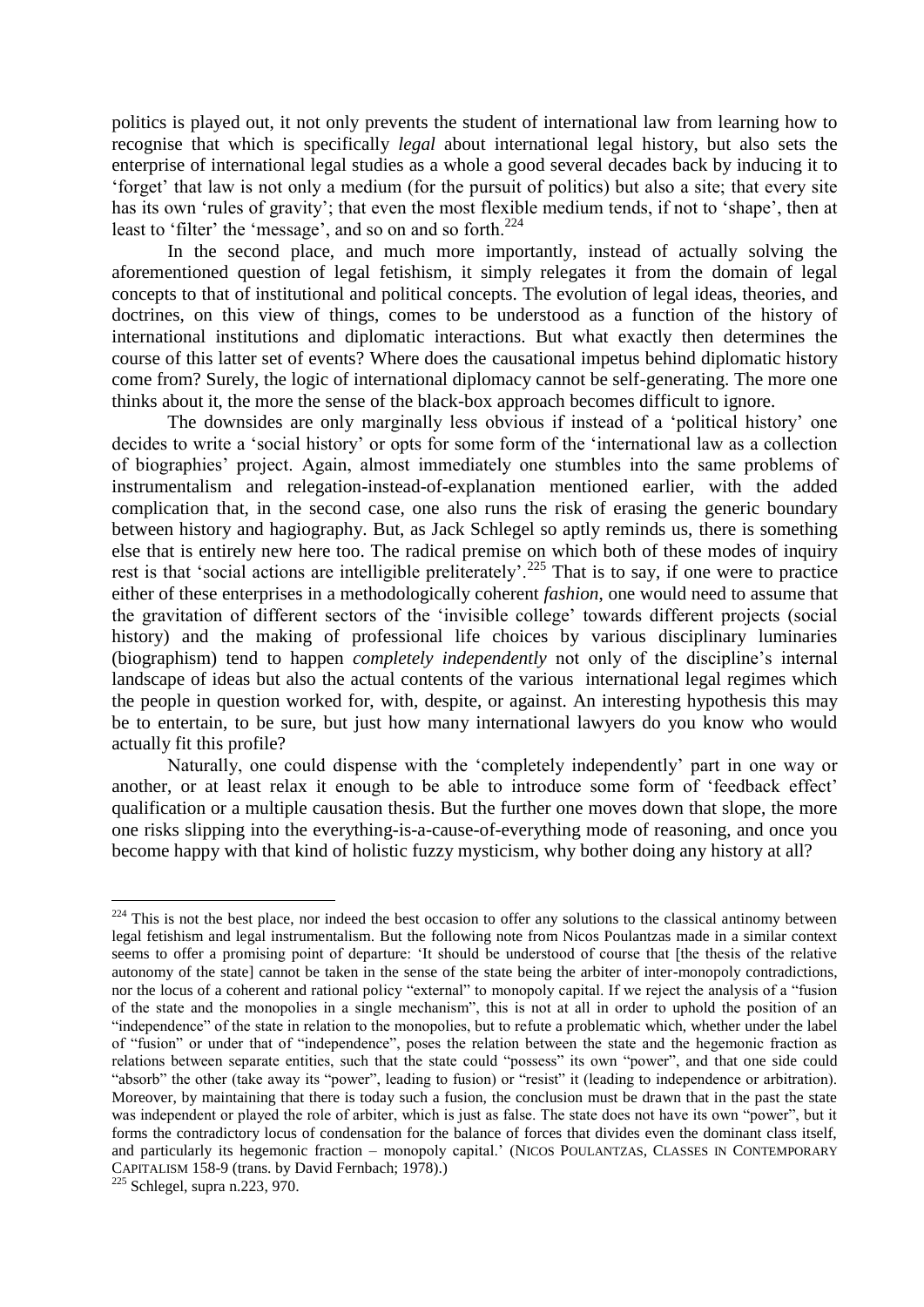politics is played out, it not only prevents the student of international law from learning how to recognise that which is specifically *legal* about international legal history, but also sets the enterprise of international legal studies as a whole a good several decades back by inducing it to 'forget' that law is not only a medium (for the pursuit of politics) but also a site; that every site has its own 'rules of gravity'; that even the most flexible medium tends, if not to 'shape', then at least to 'filter' the 'message', and so on and so forth.[224]

In the second place, and much more importantly, instead of actually solving the aforementioned question of legal fetishism, it simply relegates it from the domain of legal concepts to that of institutional and political concepts. The evolution of legal ideas, theories, and doctrines, on this view of things, comes to be understood as a function of the history of international institutions and diplomatic interactions. But what exactly then determines the course of this latter set of events? Where does the causational impetus behind diplomatic history come from? Surely, the logic of international diplomacy cannot be self-generating. The more one thinks about it, the more the sense of the black-box approach becomes difficult to ignore.

The downsides are only marginally less obvious if instead of a 'political history' one decides to write a 'social history' or opts for some form of the 'international law as a collection of biographies' project. Again, almost immediately one stumbles into the same problems of instrumentalism and relegation-instead-of-explanation mentioned earlier, with the added complication that, in the second case, one also runs the risk of erasing the generic boundary between history and hagiography. But, as Jack Schlegel so aptly reminds us, there is something else that is entirely new here too. The radical premise on which both of these modes of inquiry rest is that 'social actions are intelligible preliterately'.[225] That is to say, if one were to practice either of these enterprises in a methodologically coherent *fashion*, one would need to assume that the gravitation of different sectors of the 'invisible college' towards different projects (social history) and the making of professional life choices by various disciplinary luminaries (biographism) tend to happen *completely independently* not only of the discipline's internal landscape of ideas but also the actual contents of the various international legal regimes which the people in question worked for, with, despite, or against. An interesting hypothesis this may be to entertain, to be sure, but just how many international lawyers do you know who would actually fit this profile?

Naturally, one could dispense with the 'completely independently' part in one way or another, or at least relax it enough to be able to introduce some form of 'feedback effect' qualification or a multiple causation thesis. But the further one moves down that slope, the more one risks slipping into the everything-is-a-cause-of-everything mode of reasoning, and once you become happy with that kind of holistic fuzzy mysticism, why bother doing any history at all?

---

[224] This is not the best place, nor indeed the best occasion to offer any solutions to the classical antinomy between legal fetishism and legal instrumentalism. But the following note from Nicos Poulantzas made in a similar context seems to offer a promising point of departure: 'It should be understood of course that [the thesis of the relative autonomy of the state] cannot be taken in the sense of the state being the arbiter of inter-monopoly contradictions, nor the locus of a coherent and rational policy "external" to monopoly capital. If we reject the analysis of a "fusion of the state and the monopolies in a single mechanism", this is not at all in order to uphold the position of an "independence" of the state in relation to the monopolies, but to refute a problematic which, whether under the label of "fusion" or under that of "independence", poses the relation between the state and the hegemonic fraction as relations between separate entities, such that the state could "possess" its own "power", and that one side could "absorb" the other (take away its "power", leading to fusion) or "resist" it (leading to independence or arbitration). Moreover, by maintaining that there is today such a fusion, the conclusion must be drawn that in the past the state was independent or played the role of arbiter, which is just as false. The state does not have its own "power", but it forms the contradictory locus of condensation for the balance of forces that divides even the dominant class itself, and particularly its hegemonic fraction – monopoly capital.' (NICOS POULANTZAS, CLASSES IN CONTEMPORARY CAPITALISM 158-9 (trans. by David Fernbach; 1978).)

[225] Schlegel, supra n.223, 970.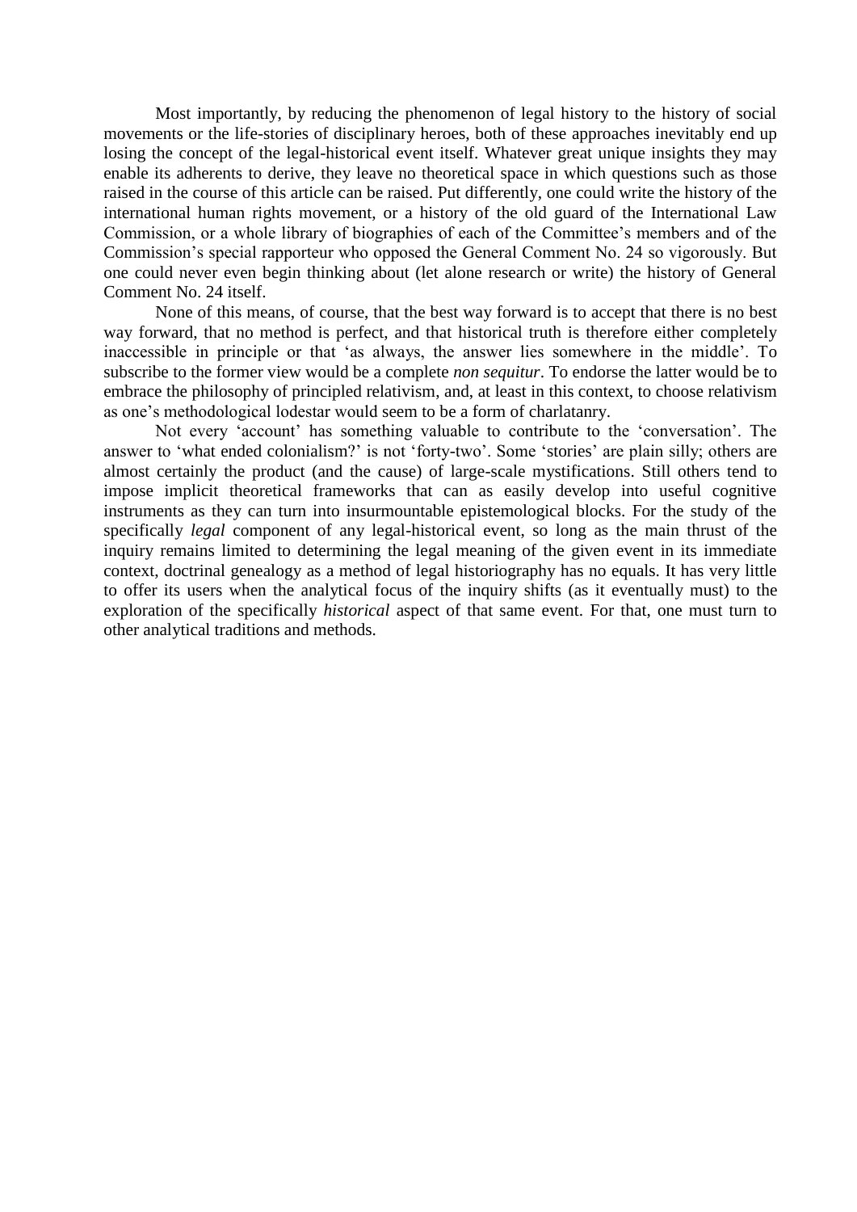Most importantly, by reducing the phenomenon of legal history to the history of social movements or the life-stories of disciplinary heroes, both of these approaches inevitably end up losing the concept of the legal-historical event itself. Whatever great unique insights they may enable its adherents to derive, they leave no theoretical space in which questions such as those raised in the course of this article can be raised. Put differently, one could write the history of the international human rights movement, or a history of the old guard of the International Law Commission, or a whole library of biographies of each of the Committee's members and of the Commission's special rapporteur who opposed the General Comment No. 24 so vigorously. But one could never even begin thinking about (let alone research or write) the history of General Comment No. 24 itself.

None of this means, of course, that the best way forward is to accept that there is no best way forward, that no method is perfect, and that historical truth is therefore either completely inaccessible in principle or that 'as always, the answer lies somewhere in the middle'. To subscribe to the former view would be a complete *non sequitur*. To endorse the latter would be to embrace the philosophy of principled relativism, and, at least in this context, to choose relativism as one's methodological lodestar would seem to be a form of charlatanry.

Not every 'account' has something valuable to contribute to the 'conversation'. The answer to 'what ended colonialism?' is not 'forty-two'. Some 'stories' are plain silly; others are almost certainly the product (and the cause) of large-scale mystifications. Still others tend to impose implicit theoretical frameworks that can as easily develop into useful cognitive instruments as they can turn into insurmountable epistemological blocks. For the study of the specifically *legal* component of any legal-historical event, so long as the main thrust of the inquiry remains limited to determining the legal meaning of the given event in its immediate context, doctrinal genealogy as a method of legal historiography has no equals. It has very little to offer its users when the analytical focus of the inquiry shifts (as it eventually must) to the exploration of the specifically *historical* aspect of that same event. For that, one must turn to other analytical traditions and methods.